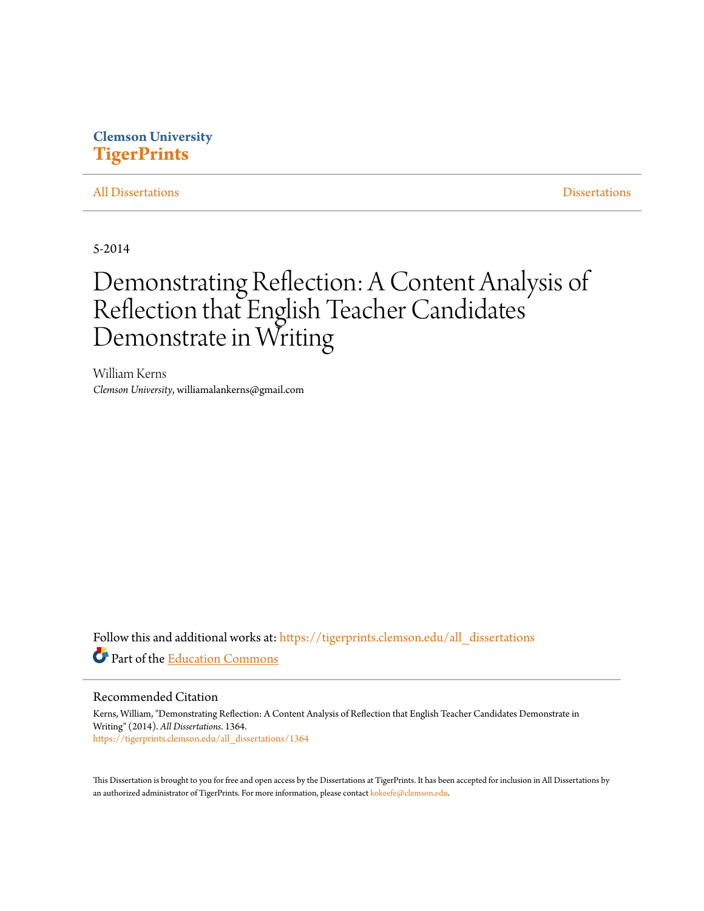Clemson University
**TigerPrints**

All Dissertations | Dissertations

5-2014

# Demonstrating Reflection: A Content Analysis of Reflection that English Teacher Candidates Demonstrate in Writing

William Kerns
*Clemson University*, williamalankerns@gmail.com

Follow this and additional works at: https://tigerprints.clemson.edu/all_dissertations

Part of the Education Commons

## Recommended Citation

Kerns, William, "Demonstrating Reflection: A Content Analysis of Reflection that English Teacher Candidates Demonstrate in Writing" (2014). *All Dissertations*. 1364.
https://tigerprints.clemson.edu/all_dissertations/1364

This Dissertation is brought to you for free and open access by the Dissertations at TigerPrints. It has been accepted for inclusion in All Dissertations by an authorized administrator of TigerPrints. For more information, please contact kokeefe@clemson.edu.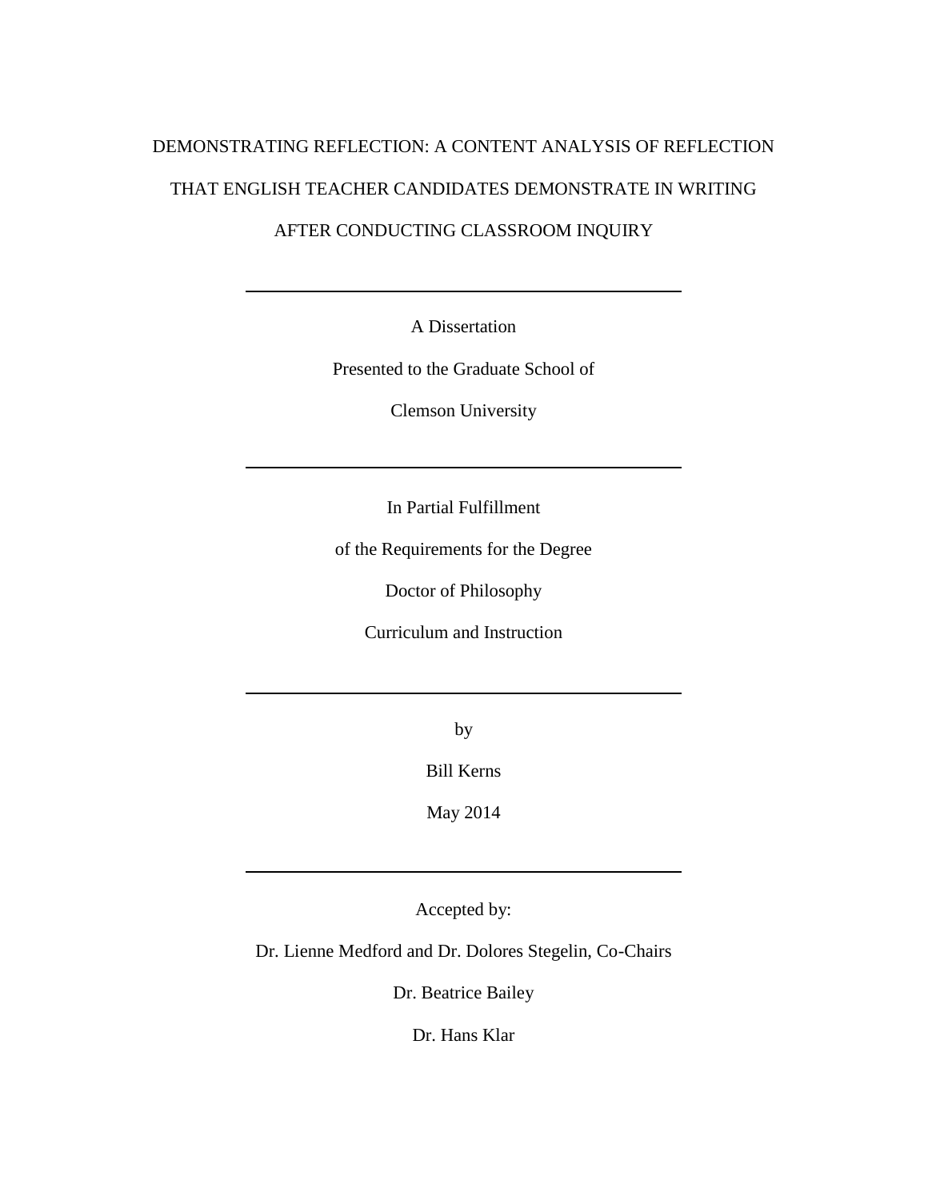# DEMONSTRATING REFLECTION: A CONTENT ANALYSIS OF REFLECTION THAT ENGLISH TEACHER CANDIDATES DEMONSTRATE IN WRITING AFTER CONDUCTING CLASSROOM INQUIRY

---

A Dissertation

Presented to the Graduate School of

Clemson University

---

In Partial Fulfillment

of the Requirements for the Degree

Doctor of Philosophy

Curriculum and Instruction

---

by

Bill Kerns

May 2014

---

Accepted by:

Dr. Lienne Medford and Dr. Dolores Stegelin, Co-Chairs

Dr. Beatrice Bailey

Dr. Hans Klar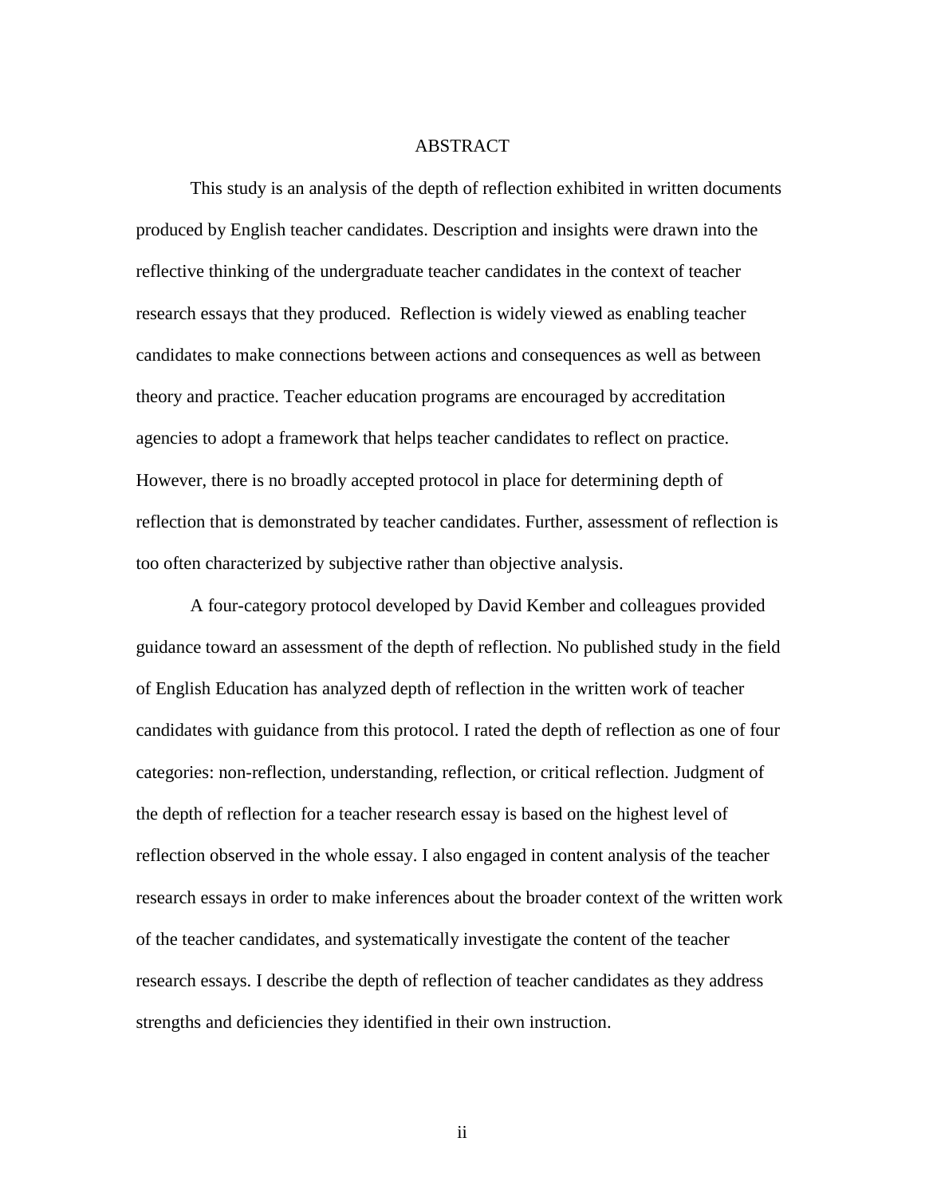# ABSTRACT

This study is an analysis of the depth of reflection exhibited in written documents produced by English teacher candidates. Description and insights were drawn into the reflective thinking of the undergraduate teacher candidates in the context of teacher research essays that they produced. Reflection is widely viewed as enabling teacher candidates to make connections between actions and consequences as well as between theory and practice. Teacher education programs are encouraged by accreditation agencies to adopt a framework that helps teacher candidates to reflect on practice. However, there is no broadly accepted protocol in place for determining depth of reflection that is demonstrated by teacher candidates. Further, assessment of reflection is too often characterized by subjective rather than objective analysis.

A four-category protocol developed by David Kember and colleagues provided guidance toward an assessment of the depth of reflection. No published study in the field of English Education has analyzed depth of reflection in the written work of teacher candidates with guidance from this protocol. I rated the depth of reflection as one of four categories: non-reflection, understanding, reflection, or critical reflection. Judgment of the depth of reflection for a teacher research essay is based on the highest level of reflection observed in the whole essay. I also engaged in content analysis of the teacher research essays in order to make inferences about the broader context of the written work of the teacher candidates, and systematically investigate the content of the teacher research essays. I describe the depth of reflection of teacher candidates as they address strengths and deficiencies they identified in their own instruction.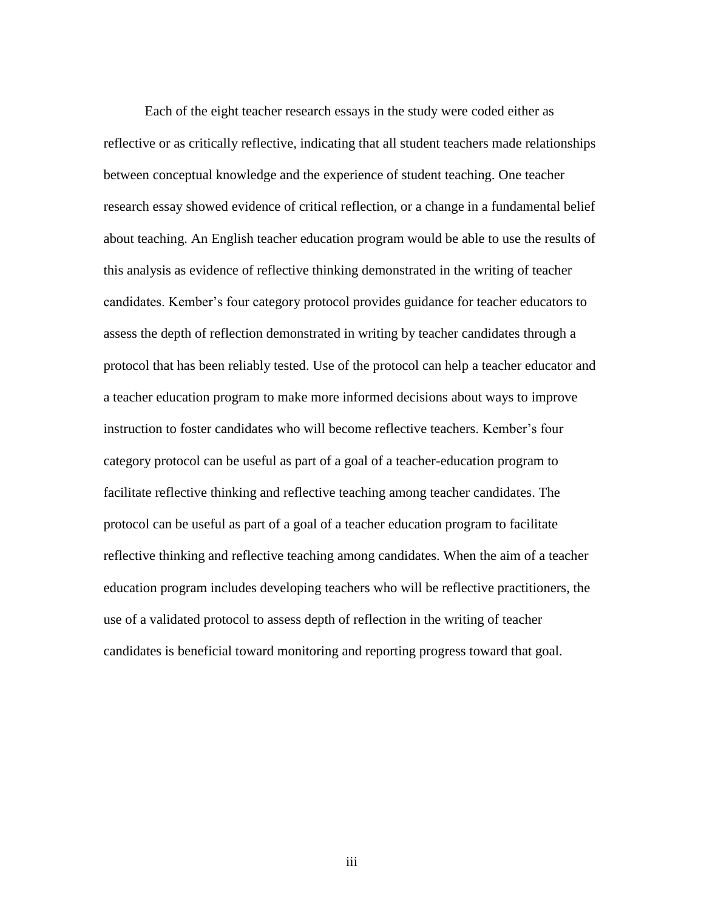Each of the eight teacher research essays in the study were coded either as reflective or as critically reflective, indicating that all student teachers made relationships between conceptual knowledge and the experience of student teaching. One teacher research essay showed evidence of critical reflection, or a change in a fundamental belief about teaching. An English teacher education program would be able to use the results of this analysis as evidence of reflective thinking demonstrated in the writing of teacher candidates. Kember's four category protocol provides guidance for teacher educators to assess the depth of reflection demonstrated in writing by teacher candidates through a protocol that has been reliably tested. Use of the protocol can help a teacher educator and a teacher education program to make more informed decisions about ways to improve instruction to foster candidates who will become reflective teachers. Kember's four category protocol can be useful as part of a goal of a teacher-education program to facilitate reflective thinking and reflective teaching among teacher candidates. The protocol can be useful as part of a goal of a teacher education program to facilitate reflective thinking and reflective teaching among candidates. When the aim of a teacher education program includes developing teachers who will be reflective practitioners, the use of a validated protocol to assess depth of reflection in the writing of teacher candidates is beneficial toward monitoring and reporting progress toward that goal.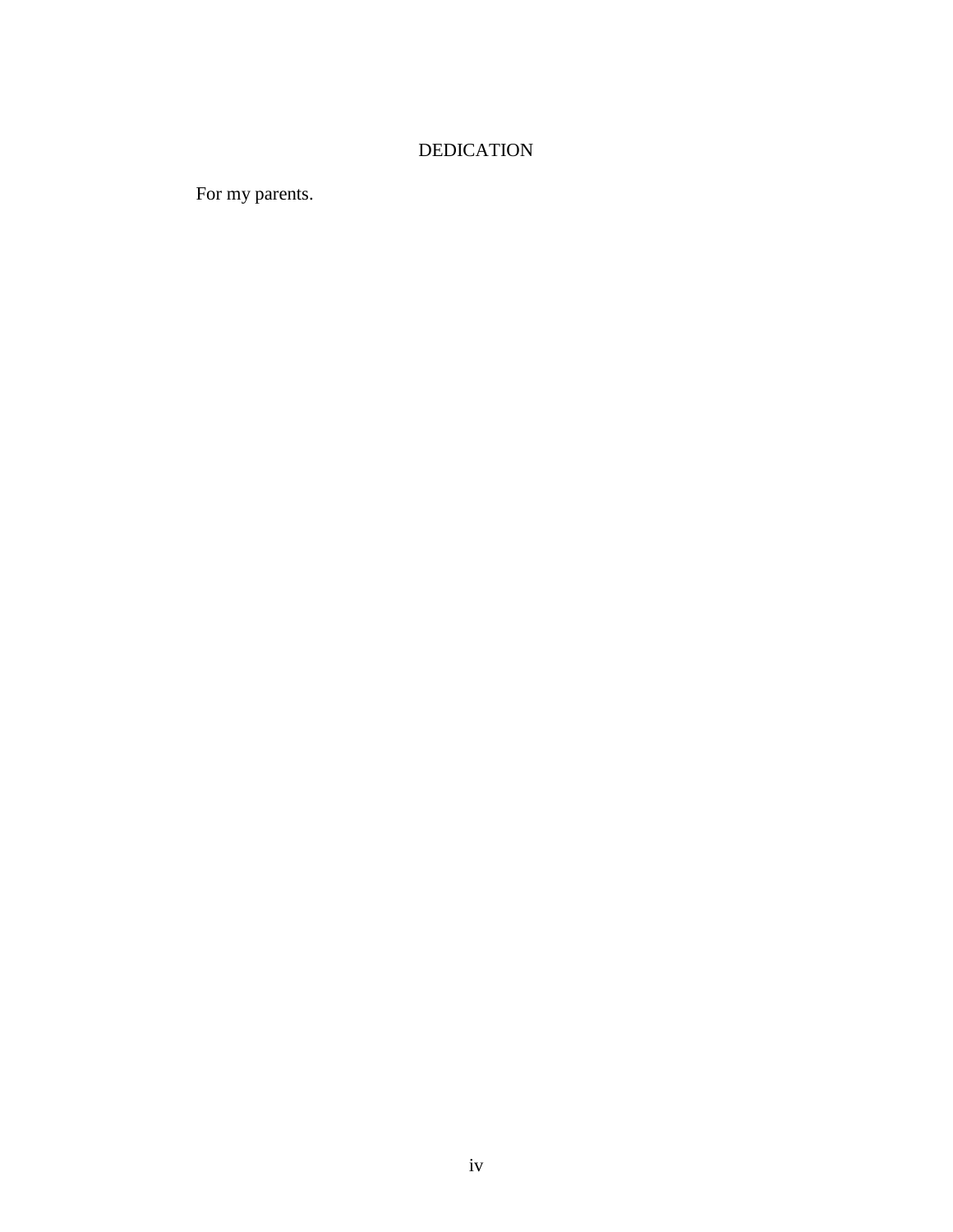# DEDICATION

For my parents.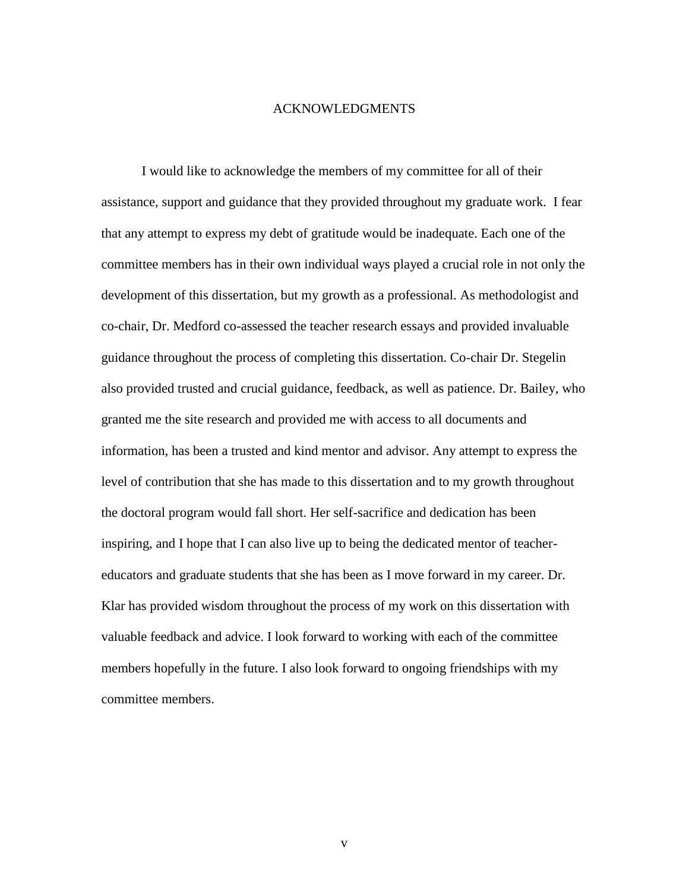# ACKNOWLEDGMENTS

I would like to acknowledge the members of my committee for all of their assistance, support and guidance that they provided throughout my graduate work. I fear that any attempt to express my debt of gratitude would be inadequate. Each one of the committee members has in their own individual ways played a crucial role in not only the development of this dissertation, but my growth as a professional. As methodologist and co-chair, Dr. Medford co-assessed the teacher research essays and provided invaluable guidance throughout the process of completing this dissertation. Co-chair Dr. Stegelin also provided trusted and crucial guidance, feedback, as well as patience. Dr. Bailey, who granted me the site research and provided me with access to all documents and information, has been a trusted and kind mentor and advisor. Any attempt to express the level of contribution that she has made to this dissertation and to my growth throughout the doctoral program would fall short. Her self-sacrifice and dedication has been inspiring, and I hope that I can also live up to being the dedicated mentor of teacher-educators and graduate students that she has been as I move forward in my career. Dr. Klar has provided wisdom throughout the process of my work on this dissertation with valuable feedback and advice. I look forward to working with each of the committee members hopefully in the future. I also look forward to ongoing friendships with my committee members.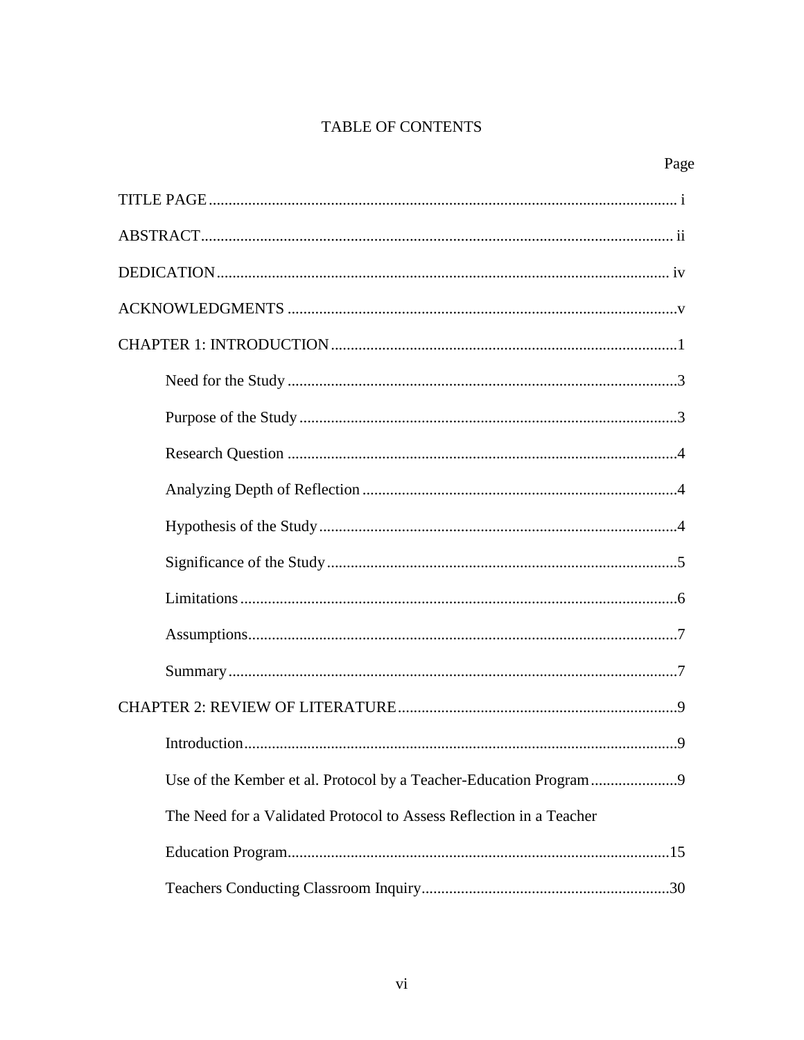# TABLE OF CONTENTS

| | Page |
|---|---|
| TITLE PAGE | i |
| ABSTRACT | ii |
| DEDICATION | iv |
| ACKNOWLEDGMENTS | v |
| CHAPTER 1: INTRODUCTION | 1 |
| Need for the Study | 3 |
| Purpose of the Study | 3 |
| Research Question | 4 |
| Analyzing Depth of Reflection | 4 |
| Hypothesis of the Study | 4 |
| Significance of the Study | 5 |
| Limitations | 6 |
| Assumptions | 7 |
| Summary | 7 |
| CHAPTER 2: REVIEW OF LITERATURE | 9 |
| Introduction | 9 |
| Use of the Kember et al. Protocol by a Teacher-Education Program | 9 |
| The Need for a Validated Protocol to Assess Reflection in a Teacher Education Program | 15 |
| Teachers Conducting Classroom Inquiry | 30 |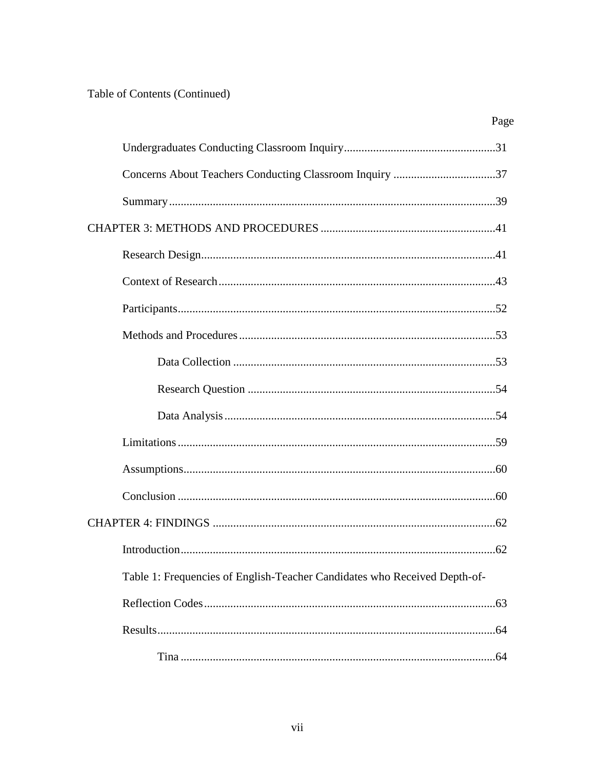Table of Contents (Continued)

Page

Undergraduates Conducting Classroom Inquiry....................................................31

Concerns About Teachers Conducting Classroom Inquiry ...................................37

Summary...............................................................................................................39

CHAPTER 3: METHODS AND PROCEDURES ............................................................41

Research Design....................................................................................................41

Context of Research..............................................................................................43

Participants............................................................................................................52

Methods and Procedures.......................................................................................53

Data Collection .........................................................................................53

Research Question ....................................................................................54

Data Analysis............................................................................................54

Limitations............................................................................................................59

Assumptions..........................................................................................................60

Conclusion ............................................................................................................60

CHAPTER 4: FINDINGS ................................................................................................62

Introduction...........................................................................................................62

Table 1: Frequencies of English-Teacher Candidates who Received Depth-of-Reflection Codes...................................................................................................63

Results...................................................................................................................64

Tina ...........................................................................................................64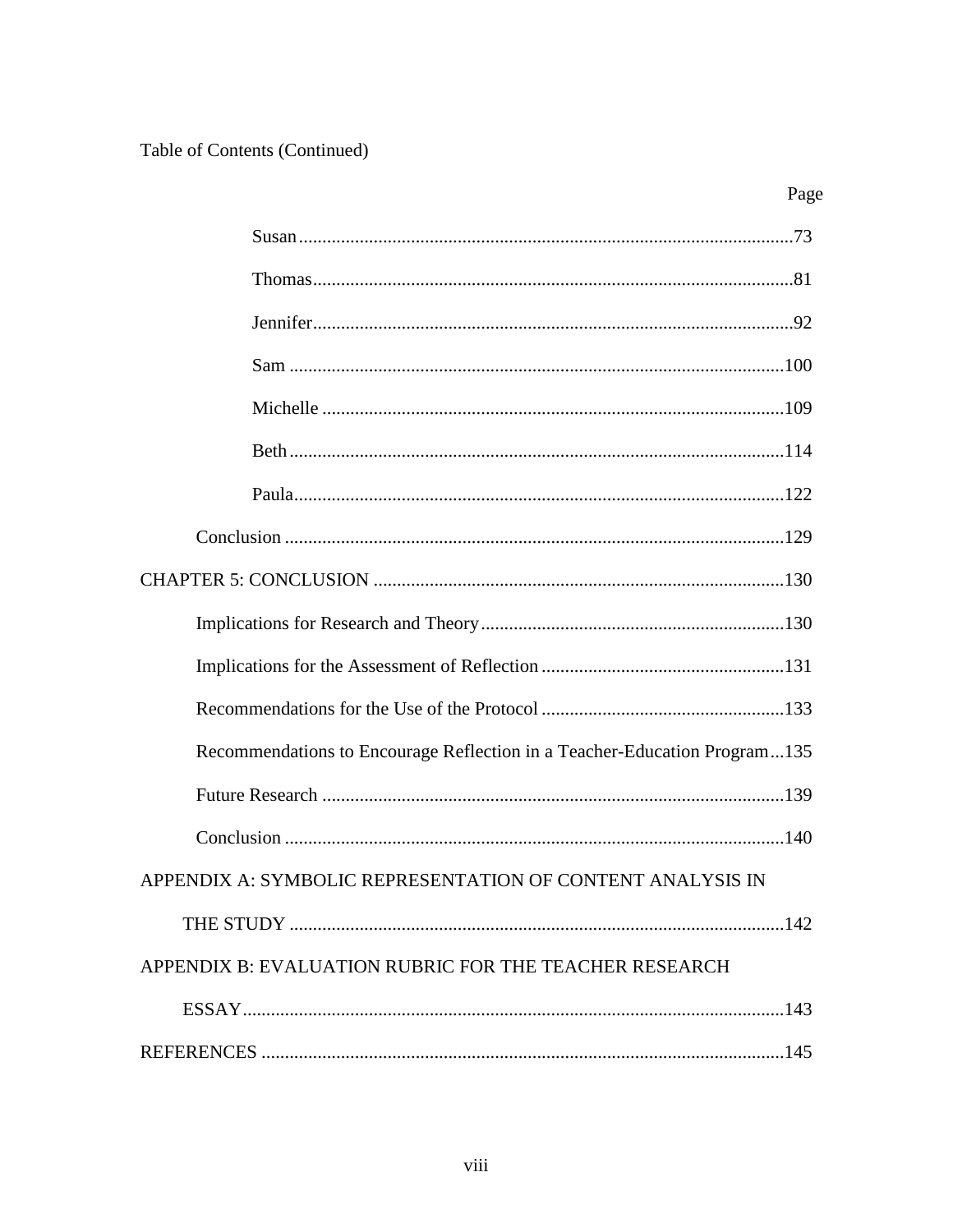Table of Contents (Continued)

| | Page |
|---|---|
| Susan | 73 |
| Thomas | 81 |
| Jennifer | 92 |
| Sam | 100 |
| Michelle | 109 |
| Beth | 114 |
| Paula | 122 |
| Conclusion | 129 |
| CHAPTER 5: CONCLUSION | 130 |
| Implications for Research and Theory | 130 |
| Implications for the Assessment of Reflection | 131 |
| Recommendations for the Use of the Protocol | 133 |
| Recommendations to Encourage Reflection in a Teacher-Education Program | 135 |
| Future Research | 139 |
| Conclusion | 140 |
| APPENDIX A: SYMBOLIC REPRESENTATION OF CONTENT ANALYSIS IN THE STUDY | 142 |
| APPENDIX B: EVALUATION RUBRIC FOR THE TEACHER RESEARCH ESSAY | 143 |
| REFERENCES | 145 |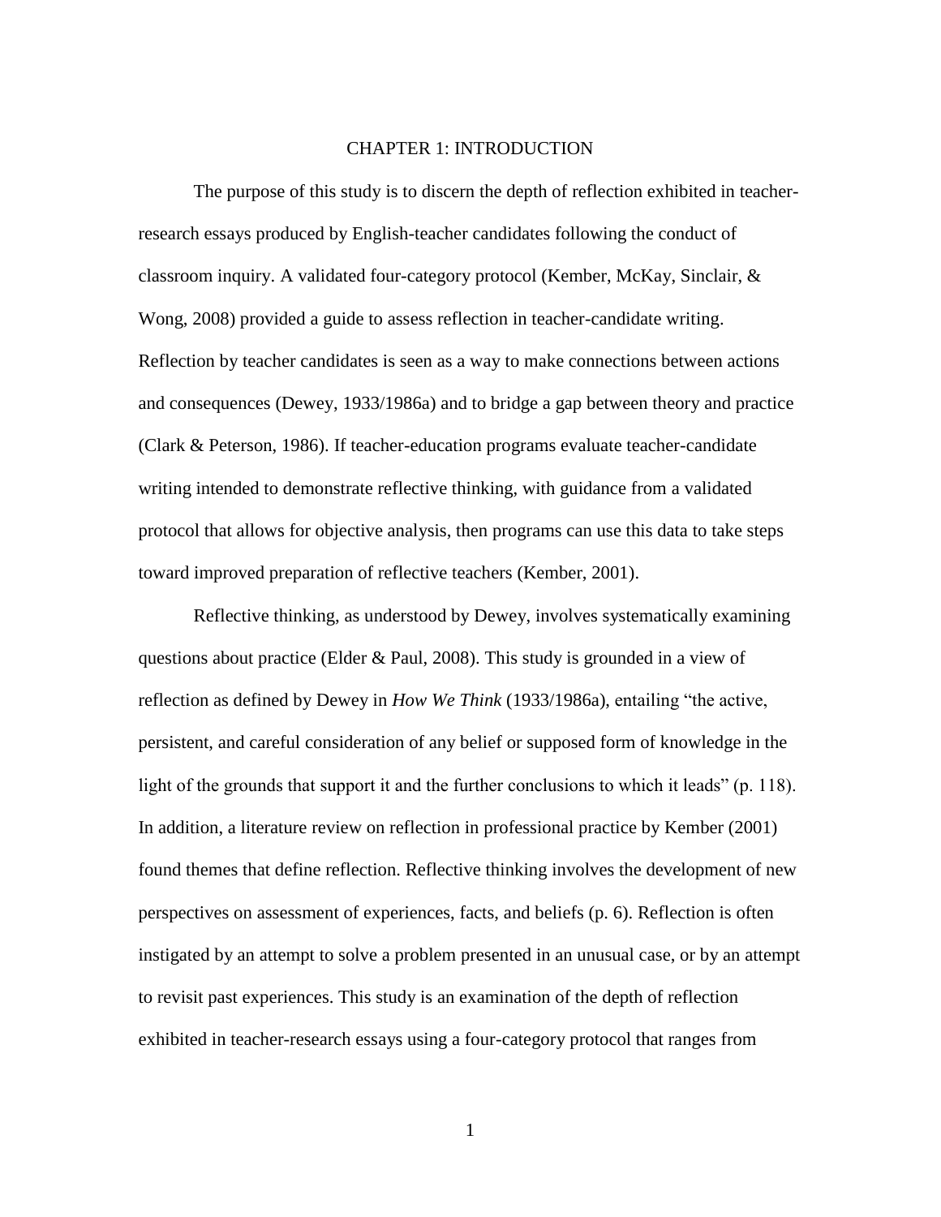# CHAPTER 1: INTRODUCTION

The purpose of this study is to discern the depth of reflection exhibited in teacher-research essays produced by English-teacher candidates following the conduct of classroom inquiry. A validated four-category protocol (Kember, McKay, Sinclair, & Wong, 2008) provided a guide to assess reflection in teacher-candidate writing. Reflection by teacher candidates is seen as a way to make connections between actions and consequences (Dewey, 1933/1986a) and to bridge a gap between theory and practice (Clark & Peterson, 1986). If teacher-education programs evaluate teacher-candidate writing intended to demonstrate reflective thinking, with guidance from a validated protocol that allows for objective analysis, then programs can use this data to take steps toward improved preparation of reflective teachers (Kember, 2001).

Reflective thinking, as understood by Dewey, involves systematically examining questions about practice (Elder & Paul, 2008). This study is grounded in a view of reflection as defined by Dewey in *How We Think* (1933/1986a), entailing "the active, persistent, and careful consideration of any belief or supposed form of knowledge in the light of the grounds that support it and the further conclusions to which it leads" (p. 118). In addition, a literature review on reflection in professional practice by Kember (2001) found themes that define reflection. Reflective thinking involves the development of new perspectives on assessment of experiences, facts, and beliefs (p. 6). Reflection is often instigated by an attempt to solve a problem presented in an unusual case, or by an attempt to revisit past experiences. This study is an examination of the depth of reflection exhibited in teacher-research essays using a four-category protocol that ranges from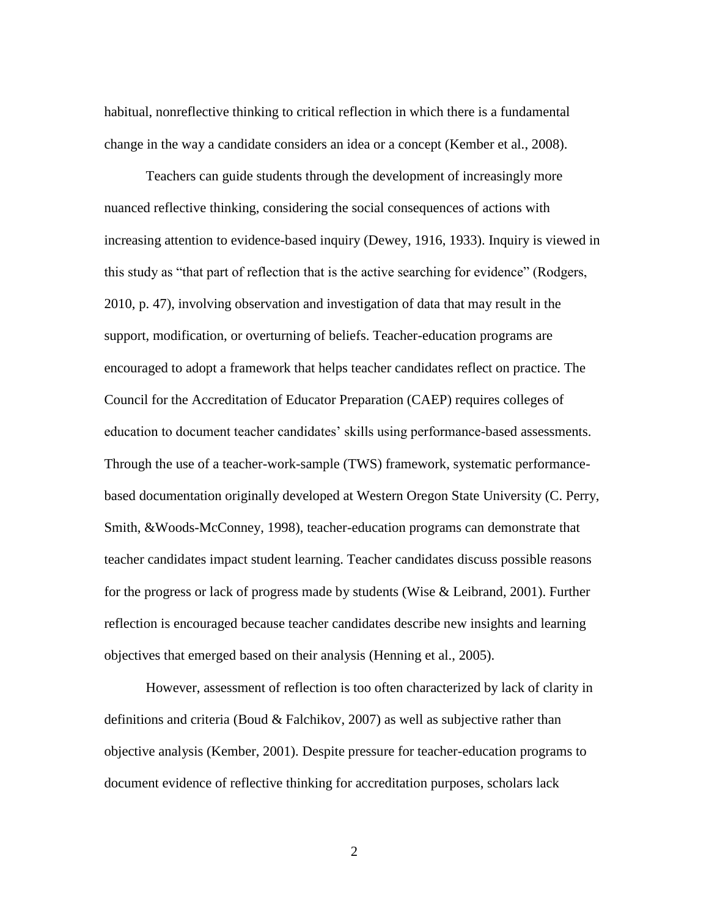habitual, nonreflective thinking to critical reflection in which there is a fundamental change in the way a candidate considers an idea or a concept (Kember et al., 2008).

Teachers can guide students through the development of increasingly more nuanced reflective thinking, considering the social consequences of actions with increasing attention to evidence-based inquiry (Dewey, 1916, 1933). Inquiry is viewed in this study as "that part of reflection that is the active searching for evidence" (Rodgers, 2010, p. 47), involving observation and investigation of data that may result in the support, modification, or overturning of beliefs. Teacher-education programs are encouraged to adopt a framework that helps teacher candidates reflect on practice. The Council for the Accreditation of Educator Preparation (CAEP) requires colleges of education to document teacher candidates' skills using performance-based assessments. Through the use of a teacher-work-sample (TWS) framework, systematic performance-based documentation originally developed at Western Oregon State University (C. Perry, Smith, &Woods-McConney, 1998), teacher-education programs can demonstrate that teacher candidates impact student learning. Teacher candidates discuss possible reasons for the progress or lack of progress made by students (Wise & Leibrand, 2001). Further reflection is encouraged because teacher candidates describe new insights and learning objectives that emerged based on their analysis (Henning et al., 2005).

However, assessment of reflection is too often characterized by lack of clarity in definitions and criteria (Boud & Falchikov, 2007) as well as subjective rather than objective analysis (Kember, 2001). Despite pressure for teacher-education programs to document evidence of reflective thinking for accreditation purposes, scholars lack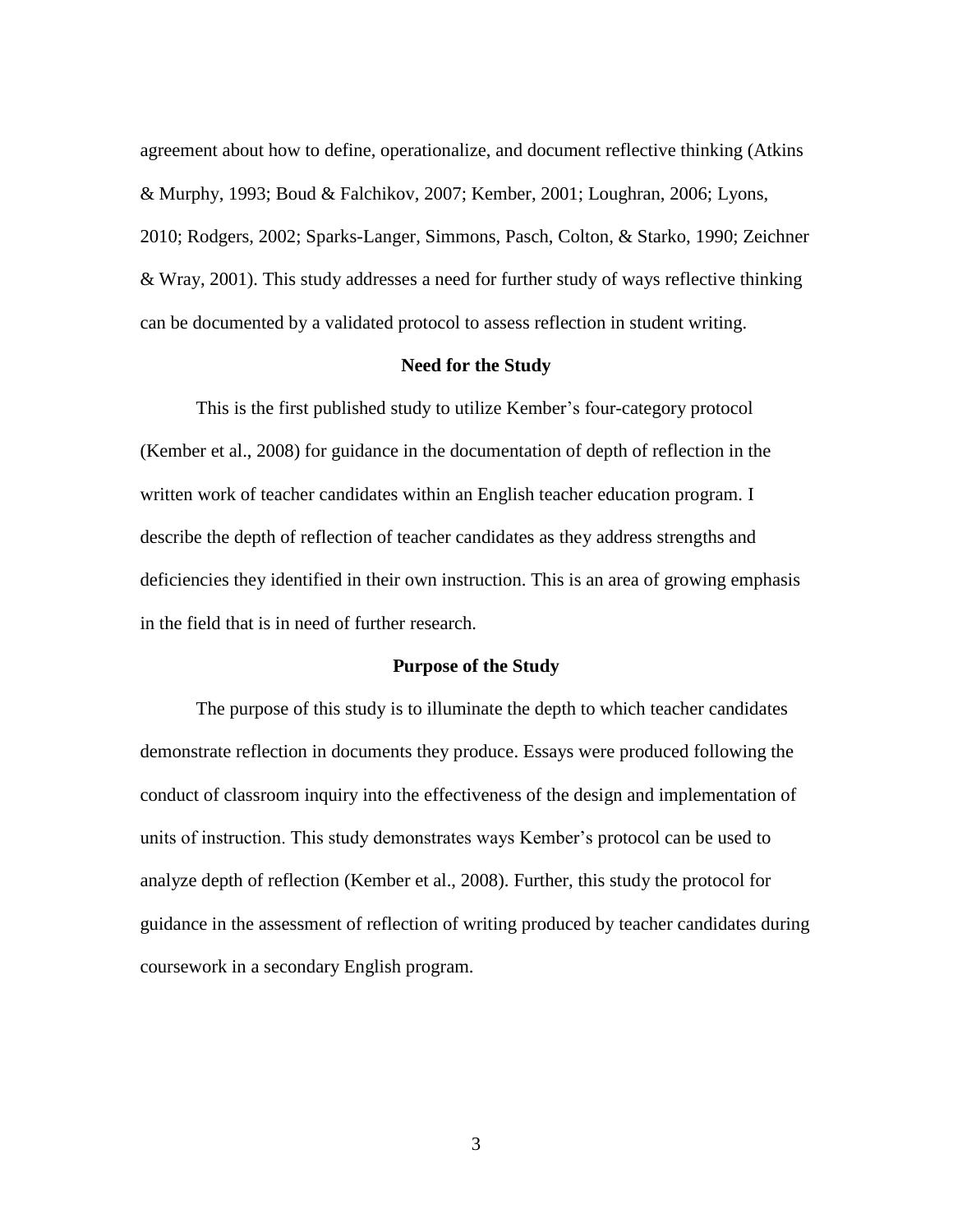agreement about how to define, operationalize, and document reflective thinking (Atkins & Murphy, 1993; Boud & Falchikov, 2007; Kember, 2001; Loughran, 2006; Lyons, 2010; Rodgers, 2002; Sparks-Langer, Simmons, Pasch, Colton, & Starko, 1990; Zeichner & Wray, 2001). This study addresses a need for further study of ways reflective thinking can be documented by a validated protocol to assess reflection in student writing.

## Need for the Study

This is the first published study to utilize Kember's four-category protocol (Kember et al., 2008) for guidance in the documentation of depth of reflection in the written work of teacher candidates within an English teacher education program. I describe the depth of reflection of teacher candidates as they address strengths and deficiencies they identified in their own instruction. This is an area of growing emphasis in the field that is in need of further research.

## Purpose of the Study

The purpose of this study is to illuminate the depth to which teacher candidates demonstrate reflection in documents they produce. Essays were produced following the conduct of classroom inquiry into the effectiveness of the design and implementation of units of instruction. This study demonstrates ways Kember's protocol can be used to analyze depth of reflection (Kember et al., 2008). Further, this study the protocol for guidance in the assessment of reflection of writing produced by teacher candidates during coursework in a secondary English program.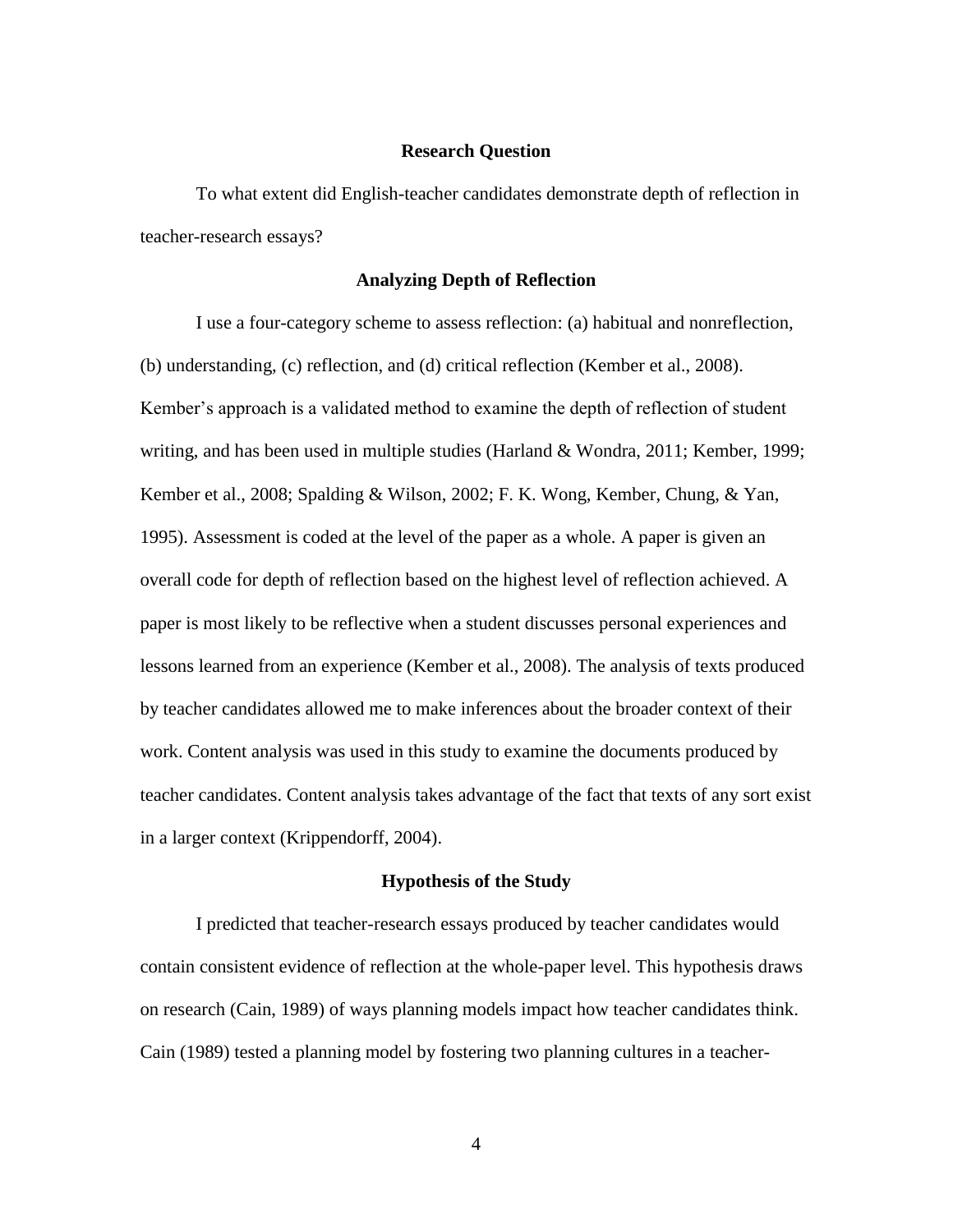## Research Question

To what extent did English-teacher candidates demonstrate depth of reflection in teacher-research essays?

## Analyzing Depth of Reflection

I use a four-category scheme to assess reflection: (a) habitual and nonreflection, (b) understanding, (c) reflection, and (d) critical reflection (Kember et al., 2008). Kember's approach is a validated method to examine the depth of reflection of student writing, and has been used in multiple studies (Harland & Wondra, 2011; Kember, 1999; Kember et al., 2008; Spalding & Wilson, 2002; F. K. Wong, Kember, Chung, & Yan, 1995). Assessment is coded at the level of the paper as a whole. A paper is given an overall code for depth of reflection based on the highest level of reflection achieved. A paper is most likely to be reflective when a student discusses personal experiences and lessons learned from an experience (Kember et al., 2008). The analysis of texts produced by teacher candidates allowed me to make inferences about the broader context of their work. Content analysis was used in this study to examine the documents produced by teacher candidates. Content analysis takes advantage of the fact that texts of any sort exist in a larger context (Krippendorff, 2004).

## Hypothesis of the Study

I predicted that teacher-research essays produced by teacher candidates would contain consistent evidence of reflection at the whole-paper level. This hypothesis draws on research (Cain, 1989) of ways planning models impact how teacher candidates think. Cain (1989) tested a planning model by fostering two planning cultures in a teacher-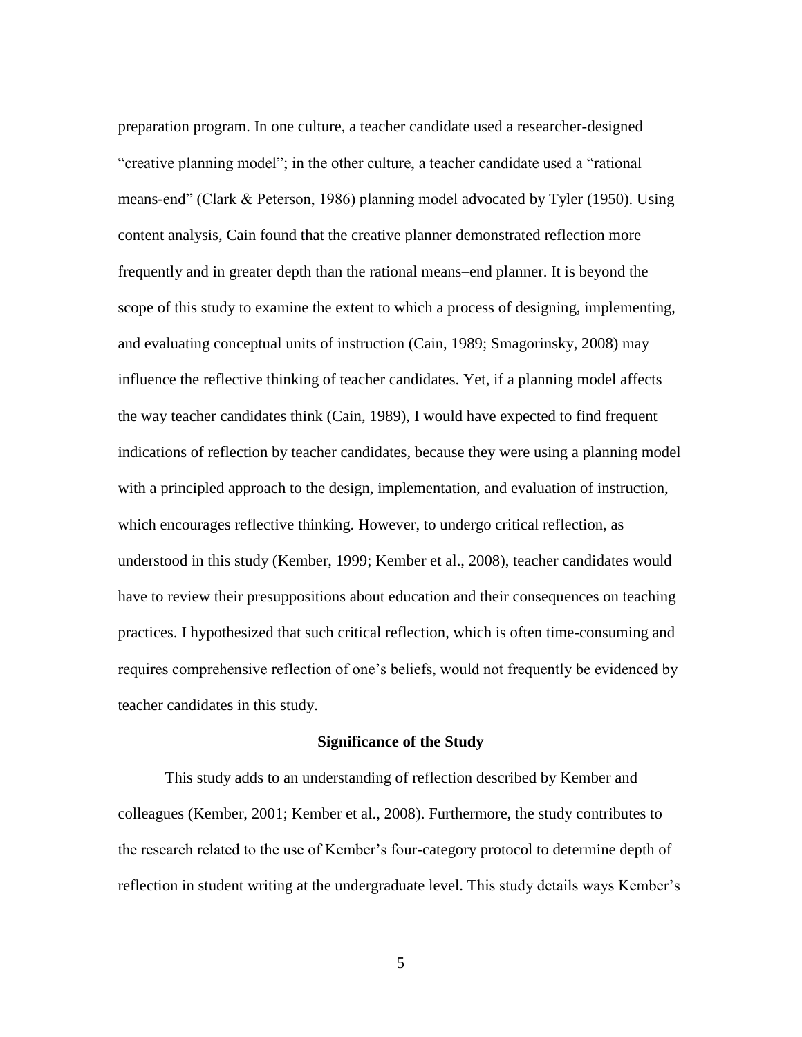preparation program. In one culture, a teacher candidate used a researcher-designed "creative planning model"; in the other culture, a teacher candidate used a "rational means-end" (Clark & Peterson, 1986) planning model advocated by Tyler (1950). Using content analysis, Cain found that the creative planner demonstrated reflection more frequently and in greater depth than the rational means–end planner. It is beyond the scope of this study to examine the extent to which a process of designing, implementing, and evaluating conceptual units of instruction (Cain, 1989; Smagorinsky, 2008) may influence the reflective thinking of teacher candidates. Yet, if a planning model affects the way teacher candidates think (Cain, 1989), I would have expected to find frequent indications of reflection by teacher candidates, because they were using a planning model with a principled approach to the design, implementation, and evaluation of instruction, which encourages reflective thinking. However, to undergo critical reflection, as understood in this study (Kember, 1999; Kember et al., 2008), teacher candidates would have to review their presuppositions about education and their consequences on teaching practices. I hypothesized that such critical reflection, which is often time-consuming and requires comprehensive reflection of one's beliefs, would not frequently be evidenced by teacher candidates in this study.

## Significance of the Study

This study adds to an understanding of reflection described by Kember and colleagues (Kember, 2001; Kember et al., 2008). Furthermore, the study contributes to the research related to the use of Kember's four-category protocol to determine depth of reflection in student writing at the undergraduate level. This study details ways Kember's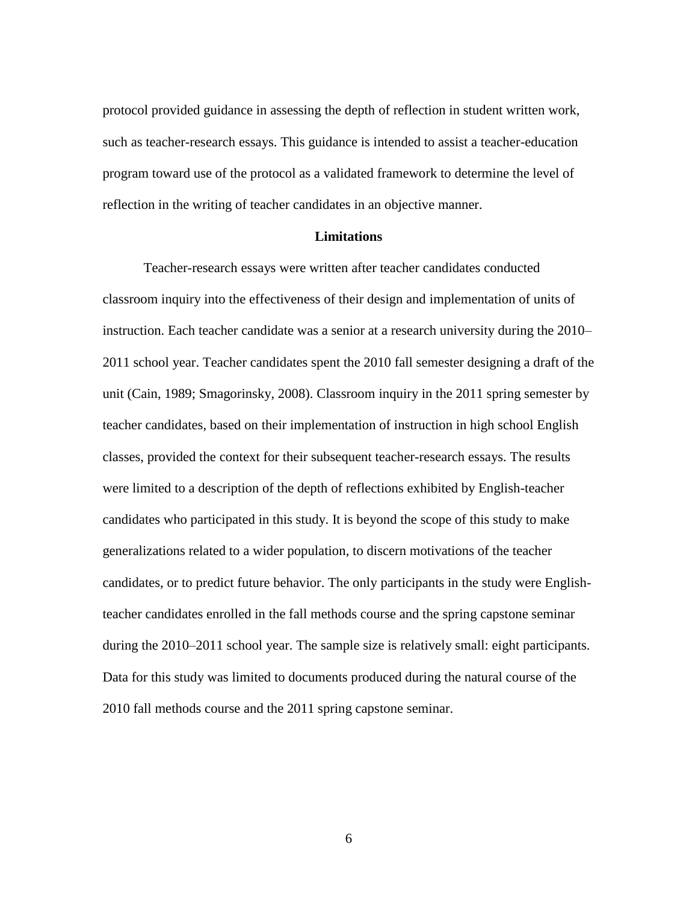protocol provided guidance in assessing the depth of reflection in student written work, such as teacher-research essays. This guidance is intended to assist a teacher-education program toward use of the protocol as a validated framework to determine the level of reflection in the writing of teacher candidates in an objective manner.

## Limitations

Teacher-research essays were written after teacher candidates conducted classroom inquiry into the effectiveness of their design and implementation of units of instruction. Each teacher candidate was a senior at a research university during the 2010–2011 school year. Teacher candidates spent the 2010 fall semester designing a draft of the unit (Cain, 1989; Smagorinsky, 2008). Classroom inquiry in the 2011 spring semester by teacher candidates, based on their implementation of instruction in high school English classes, provided the context for their subsequent teacher-research essays. The results were limited to a description of the depth of reflections exhibited by English-teacher candidates who participated in this study. It is beyond the scope of this study to make generalizations related to a wider population, to discern motivations of the teacher candidates, or to predict future behavior. The only participants in the study were English-teacher candidates enrolled in the fall methods course and the spring capstone seminar during the 2010–2011 school year. The sample size is relatively small: eight participants. Data for this study was limited to documents produced during the natural course of the 2010 fall methods course and the 2011 spring capstone seminar.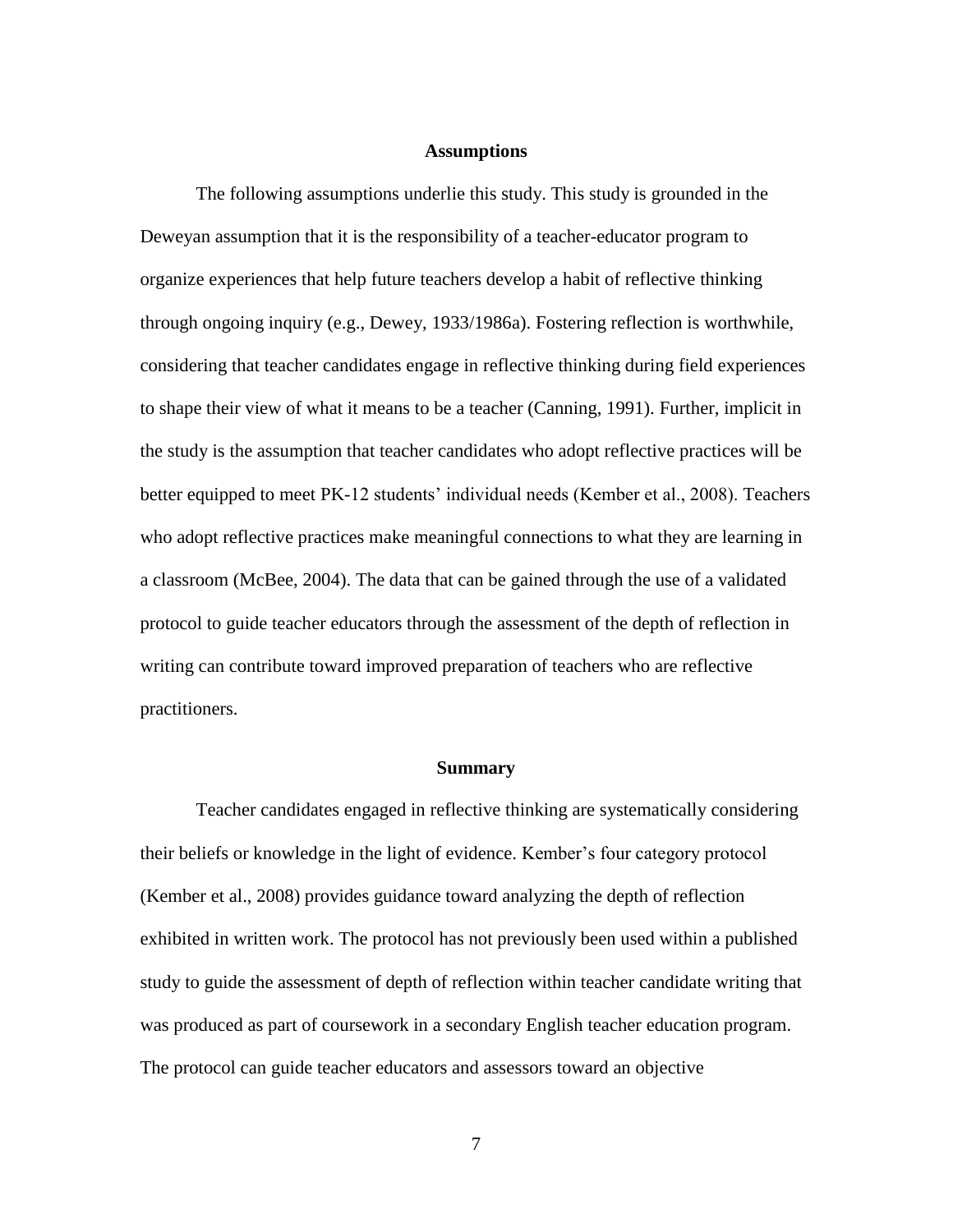## Assumptions

The following assumptions underlie this study. This study is grounded in the Deweyan assumption that it is the responsibility of a teacher-educator program to organize experiences that help future teachers develop a habit of reflective thinking through ongoing inquiry (e.g., Dewey, 1933/1986a). Fostering reflection is worthwhile, considering that teacher candidates engage in reflective thinking during field experiences to shape their view of what it means to be a teacher (Canning, 1991). Further, implicit in the study is the assumption that teacher candidates who adopt reflective practices will be better equipped to meet PK-12 students' individual needs (Kember et al., 2008). Teachers who adopt reflective practices make meaningful connections to what they are learning in a classroom (McBee, 2004). The data that can be gained through the use of a validated protocol to guide teacher educators through the assessment of the depth of reflection in writing can contribute toward improved preparation of teachers who are reflective practitioners.

## Summary

Teacher candidates engaged in reflective thinking are systematically considering their beliefs or knowledge in the light of evidence. Kember's four category protocol (Kember et al., 2008) provides guidance toward analyzing the depth of reflection exhibited in written work. The protocol has not previously been used within a published study to guide the assessment of depth of reflection within teacher candidate writing that was produced as part of coursework in a secondary English teacher education program. The protocol can guide teacher educators and assessors toward an objective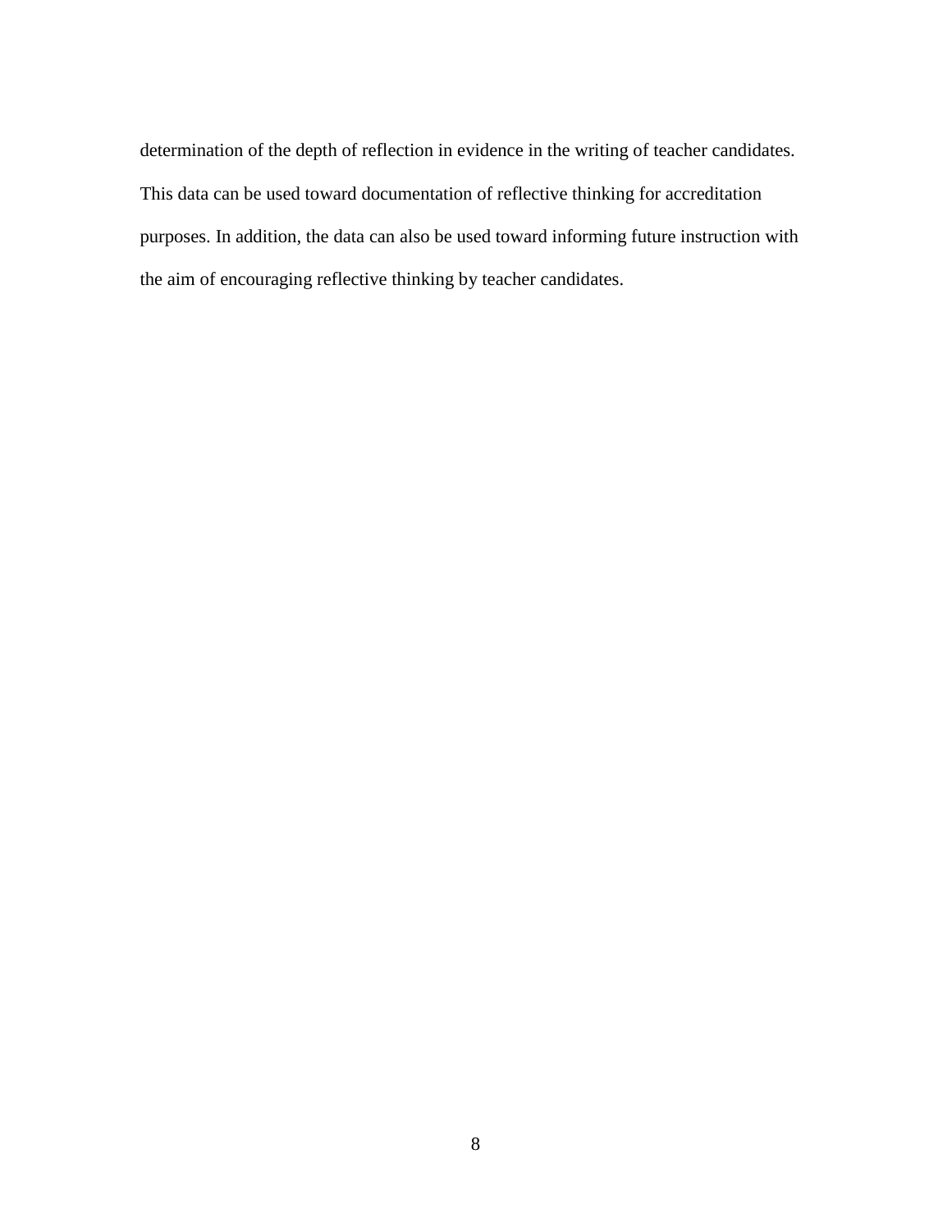determination of the depth of reflection in evidence in the writing of teacher candidates. This data can be used toward documentation of reflective thinking for accreditation purposes. In addition, the data can also be used toward informing future instruction with the aim of encouraging reflective thinking by teacher candidates.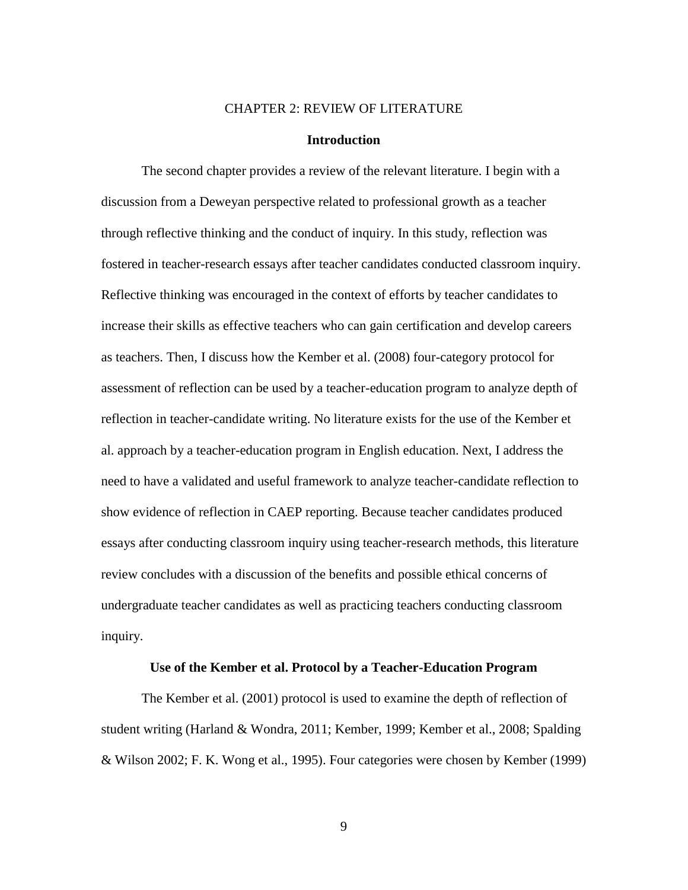# CHAPTER 2: REVIEW OF LITERATURE

## Introduction

The second chapter provides a review of the relevant literature. I begin with a discussion from a Deweyan perspective related to professional growth as a teacher through reflective thinking and the conduct of inquiry. In this study, reflection was fostered in teacher-research essays after teacher candidates conducted classroom inquiry. Reflective thinking was encouraged in the context of efforts by teacher candidates to increase their skills as effective teachers who can gain certification and develop careers as teachers. Then, I discuss how the Kember et al. (2008) four-category protocol for assessment of reflection can be used by a teacher-education program to analyze depth of reflection in teacher-candidate writing. No literature exists for the use of the Kember et al. approach by a teacher-education program in English education. Next, I address the need to have a validated and useful framework to analyze teacher-candidate reflection to show evidence of reflection in CAEP reporting. Because teacher candidates produced essays after conducting classroom inquiry using teacher-research methods, this literature review concludes with a discussion of the benefits and possible ethical concerns of undergraduate teacher candidates as well as practicing teachers conducting classroom inquiry.

## Use of the Kember et al. Protocol by a Teacher-Education Program

The Kember et al. (2001) protocol is used to examine the depth of reflection of student writing (Harland & Wondra, 2011; Kember, 1999; Kember et al., 2008; Spalding & Wilson 2002; F. K. Wong et al., 1995). Four categories were chosen by Kember (1999)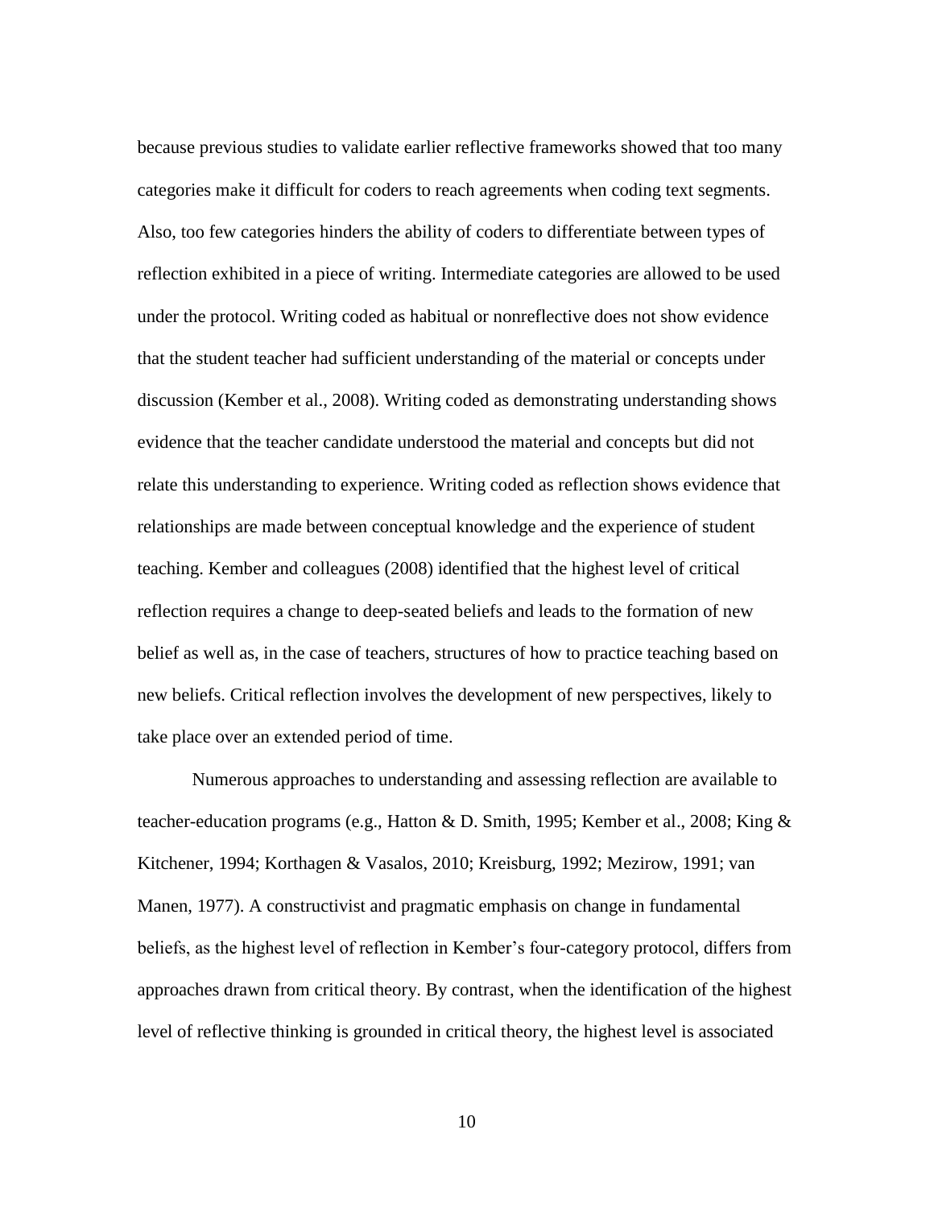because previous studies to validate earlier reflective frameworks showed that too many categories make it difficult for coders to reach agreements when coding text segments. Also, too few categories hinders the ability of coders to differentiate between types of reflection exhibited in a piece of writing. Intermediate categories are allowed to be used under the protocol. Writing coded as habitual or nonreflective does not show evidence that the student teacher had sufficient understanding of the material or concepts under discussion (Kember et al., 2008). Writing coded as demonstrating understanding shows evidence that the teacher candidate understood the material and concepts but did not relate this understanding to experience. Writing coded as reflection shows evidence that relationships are made between conceptual knowledge and the experience of student teaching. Kember and colleagues (2008) identified that the highest level of critical reflection requires a change to deep-seated beliefs and leads to the formation of new belief as well as, in the case of teachers, structures of how to practice teaching based on new beliefs. Critical reflection involves the development of new perspectives, likely to take place over an extended period of time.

Numerous approaches to understanding and assessing reflection are available to teacher-education programs (e.g., Hatton & D. Smith, 1995; Kember et al., 2008; King & Kitchener, 1994; Korthagen & Vasalos, 2010; Kreisburg, 1992; Mezirow, 1991; van Manen, 1977). A constructivist and pragmatic emphasis on change in fundamental beliefs, as the highest level of reflection in Kember's four-category protocol, differs from approaches drawn from critical theory. By contrast, when the identification of the highest level of reflective thinking is grounded in critical theory, the highest level is associated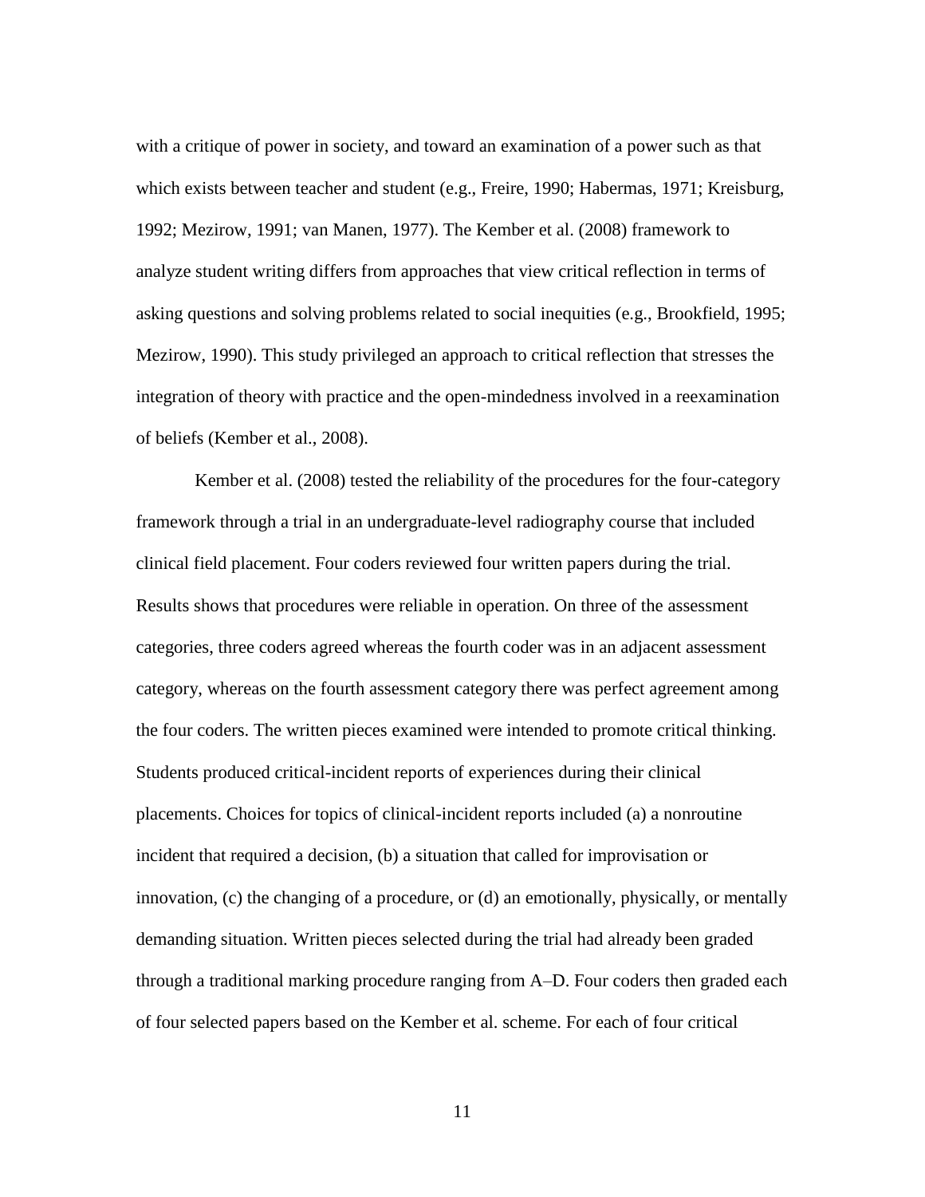with a critique of power in society, and toward an examination of a power such as that which exists between teacher and student (e.g., Freire, 1990; Habermas, 1971; Kreisburg, 1992; Mezirow, 1991; van Manen, 1977). The Kember et al. (2008) framework to analyze student writing differs from approaches that view critical reflection in terms of asking questions and solving problems related to social inequities (e.g., Brookfield, 1995; Mezirow, 1990). This study privileged an approach to critical reflection that stresses the integration of theory with practice and the open-mindedness involved in a reexamination of beliefs (Kember et al., 2008).

Kember et al. (2008) tested the reliability of the procedures for the four-category framework through a trial in an undergraduate-level radiography course that included clinical field placement. Four coders reviewed four written papers during the trial. Results shows that procedures were reliable in operation. On three of the assessment categories, three coders agreed whereas the fourth coder was in an adjacent assessment category, whereas on the fourth assessment category there was perfect agreement among the four coders. The written pieces examined were intended to promote critical thinking. Students produced critical-incident reports of experiences during their clinical placements. Choices for topics of clinical-incident reports included (a) a nonroutine incident that required a decision, (b) a situation that called for improvisation or innovation, (c) the changing of a procedure, or (d) an emotionally, physically, or mentally demanding situation. Written pieces selected during the trial had already been graded through a traditional marking procedure ranging from A–D. Four coders then graded each of four selected papers based on the Kember et al. scheme. For each of four critical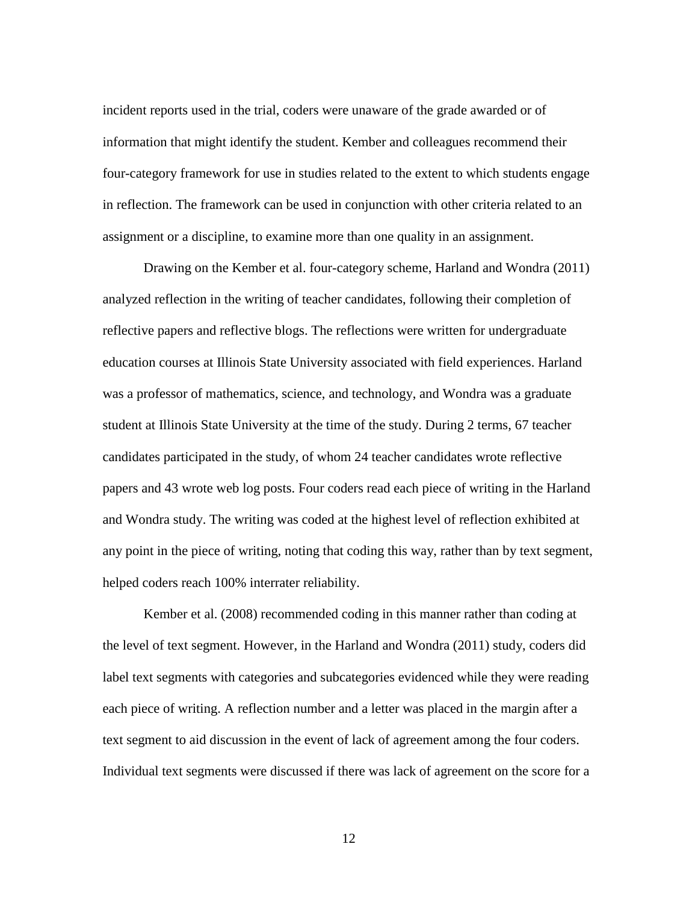incident reports used in the trial, coders were unaware of the grade awarded or of information that might identify the student. Kember and colleagues recommend their four-category framework for use in studies related to the extent to which students engage in reflection. The framework can be used in conjunction with other criteria related to an assignment or a discipline, to examine more than one quality in an assignment.

Drawing on the Kember et al. four-category scheme, Harland and Wondra (2011) analyzed reflection in the writing of teacher candidates, following their completion of reflective papers and reflective blogs. The reflections were written for undergraduate education courses at Illinois State University associated with field experiences. Harland was a professor of mathematics, science, and technology, and Wondra was a graduate student at Illinois State University at the time of the study. During 2 terms, 67 teacher candidates participated in the study, of whom 24 teacher candidates wrote reflective papers and 43 wrote web log posts. Four coders read each piece of writing in the Harland and Wondra study. The writing was coded at the highest level of reflection exhibited at any point in the piece of writing, noting that coding this way, rather than by text segment, helped coders reach 100% interrater reliability.

Kember et al. (2008) recommended coding in this manner rather than coding at the level of text segment. However, in the Harland and Wondra (2011) study, coders did label text segments with categories and subcategories evidenced while they were reading each piece of writing. A reflection number and a letter was placed in the margin after a text segment to aid discussion in the event of lack of agreement among the four coders. Individual text segments were discussed if there was lack of agreement on the score for a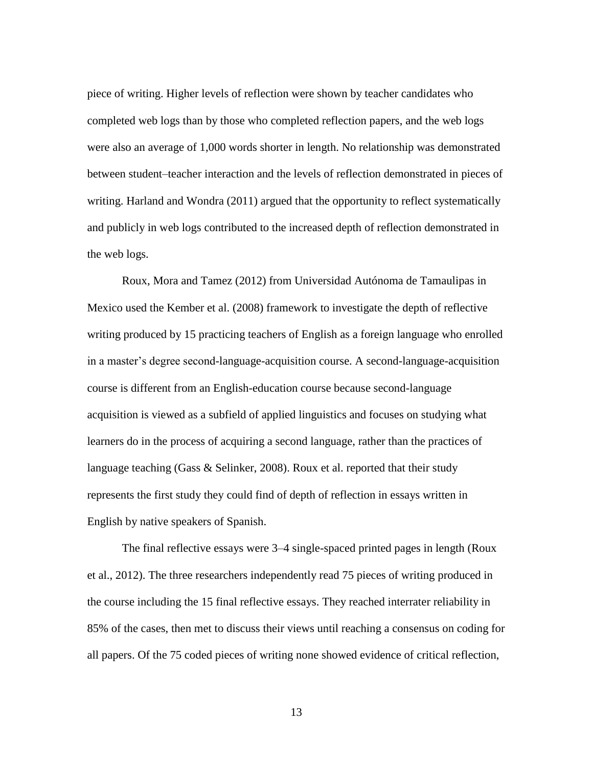piece of writing. Higher levels of reflection were shown by teacher candidates who completed web logs than by those who completed reflection papers, and the web logs were also an average of 1,000 words shorter in length. No relationship was demonstrated between student–teacher interaction and the levels of reflection demonstrated in pieces of writing. Harland and Wondra (2011) argued that the opportunity to reflect systematically and publicly in web logs contributed to the increased depth of reflection demonstrated in the web logs.

Roux, Mora and Tamez (2012) from Universidad Autónoma de Tamaulipas in Mexico used the Kember et al. (2008) framework to investigate the depth of reflective writing produced by 15 practicing teachers of English as a foreign language who enrolled in a master's degree second-language-acquisition course. A second-language-acquisition course is different from an English-education course because second-language acquisition is viewed as a subfield of applied linguistics and focuses on studying what learners do in the process of acquiring a second language, rather than the practices of language teaching (Gass & Selinker, 2008). Roux et al. reported that their study represents the first study they could find of depth of reflection in essays written in English by native speakers of Spanish.

The final reflective essays were 3–4 single-spaced printed pages in length (Roux et al., 2012). The three researchers independently read 75 pieces of writing produced in the course including the 15 final reflective essays. They reached interrater reliability in 85% of the cases, then met to discuss their views until reaching a consensus on coding for all papers. Of the 75 coded pieces of writing none showed evidence of critical reflection,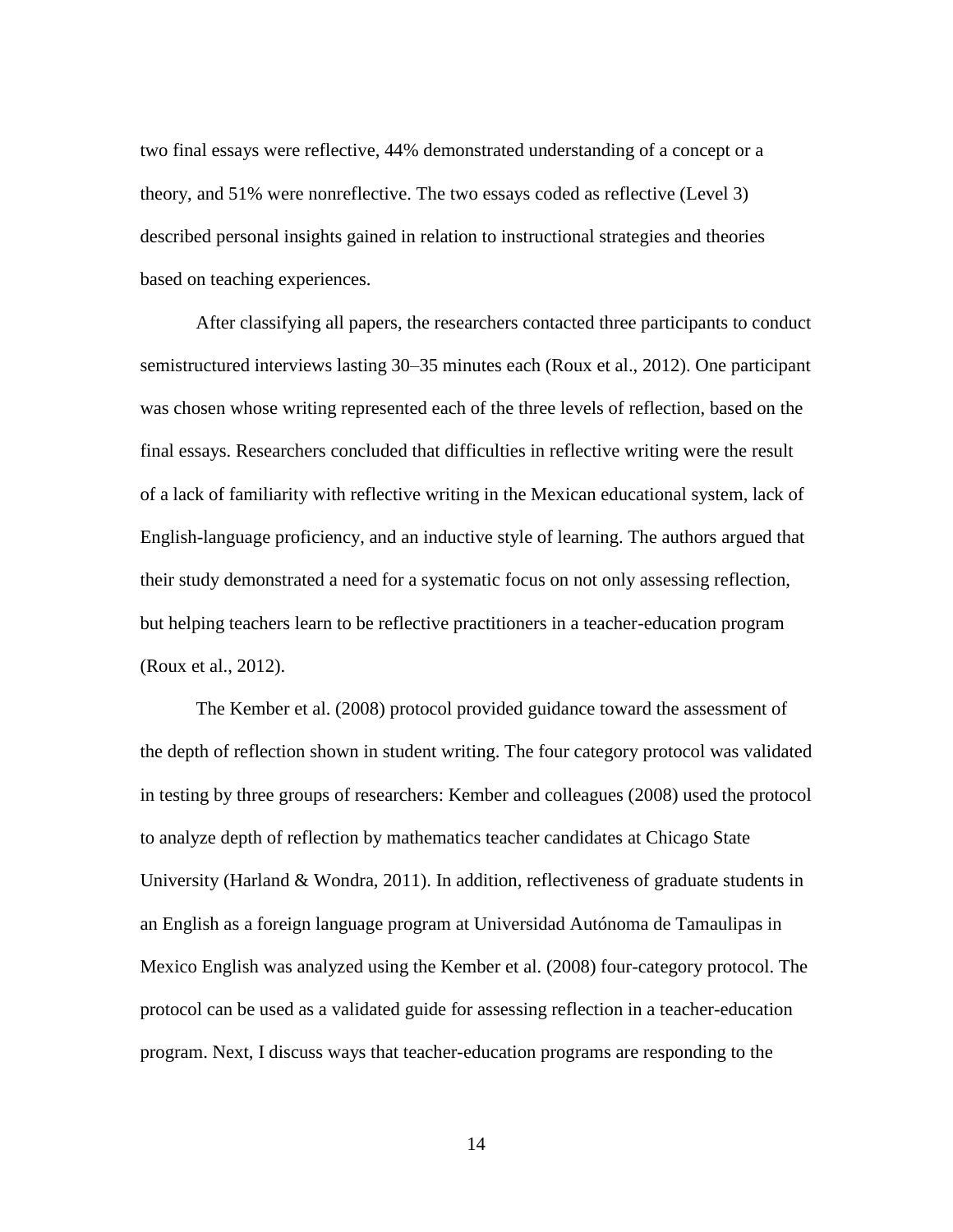two final essays were reflective, 44% demonstrated understanding of a concept or a theory, and 51% were nonreflective. The two essays coded as reflective (Level 3) described personal insights gained in relation to instructional strategies and theories based on teaching experiences.

After classifying all papers, the researchers contacted three participants to conduct semistructured interviews lasting 30–35 minutes each (Roux et al., 2012). One participant was chosen whose writing represented each of the three levels of reflection, based on the final essays. Researchers concluded that difficulties in reflective writing were the result of a lack of familiarity with reflective writing in the Mexican educational system, lack of English-language proficiency, and an inductive style of learning. The authors argued that their study demonstrated a need for a systematic focus on not only assessing reflection, but helping teachers learn to be reflective practitioners in a teacher-education program (Roux et al., 2012).

The Kember et al. (2008) protocol provided guidance toward the assessment of the depth of reflection shown in student writing. The four category protocol was validated in testing by three groups of researchers: Kember and colleagues (2008) used the protocol to analyze depth of reflection by mathematics teacher candidates at Chicago State University (Harland & Wondra, 2011). In addition, reflectiveness of graduate students in an English as a foreign language program at Universidad Autónoma de Tamaulipas in Mexico English was analyzed using the Kember et al. (2008) four-category protocol. The protocol can be used as a validated guide for assessing reflection in a teacher-education program. Next, I discuss ways that teacher-education programs are responding to the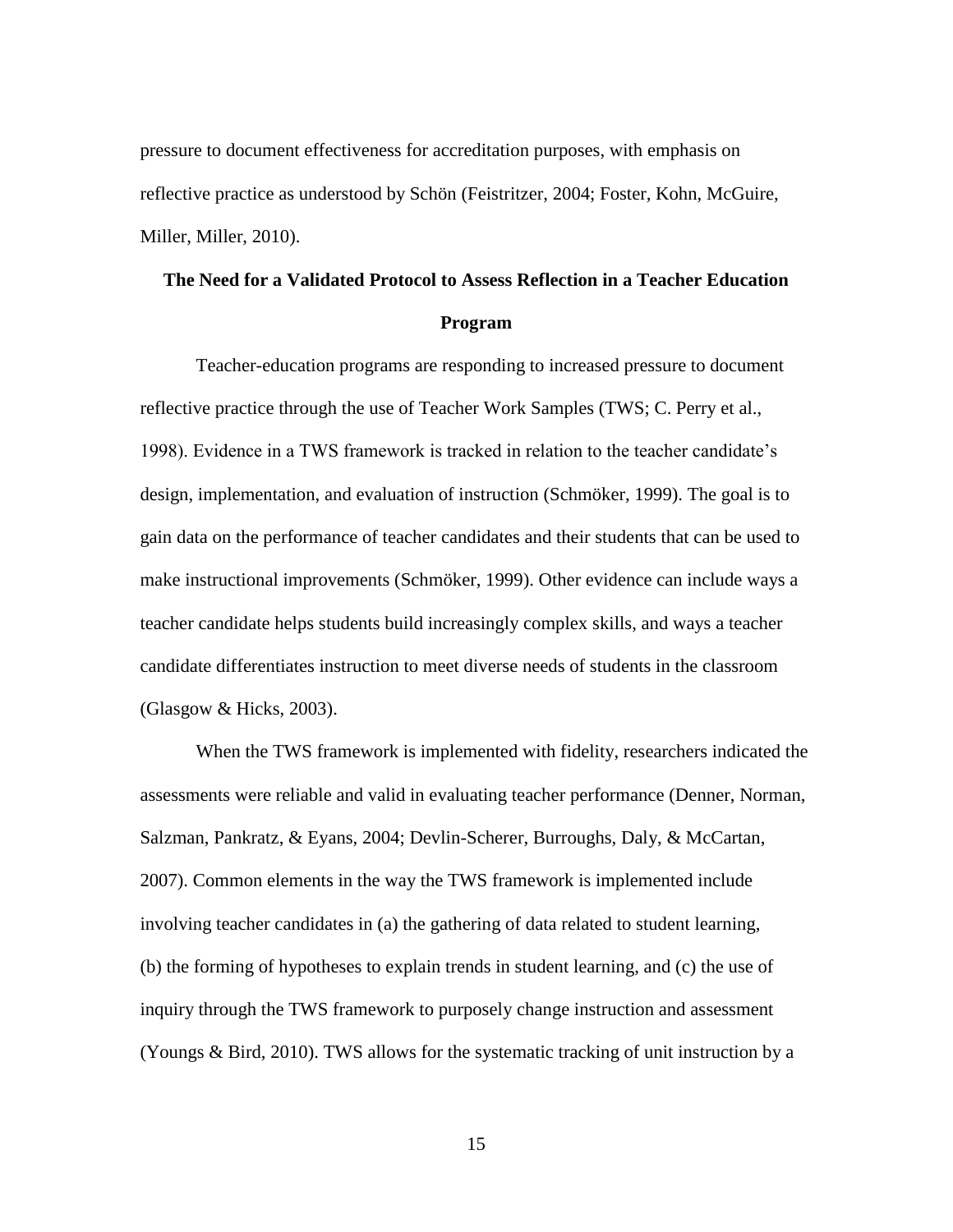pressure to document effectiveness for accreditation purposes, with emphasis on reflective practice as understood by Schön (Feistritzer, 2004; Foster, Kohn, McGuire, Miller, Miller, 2010).

## The Need for a Validated Protocol to Assess Reflection in a Teacher Education Program

Teacher-education programs are responding to increased pressure to document reflective practice through the use of Teacher Work Samples (TWS; C. Perry et al., 1998). Evidence in a TWS framework is tracked in relation to the teacher candidate's design, implementation, and evaluation of instruction (Schmöker, 1999). The goal is to gain data on the performance of teacher candidates and their students that can be used to make instructional improvements (Schmöker, 1999). Other evidence can include ways a teacher candidate helps students build increasingly complex skills, and ways a teacher candidate differentiates instruction to meet diverse needs of students in the classroom (Glasgow & Hicks, 2003).

When the TWS framework is implemented with fidelity, researchers indicated the assessments were reliable and valid in evaluating teacher performance (Denner, Norman, Salzman, Pankratz, & Eyans, 2004; Devlin-Scherer, Burroughs, Daly, & McCartan, 2007). Common elements in the way the TWS framework is implemented include involving teacher candidates in (a) the gathering of data related to student learning, (b) the forming of hypotheses to explain trends in student learning, and (c) the use of inquiry through the TWS framework to purposely change instruction and assessment (Youngs & Bird, 2010). TWS allows for the systematic tracking of unit instruction by a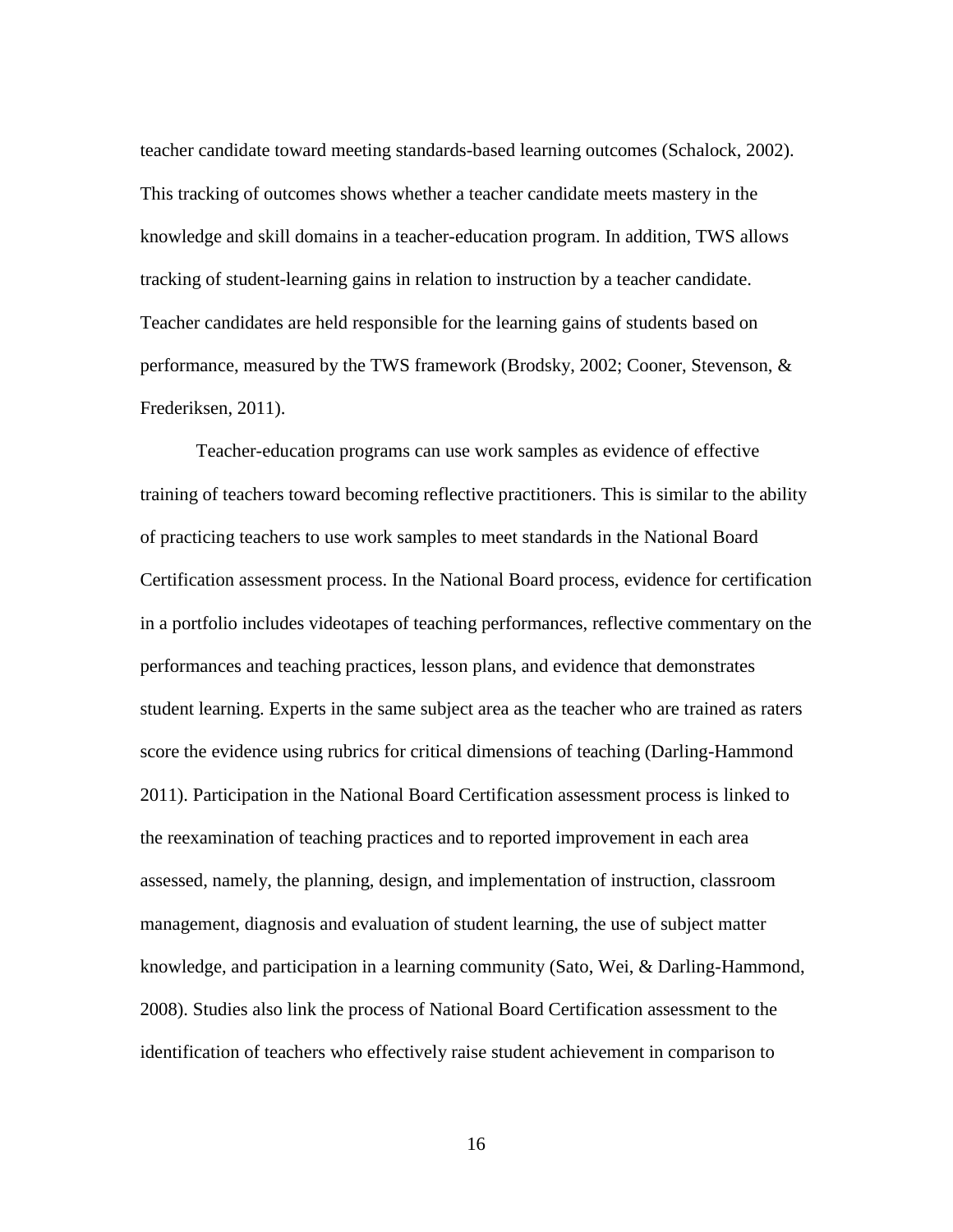teacher candidate toward meeting standards-based learning outcomes (Schalock, 2002). This tracking of outcomes shows whether a teacher candidate meets mastery in the knowledge and skill domains in a teacher-education program. In addition, TWS allows tracking of student-learning gains in relation to instruction by a teacher candidate. Teacher candidates are held responsible for the learning gains of students based on performance, measured by the TWS framework (Brodsky, 2002; Cooner, Stevenson, & Frederiksen, 2011).

Teacher-education programs can use work samples as evidence of effective training of teachers toward becoming reflective practitioners. This is similar to the ability of practicing teachers to use work samples to meet standards in the National Board Certification assessment process. In the National Board process, evidence for certification in a portfolio includes videotapes of teaching performances, reflective commentary on the performances and teaching practices, lesson plans, and evidence that demonstrates student learning. Experts in the same subject area as the teacher who are trained as raters score the evidence using rubrics for critical dimensions of teaching (Darling-Hammond 2011). Participation in the National Board Certification assessment process is linked to the reexamination of teaching practices and to reported improvement in each area assessed, namely, the planning, design, and implementation of instruction, classroom management, diagnosis and evaluation of student learning, the use of subject matter knowledge, and participation in a learning community (Sato, Wei, & Darling-Hammond, 2008). Studies also link the process of National Board Certification assessment to the identification of teachers who effectively raise student achievement in comparison to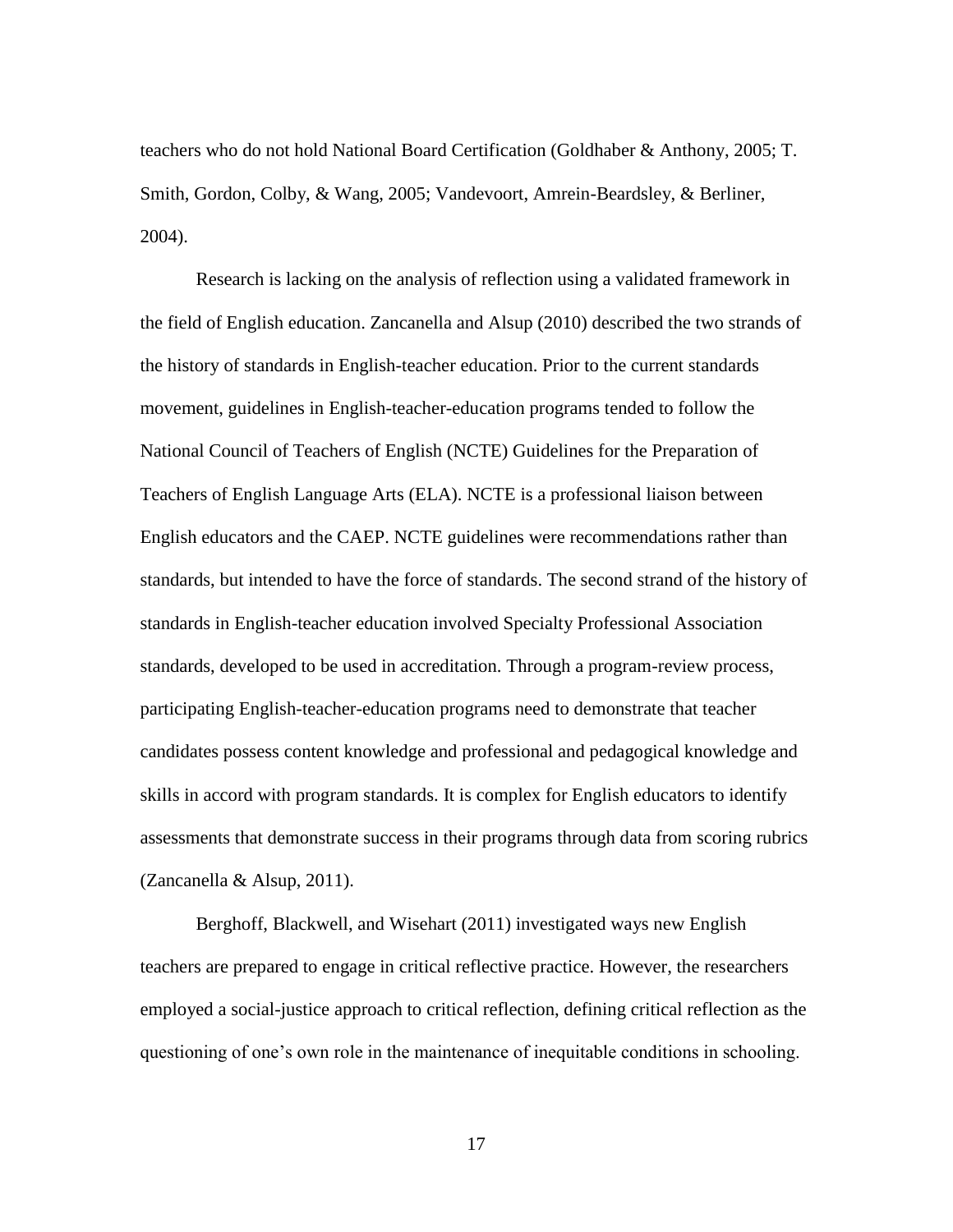teachers who do not hold National Board Certification (Goldhaber & Anthony, 2005; T. Smith, Gordon, Colby, & Wang, 2005; Vandevoort, Amrein-Beardsley, & Berliner, 2004).

Research is lacking on the analysis of reflection using a validated framework in the field of English education. Zancanella and Alsup (2010) described the two strands of the history of standards in English-teacher education. Prior to the current standards movement, guidelines in English-teacher-education programs tended to follow the National Council of Teachers of English (NCTE) Guidelines for the Preparation of Teachers of English Language Arts (ELA). NCTE is a professional liaison between English educators and the CAEP. NCTE guidelines were recommendations rather than standards, but intended to have the force of standards. The second strand of the history of standards in English-teacher education involved Specialty Professional Association standards, developed to be used in accreditation. Through a program-review process, participating English-teacher-education programs need to demonstrate that teacher candidates possess content knowledge and professional and pedagogical knowledge and skills in accord with program standards. It is complex for English educators to identify assessments that demonstrate success in their programs through data from scoring rubrics (Zancanella & Alsup, 2011).

Berghoff, Blackwell, and Wisehart (2011) investigated ways new English teachers are prepared to engage in critical reflective practice. However, the researchers employed a social-justice approach to critical reflection, defining critical reflection as the questioning of one's own role in the maintenance of inequitable conditions in schooling.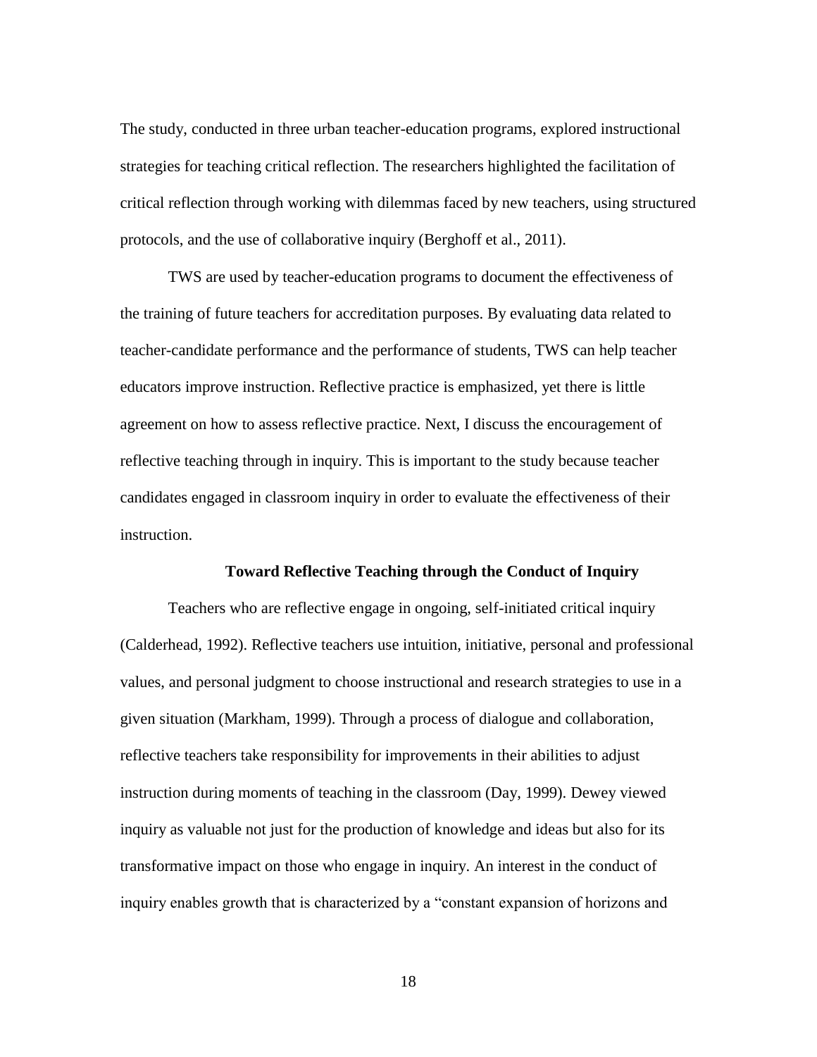The study, conducted in three urban teacher-education programs, explored instructional strategies for teaching critical reflection. The researchers highlighted the facilitation of critical reflection through working with dilemmas faced by new teachers, using structured protocols, and the use of collaborative inquiry (Berghoff et al., 2011).

TWS are used by teacher-education programs to document the effectiveness of the training of future teachers for accreditation purposes. By evaluating data related to teacher-candidate performance and the performance of students, TWS can help teacher educators improve instruction. Reflective practice is emphasized, yet there is little agreement on how to assess reflective practice. Next, I discuss the encouragement of reflective teaching through in inquiry. This is important to the study because teacher candidates engaged in classroom inquiry in order to evaluate the effectiveness of their instruction.

## Toward Reflective Teaching through the Conduct of Inquiry

Teachers who are reflective engage in ongoing, self-initiated critical inquiry (Calderhead, 1992). Reflective teachers use intuition, initiative, personal and professional values, and personal judgment to choose instructional and research strategies to use in a given situation (Markham, 1999). Through a process of dialogue and collaboration, reflective teachers take responsibility for improvements in their abilities to adjust instruction during moments of teaching in the classroom (Day, 1999). Dewey viewed inquiry as valuable not just for the production of knowledge and ideas but also for its transformative impact on those who engage in inquiry. An interest in the conduct of inquiry enables growth that is characterized by a "constant expansion of horizons and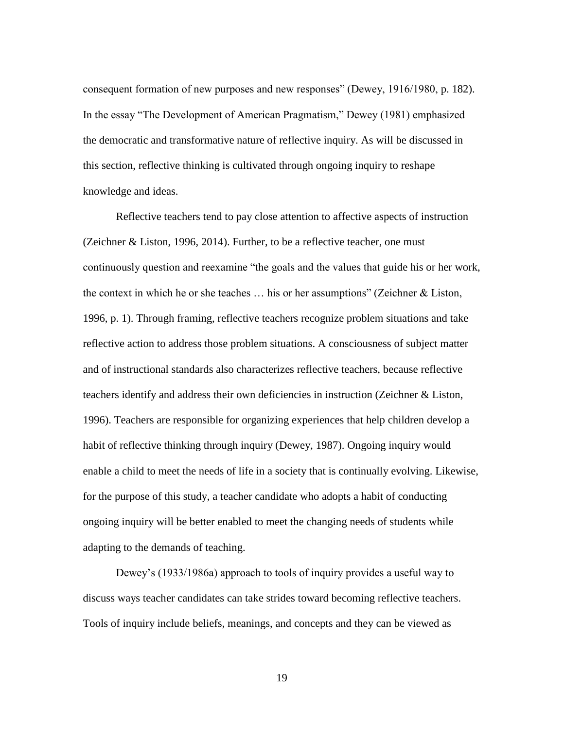consequent formation of new purposes and new responses" (Dewey, 1916/1980, p. 182). In the essay "The Development of American Pragmatism," Dewey (1981) emphasized the democratic and transformative nature of reflective inquiry. As will be discussed in this section, reflective thinking is cultivated through ongoing inquiry to reshape knowledge and ideas.

Reflective teachers tend to pay close attention to affective aspects of instruction (Zeichner & Liston, 1996, 2014). Further, to be a reflective teacher, one must continuously question and reexamine "the goals and the values that guide his or her work, the context in which he or she teaches … his or her assumptions" (Zeichner & Liston, 1996, p. 1). Through framing, reflective teachers recognize problem situations and take reflective action to address those problem situations. A consciousness of subject matter and of instructional standards also characterizes reflective teachers, because reflective teachers identify and address their own deficiencies in instruction (Zeichner & Liston, 1996). Teachers are responsible for organizing experiences that help children develop a habit of reflective thinking through inquiry (Dewey, 1987). Ongoing inquiry would enable a child to meet the needs of life in a society that is continually evolving. Likewise, for the purpose of this study, a teacher candidate who adopts a habit of conducting ongoing inquiry will be better enabled to meet the changing needs of students while adapting to the demands of teaching.

Dewey's (1933/1986a) approach to tools of inquiry provides a useful way to discuss ways teacher candidates can take strides toward becoming reflective teachers. Tools of inquiry include beliefs, meanings, and concepts and they can be viewed as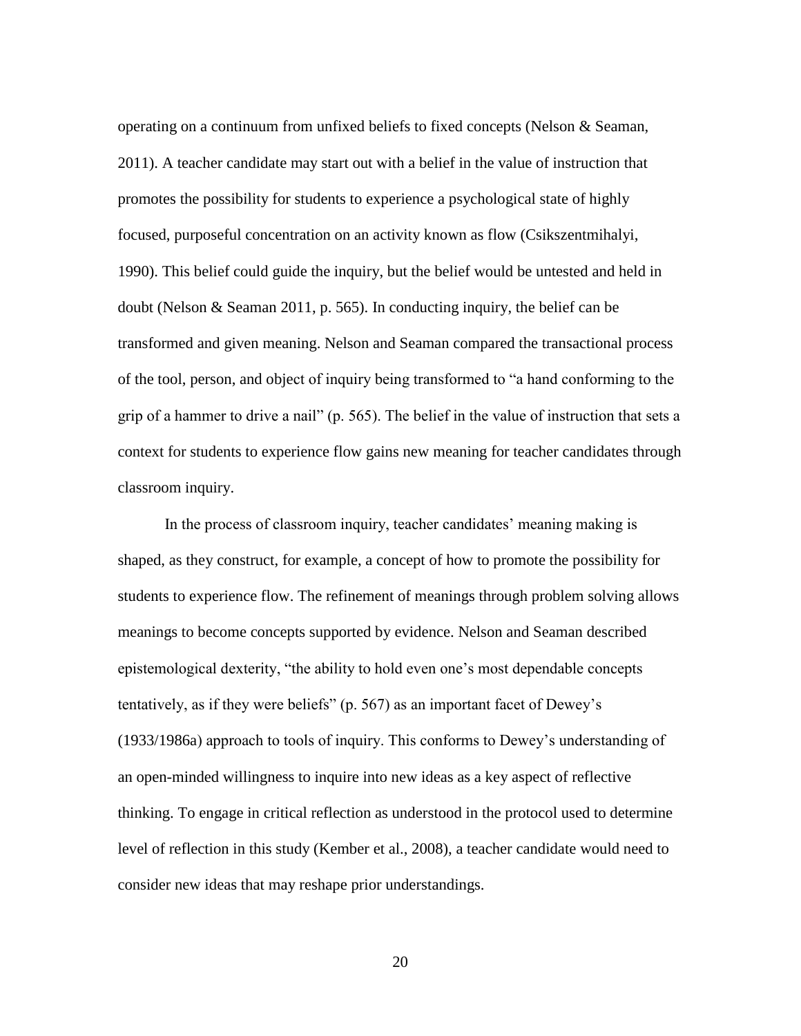operating on a continuum from unfixed beliefs to fixed concepts (Nelson & Seaman, 2011). A teacher candidate may start out with a belief in the value of instruction that promotes the possibility for students to experience a psychological state of highly focused, purposeful concentration on an activity known as flow (Csikszentmihalyi, 1990). This belief could guide the inquiry, but the belief would be untested and held in doubt (Nelson & Seaman 2011, p. 565). In conducting inquiry, the belief can be transformed and given meaning. Nelson and Seaman compared the transactional process of the tool, person, and object of inquiry being transformed to "a hand conforming to the grip of a hammer to drive a nail" (p. 565). The belief in the value of instruction that sets a context for students to experience flow gains new meaning for teacher candidates through classroom inquiry.

In the process of classroom inquiry, teacher candidates' meaning making is shaped, as they construct, for example, a concept of how to promote the possibility for students to experience flow. The refinement of meanings through problem solving allows meanings to become concepts supported by evidence. Nelson and Seaman described epistemological dexterity, "the ability to hold even one's most dependable concepts tentatively, as if they were beliefs" (p. 567) as an important facet of Dewey's (1933/1986a) approach to tools of inquiry. This conforms to Dewey's understanding of an open-minded willingness to inquire into new ideas as a key aspect of reflective thinking. To engage in critical reflection as understood in the protocol used to determine level of reflection in this study (Kember et al., 2008), a teacher candidate would need to consider new ideas that may reshape prior understandings.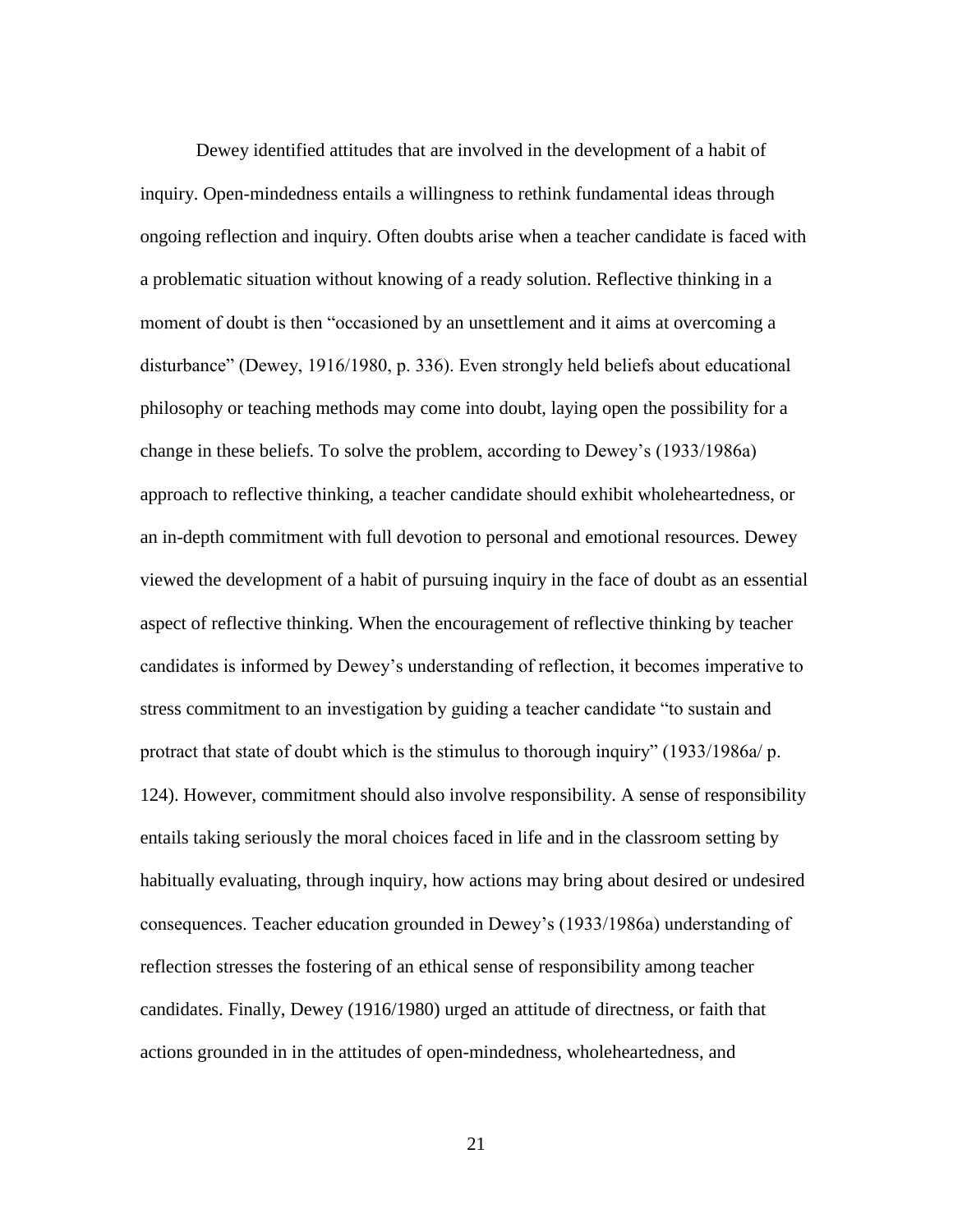Dewey identified attitudes that are involved in the development of a habit of inquiry. Open-mindedness entails a willingness to rethink fundamental ideas through ongoing reflection and inquiry. Often doubts arise when a teacher candidate is faced with a problematic situation without knowing of a ready solution. Reflective thinking in a moment of doubt is then "occasioned by an unsettlement and it aims at overcoming a disturbance" (Dewey, 1916/1980, p. 336). Even strongly held beliefs about educational philosophy or teaching methods may come into doubt, laying open the possibility for a change in these beliefs. To solve the problem, according to Dewey's (1933/1986a) approach to reflective thinking, a teacher candidate should exhibit wholeheartedness, or an in-depth commitment with full devotion to personal and emotional resources. Dewey viewed the development of a habit of pursuing inquiry in the face of doubt as an essential aspect of reflective thinking. When the encouragement of reflective thinking by teacher candidates is informed by Dewey's understanding of reflection, it becomes imperative to stress commitment to an investigation by guiding a teacher candidate "to sustain and protract that state of doubt which is the stimulus to thorough inquiry" (1933/1986a/ p. 124). However, commitment should also involve responsibility. A sense of responsibility entails taking seriously the moral choices faced in life and in the classroom setting by habitually evaluating, through inquiry, how actions may bring about desired or undesired consequences. Teacher education grounded in Dewey's (1933/1986a) understanding of reflection stresses the fostering of an ethical sense of responsibility among teacher candidates. Finally, Dewey (1916/1980) urged an attitude of directness, or faith that actions grounded in in the attitudes of open-mindedness, wholeheartedness, and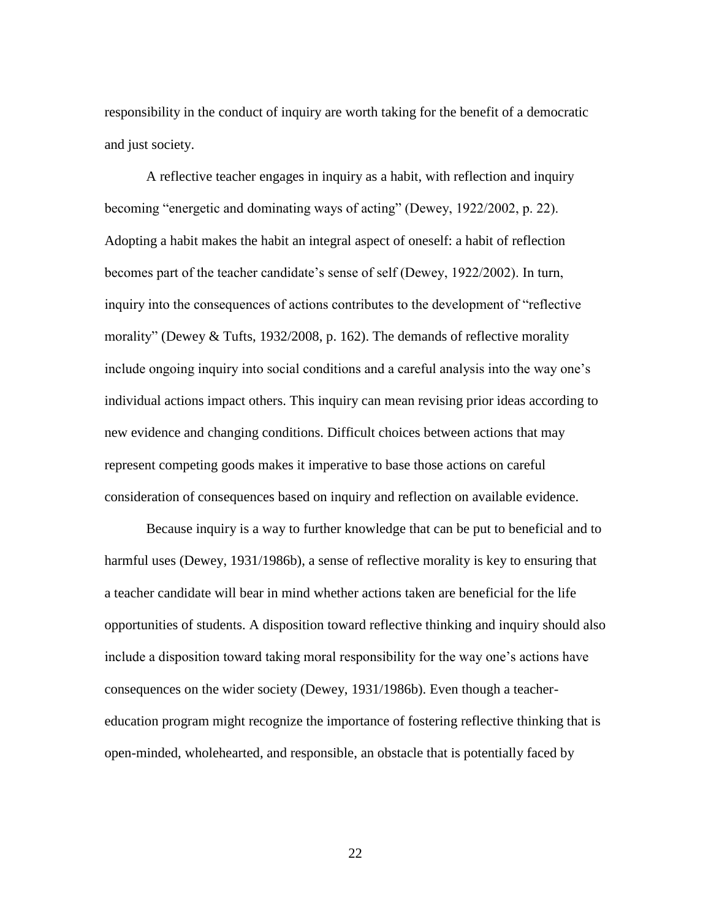responsibility in the conduct of inquiry are worth taking for the benefit of a democratic and just society.

A reflective teacher engages in inquiry as a habit, with reflection and inquiry becoming "energetic and dominating ways of acting" (Dewey, 1922/2002, p. 22). Adopting a habit makes the habit an integral aspect of oneself: a habit of reflection becomes part of the teacher candidate's sense of self (Dewey, 1922/2002). In turn, inquiry into the consequences of actions contributes to the development of "reflective morality" (Dewey & Tufts, 1932/2008, p. 162). The demands of reflective morality include ongoing inquiry into social conditions and a careful analysis into the way one's individual actions impact others. This inquiry can mean revising prior ideas according to new evidence and changing conditions. Difficult choices between actions that may represent competing goods makes it imperative to base those actions on careful consideration of consequences based on inquiry and reflection on available evidence.

Because inquiry is a way to further knowledge that can be put to beneficial and to harmful uses (Dewey, 1931/1986b), a sense of reflective morality is key to ensuring that a teacher candidate will bear in mind whether actions taken are beneficial for the life opportunities of students. A disposition toward reflective thinking and inquiry should also include a disposition toward taking moral responsibility for the way one's actions have consequences on the wider society (Dewey, 1931/1986b). Even though a teacher-education program might recognize the importance of fostering reflective thinking that is open-minded, wholehearted, and responsible, an obstacle that is potentially faced by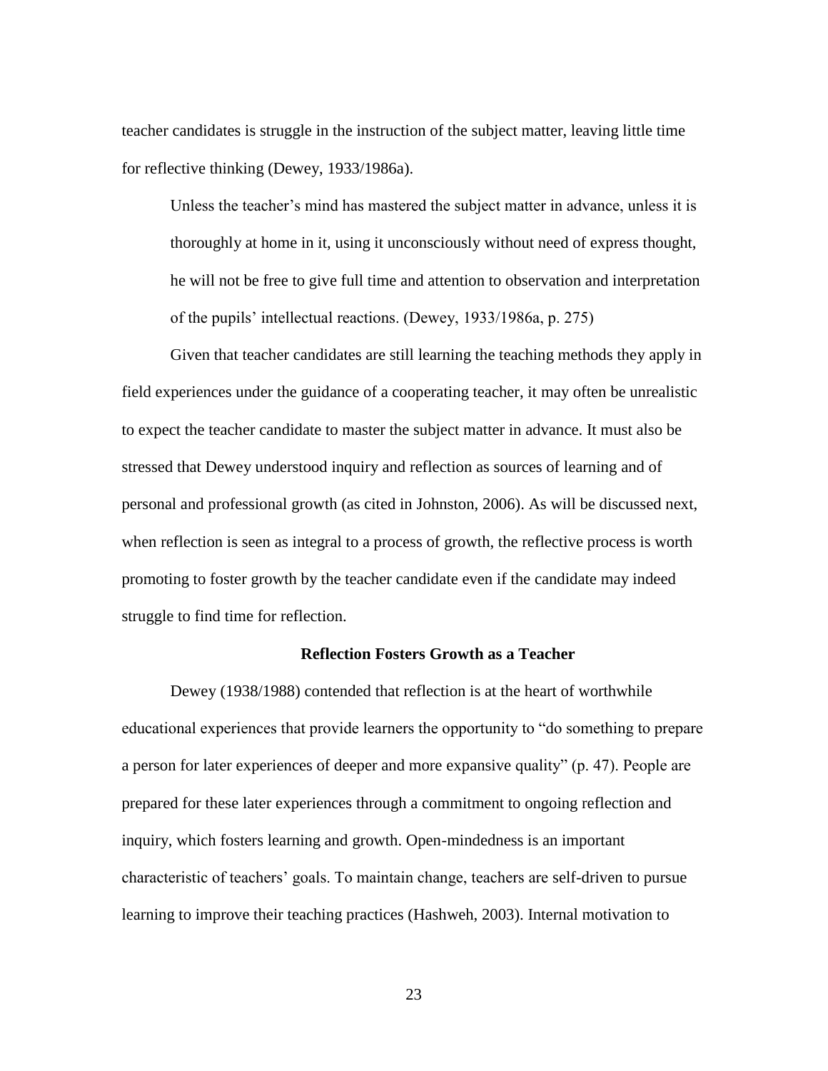teacher candidates is struggle in the instruction of the subject matter, leaving little time for reflective thinking (Dewey, 1933/1986a).

> Unless the teacher's mind has mastered the subject matter in advance, unless it is thoroughly at home in it, using it unconsciously without need of express thought, he will not be free to give full time and attention to observation and interpretation of the pupils' intellectual reactions. (Dewey, 1933/1986a, p. 275)

Given that teacher candidates are still learning the teaching methods they apply in field experiences under the guidance of a cooperating teacher, it may often be unrealistic to expect the teacher candidate to master the subject matter in advance. It must also be stressed that Dewey understood inquiry and reflection as sources of learning and of personal and professional growth (as cited in Johnston, 2006). As will be discussed next, when reflection is seen as integral to a process of growth, the reflective process is worth promoting to foster growth by the teacher candidate even if the candidate may indeed struggle to find time for reflection.

## Reflection Fosters Growth as a Teacher

Dewey (1938/1988) contended that reflection is at the heart of worthwhile educational experiences that provide learners the opportunity to "do something to prepare a person for later experiences of deeper and more expansive quality" (p. 47). People are prepared for these later experiences through a commitment to ongoing reflection and inquiry, which fosters learning and growth. Open-mindedness is an important characteristic of teachers' goals. To maintain change, teachers are self-driven to pursue learning to improve their teaching practices (Hashweh, 2003). Internal motivation to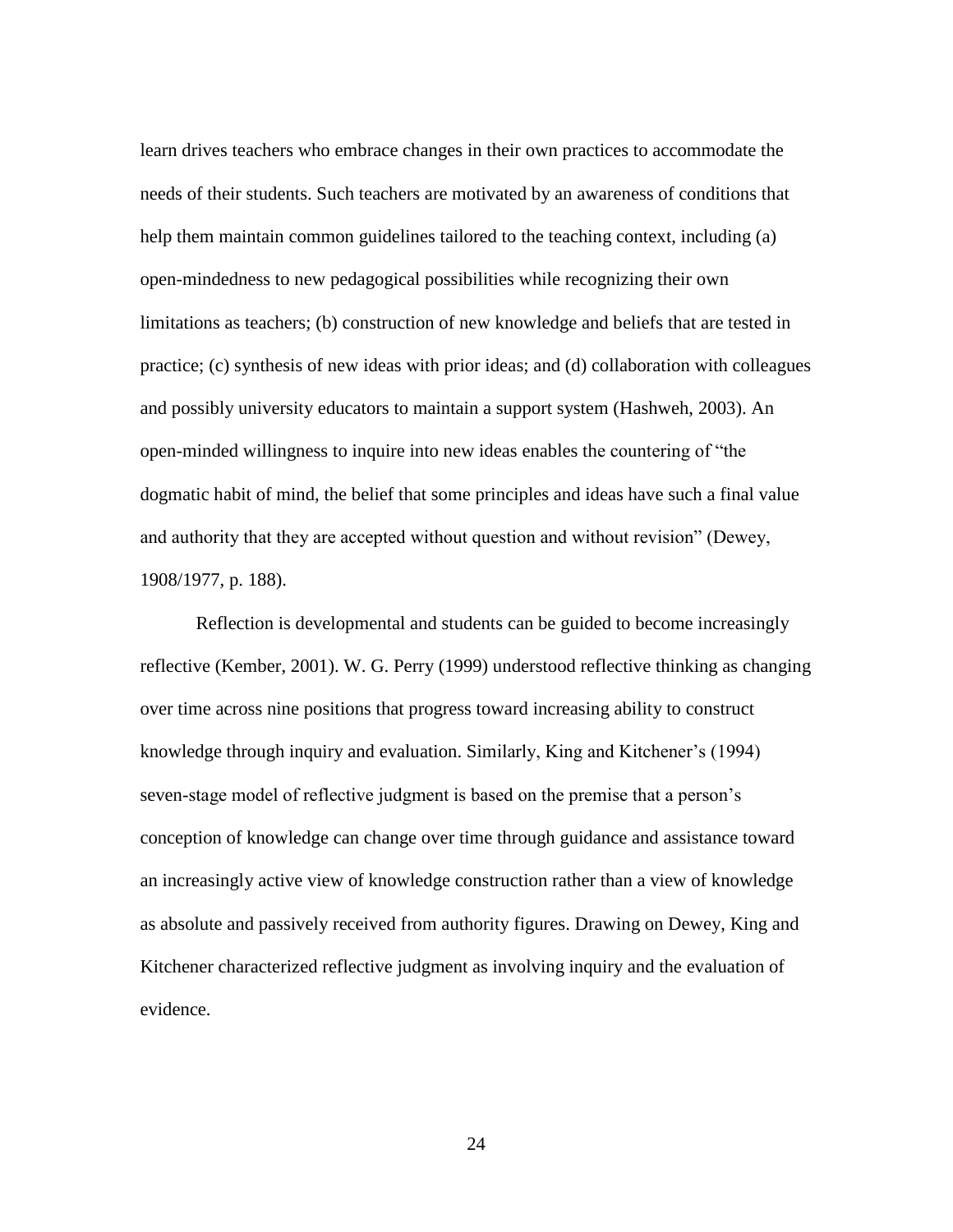learn drives teachers who embrace changes in their own practices to accommodate the needs of their students. Such teachers are motivated by an awareness of conditions that help them maintain common guidelines tailored to the teaching context, including (a) open-mindedness to new pedagogical possibilities while recognizing their own limitations as teachers; (b) construction of new knowledge and beliefs that are tested in practice; (c) synthesis of new ideas with prior ideas; and (d) collaboration with colleagues and possibly university educators to maintain a support system (Hashweh, 2003). An open-minded willingness to inquire into new ideas enables the countering of "the dogmatic habit of mind, the belief that some principles and ideas have such a final value and authority that they are accepted without question and without revision" (Dewey, 1908/1977, p. 188).

Reflection is developmental and students can be guided to become increasingly reflective (Kember, 2001). W. G. Perry (1999) understood reflective thinking as changing over time across nine positions that progress toward increasing ability to construct knowledge through inquiry and evaluation. Similarly, King and Kitchener's (1994) seven-stage model of reflective judgment is based on the premise that a person's conception of knowledge can change over time through guidance and assistance toward an increasingly active view of knowledge construction rather than a view of knowledge as absolute and passively received from authority figures. Drawing on Dewey, King and Kitchener characterized reflective judgment as involving inquiry and the evaluation of evidence.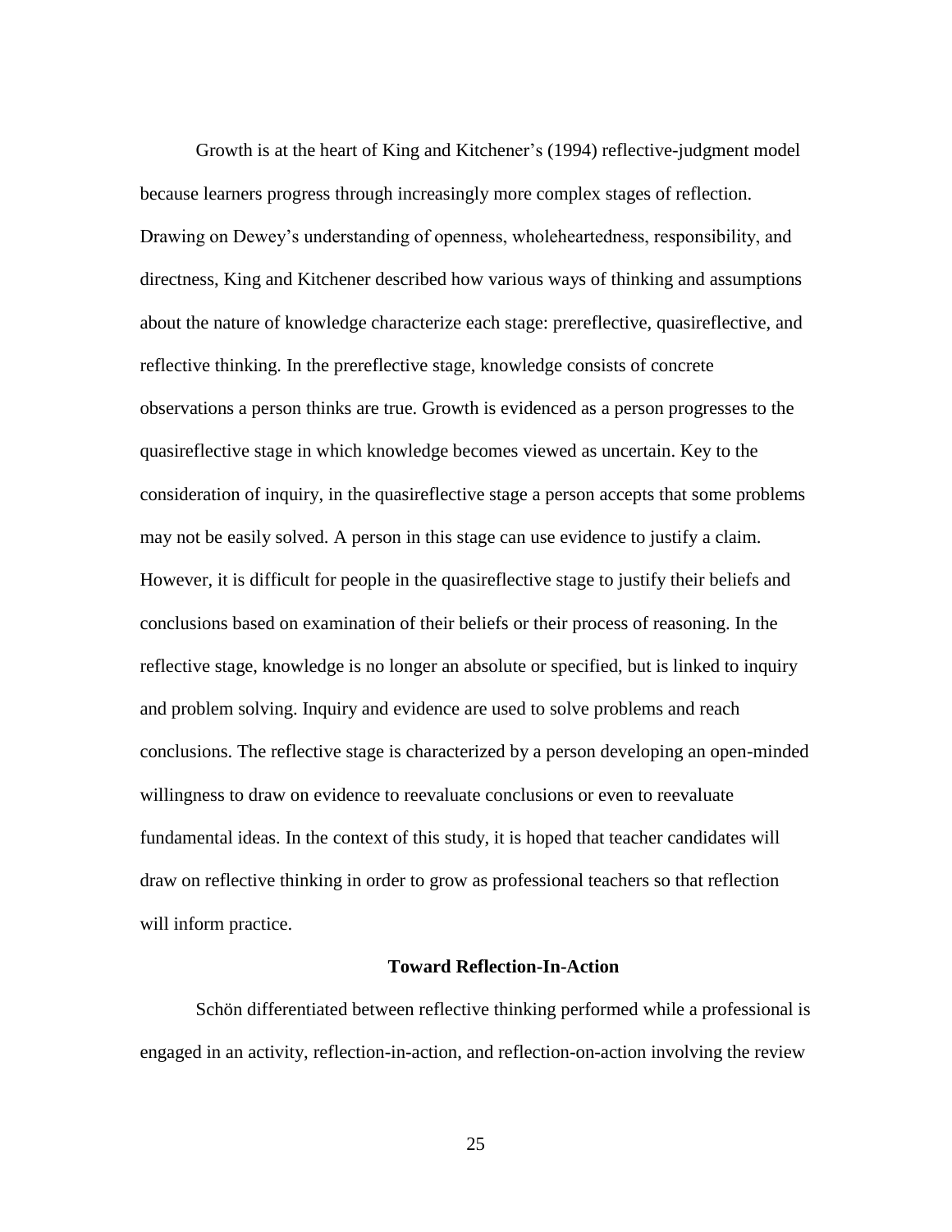Growth is at the heart of King and Kitchener's (1994) reflective-judgment model because learners progress through increasingly more complex stages of reflection. Drawing on Dewey's understanding of openness, wholeheartedness, responsibility, and directness, King and Kitchener described how various ways of thinking and assumptions about the nature of knowledge characterize each stage: prereflective, quasireflective, and reflective thinking. In the prereflective stage, knowledge consists of concrete observations a person thinks are true. Growth is evidenced as a person progresses to the quasireflective stage in which knowledge becomes viewed as uncertain. Key to the consideration of inquiry, in the quasireflective stage a person accepts that some problems may not be easily solved. A person in this stage can use evidence to justify a claim. However, it is difficult for people in the quasireflective stage to justify their beliefs and conclusions based on examination of their beliefs or their process of reasoning. In the reflective stage, knowledge is no longer an absolute or specified, but is linked to inquiry and problem solving. Inquiry and evidence are used to solve problems and reach conclusions. The reflective stage is characterized by a person developing an open-minded willingness to draw on evidence to reevaluate conclusions or even to reevaluate fundamental ideas. In the context of this study, it is hoped that teacher candidates will draw on reflective thinking in order to grow as professional teachers so that reflection will inform practice.

## Toward Reflection-In-Action

Schön differentiated between reflective thinking performed while a professional is engaged in an activity, reflection-in-action, and reflection-on-action involving the review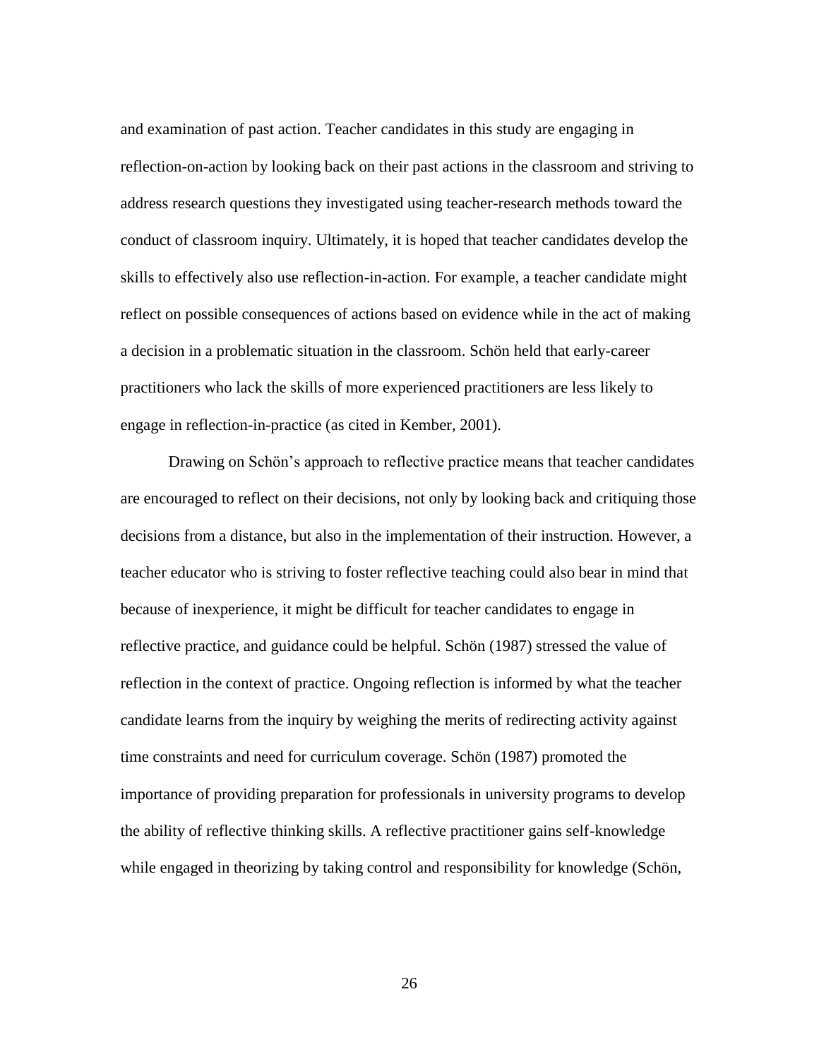and examination of past action. Teacher candidates in this study are engaging in reflection-on-action by looking back on their past actions in the classroom and striving to address research questions they investigated using teacher-research methods toward the conduct of classroom inquiry. Ultimately, it is hoped that teacher candidates develop the skills to effectively also use reflection-in-action. For example, a teacher candidate might reflect on possible consequences of actions based on evidence while in the act of making a decision in a problematic situation in the classroom. Schön held that early-career practitioners who lack the skills of more experienced practitioners are less likely to engage in reflection-in-practice (as cited in Kember, 2001).

Drawing on Schön's approach to reflective practice means that teacher candidates are encouraged to reflect on their decisions, not only by looking back and critiquing those decisions from a distance, but also in the implementation of their instruction. However, a teacher educator who is striving to foster reflective teaching could also bear in mind that because of inexperience, it might be difficult for teacher candidates to engage in reflective practice, and guidance could be helpful. Schön (1987) stressed the value of reflection in the context of practice. Ongoing reflection is informed by what the teacher candidate learns from the inquiry by weighing the merits of redirecting activity against time constraints and need for curriculum coverage. Schön (1987) promoted the importance of providing preparation for professionals in university programs to develop the ability of reflective thinking skills. A reflective practitioner gains self-knowledge while engaged in theorizing by taking control and responsibility for knowledge (Schön,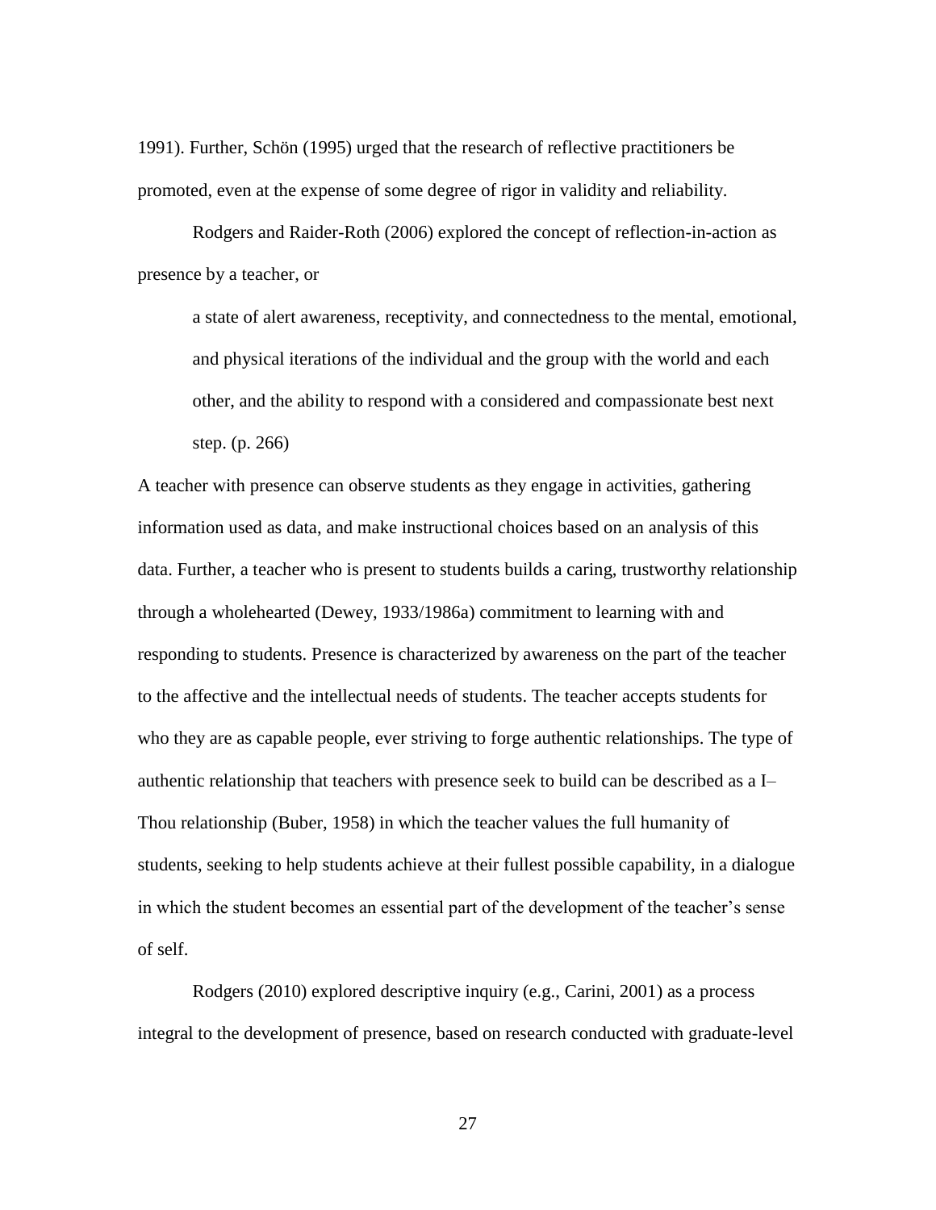1991). Further, Schön (1995) urged that the research of reflective practitioners be promoted, even at the expense of some degree of rigor in validity and reliability.

Rodgers and Raider-Roth (2006) explored the concept of reflection-in-action as presence by a teacher, or

> a state of alert awareness, receptivity, and connectedness to the mental, emotional, and physical iterations of the individual and the group with the world and each other, and the ability to respond with a considered and compassionate best next step. (p. 266)

A teacher with presence can observe students as they engage in activities, gathering information used as data, and make instructional choices based on an analysis of this data. Further, a teacher who is present to students builds a caring, trustworthy relationship through a wholehearted (Dewey, 1933/1986a) commitment to learning with and responding to students. Presence is characterized by awareness on the part of the teacher to the affective and the intellectual needs of students. The teacher accepts students for who they are as capable people, ever striving to forge authentic relationships. The type of authentic relationship that teachers with presence seek to build can be described as a I–Thou relationship (Buber, 1958) in which the teacher values the full humanity of students, seeking to help students achieve at their fullest possible capability, in a dialogue in which the student becomes an essential part of the development of the teacher's sense of self.

Rodgers (2010) explored descriptive inquiry (e.g., Carini, 2001) as a process integral to the development of presence, based on research conducted with graduate-level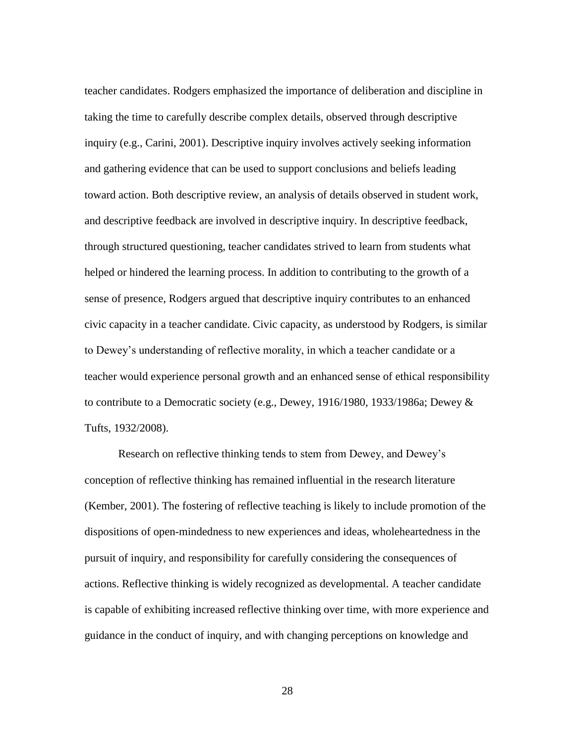teacher candidates. Rodgers emphasized the importance of deliberation and discipline in taking the time to carefully describe complex details, observed through descriptive inquiry (e.g., Carini, 2001). Descriptive inquiry involves actively seeking information and gathering evidence that can be used to support conclusions and beliefs leading toward action. Both descriptive review, an analysis of details observed in student work, and descriptive feedback are involved in descriptive inquiry. In descriptive feedback, through structured questioning, teacher candidates strived to learn from students what helped or hindered the learning process. In addition to contributing to the growth of a sense of presence, Rodgers argued that descriptive inquiry contributes to an enhanced civic capacity in a teacher candidate. Civic capacity, as understood by Rodgers, is similar to Dewey's understanding of reflective morality, in which a teacher candidate or a teacher would experience personal growth and an enhanced sense of ethical responsibility to contribute to a Democratic society (e.g., Dewey, 1916/1980, 1933/1986a; Dewey & Tufts, 1932/2008).

Research on reflective thinking tends to stem from Dewey, and Dewey's conception of reflective thinking has remained influential in the research literature (Kember, 2001). The fostering of reflective teaching is likely to include promotion of the dispositions of open-mindedness to new experiences and ideas, wholeheartedness in the pursuit of inquiry, and responsibility for carefully considering the consequences of actions. Reflective thinking is widely recognized as developmental. A teacher candidate is capable of exhibiting increased reflective thinking over time, with more experience and guidance in the conduct of inquiry, and with changing perceptions on knowledge and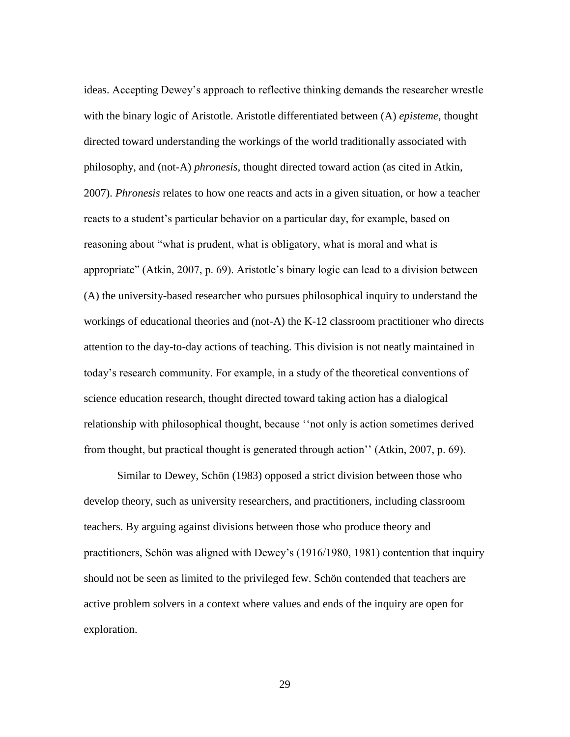ideas. Accepting Dewey's approach to reflective thinking demands the researcher wrestle with the binary logic of Aristotle. Aristotle differentiated between (A) *episteme*, thought directed toward understanding the workings of the world traditionally associated with philosophy, and (not-A) *phronesis*, thought directed toward action (as cited in Atkin, 2007). *Phronesis* relates to how one reacts and acts in a given situation, or how a teacher reacts to a student's particular behavior on a particular day, for example, based on reasoning about "what is prudent, what is obligatory, what is moral and what is appropriate" (Atkin, 2007, p. 69). Aristotle's binary logic can lead to a division between (A) the university-based researcher who pursues philosophical inquiry to understand the workings of educational theories and (not-A) the K-12 classroom practitioner who directs attention to the day-to-day actions of teaching. This division is not neatly maintained in today's research community. For example, in a study of the theoretical conventions of science education research, thought directed toward taking action has a dialogical relationship with philosophical thought, because ''not only is action sometimes derived from thought, but practical thought is generated through action'' (Atkin, 2007, p. 69).

Similar to Dewey, Schön (1983) opposed a strict division between those who develop theory, such as university researchers, and practitioners, including classroom teachers. By arguing against divisions between those who produce theory and practitioners, Schön was aligned with Dewey's (1916/1980, 1981) contention that inquiry should not be seen as limited to the privileged few. Schön contended that teachers are active problem solvers in a context where values and ends of the inquiry are open for exploration.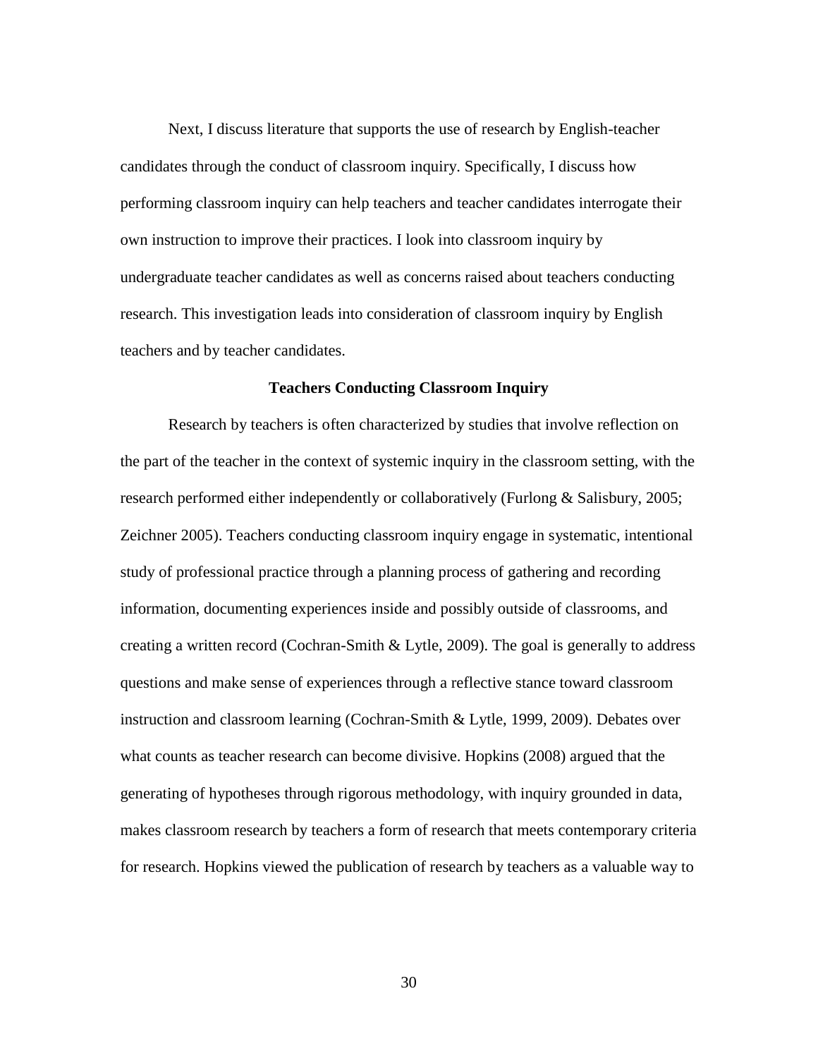Next, I discuss literature that supports the use of research by English-teacher candidates through the conduct of classroom inquiry. Specifically, I discuss how performing classroom inquiry can help teachers and teacher candidates interrogate their own instruction to improve their practices. I look into classroom inquiry by undergraduate teacher candidates as well as concerns raised about teachers conducting research. This investigation leads into consideration of classroom inquiry by English teachers and by teacher candidates.

## Teachers Conducting Classroom Inquiry

Research by teachers is often characterized by studies that involve reflection on the part of the teacher in the context of systemic inquiry in the classroom setting, with the research performed either independently or collaboratively (Furlong & Salisbury, 2005; Zeichner 2005). Teachers conducting classroom inquiry engage in systematic, intentional study of professional practice through a planning process of gathering and recording information, documenting experiences inside and possibly outside of classrooms, and creating a written record (Cochran-Smith & Lytle, 2009). The goal is generally to address questions and make sense of experiences through a reflective stance toward classroom instruction and classroom learning (Cochran-Smith & Lytle, 1999, 2009). Debates over what counts as teacher research can become divisive. Hopkins (2008) argued that the generating of hypotheses through rigorous methodology, with inquiry grounded in data, makes classroom research by teachers a form of research that meets contemporary criteria for research. Hopkins viewed the publication of research by teachers as a valuable way to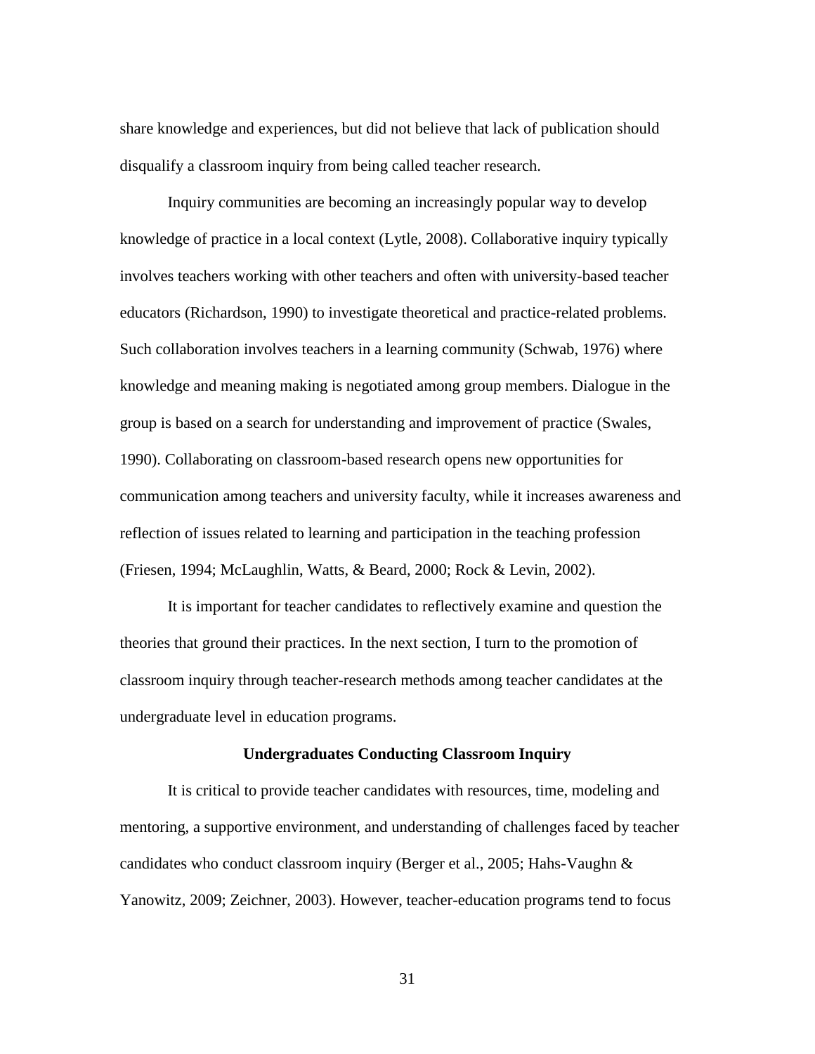share knowledge and experiences, but did not believe that lack of publication should disqualify a classroom inquiry from being called teacher research.

Inquiry communities are becoming an increasingly popular way to develop knowledge of practice in a local context (Lytle, 2008). Collaborative inquiry typically involves teachers working with other teachers and often with university-based teacher educators (Richardson, 1990) to investigate theoretical and practice-related problems. Such collaboration involves teachers in a learning community (Schwab, 1976) where knowledge and meaning making is negotiated among group members. Dialogue in the group is based on a search for understanding and improvement of practice (Swales, 1990). Collaborating on classroom-based research opens new opportunities for communication among teachers and university faculty, while it increases awareness and reflection of issues related to learning and participation in the teaching profession (Friesen, 1994; McLaughlin, Watts, & Beard, 2000; Rock & Levin, 2002).

It is important for teacher candidates to reflectively examine and question the theories that ground their practices. In the next section, I turn to the promotion of classroom inquiry through teacher-research methods among teacher candidates at the undergraduate level in education programs.

### Undergraduates Conducting Classroom Inquiry

It is critical to provide teacher candidates with resources, time, modeling and mentoring, a supportive environment, and understanding of challenges faced by teacher candidates who conduct classroom inquiry (Berger et al., 2005; Hahs-Vaughn & Yanowitz, 2009; Zeichner, 2003). However, teacher-education programs tend to focus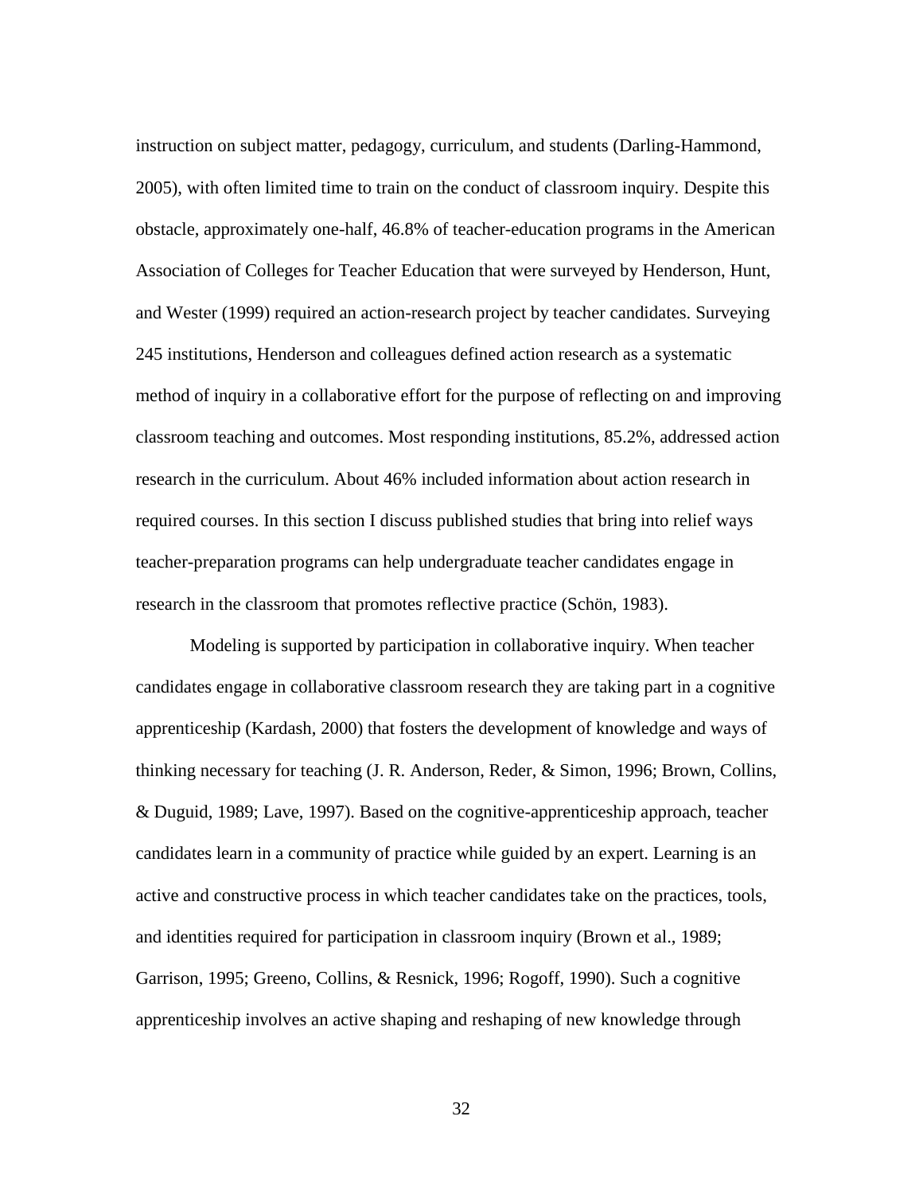instruction on subject matter, pedagogy, curriculum, and students (Darling-Hammond, 2005), with often limited time to train on the conduct of classroom inquiry. Despite this obstacle, approximately one-half, 46.8% of teacher-education programs in the American Association of Colleges for Teacher Education that were surveyed by Henderson, Hunt, and Wester (1999) required an action-research project by teacher candidates. Surveying 245 institutions, Henderson and colleagues defined action research as a systematic method of inquiry in a collaborative effort for the purpose of reflecting on and improving classroom teaching and outcomes. Most responding institutions, 85.2%, addressed action research in the curriculum. About 46% included information about action research in required courses. In this section I discuss published studies that bring into relief ways teacher-preparation programs can help undergraduate teacher candidates engage in research in the classroom that promotes reflective practice (Schön, 1983).

Modeling is supported by participation in collaborative inquiry. When teacher candidates engage in collaborative classroom research they are taking part in a cognitive apprenticeship (Kardash, 2000) that fosters the development of knowledge and ways of thinking necessary for teaching (J. R. Anderson, Reder, & Simon, 1996; Brown, Collins, & Duguid, 1989; Lave, 1997). Based on the cognitive-apprenticeship approach, teacher candidates learn in a community of practice while guided by an expert. Learning is an active and constructive process in which teacher candidates take on the practices, tools, and identities required for participation in classroom inquiry (Brown et al., 1989; Garrison, 1995; Greeno, Collins, & Resnick, 1996; Rogoff, 1990). Such a cognitive apprenticeship involves an active shaping and reshaping of new knowledge through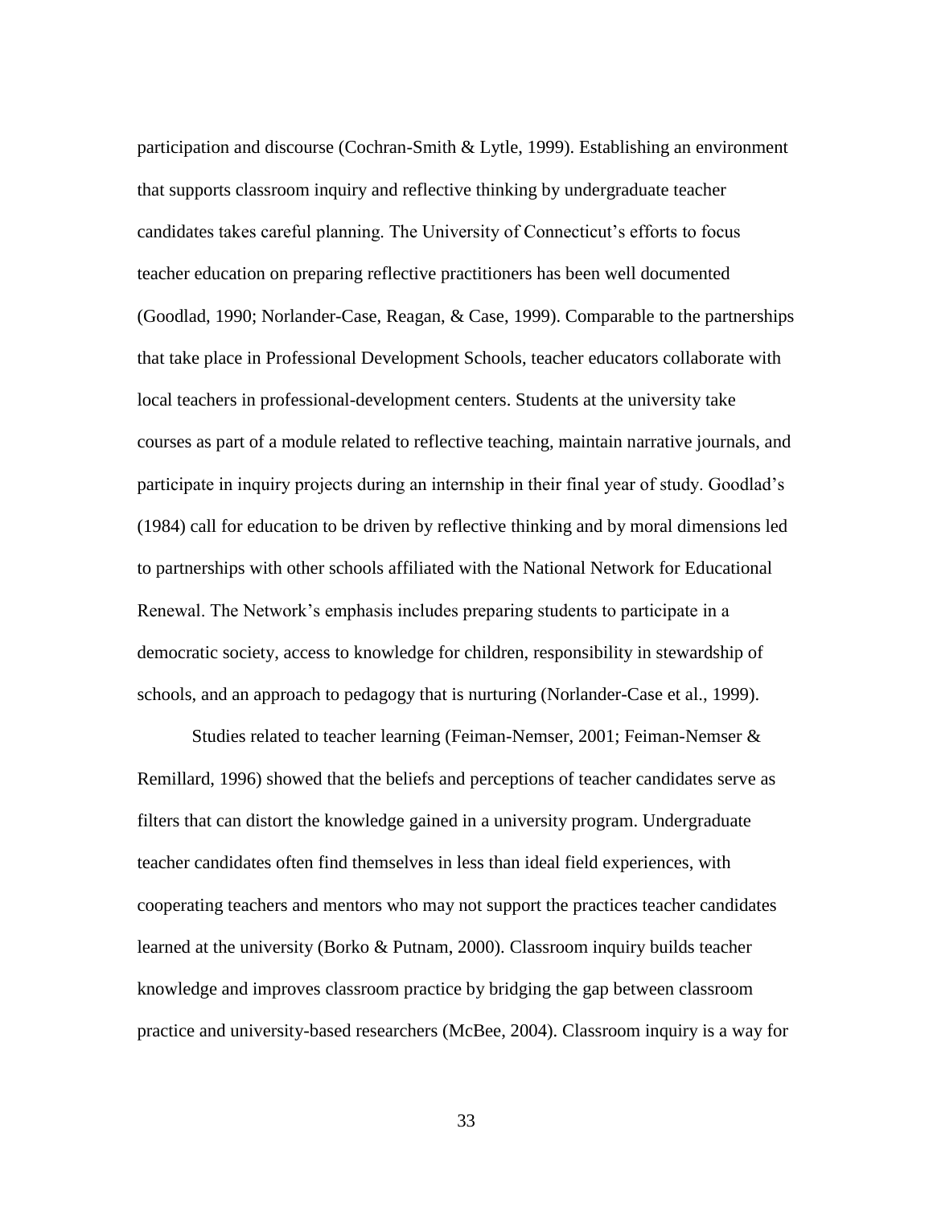participation and discourse (Cochran-Smith & Lytle, 1999). Establishing an environment that supports classroom inquiry and reflective thinking by undergraduate teacher candidates takes careful planning. The University of Connecticut's efforts to focus teacher education on preparing reflective practitioners has been well documented (Goodlad, 1990; Norlander-Case, Reagan, & Case, 1999). Comparable to the partnerships that take place in Professional Development Schools, teacher educators collaborate with local teachers in professional-development centers. Students at the university take courses as part of a module related to reflective teaching, maintain narrative journals, and participate in inquiry projects during an internship in their final year of study. Goodlad's (1984) call for education to be driven by reflective thinking and by moral dimensions led to partnerships with other schools affiliated with the National Network for Educational Renewal. The Network's emphasis includes preparing students to participate in a democratic society, access to knowledge for children, responsibility in stewardship of schools, and an approach to pedagogy that is nurturing (Norlander-Case et al., 1999).

Studies related to teacher learning (Feiman-Nemser, 2001; Feiman-Nemser & Remillard, 1996) showed that the beliefs and perceptions of teacher candidates serve as filters that can distort the knowledge gained in a university program. Undergraduate teacher candidates often find themselves in less than ideal field experiences, with cooperating teachers and mentors who may not support the practices teacher candidates learned at the university (Borko & Putnam, 2000). Classroom inquiry builds teacher knowledge and improves classroom practice by bridging the gap between classroom practice and university-based researchers (McBee, 2004). Classroom inquiry is a way for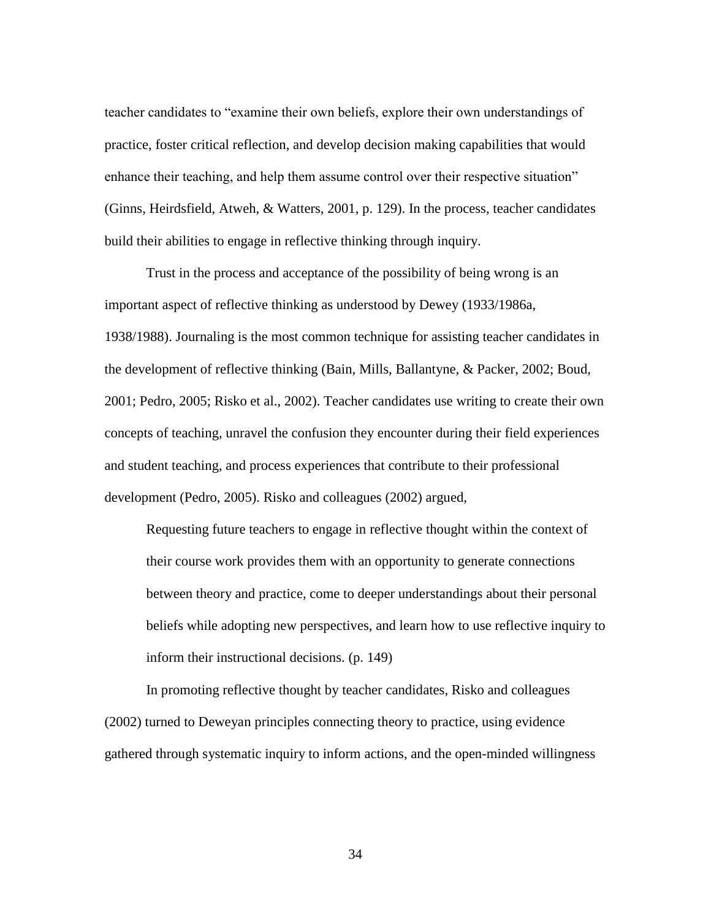teacher candidates to "examine their own beliefs, explore their own understandings of practice, foster critical reflection, and develop decision making capabilities that would enhance their teaching, and help them assume control over their respective situation" (Ginns, Heirdsfield, Atweh, & Watters, 2001, p. 129). In the process, teacher candidates build their abilities to engage in reflective thinking through inquiry.

Trust in the process and acceptance of the possibility of being wrong is an important aspect of reflective thinking as understood by Dewey (1933/1986a, 1938/1988). Journaling is the most common technique for assisting teacher candidates in the development of reflective thinking (Bain, Mills, Ballantyne, & Packer, 2002; Boud, 2001; Pedro, 2005; Risko et al., 2002). Teacher candidates use writing to create their own concepts of teaching, unravel the confusion they encounter during their field experiences and student teaching, and process experiences that contribute to their professional development (Pedro, 2005). Risko and colleagues (2002) argued,

> Requesting future teachers to engage in reflective thought within the context of their course work provides them with an opportunity to generate connections between theory and practice, come to deeper understandings about their personal beliefs while adopting new perspectives, and learn how to use reflective inquiry to inform their instructional decisions. (p. 149)

In promoting reflective thought by teacher candidates, Risko and colleagues (2002) turned to Deweyan principles connecting theory to practice, using evidence gathered through systematic inquiry to inform actions, and the open-minded willingness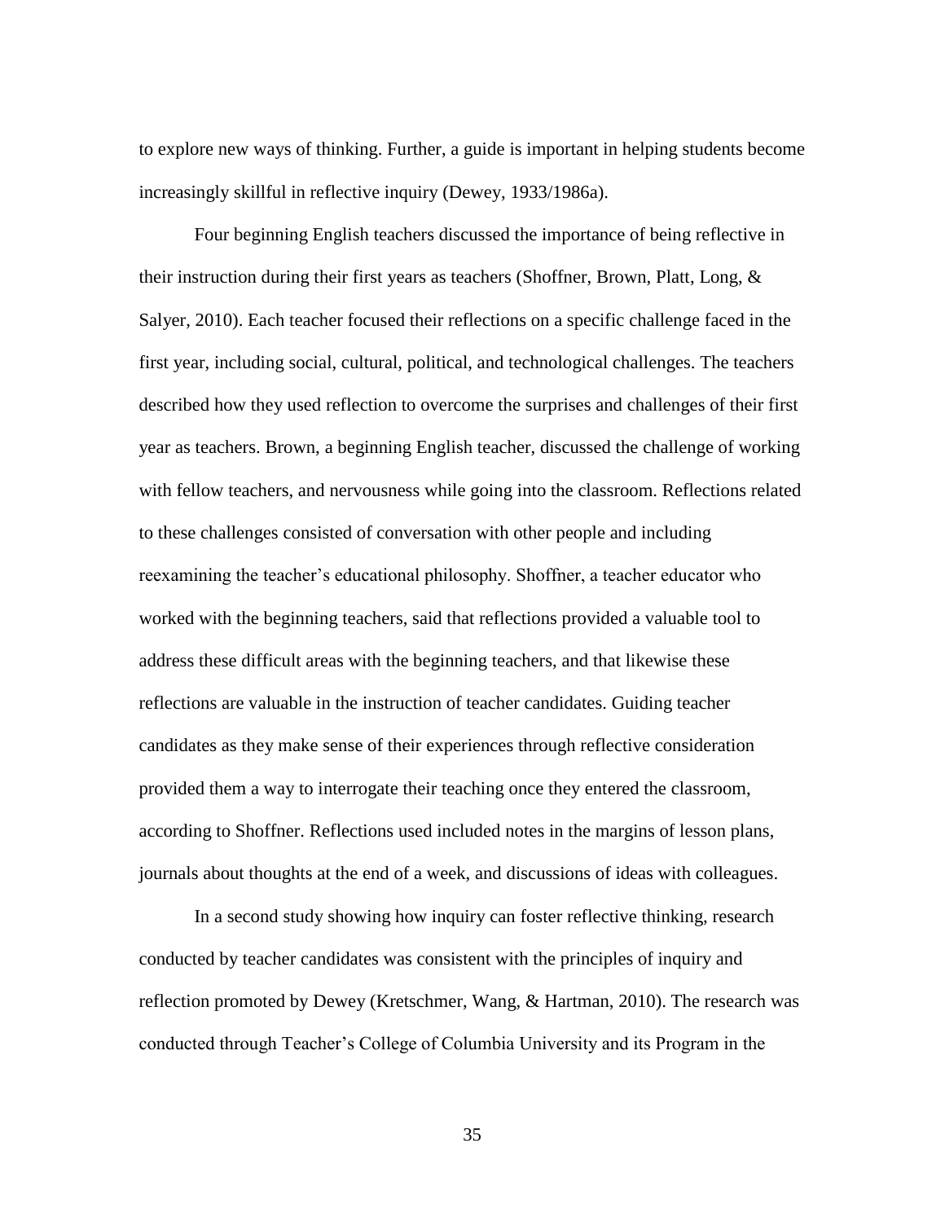to explore new ways of thinking. Further, a guide is important in helping students become increasingly skillful in reflective inquiry (Dewey, 1933/1986a).

Four beginning English teachers discussed the importance of being reflective in their instruction during their first years as teachers (Shoffner, Brown, Platt, Long, & Salyer, 2010). Each teacher focused their reflections on a specific challenge faced in the first year, including social, cultural, political, and technological challenges. The teachers described how they used reflection to overcome the surprises and challenges of their first year as teachers. Brown, a beginning English teacher, discussed the challenge of working with fellow teachers, and nervousness while going into the classroom. Reflections related to these challenges consisted of conversation with other people and including reexamining the teacher's educational philosophy. Shoffner, a teacher educator who worked with the beginning teachers, said that reflections provided a valuable tool to address these difficult areas with the beginning teachers, and that likewise these reflections are valuable in the instruction of teacher candidates. Guiding teacher candidates as they make sense of their experiences through reflective consideration provided them a way to interrogate their teaching once they entered the classroom, according to Shoffner. Reflections used included notes in the margins of lesson plans, journals about thoughts at the end of a week, and discussions of ideas with colleagues.

In a second study showing how inquiry can foster reflective thinking, research conducted by teacher candidates was consistent with the principles of inquiry and reflection promoted by Dewey (Kretschmer, Wang, & Hartman, 2010). The research was conducted through Teacher's College of Columbia University and its Program in the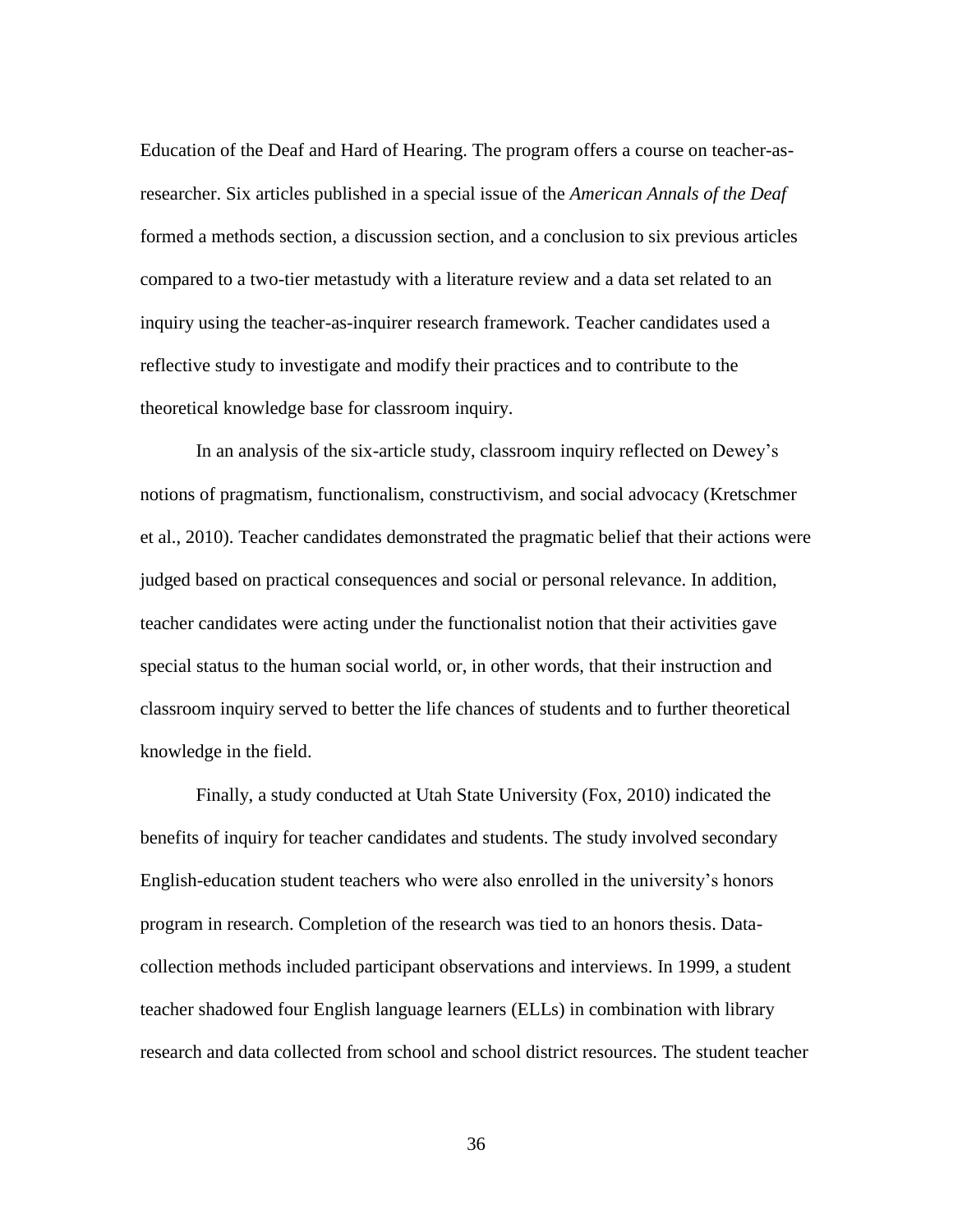Education of the Deaf and Hard of Hearing. The program offers a course on teacher-as-researcher. Six articles published in a special issue of the *American Annals of the Deaf* formed a methods section, a discussion section, and a conclusion to six previous articles compared to a two-tier metastudy with a literature review and a data set related to an inquiry using the teacher-as-inquirer research framework. Teacher candidates used a reflective study to investigate and modify their practices and to contribute to the theoretical knowledge base for classroom inquiry.

In an analysis of the six-article study, classroom inquiry reflected on Dewey's notions of pragmatism, functionalism, constructivism, and social advocacy (Kretschmer et al., 2010). Teacher candidates demonstrated the pragmatic belief that their actions were judged based on practical consequences and social or personal relevance. In addition, teacher candidates were acting under the functionalist notion that their activities gave special status to the human social world, or, in other words, that their instruction and classroom inquiry served to better the life chances of students and to further theoretical knowledge in the field.

Finally, a study conducted at Utah State University (Fox, 2010) indicated the benefits of inquiry for teacher candidates and students. The study involved secondary English-education student teachers who were also enrolled in the university's honors program in research. Completion of the research was tied to an honors thesis. Data-collection methods included participant observations and interviews. In 1999, a student teacher shadowed four English language learners (ELLs) in combination with library research and data collected from school and school district resources. The student teacher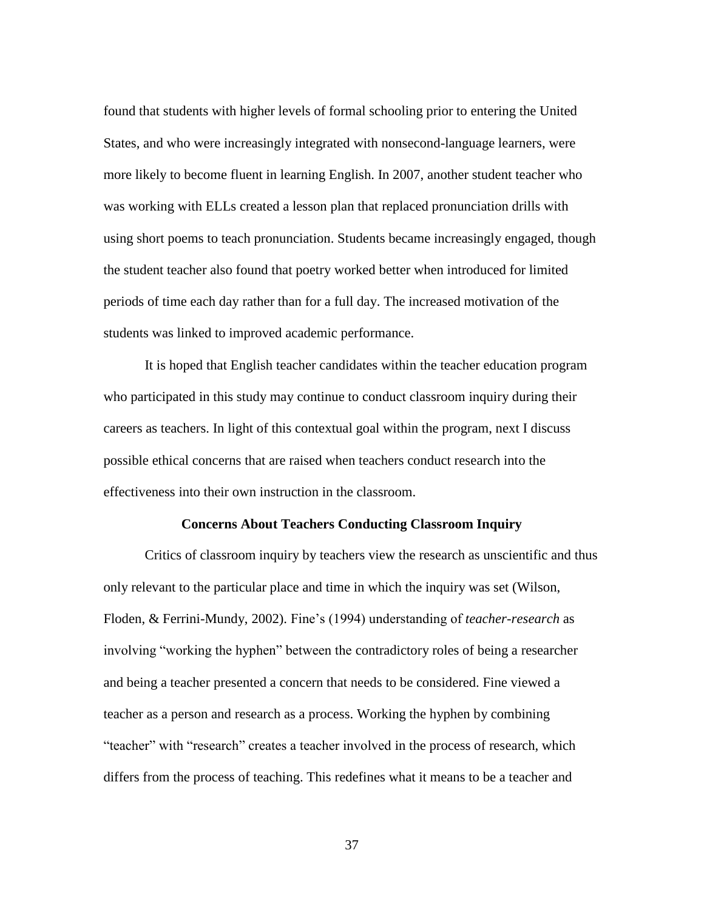found that students with higher levels of formal schooling prior to entering the United States, and who were increasingly integrated with nonsecond-language learners, were more likely to become fluent in learning English. In 2007, another student teacher who was working with ELLs created a lesson plan that replaced pronunciation drills with using short poems to teach pronunciation. Students became increasingly engaged, though the student teacher also found that poetry worked better when introduced for limited periods of time each day rather than for a full day. The increased motivation of the students was linked to improved academic performance.

It is hoped that English teacher candidates within the teacher education program who participated in this study may continue to conduct classroom inquiry during their careers as teachers. In light of this contextual goal within the program, next I discuss possible ethical concerns that are raised when teachers conduct research into the effectiveness into their own instruction in the classroom.

## Concerns About Teachers Conducting Classroom Inquiry

Critics of classroom inquiry by teachers view the research as unscientific and thus only relevant to the particular place and time in which the inquiry was set (Wilson, Floden, & Ferrini-Mundy, 2002). Fine's (1994) understanding of *teacher-research* as involving "working the hyphen" between the contradictory roles of being a researcher and being a teacher presented a concern that needs to be considered. Fine viewed a teacher as a person and research as a process. Working the hyphen by combining "teacher" with "research" creates a teacher involved in the process of research, which differs from the process of teaching. This redefines what it means to be a teacher and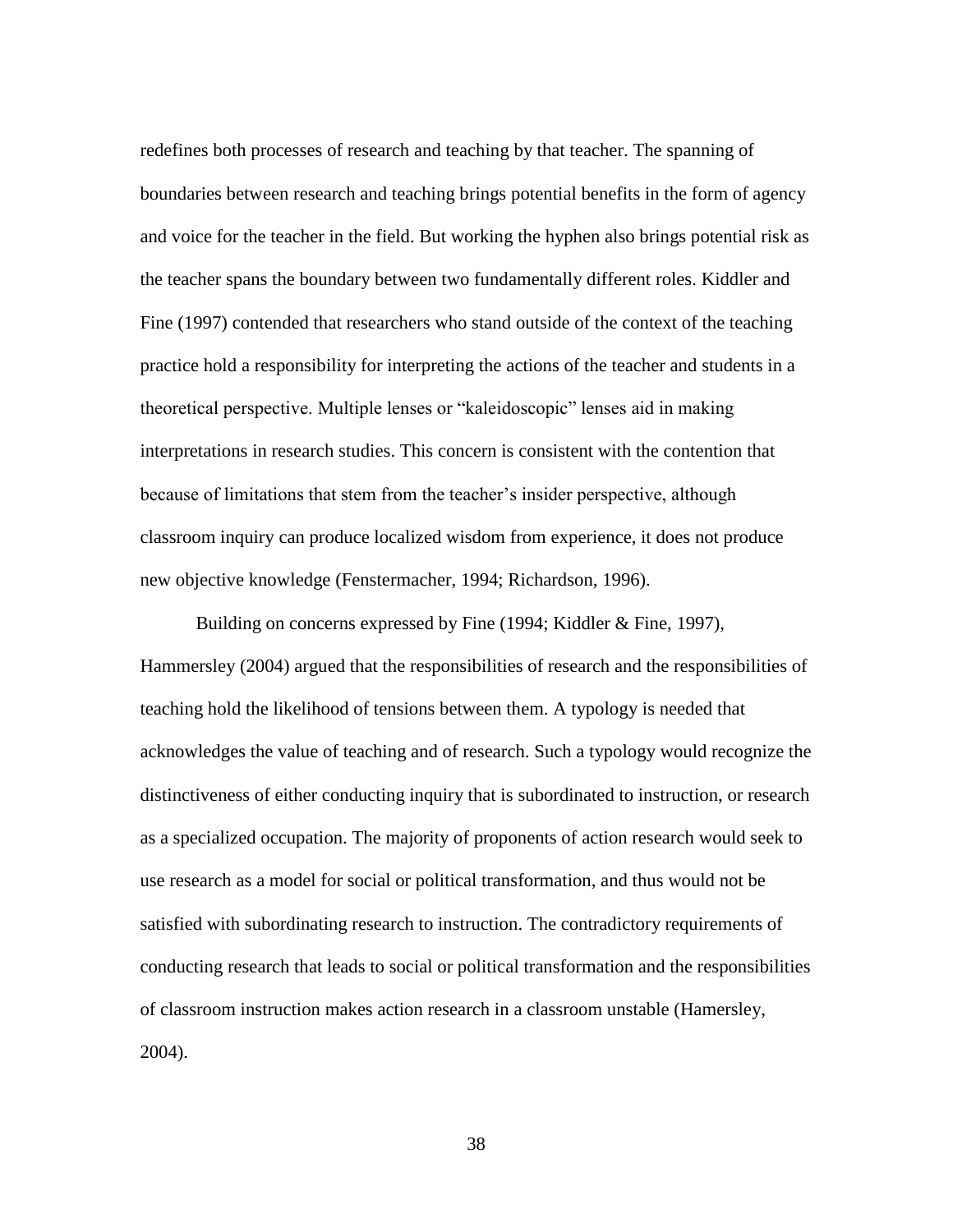redefines both processes of research and teaching by that teacher. The spanning of boundaries between research and teaching brings potential benefits in the form of agency and voice for the teacher in the field. But working the hyphen also brings potential risk as the teacher spans the boundary between two fundamentally different roles. Kiddler and Fine (1997) contended that researchers who stand outside of the context of the teaching practice hold a responsibility for interpreting the actions of the teacher and students in a theoretical perspective. Multiple lenses or "kaleidoscopic" lenses aid in making interpretations in research studies. This concern is consistent with the contention that because of limitations that stem from the teacher's insider perspective, although classroom inquiry can produce localized wisdom from experience, it does not produce new objective knowledge (Fenstermacher, 1994; Richardson, 1996).

Building on concerns expressed by Fine (1994; Kiddler & Fine, 1997), Hammersley (2004) argued that the responsibilities of research and the responsibilities of teaching hold the likelihood of tensions between them. A typology is needed that acknowledges the value of teaching and of research. Such a typology would recognize the distinctiveness of either conducting inquiry that is subordinated to instruction, or research as a specialized occupation. The majority of proponents of action research would seek to use research as a model for social or political transformation, and thus would not be satisfied with subordinating research to instruction. The contradictory requirements of conducting research that leads to social or political transformation and the responsibilities of classroom instruction makes action research in a classroom unstable (Hamersley, 2004).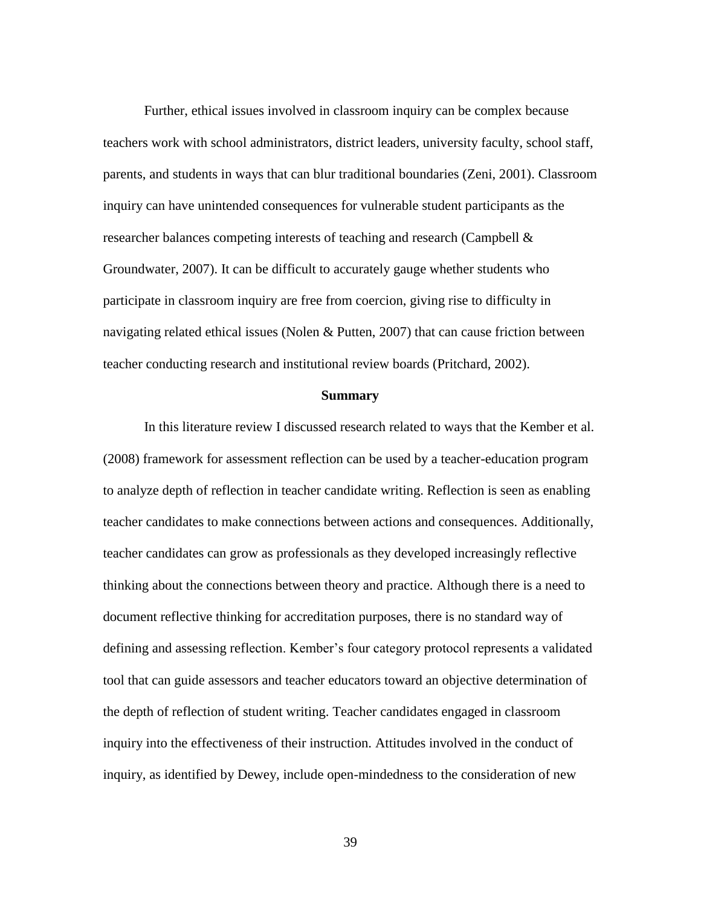Further, ethical issues involved in classroom inquiry can be complex because teachers work with school administrators, district leaders, university faculty, school staff, parents, and students in ways that can blur traditional boundaries (Zeni, 2001). Classroom inquiry can have unintended consequences for vulnerable student participants as the researcher balances competing interests of teaching and research (Campbell & Groundwater, 2007). It can be difficult to accurately gauge whether students who participate in classroom inquiry are free from coercion, giving rise to difficulty in navigating related ethical issues (Nolen & Putten, 2007) that can cause friction between teacher conducting research and institutional review boards (Pritchard, 2002).

## Summary

In this literature review I discussed research related to ways that the Kember et al. (2008) framework for assessment reflection can be used by a teacher-education program to analyze depth of reflection in teacher candidate writing. Reflection is seen as enabling teacher candidates to make connections between actions and consequences. Additionally, teacher candidates can grow as professionals as they developed increasingly reflective thinking about the connections between theory and practice. Although there is a need to document reflective thinking for accreditation purposes, there is no standard way of defining and assessing reflection. Kember's four category protocol represents a validated tool that can guide assessors and teacher educators toward an objective determination of the depth of reflection of student writing. Teacher candidates engaged in classroom inquiry into the effectiveness of their instruction. Attitudes involved in the conduct of inquiry, as identified by Dewey, include open-mindedness to the consideration of new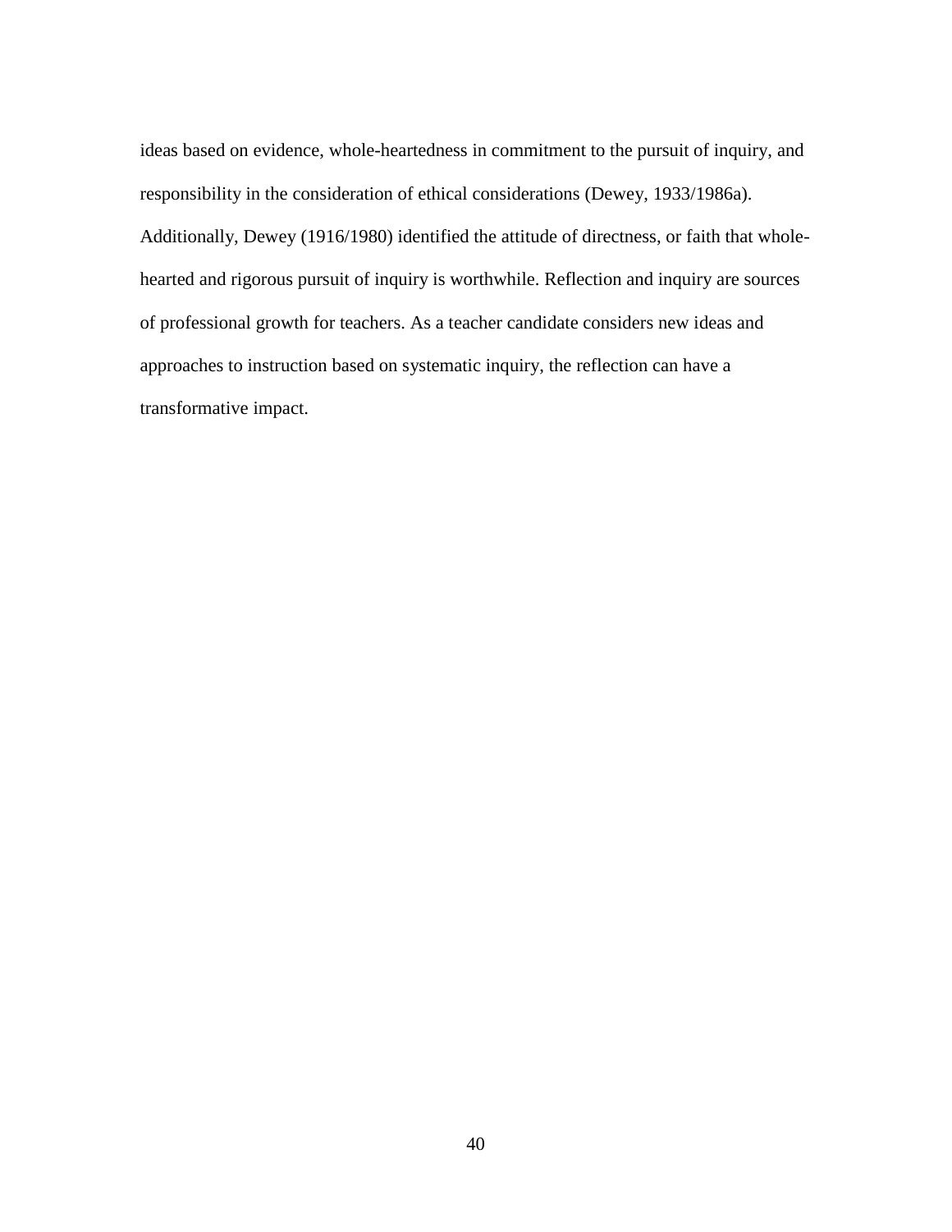ideas based on evidence, whole-heartedness in commitment to the pursuit of inquiry, and responsibility in the consideration of ethical considerations (Dewey, 1933/1986a). Additionally, Dewey (1916/1980) identified the attitude of directness, or faith that whole-hearted and rigorous pursuit of inquiry is worthwhile. Reflection and inquiry are sources of professional growth for teachers. As a teacher candidate considers new ideas and approaches to instruction based on systematic inquiry, the reflection can have a transformative impact.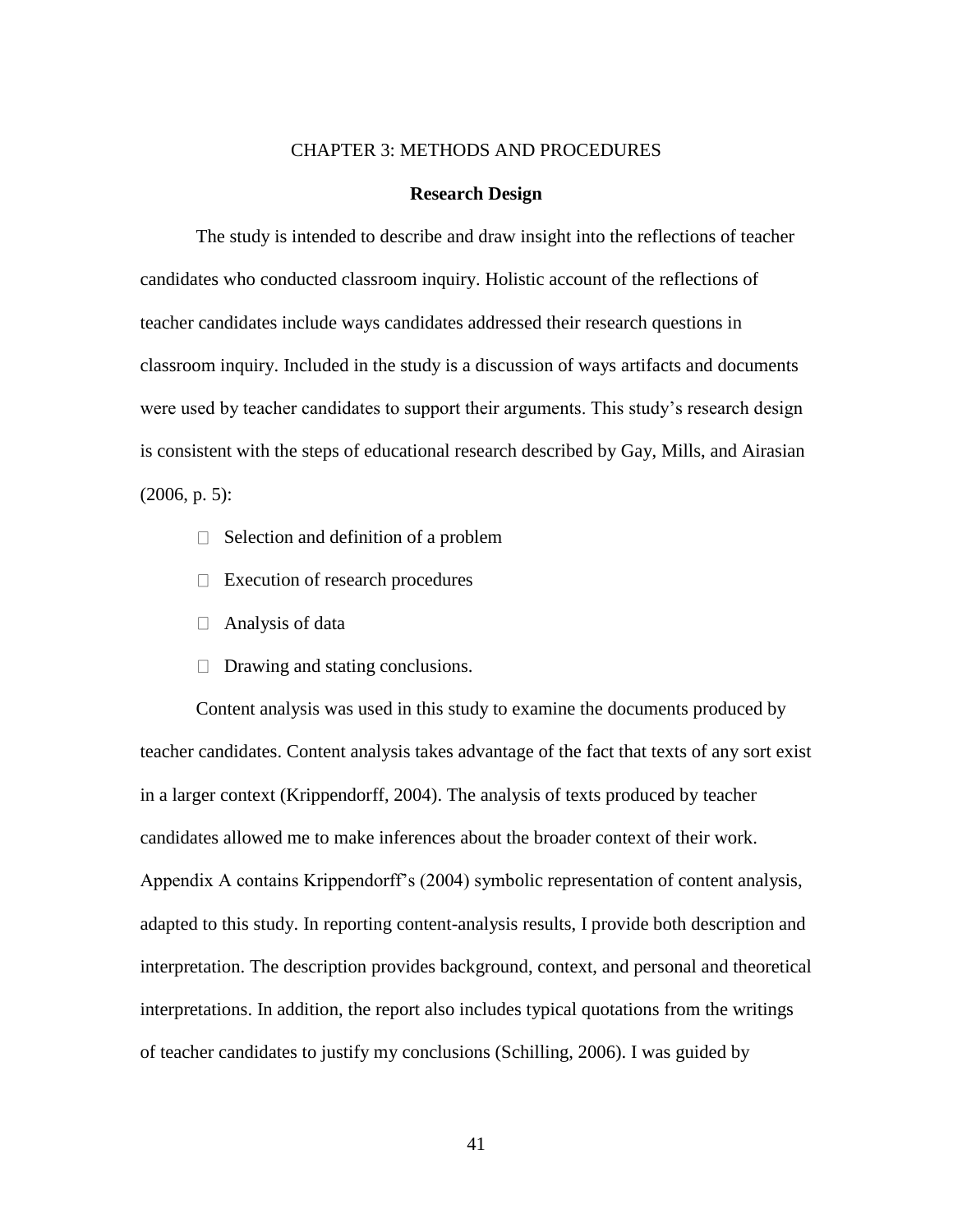# CHAPTER 3: METHODS AND PROCEDURES

## Research Design

The study is intended to describe and draw insight into the reflections of teacher candidates who conducted classroom inquiry. Holistic account of the reflections of teacher candidates include ways candidates addressed their research questions in classroom inquiry. Included in the study is a discussion of ways artifacts and documents were used by teacher candidates to support their arguments. This study's research design is consistent with the steps of educational research described by Gay, Mills, and Airasian (2006, p. 5):

- Selection and definition of a problem
- Execution of research procedures
- Analysis of data
- Drawing and stating conclusions.

Content analysis was used in this study to examine the documents produced by teacher candidates. Content analysis takes advantage of the fact that texts of any sort exist in a larger context (Krippendorff, 2004). The analysis of texts produced by teacher candidates allowed me to make inferences about the broader context of their work. Appendix A contains Krippendorff's (2004) symbolic representation of content analysis, adapted to this study. In reporting content-analysis results, I provide both description and interpretation. The description provides background, context, and personal and theoretical interpretations. In addition, the report also includes typical quotations from the writings of teacher candidates to justify my conclusions (Schilling, 2006). I was guided by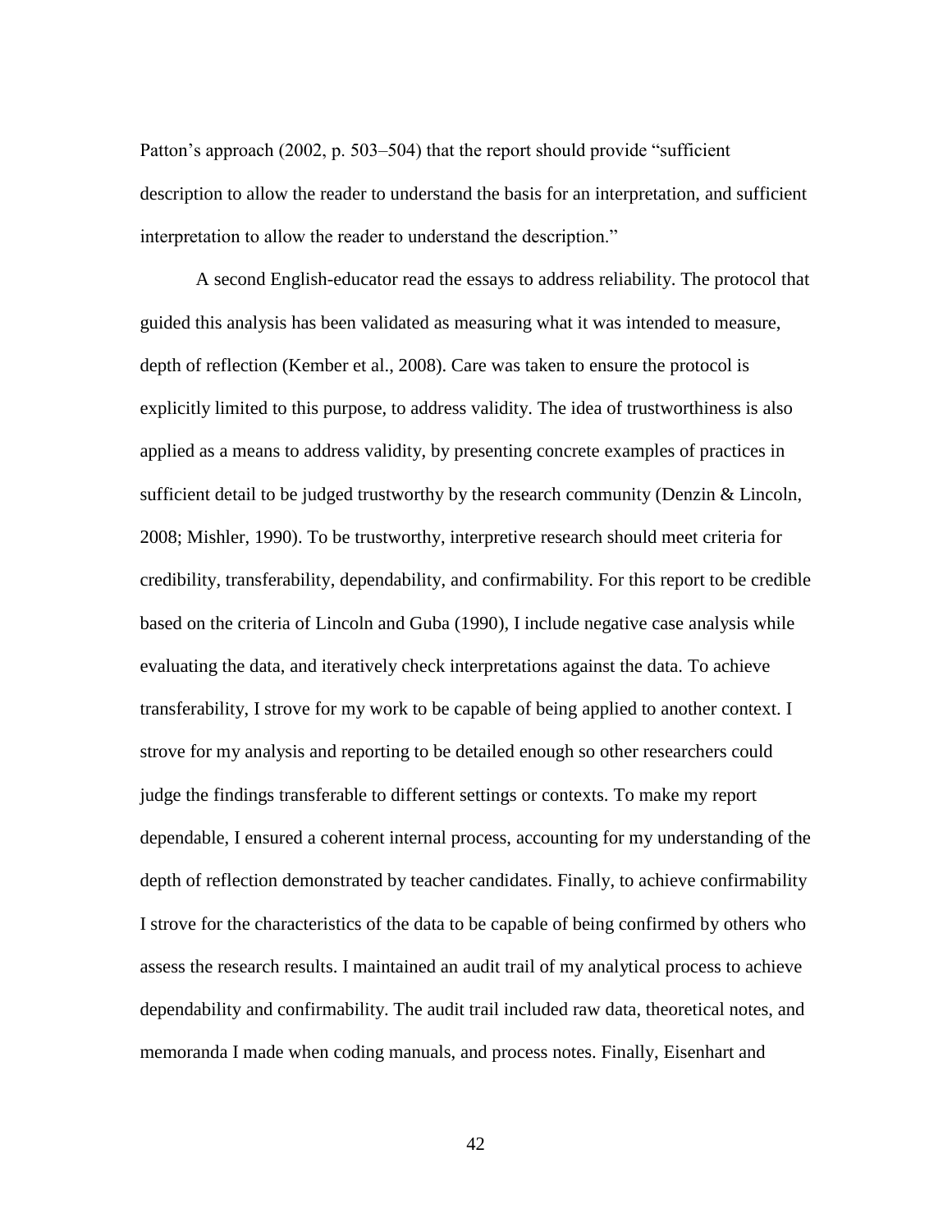Patton's approach (2002, p. 503–504) that the report should provide "sufficient description to allow the reader to understand the basis for an interpretation, and sufficient interpretation to allow the reader to understand the description."

A second English-educator read the essays to address reliability. The protocol that guided this analysis has been validated as measuring what it was intended to measure, depth of reflection (Kember et al., 2008). Care was taken to ensure the protocol is explicitly limited to this purpose, to address validity. The idea of trustworthiness is also applied as a means to address validity, by presenting concrete examples of practices in sufficient detail to be judged trustworthy by the research community (Denzin & Lincoln, 2008; Mishler, 1990). To be trustworthy, interpretive research should meet criteria for credibility, transferability, dependability, and confirmability. For this report to be credible based on the criteria of Lincoln and Guba (1990), I include negative case analysis while evaluating the data, and iteratively check interpretations against the data. To achieve transferability, I strove for my work to be capable of being applied to another context. I strove for my analysis and reporting to be detailed enough so other researchers could judge the findings transferable to different settings or contexts. To make my report dependable, I ensured a coherent internal process, accounting for my understanding of the depth of reflection demonstrated by teacher candidates. Finally, to achieve confirmability I strove for the characteristics of the data to be capable of being confirmed by others who assess the research results. I maintained an audit trail of my analytical process to achieve dependability and confirmability. The audit trail included raw data, theoretical notes, and memoranda I made when coding manuals, and process notes. Finally, Eisenhart and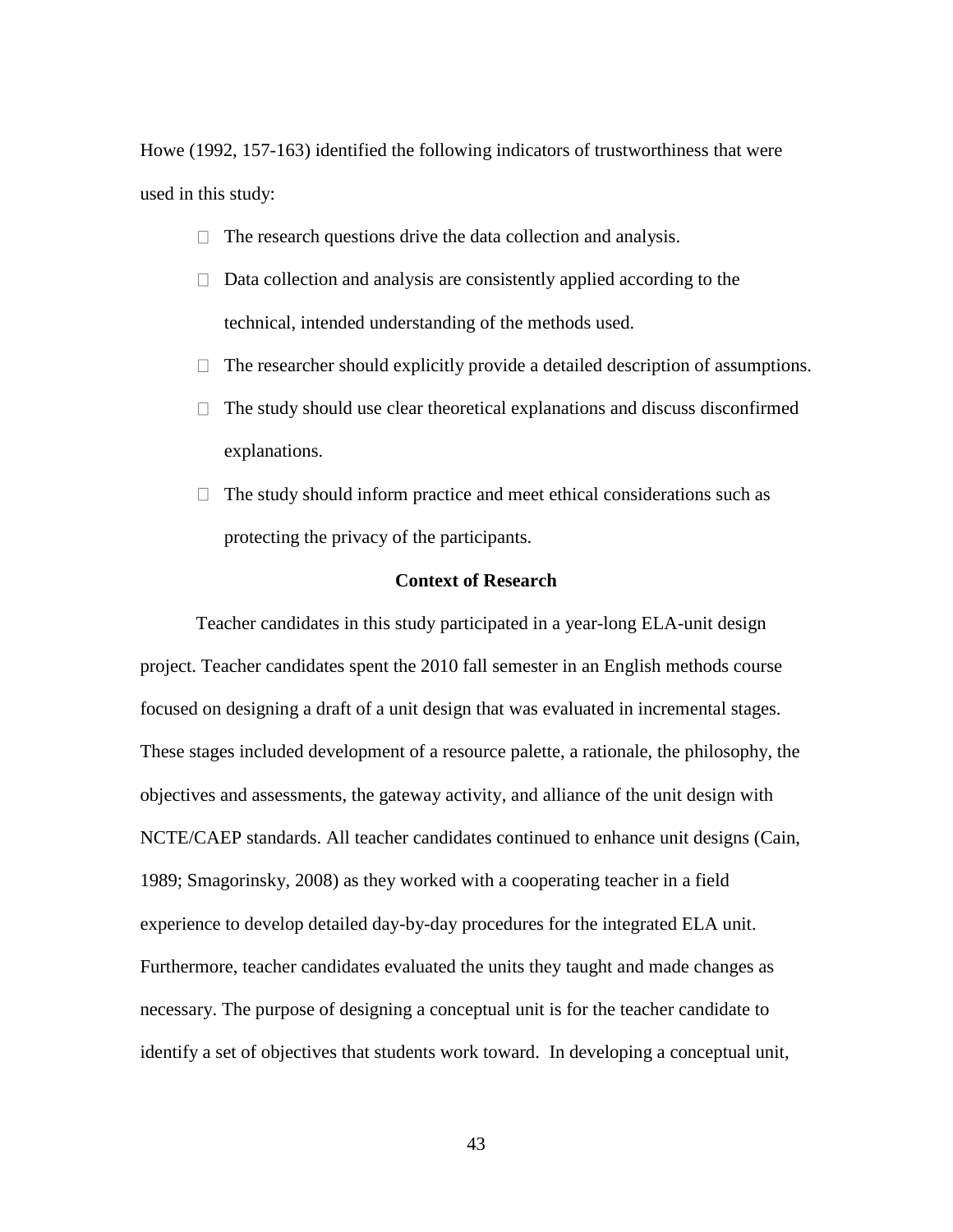Howe (1992, 157-163) identified the following indicators of trustworthiness that were used in this study:

- The research questions drive the data collection and analysis.
- Data collection and analysis are consistently applied according to the technical, intended understanding of the methods used.
- The researcher should explicitly provide a detailed description of assumptions.
- The study should use clear theoretical explanations and discuss disconfirmed explanations.
- The study should inform practice and meet ethical considerations such as protecting the privacy of the participants.

## Context of Research

Teacher candidates in this study participated in a year-long ELA-unit design project. Teacher candidates spent the 2010 fall semester in an English methods course focused on designing a draft of a unit design that was evaluated in incremental stages. These stages included development of a resource palette, a rationale, the philosophy, the objectives and assessments, the gateway activity, and alliance of the unit design with NCTE/CAEP standards. All teacher candidates continued to enhance unit designs (Cain, 1989; Smagorinsky, 2008) as they worked with a cooperating teacher in a field experience to develop detailed day-by-day procedures for the integrated ELA unit. Furthermore, teacher candidates evaluated the units they taught and made changes as necessary. The purpose of designing a conceptual unit is for the teacher candidate to identify a set of objectives that students work toward. In developing a conceptual unit,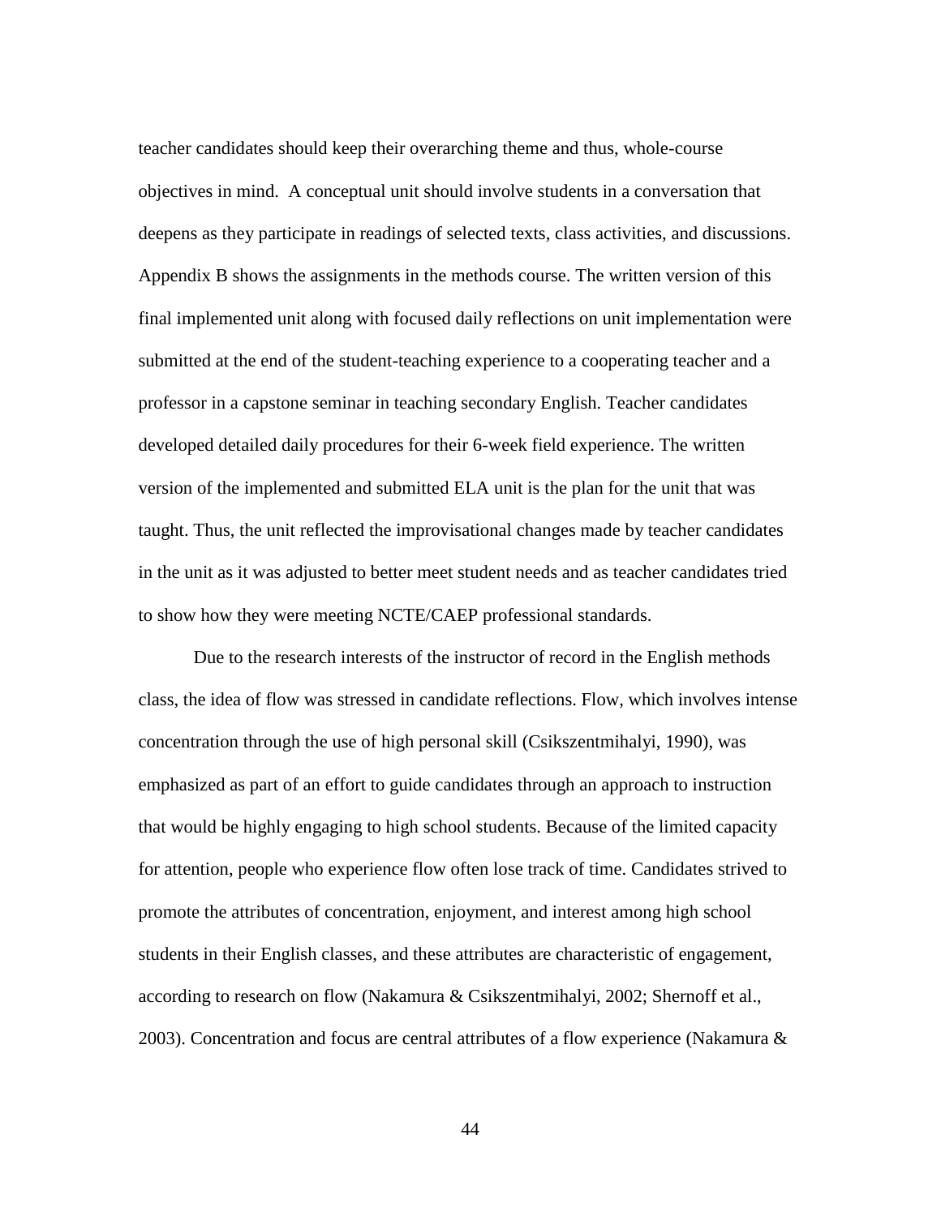teacher candidates should keep their overarching theme and thus, whole-course objectives in mind. A conceptual unit should involve students in a conversation that deepens as they participate in readings of selected texts, class activities, and discussions. Appendix B shows the assignments in the methods course. The written version of this final implemented unit along with focused daily reflections on unit implementation were submitted at the end of the student-teaching experience to a cooperating teacher and a professor in a capstone seminar in teaching secondary English. Teacher candidates developed detailed daily procedures for their 6-week field experience. The written version of the implemented and submitted ELA unit is the plan for the unit that was taught. Thus, the unit reflected the improvisational changes made by teacher candidates in the unit as it was adjusted to better meet student needs and as teacher candidates tried to show how they were meeting NCTE/CAEP professional standards.

Due to the research interests of the instructor of record in the English methods class, the idea of flow was stressed in candidate reflections. Flow, which involves intense concentration through the use of high personal skill (Csikszentmihalyi, 1990), was emphasized as part of an effort to guide candidates through an approach to instruction that would be highly engaging to high school students. Because of the limited capacity for attention, people who experience flow often lose track of time. Candidates strived to promote the attributes of concentration, enjoyment, and interest among high school students in their English classes, and these attributes are characteristic of engagement, according to research on flow (Nakamura & Csikszentmihalyi, 2002; Shernoff et al., 2003). Concentration and focus are central attributes of a flow experience (Nakamura &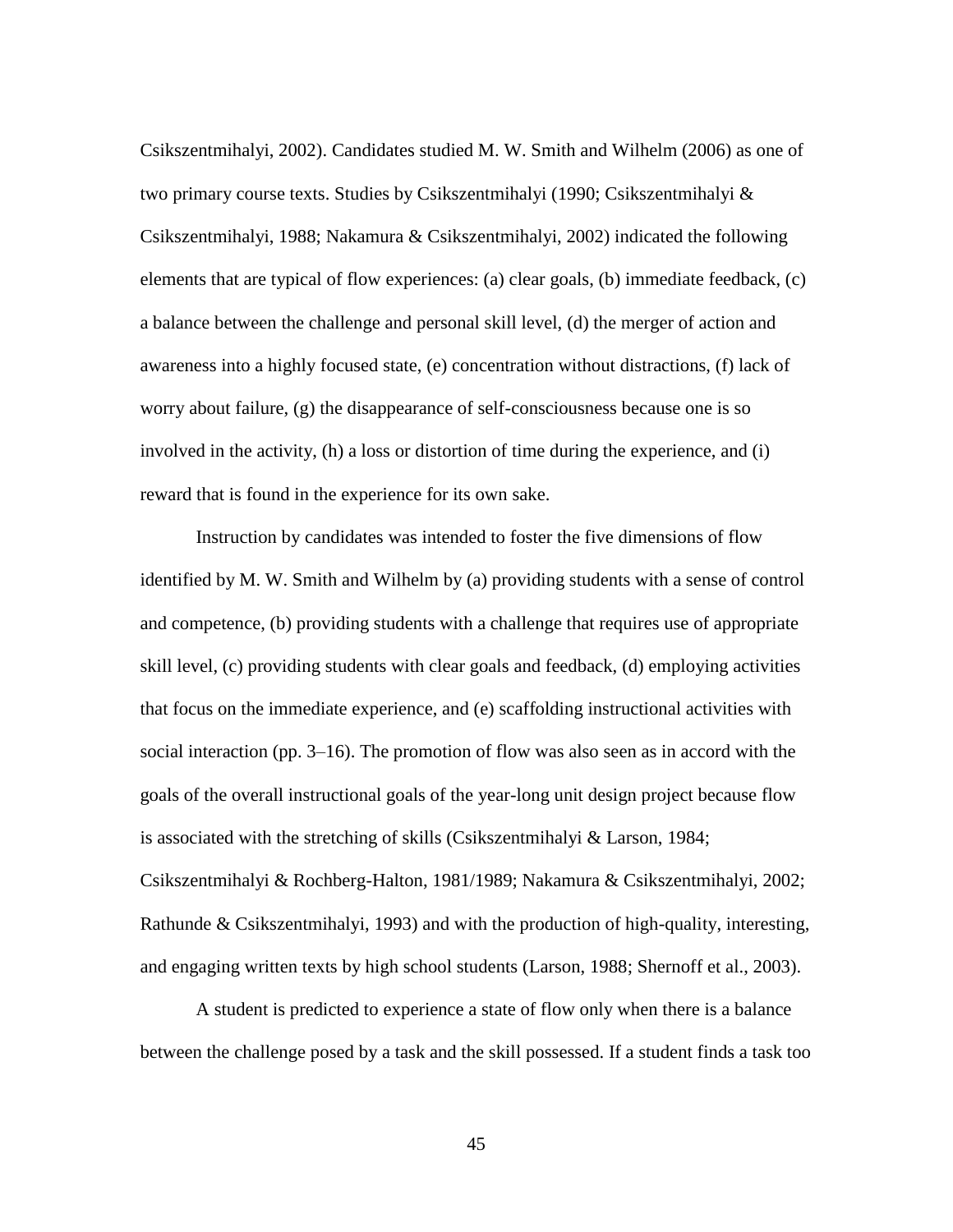Csikszentmihalyi, 2002). Candidates studied M. W. Smith and Wilhelm (2006) as one of two primary course texts. Studies by Csikszentmihalyi (1990; Csikszentmihalyi & Csikszentmihalyi, 1988; Nakamura & Csikszentmihalyi, 2002) indicated the following elements that are typical of flow experiences: (a) clear goals, (b) immediate feedback, (c) a balance between the challenge and personal skill level, (d) the merger of action and awareness into a highly focused state, (e) concentration without distractions, (f) lack of worry about failure, (g) the disappearance of self-consciousness because one is so involved in the activity, (h) a loss or distortion of time during the experience, and (i) reward that is found in the experience for its own sake.

Instruction by candidates was intended to foster the five dimensions of flow identified by M. W. Smith and Wilhelm by (a) providing students with a sense of control and competence, (b) providing students with a challenge that requires use of appropriate skill level, (c) providing students with clear goals and feedback, (d) employing activities that focus on the immediate experience, and (e) scaffolding instructional activities with social interaction (pp. 3–16). The promotion of flow was also seen as in accord with the goals of the overall instructional goals of the year-long unit design project because flow is associated with the stretching of skills (Csikszentmihalyi & Larson, 1984; Csikszentmihalyi & Rochberg-Halton, 1981/1989; Nakamura & Csikszentmihalyi, 2002; Rathunde & Csikszentmihalyi, 1993) and with the production of high-quality, interesting, and engaging written texts by high school students (Larson, 1988; Shernoff et al., 2003).

A student is predicted to experience a state of flow only when there is a balance between the challenge posed by a task and the skill possessed. If a student finds a task too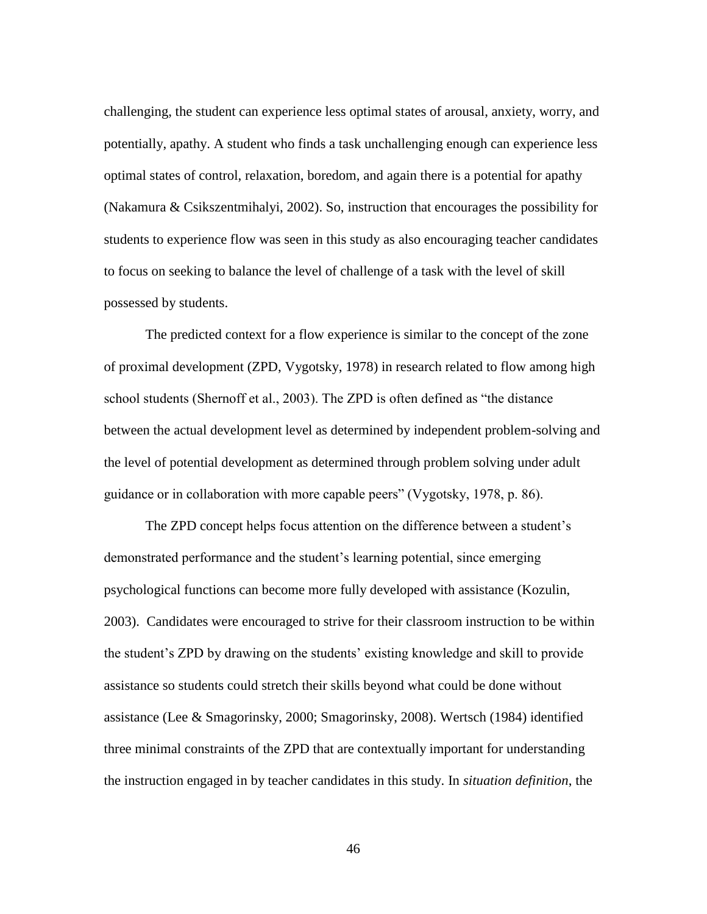challenging, the student can experience less optimal states of arousal, anxiety, worry, and potentially, apathy. A student who finds a task unchallenging enough can experience less optimal states of control, relaxation, boredom, and again there is a potential for apathy (Nakamura & Csikszentmihalyi, 2002). So, instruction that encourages the possibility for students to experience flow was seen in this study as also encouraging teacher candidates to focus on seeking to balance the level of challenge of a task with the level of skill possessed by students.

The predicted context for a flow experience is similar to the concept of the zone of proximal development (ZPD, Vygotsky, 1978) in research related to flow among high school students (Shernoff et al., 2003). The ZPD is often defined as "the distance between the actual development level as determined by independent problem-solving and the level of potential development as determined through problem solving under adult guidance or in collaboration with more capable peers" (Vygotsky, 1978, p. 86).

The ZPD concept helps focus attention on the difference between a student's demonstrated performance and the student's learning potential, since emerging psychological functions can become more fully developed with assistance (Kozulin, 2003). Candidates were encouraged to strive for their classroom instruction to be within the student's ZPD by drawing on the students' existing knowledge and skill to provide assistance so students could stretch their skills beyond what could be done without assistance (Lee & Smagorinsky, 2000; Smagorinsky, 2008). Wertsch (1984) identified three minimal constraints of the ZPD that are contextually important for understanding the instruction engaged in by teacher candidates in this study. In *situation definition*, the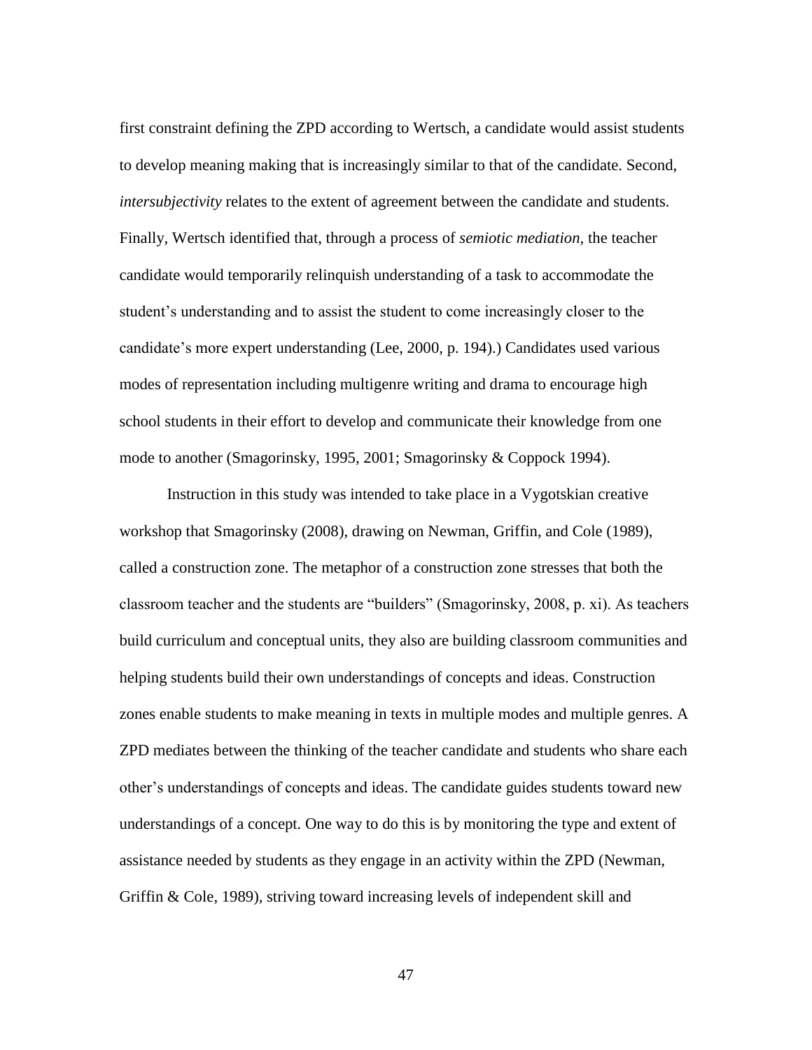first constraint defining the ZPD according to Wertsch, a candidate would assist students to develop meaning making that is increasingly similar to that of the candidate. Second, *intersubjectivity* relates to the extent of agreement between the candidate and students. Finally, Wertsch identified that, through a process of *semiotic mediation*, the teacher candidate would temporarily relinquish understanding of a task to accommodate the student's understanding and to assist the student to come increasingly closer to the candidate's more expert understanding (Lee, 2000, p. 194).) Candidates used various modes of representation including multigenre writing and drama to encourage high school students in their effort to develop and communicate their knowledge from one mode to another (Smagorinsky, 1995, 2001; Smagorinsky & Coppock 1994).

Instruction in this study was intended to take place in a Vygotskian creative workshop that Smagorinsky (2008), drawing on Newman, Griffin, and Cole (1989), called a construction zone. The metaphor of a construction zone stresses that both the classroom teacher and the students are "builders" (Smagorinsky, 2008, p. xi). As teachers build curriculum and conceptual units, they also are building classroom communities and helping students build their own understandings of concepts and ideas. Construction zones enable students to make meaning in texts in multiple modes and multiple genres. A ZPD mediates between the thinking of the teacher candidate and students who share each other's understandings of concepts and ideas. The candidate guides students toward new understandings of a concept. One way to do this is by monitoring the type and extent of assistance needed by students as they engage in an activity within the ZPD (Newman, Griffin & Cole, 1989), striving toward increasing levels of independent skill and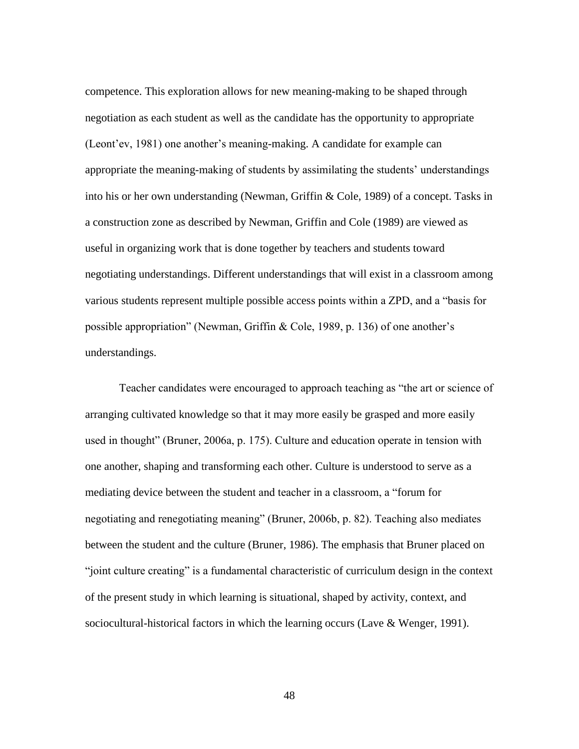competence. This exploration allows for new meaning-making to be shaped through negotiation as each student as well as the candidate has the opportunity to appropriate (Leont'ev, 1981) one another's meaning-making. A candidate for example can appropriate the meaning-making of students by assimilating the students' understandings into his or her own understanding (Newman, Griffin & Cole, 1989) of a concept. Tasks in a construction zone as described by Newman, Griffin and Cole (1989) are viewed as useful in organizing work that is done together by teachers and students toward negotiating understandings. Different understandings that will exist in a classroom among various students represent multiple possible access points within a ZPD, and a "basis for possible appropriation" (Newman, Griffin & Cole, 1989, p. 136) of one another's understandings.

Teacher candidates were encouraged to approach teaching as "the art or science of arranging cultivated knowledge so that it may more easily be grasped and more easily used in thought" (Bruner, 2006a, p. 175). Culture and education operate in tension with one another, shaping and transforming each other. Culture is understood to serve as a mediating device between the student and teacher in a classroom, a "forum for negotiating and renegotiating meaning" (Bruner, 2006b, p. 82). Teaching also mediates between the student and the culture (Bruner, 1986). The emphasis that Bruner placed on "joint culture creating" is a fundamental characteristic of curriculum design in the context of the present study in which learning is situational, shaped by activity, context, and sociocultural-historical factors in which the learning occurs (Lave & Wenger, 1991).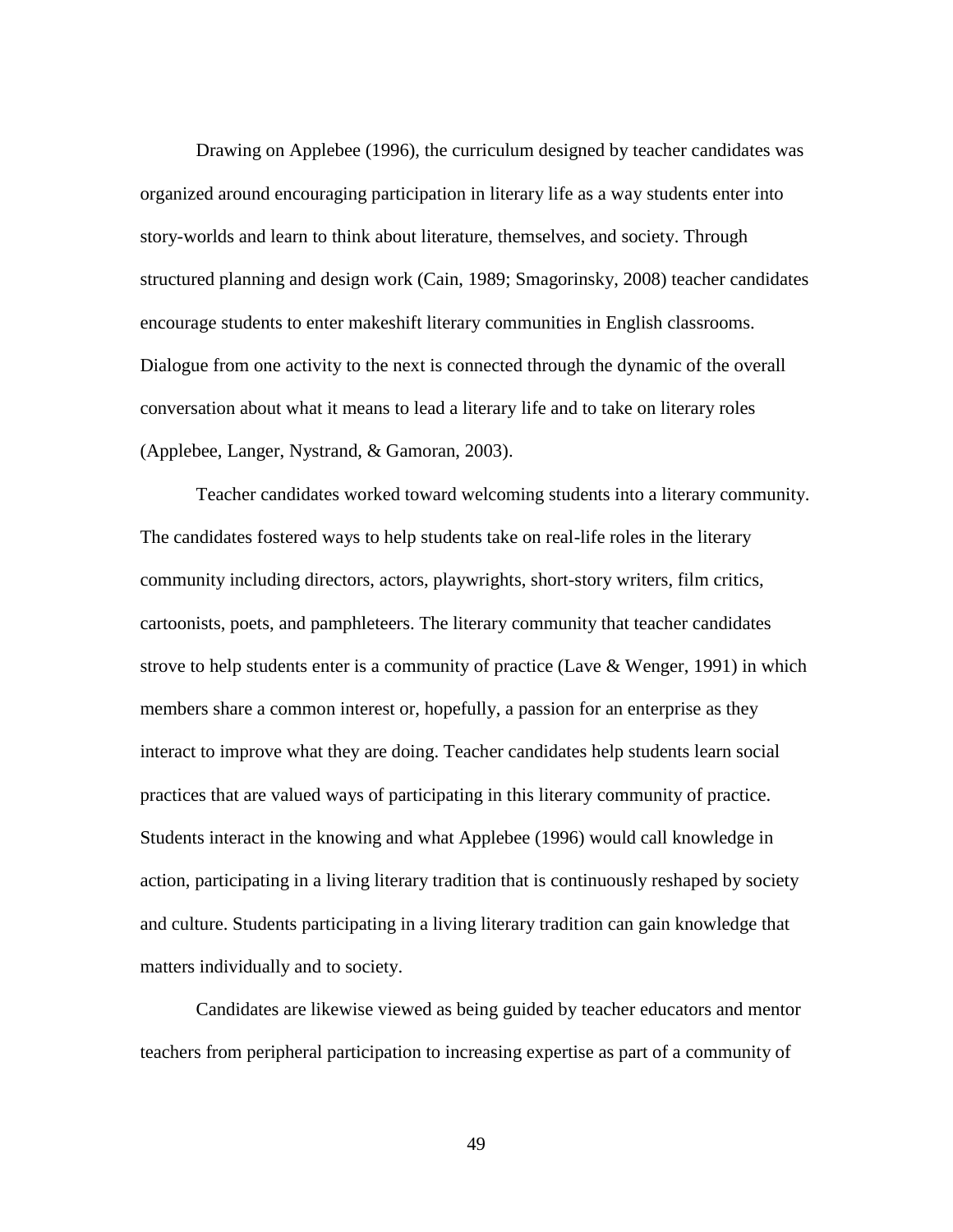Drawing on Applebee (1996), the curriculum designed by teacher candidates was organized around encouraging participation in literary life as a way students enter into story-worlds and learn to think about literature, themselves, and society. Through structured planning and design work (Cain, 1989; Smagorinsky, 2008) teacher candidates encourage students to enter makeshift literary communities in English classrooms. Dialogue from one activity to the next is connected through the dynamic of the overall conversation about what it means to lead a literary life and to take on literary roles (Applebee, Langer, Nystrand, & Gamoran, 2003).

Teacher candidates worked toward welcoming students into a literary community. The candidates fostered ways to help students take on real-life roles in the literary community including directors, actors, playwrights, short-story writers, film critics, cartoonists, poets, and pamphleteers. The literary community that teacher candidates strove to help students enter is a community of practice (Lave & Wenger, 1991) in which members share a common interest or, hopefully, a passion for an enterprise as they interact to improve what they are doing. Teacher candidates help students learn social practices that are valued ways of participating in this literary community of practice. Students interact in the knowing and what Applebee (1996) would call knowledge in action, participating in a living literary tradition that is continuously reshaped by society and culture. Students participating in a living literary tradition can gain knowledge that matters individually and to society.

Candidates are likewise viewed as being guided by teacher educators and mentor teachers from peripheral participation to increasing expertise as part of a community of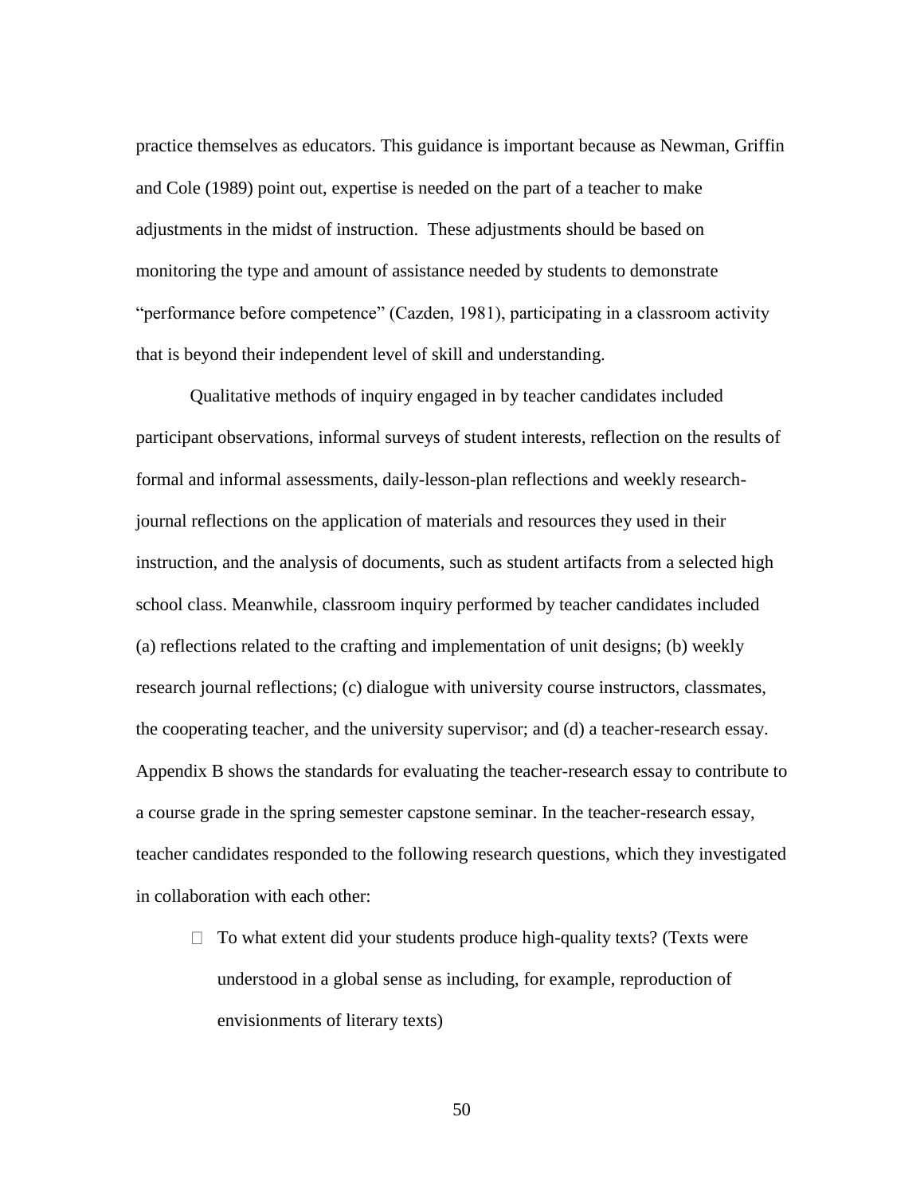practice themselves as educators. This guidance is important because as Newman, Griffin and Cole (1989) point out, expertise is needed on the part of a teacher to make adjustments in the midst of instruction. These adjustments should be based on monitoring the type and amount of assistance needed by students to demonstrate "performance before competence" (Cazden, 1981), participating in a classroom activity that is beyond their independent level of skill and understanding.

Qualitative methods of inquiry engaged in by teacher candidates included participant observations, informal surveys of student interests, reflection on the results of formal and informal assessments, daily-lesson-plan reflections and weekly research-journal reflections on the application of materials and resources they used in their instruction, and the analysis of documents, such as student artifacts from a selected high school class. Meanwhile, classroom inquiry performed by teacher candidates included (a) reflections related to the crafting and implementation of unit designs; (b) weekly research journal reflections; (c) dialogue with university course instructors, classmates, the cooperating teacher, and the university supervisor; and (d) a teacher-research essay. Appendix B shows the standards for evaluating the teacher-research essay to contribute to a course grade in the spring semester capstone seminar. In the teacher-research essay, teacher candidates responded to the following research questions, which they investigated in collaboration with each other:

- To what extent did your students produce high-quality texts? (Texts were understood in a global sense as including, for example, reproduction of envisionments of literary texts)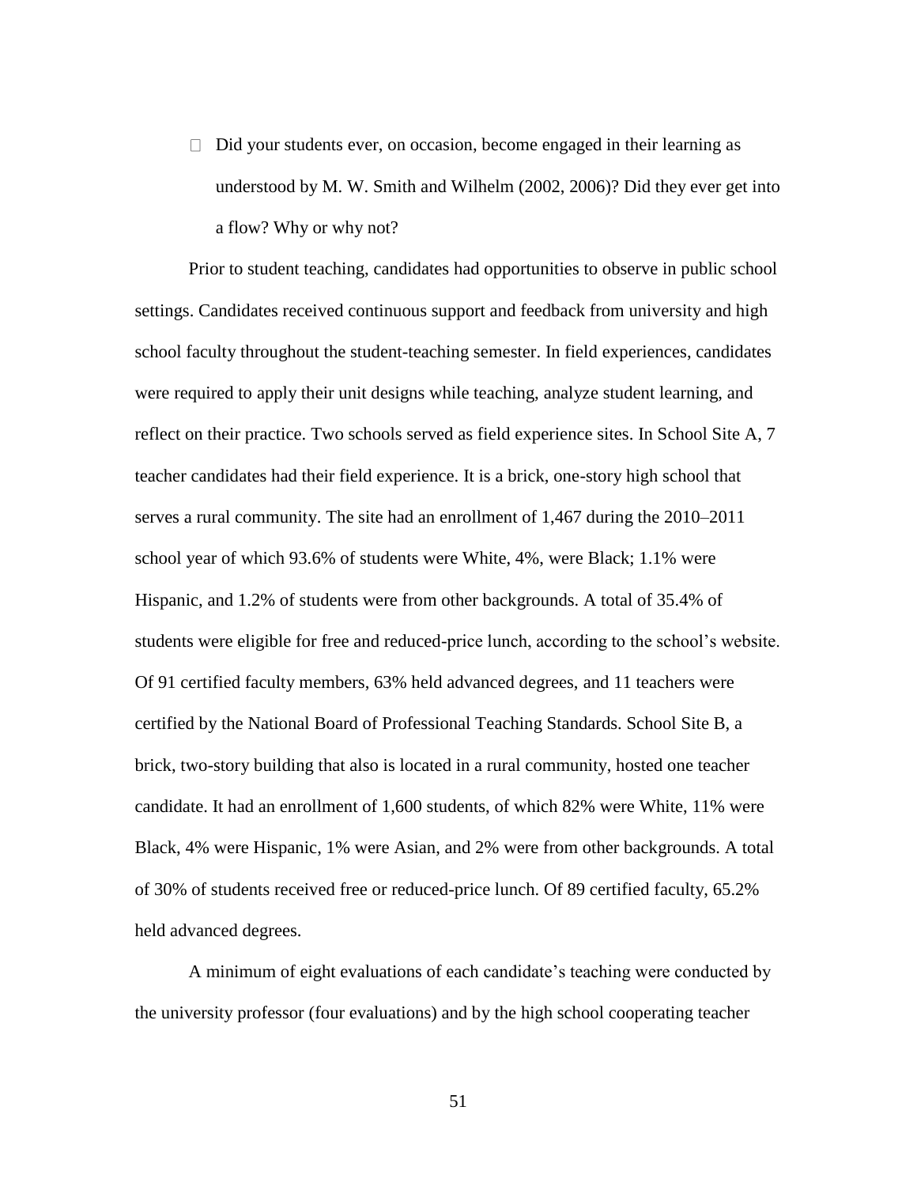- Did your students ever, on occasion, become engaged in their learning as understood by M. W. Smith and Wilhelm (2002, 2006)? Did they ever get into a flow? Why or why not?

Prior to student teaching, candidates had opportunities to observe in public school settings. Candidates received continuous support and feedback from university and high school faculty throughout the student-teaching semester. In field experiences, candidates were required to apply their unit designs while teaching, analyze student learning, and reflect on their practice. Two schools served as field experience sites. In School Site A, 7 teacher candidates had their field experience. It is a brick, one-story high school that serves a rural community. The site had an enrollment of 1,467 during the 2010–2011 school year of which 93.6% of students were White, 4%, were Black; 1.1% were Hispanic, and 1.2% of students were from other backgrounds. A total of 35.4% of students were eligible for free and reduced-price lunch, according to the school's website. Of 91 certified faculty members, 63% held advanced degrees, and 11 teachers were certified by the National Board of Professional Teaching Standards. School Site B, a brick, two-story building that also is located in a rural community, hosted one teacher candidate. It had an enrollment of 1,600 students, of which 82% were White, 11% were Black, 4% were Hispanic, 1% were Asian, and 2% were from other backgrounds. A total of 30% of students received free or reduced-price lunch. Of 89 certified faculty, 65.2% held advanced degrees.

A minimum of eight evaluations of each candidate's teaching were conducted by the university professor (four evaluations) and by the high school cooperating teacher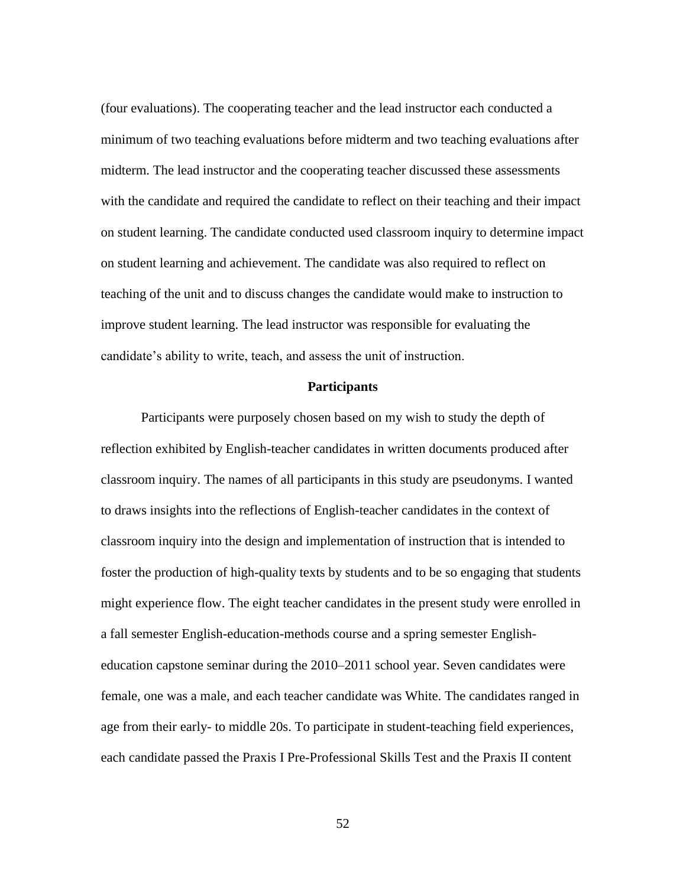(four evaluations). The cooperating teacher and the lead instructor each conducted a minimum of two teaching evaluations before midterm and two teaching evaluations after midterm. The lead instructor and the cooperating teacher discussed these assessments with the candidate and required the candidate to reflect on their teaching and their impact on student learning. The candidate conducted used classroom inquiry to determine impact on student learning and achievement. The candidate was also required to reflect on teaching of the unit and to discuss changes the candidate would make to instruction to improve student learning. The lead instructor was responsible for evaluating the candidate's ability to write, teach, and assess the unit of instruction.

## Participants

Participants were purposely chosen based on my wish to study the depth of reflection exhibited by English-teacher candidates in written documents produced after classroom inquiry. The names of all participants in this study are pseudonyms. I wanted to draws insights into the reflections of English-teacher candidates in the context of classroom inquiry into the design and implementation of instruction that is intended to foster the production of high-quality texts by students and to be so engaging that students might experience flow. The eight teacher candidates in the present study were enrolled in a fall semester English-education-methods course and a spring semester English-education capstone seminar during the 2010–2011 school year. Seven candidates were female, one was a male, and each teacher candidate was White. The candidates ranged in age from their early- to middle 20s. To participate in student-teaching field experiences, each candidate passed the Praxis I Pre-Professional Skills Test and the Praxis II content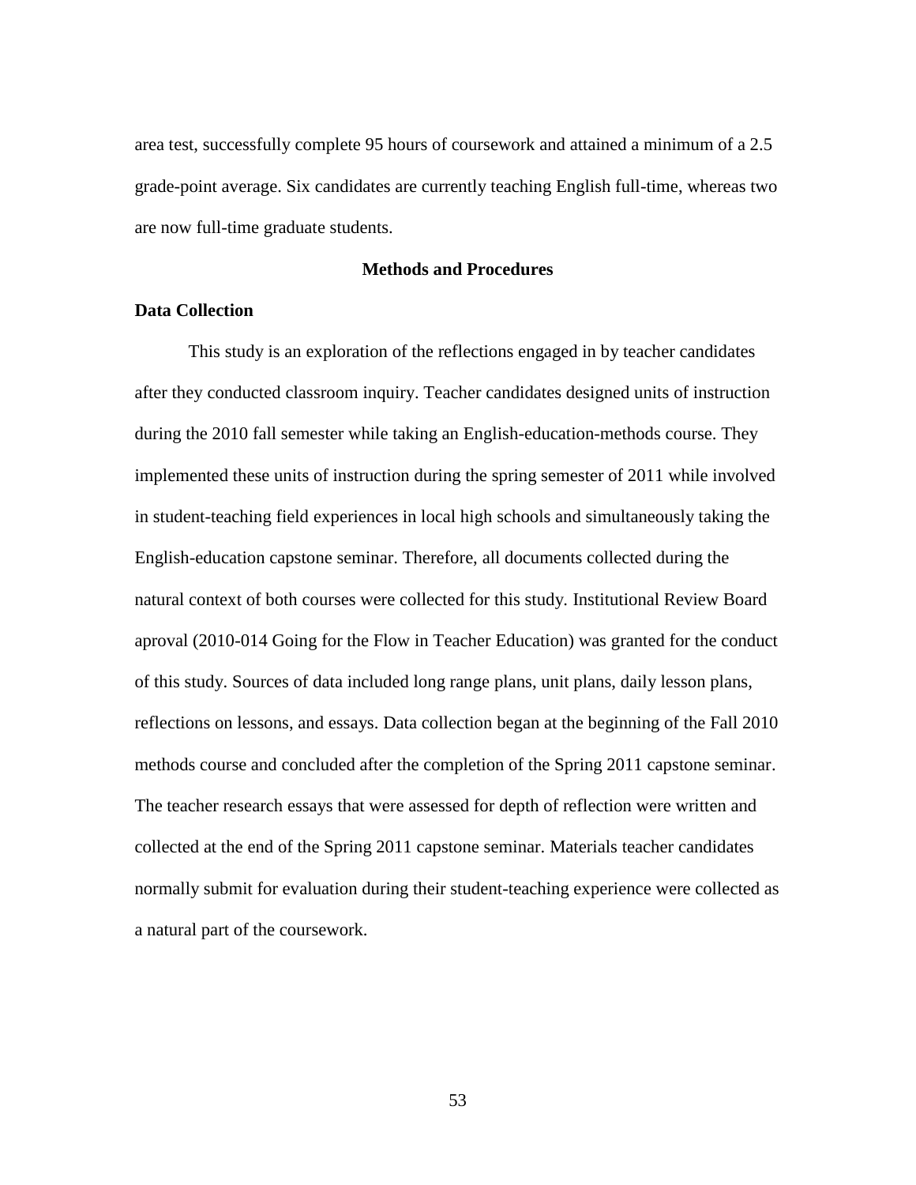area test, successfully complete 95 hours of coursework and attained a minimum of a 2.5 grade-point average. Six candidates are currently teaching English full-time, whereas two are now full-time graduate students.

## Methods and Procedures

### Data Collection

This study is an exploration of the reflections engaged in by teacher candidates after they conducted classroom inquiry. Teacher candidates designed units of instruction during the 2010 fall semester while taking an English-education-methods course. They implemented these units of instruction during the spring semester of 2011 while involved in student-teaching field experiences in local high schools and simultaneously taking the English-education capstone seminar. Therefore, all documents collected during the natural context of both courses were collected for this study. Institutional Review Board aproval (2010-014 Going for the Flow in Teacher Education) was granted for the conduct of this study. Sources of data included long range plans, unit plans, daily lesson plans, reflections on lessons, and essays. Data collection began at the beginning of the Fall 2010 methods course and concluded after the completion of the Spring 2011 capstone seminar. The teacher research essays that were assessed for depth of reflection were written and collected at the end of the Spring 2011 capstone seminar. Materials teacher candidates normally submit for evaluation during their student-teaching experience were collected as a natural part of the coursework.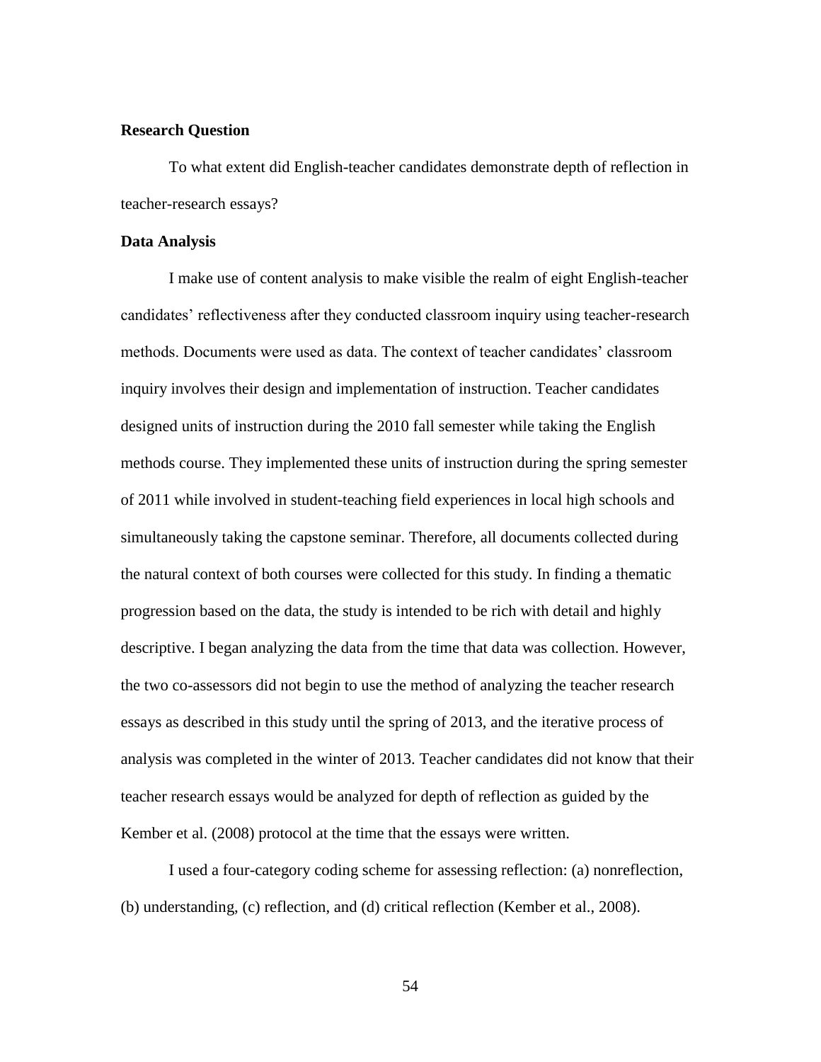**Research Question**

To what extent did English-teacher candidates demonstrate depth of reflection in teacher-research essays?

**Data Analysis**

I make use of content analysis to make visible the realm of eight English-teacher candidates' reflectiveness after they conducted classroom inquiry using teacher-research methods. Documents were used as data. The context of teacher candidates' classroom inquiry involves their design and implementation of instruction. Teacher candidates designed units of instruction during the 2010 fall semester while taking the English methods course. They implemented these units of instruction during the spring semester of 2011 while involved in student-teaching field experiences in local high schools and simultaneously taking the capstone seminar. Therefore, all documents collected during the natural context of both courses were collected for this study. In finding a thematic progression based on the data, the study is intended to be rich with detail and highly descriptive. I began analyzing the data from the time that data was collection. However, the two co-assessors did not begin to use the method of analyzing the teacher research essays as described in this study until the spring of 2013, and the iterative process of analysis was completed in the winter of 2013. Teacher candidates did not know that their teacher research essays would be analyzed for depth of reflection as guided by the Kember et al. (2008) protocol at the time that the essays were written.

I used a four-category coding scheme for assessing reflection: (a) nonreflection, (b) understanding, (c) reflection, and (d) critical reflection (Kember et al., 2008).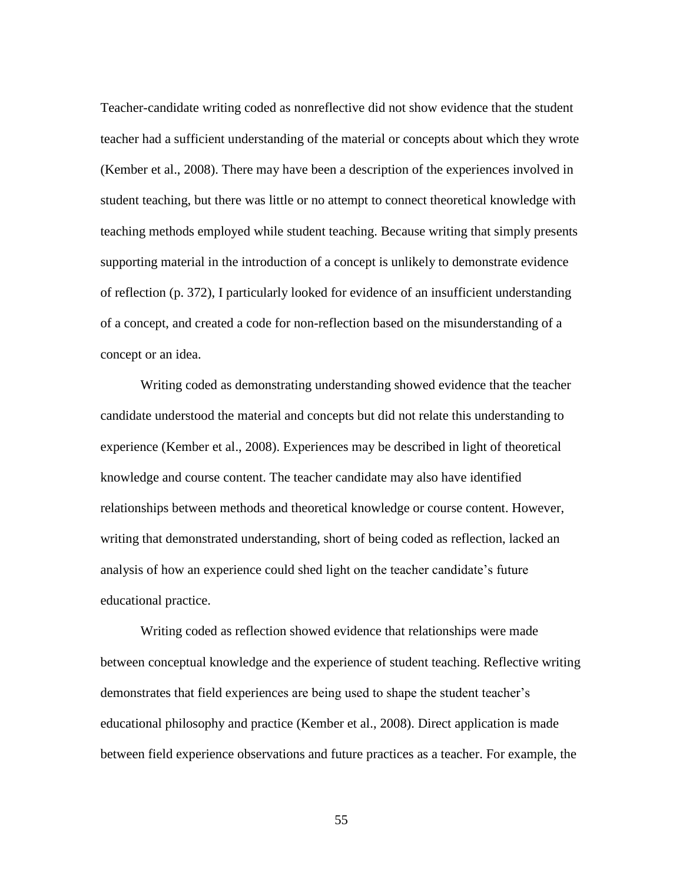Teacher-candidate writing coded as nonreflective did not show evidence that the student teacher had a sufficient understanding of the material or concepts about which they wrote (Kember et al., 2008). There may have been a description of the experiences involved in student teaching, but there was little or no attempt to connect theoretical knowledge with teaching methods employed while student teaching. Because writing that simply presents supporting material in the introduction of a concept is unlikely to demonstrate evidence of reflection (p. 372), I particularly looked for evidence of an insufficient understanding of a concept, and created a code for non-reflection based on the misunderstanding of a concept or an idea.

Writing coded as demonstrating understanding showed evidence that the teacher candidate understood the material and concepts but did not relate this understanding to experience (Kember et al., 2008). Experiences may be described in light of theoretical knowledge and course content. The teacher candidate may also have identified relationships between methods and theoretical knowledge or course content. However, writing that demonstrated understanding, short of being coded as reflection, lacked an analysis of how an experience could shed light on the teacher candidate's future educational practice.

Writing coded as reflection showed evidence that relationships were made between conceptual knowledge and the experience of student teaching. Reflective writing demonstrates that field experiences are being used to shape the student teacher's educational philosophy and practice (Kember et al., 2008). Direct application is made between field experience observations and future practices as a teacher. For example, the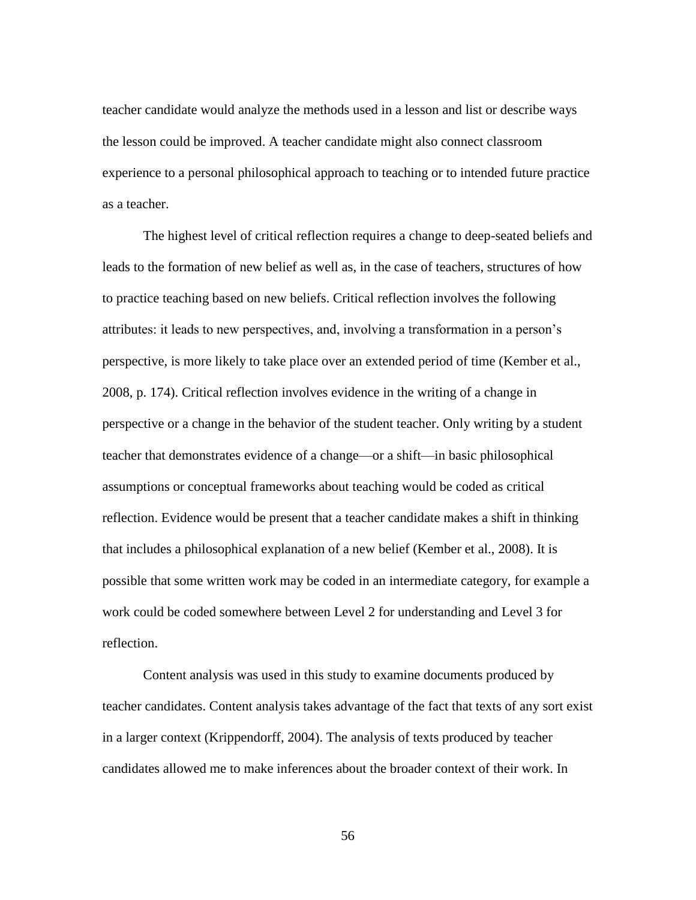teacher candidate would analyze the methods used in a lesson and list or describe ways the lesson could be improved. A teacher candidate might also connect classroom experience to a personal philosophical approach to teaching or to intended future practice as a teacher.

The highest level of critical reflection requires a change to deep-seated beliefs and leads to the formation of new belief as well as, in the case of teachers, structures of how to practice teaching based on new beliefs. Critical reflection involves the following attributes: it leads to new perspectives, and, involving a transformation in a person's perspective, is more likely to take place over an extended period of time (Kember et al., 2008, p. 174). Critical reflection involves evidence in the writing of a change in perspective or a change in the behavior of the student teacher. Only writing by a student teacher that demonstrates evidence of a change—or a shift—in basic philosophical assumptions or conceptual frameworks about teaching would be coded as critical reflection. Evidence would be present that a teacher candidate makes a shift in thinking that includes a philosophical explanation of a new belief (Kember et al., 2008). It is possible that some written work may be coded in an intermediate category, for example a work could be coded somewhere between Level 2 for understanding and Level 3 for reflection.

Content analysis was used in this study to examine documents produced by teacher candidates. Content analysis takes advantage of the fact that texts of any sort exist in a larger context (Krippendorff, 2004). The analysis of texts produced by teacher candidates allowed me to make inferences about the broader context of their work. In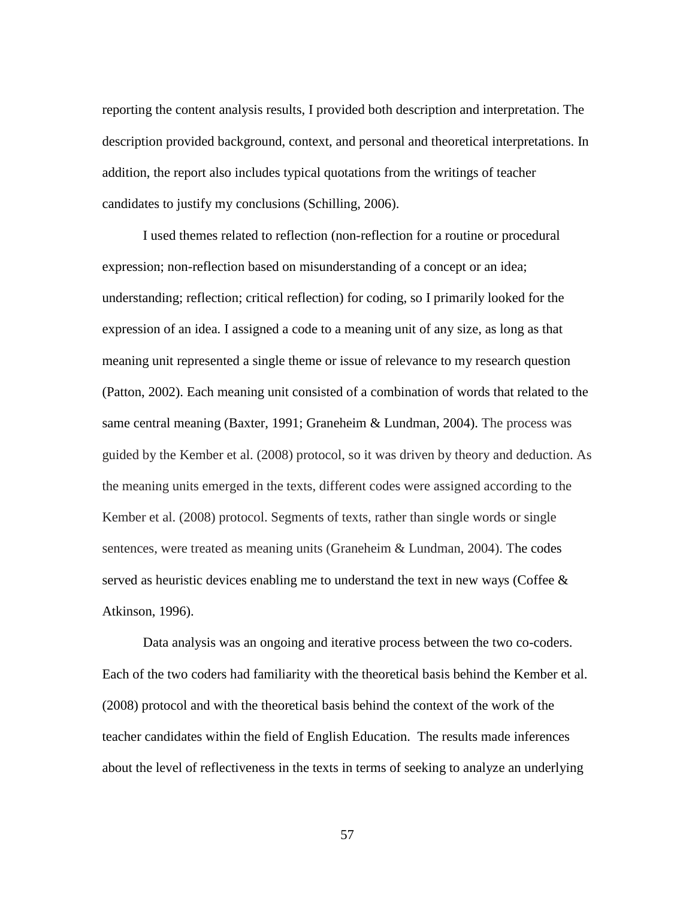reporting the content analysis results, I provided both description and interpretation. The description provided background, context, and personal and theoretical interpretations. In addition, the report also includes typical quotations from the writings of teacher candidates to justify my conclusions (Schilling, 2006).

I used themes related to reflection (non-reflection for a routine or procedural expression; non-reflection based on misunderstanding of a concept or an idea; understanding; reflection; critical reflection) for coding, so I primarily looked for the expression of an idea. I assigned a code to a meaning unit of any size, as long as that meaning unit represented a single theme or issue of relevance to my research question (Patton, 2002). Each meaning unit consisted of a combination of words that related to the same central meaning (Baxter, 1991; Graneheim & Lundman, 2004). The process was guided by the Kember et al. (2008) protocol, so it was driven by theory and deduction. As the meaning units emerged in the texts, different codes were assigned according to the Kember et al. (2008) protocol. Segments of texts, rather than single words or single sentences, were treated as meaning units (Graneheim & Lundman, 2004). The codes served as heuristic devices enabling me to understand the text in new ways (Coffee & Atkinson, 1996).

Data analysis was an ongoing and iterative process between the two co-coders. Each of the two coders had familiarity with the theoretical basis behind the Kember et al. (2008) protocol and with the theoretical basis behind the context of the work of the teacher candidates within the field of English Education. The results made inferences about the level of reflectiveness in the texts in terms of seeking to analyze an underlying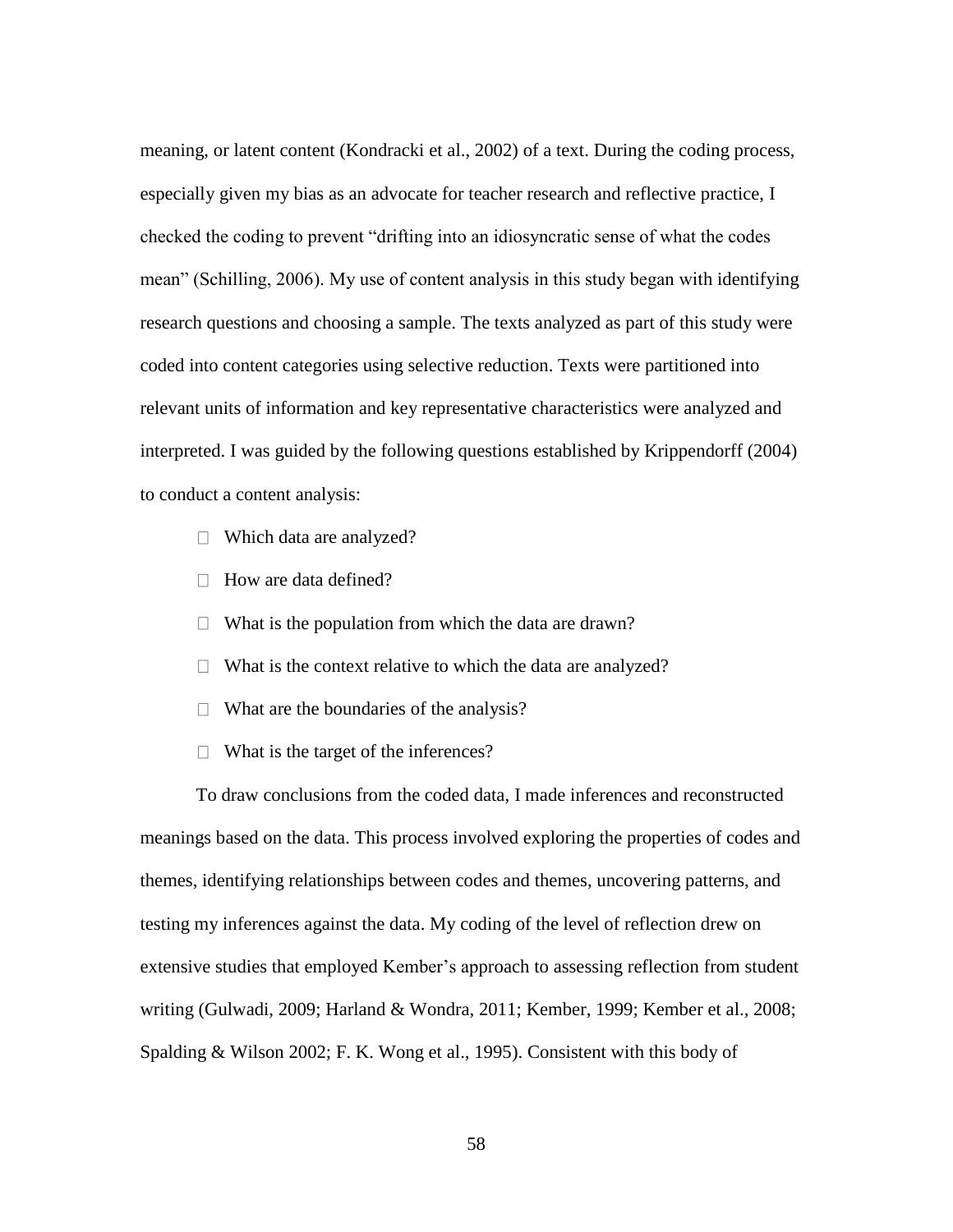meaning, or latent content (Kondracki et al., 2002) of a text. During the coding process, especially given my bias as an advocate for teacher research and reflective practice, I checked the coding to prevent "drifting into an idiosyncratic sense of what the codes mean" (Schilling, 2006). My use of content analysis in this study began with identifying research questions and choosing a sample. The texts analyzed as part of this study were coded into content categories using selective reduction. Texts were partitioned into relevant units of information and key representative characteristics were analyzed and interpreted. I was guided by the following questions established by Krippendorff (2004) to conduct a content analysis:

- Which data are analyzed?
- How are data defined?
- What is the population from which the data are drawn?
- What is the context relative to which the data are analyzed?
- What are the boundaries of the analysis?
- What is the target of the inferences?

To draw conclusions from the coded data, I made inferences and reconstructed meanings based on the data. This process involved exploring the properties of codes and themes, identifying relationships between codes and themes, uncovering patterns, and testing my inferences against the data. My coding of the level of reflection drew on extensive studies that employed Kember's approach to assessing reflection from student writing (Gulwadi, 2009; Harland & Wondra, 2011; Kember, 1999; Kember et al., 2008; Spalding & Wilson 2002; F. K. Wong et al., 1995). Consistent with this body of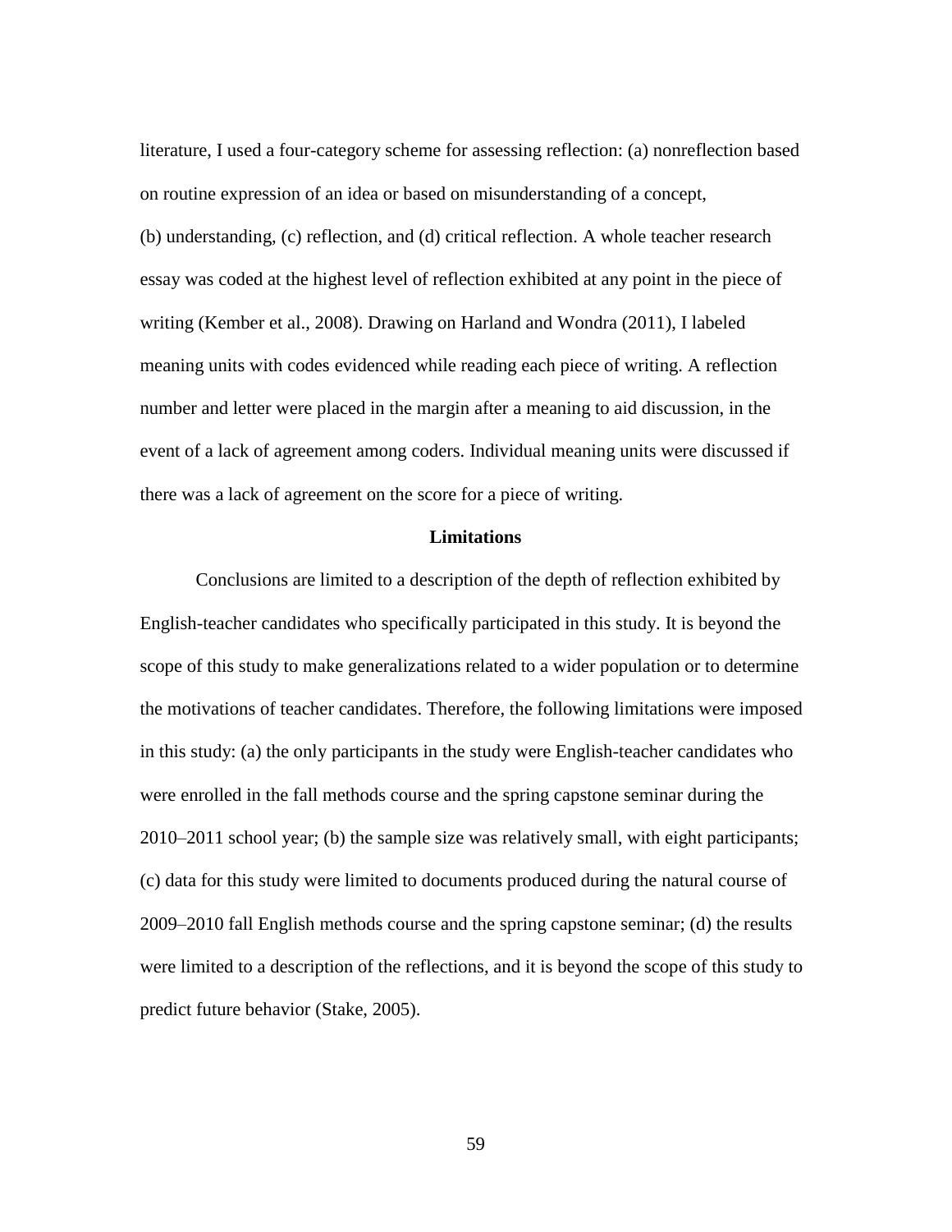literature, I used a four-category scheme for assessing reflection: (a) nonreflection based on routine expression of an idea or based on misunderstanding of a concept, (b) understanding, (c) reflection, and (d) critical reflection. A whole teacher research essay was coded at the highest level of reflection exhibited at any point in the piece of writing (Kember et al., 2008). Drawing on Harland and Wondra (2011), I labeled meaning units with codes evidenced while reading each piece of writing. A reflection number and letter were placed in the margin after a meaning to aid discussion, in the event of a lack of agreement among coders. Individual meaning units were discussed if there was a lack of agreement on the score for a piece of writing.

## Limitations

Conclusions are limited to a description of the depth of reflection exhibited by English-teacher candidates who specifically participated in this study. It is beyond the scope of this study to make generalizations related to a wider population or to determine the motivations of teacher candidates. Therefore, the following limitations were imposed in this study: (a) the only participants in the study were English-teacher candidates who were enrolled in the fall methods course and the spring capstone seminar during the 2010–2011 school year; (b) the sample size was relatively small, with eight participants; (c) data for this study were limited to documents produced during the natural course of 2009–2010 fall English methods course and the spring capstone seminar; (d) the results were limited to a description of the reflections, and it is beyond the scope of this study to predict future behavior (Stake, 2005).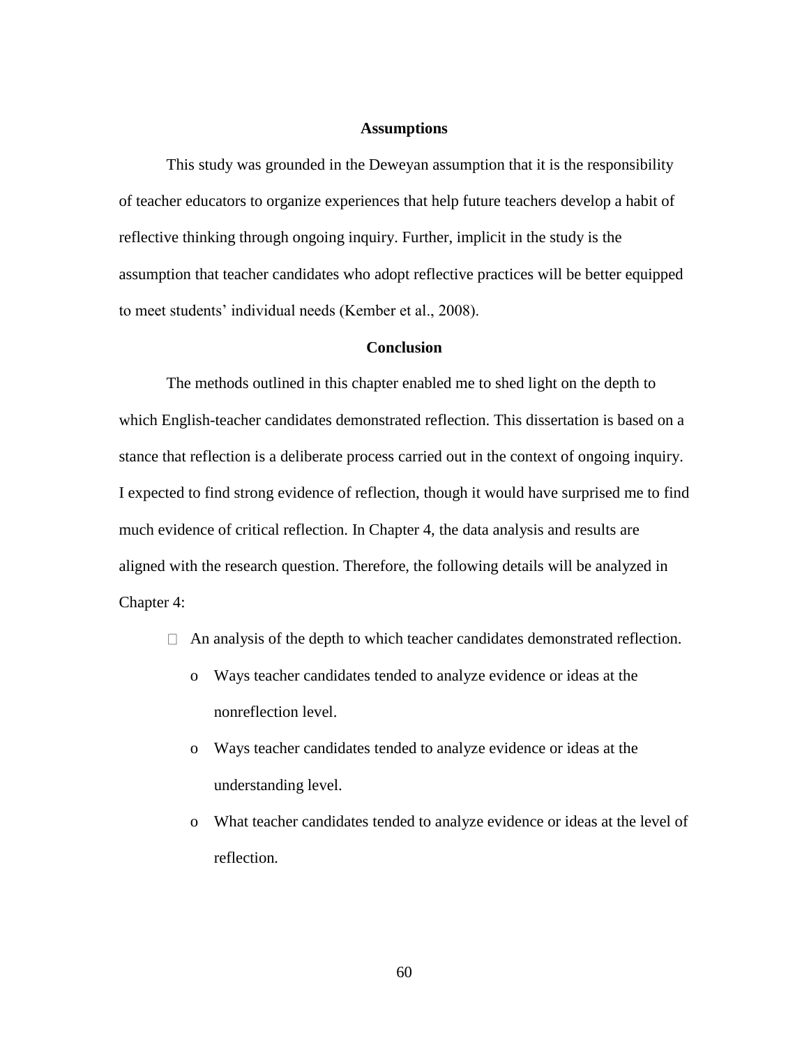## Assumptions

This study was grounded in the Deweyan assumption that it is the responsibility of teacher educators to organize experiences that help future teachers develop a habit of reflective thinking through ongoing inquiry. Further, implicit in the study is the assumption that teacher candidates who adopt reflective practices will be better equipped to meet students' individual needs (Kember et al., 2008).

## Conclusion

The methods outlined in this chapter enabled me to shed light on the depth to which English-teacher candidates demonstrated reflection. This dissertation is based on a stance that reflection is a deliberate process carried out in the context of ongoing inquiry. I expected to find strong evidence of reflection, though it would have surprised me to find much evidence of critical reflection. In Chapter 4, the data analysis and results are aligned with the research question. Therefore, the following details will be analyzed in Chapter 4:

- An analysis of the depth to which teacher candidates demonstrated reflection.
  - Ways teacher candidates tended to analyze evidence or ideas at the nonreflection level.
  - Ways teacher candidates tended to analyze evidence or ideas at the understanding level.
  - What teacher candidates tended to analyze evidence or ideas at the level of reflection.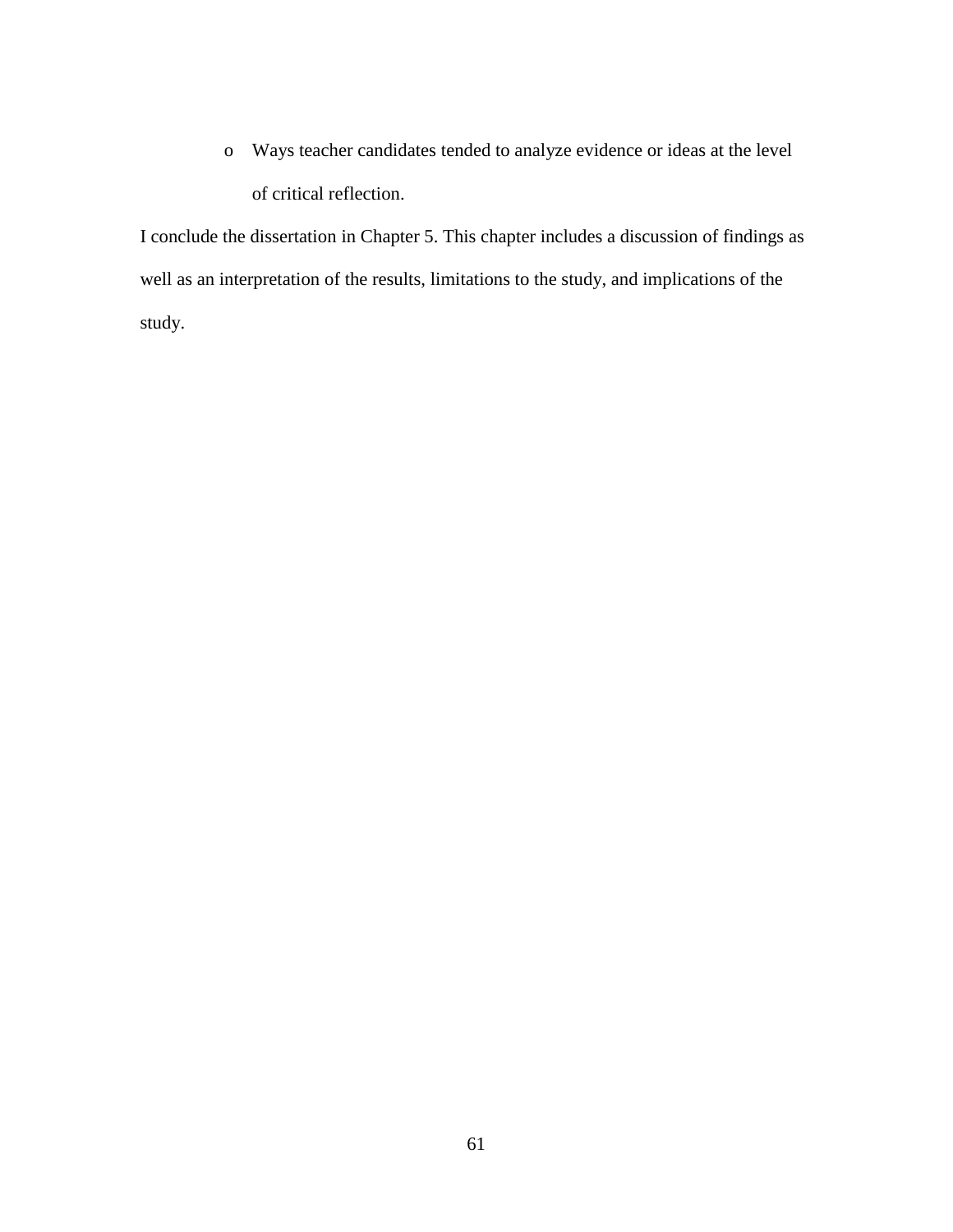- Ways teacher candidates tended to analyze evidence or ideas at the level of critical reflection.

I conclude the dissertation in Chapter 5. This chapter includes a discussion of findings as well as an interpretation of the results, limitations to the study, and implications of the study.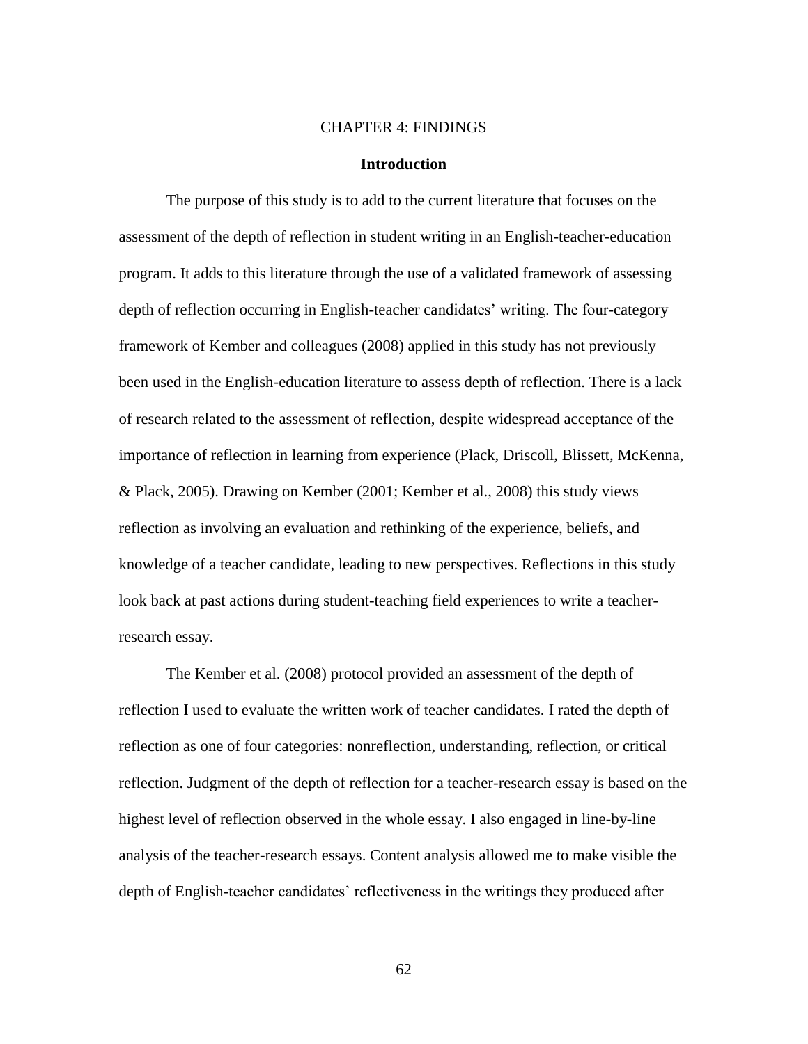# CHAPTER 4: FINDINGS

## Introduction

The purpose of this study is to add to the current literature that focuses on the assessment of the depth of reflection in student writing in an English-teacher-education program. It adds to this literature through the use of a validated framework of assessing depth of reflection occurring in English-teacher candidates' writing. The four-category framework of Kember and colleagues (2008) applied in this study has not previously been used in the English-education literature to assess depth of reflection. There is a lack of research related to the assessment of reflection, despite widespread acceptance of the importance of reflection in learning from experience (Plack, Driscoll, Blissett, McKenna, & Plack, 2005). Drawing on Kember (2001; Kember et al., 2008) this study views reflection as involving an evaluation and rethinking of the experience, beliefs, and knowledge of a teacher candidate, leading to new perspectives. Reflections in this study look back at past actions during student-teaching field experiences to write a teacher-research essay.

The Kember et al. (2008) protocol provided an assessment of the depth of reflection I used to evaluate the written work of teacher candidates. I rated the depth of reflection as one of four categories: nonreflection, understanding, reflection, or critical reflection. Judgment of the depth of reflection for a teacher-research essay is based on the highest level of reflection observed in the whole essay. I also engaged in line-by-line analysis of the teacher-research essays. Content analysis allowed me to make visible the depth of English-teacher candidates' reflectiveness in the writings they produced after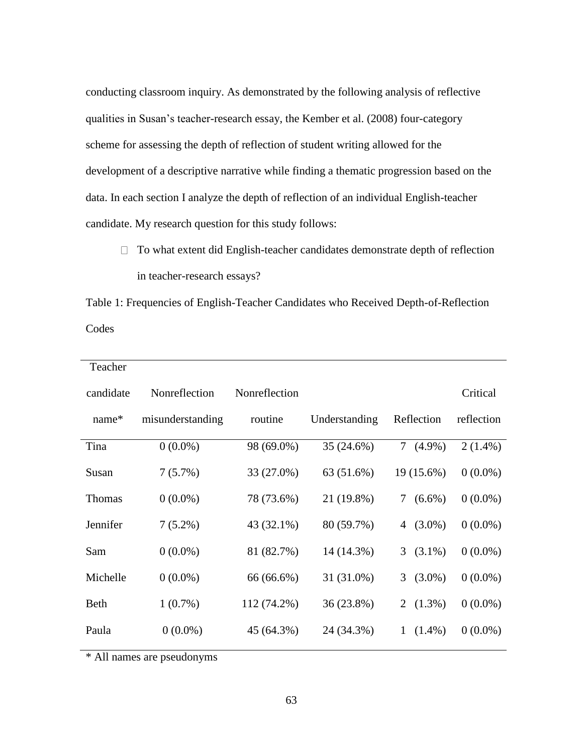conducting classroom inquiry. As demonstrated by the following analysis of reflective qualities in Susan's teacher-research essay, the Kember et al. (2008) four-category scheme for assessing the depth of reflection of student writing allowed for the development of a descriptive narrative while finding a thematic progression based on the data. In each section I analyze the depth of reflection of an individual English-teacher candidate. My research question for this study follows:

- To what extent did English-teacher candidates demonstrate depth of reflection in teacher-research essays?

Table 1: Frequencies of English-Teacher Candidates who Received Depth-of-Reflection Codes

| Teacher candidate name* | Nonreflection misunderstanding | Nonreflection routine | Understanding | Reflection | Critical reflection |
|---|---|---|---|---|---|
| Tina | 0 (0.0%) | 98 (69.0%) | 35 (24.6%) | 7 (4.9%) | 2 (1.4%) |
| Susan | 7 (5.7%) | 33 (27.0%) | 63 (51.6%) | 19 (15.6%) | 0 (0.0%) |
| Thomas | 0 (0.0%) | 78 (73.6%) | 21 (19.8%) | 7 (6.6%) | 0 (0.0%) |
| Jennifer | 7 (5.2%) | 43 (32.1%) | 80 (59.7%) | 4 (3.0%) | 0 (0.0%) |
| Sam | 0 (0.0%) | 81 (82.7%) | 14 (14.3%) | 3 (3.1%) | 0 (0.0%) |
| Michelle | 0 (0.0%) | 66 (66.6%) | 31 (31.0%) | 3 (3.0%) | 0 (0.0%) |
| Beth | 1 (0.7%) | 112 (74.2%) | 36 (23.8%) | 2 (1.3%) | 0 (0.0%) |
| Paula | 0 (0.0%) | 45 (64.3%) | 24 (34.3%) | 1 (1.4%) | 0 (0.0%) |

\* All names are pseudonyms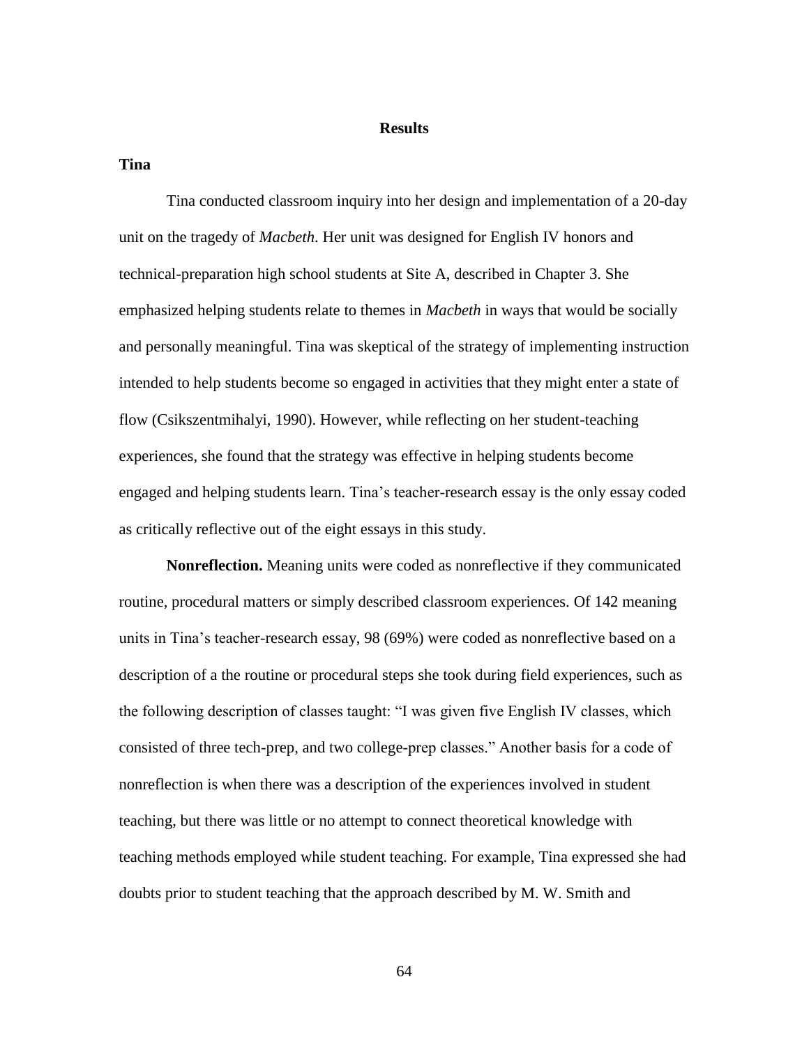# Results

## Tina

Tina conducted classroom inquiry into her design and implementation of a 20-day unit on the tragedy of *Macbeth*. Her unit was designed for English IV honors and technical-preparation high school students at Site A, described in Chapter 3. She emphasized helping students relate to themes in *Macbeth* in ways that would be socially and personally meaningful. Tina was skeptical of the strategy of implementing instruction intended to help students become so engaged in activities that they might enter a state of flow (Csikszentmihalyi, 1990). However, while reflecting on her student-teaching experiences, she found that the strategy was effective in helping students become engaged and helping students learn. Tina's teacher-research essay is the only essay coded as critically reflective out of the eight essays in this study.

**Nonreflection.** Meaning units were coded as nonreflective if they communicated routine, procedural matters or simply described classroom experiences. Of 142 meaning units in Tina's teacher-research essay, 98 (69%) were coded as nonreflective based on a description of a the routine or procedural steps she took during field experiences, such as the following description of classes taught: "I was given five English IV classes, which consisted of three tech-prep, and two college-prep classes." Another basis for a code of nonreflection is when there was a description of the experiences involved in student teaching, but there was little or no attempt to connect theoretical knowledge with teaching methods employed while student teaching. For example, Tina expressed she had doubts prior to student teaching that the approach described by M. W. Smith and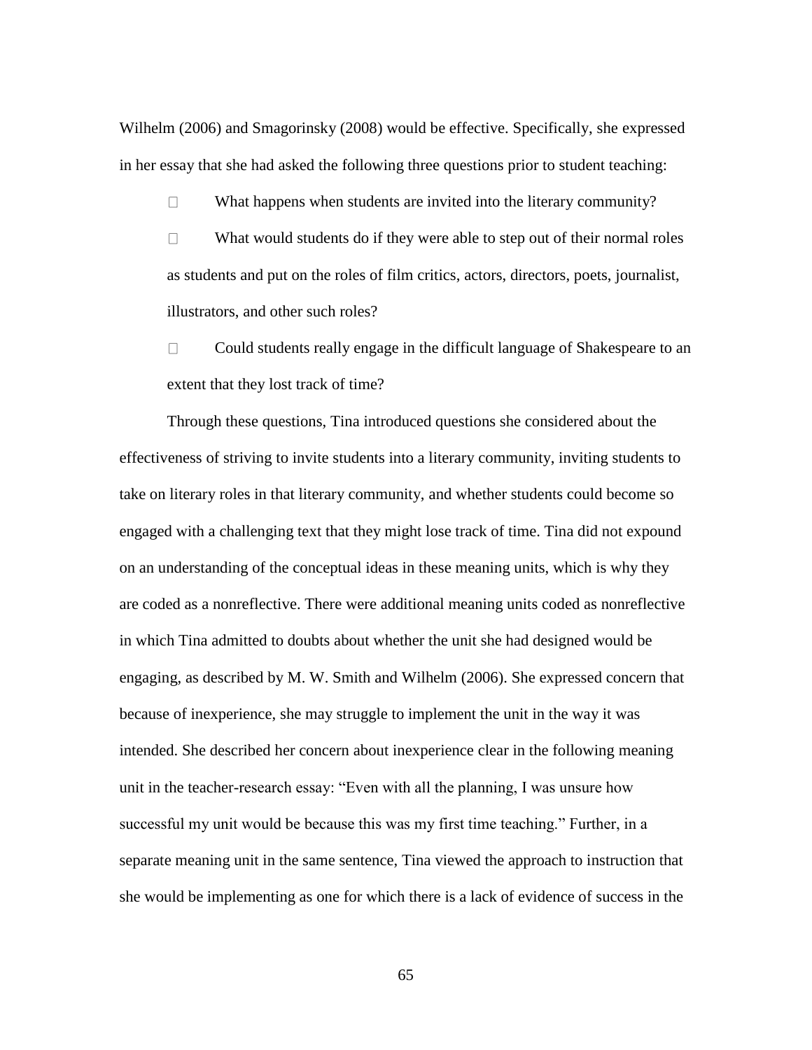Wilhelm (2006) and Smagorinsky (2008) would be effective. Specifically, she expressed in her essay that she had asked the following three questions prior to student teaching:

- What happens when students are invited into the literary community?
- What would students do if they were able to step out of their normal roles as students and put on the roles of film critics, actors, directors, poets, journalist, illustrators, and other such roles?
- Could students really engage in the difficult language of Shakespeare to an extent that they lost track of time?

Through these questions, Tina introduced questions she considered about the effectiveness of striving to invite students into a literary community, inviting students to take on literary roles in that literary community, and whether students could become so engaged with a challenging text that they might lose track of time. Tina did not expound on an understanding of the conceptual ideas in these meaning units, which is why they are coded as a nonreflective. There were additional meaning units coded as nonreflective in which Tina admitted to doubts about whether the unit she had designed would be engaging, as described by M. W. Smith and Wilhelm (2006). She expressed concern that because of inexperience, she may struggle to implement the unit in the way it was intended. She described her concern about inexperience clear in the following meaning unit in the teacher-research essay: "Even with all the planning, I was unsure how successful my unit would be because this was my first time teaching." Further, in a separate meaning unit in the same sentence, Tina viewed the approach to instruction that she would be implementing as one for which there is a lack of evidence of success in the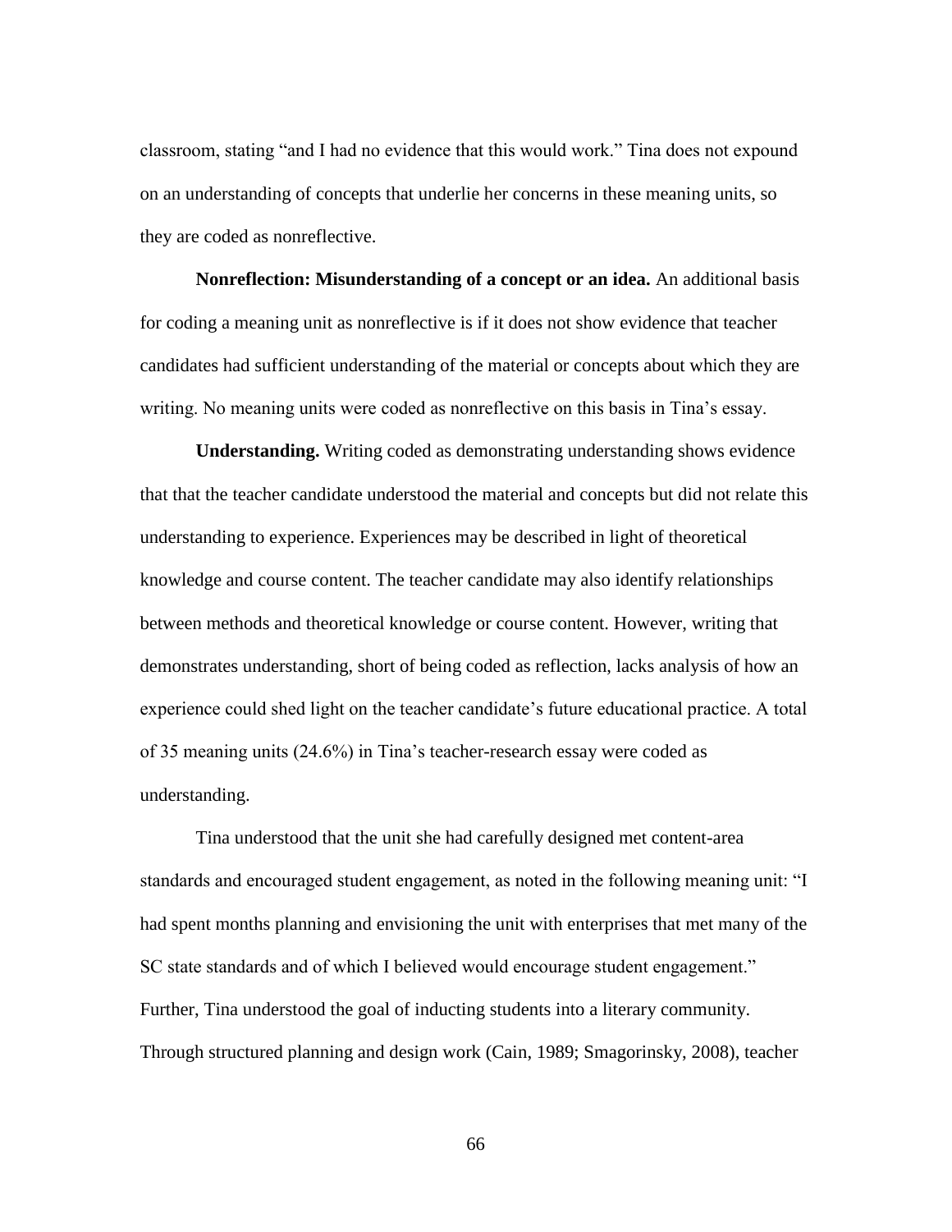classroom, stating “and I had no evidence that this would work.” Tina does not expound on an understanding of concepts that underlie her concerns in these meaning units, so they are coded as nonreflective.

**Nonreflection: Misunderstanding of a concept or an idea.** An additional basis for coding a meaning unit as nonreflective is if it does not show evidence that teacher candidates had sufficient understanding of the material or concepts about which they are writing. No meaning units were coded as nonreflective on this basis in Tina’s essay.

**Understanding.** Writing coded as demonstrating understanding shows evidence that that the teacher candidate understood the material and concepts but did not relate this understanding to experience. Experiences may be described in light of theoretical knowledge and course content. The teacher candidate may also identify relationships between methods and theoretical knowledge or course content. However, writing that demonstrates understanding, short of being coded as reflection, lacks analysis of how an experience could shed light on the teacher candidate’s future educational practice. A total of 35 meaning units (24.6%) in Tina’s teacher-research essay were coded as understanding.

Tina understood that the unit she had carefully designed met content-area standards and encouraged student engagement, as noted in the following meaning unit: “I had spent months planning and envisioning the unit with enterprises that met many of the SC state standards and of which I believed would encourage student engagement.” Further, Tina understood the goal of inducting students into a literary community. Through structured planning and design work (Cain, 1989; Smagorinsky, 2008), teacher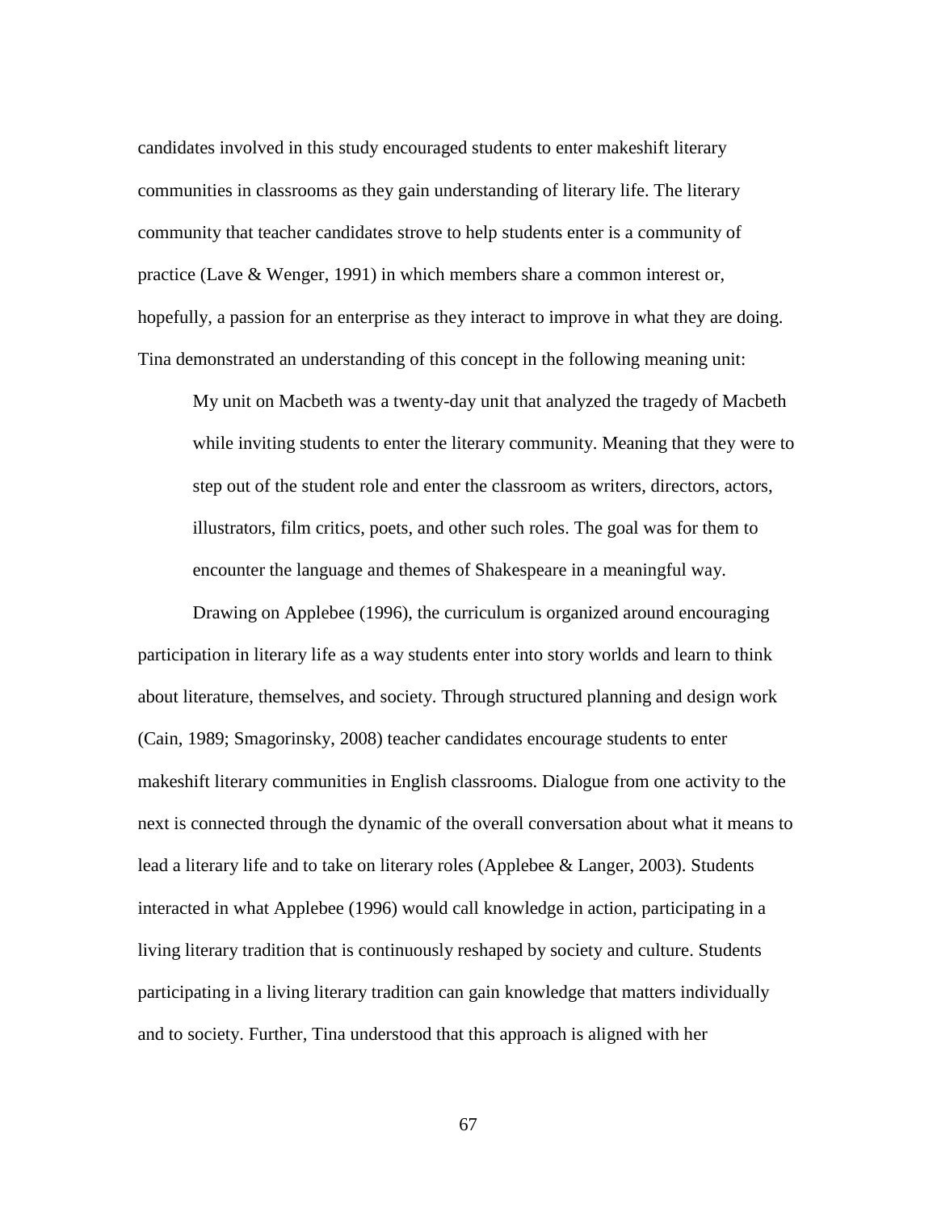candidates involved in this study encouraged students to enter makeshift literary communities in classrooms as they gain understanding of literary life. The literary community that teacher candidates strove to help students enter is a community of practice (Lave & Wenger, 1991) in which members share a common interest or, hopefully, a passion for an enterprise as they interact to improve in what they are doing. Tina demonstrated an understanding of this concept in the following meaning unit:

> My unit on Macbeth was a twenty-day unit that analyzed the tragedy of Macbeth while inviting students to enter the literary community. Meaning that they were to step out of the student role and enter the classroom as writers, directors, actors, illustrators, film critics, poets, and other such roles. The goal was for them to encounter the language and themes of Shakespeare in a meaningful way.

Drawing on Applebee (1996), the curriculum is organized around encouraging participation in literary life as a way students enter into story worlds and learn to think about literature, themselves, and society. Through structured planning and design work (Cain, 1989; Smagorinsky, 2008) teacher candidates encourage students to enter makeshift literary communities in English classrooms. Dialogue from one activity to the next is connected through the dynamic of the overall conversation about what it means to lead a literary life and to take on literary roles (Applebee & Langer, 2003). Students interacted in what Applebee (1996) would call knowledge in action, participating in a living literary tradition that is continuously reshaped by society and culture. Students participating in a living literary tradition can gain knowledge that matters individually and to society. Further, Tina understood that this approach is aligned with her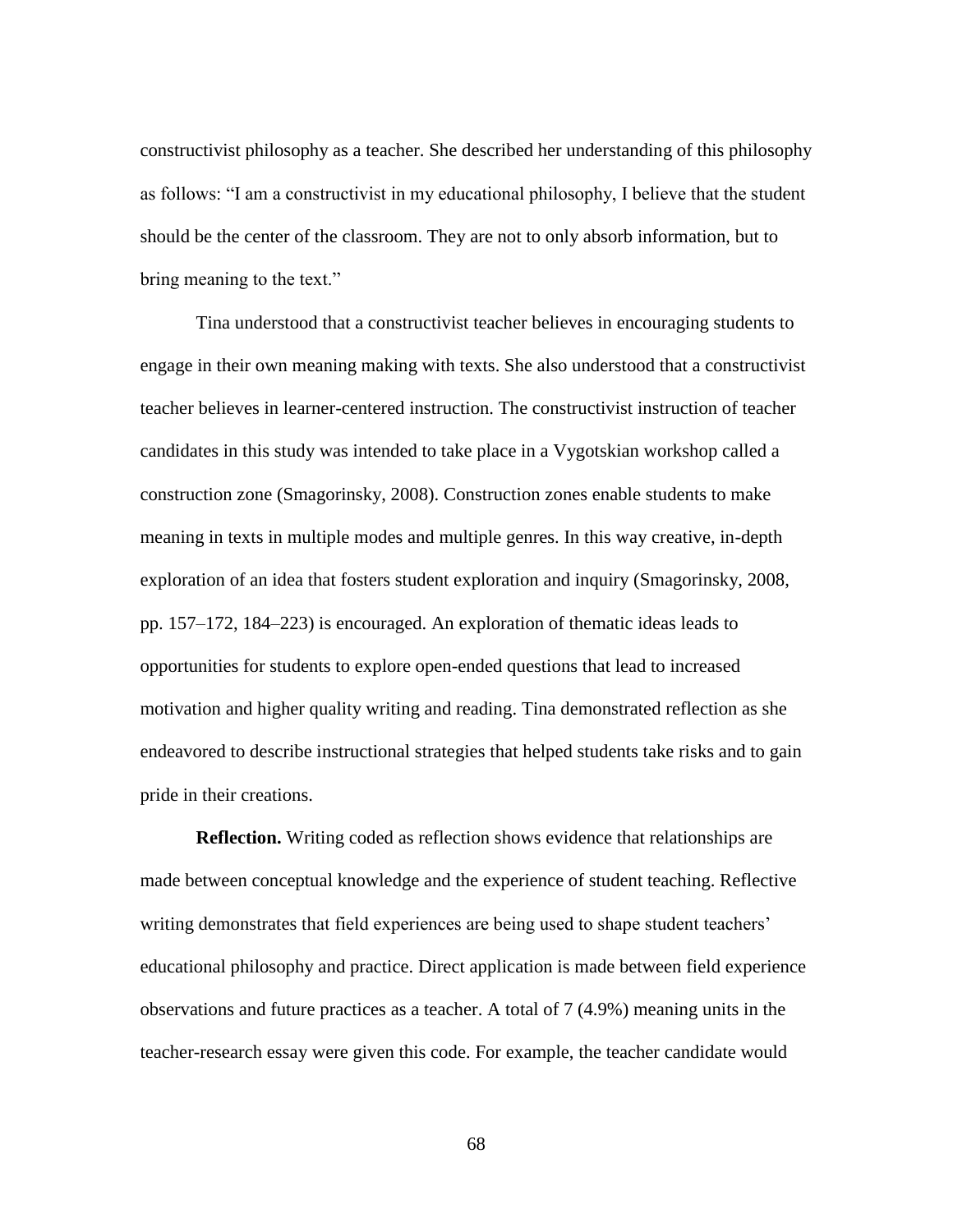constructivist philosophy as a teacher. She described her understanding of this philosophy as follows: "I am a constructivist in my educational philosophy, I believe that the student should be the center of the classroom. They are not to only absorb information, but to bring meaning to the text."

Tina understood that a constructivist teacher believes in encouraging students to engage in their own meaning making with texts. She also understood that a constructivist teacher believes in learner-centered instruction. The constructivist instruction of teacher candidates in this study was intended to take place in a Vygotskian workshop called a construction zone (Smagorinsky, 2008). Construction zones enable students to make meaning in texts in multiple modes and multiple genres. In this way creative, in-depth exploration of an idea that fosters student exploration and inquiry (Smagorinsky, 2008, pp. 157–172, 184–223) is encouraged. An exploration of thematic ideas leads to opportunities for students to explore open-ended questions that lead to increased motivation and higher quality writing and reading. Tina demonstrated reflection as she endeavored to describe instructional strategies that helped students take risks and to gain pride in their creations.

**Reflection.** Writing coded as reflection shows evidence that relationships are made between conceptual knowledge and the experience of student teaching. Reflective writing demonstrates that field experiences are being used to shape student teachers' educational philosophy and practice. Direct application is made between field experience observations and future practices as a teacher. A total of 7 (4.9%) meaning units in the teacher-research essay were given this code. For example, the teacher candidate would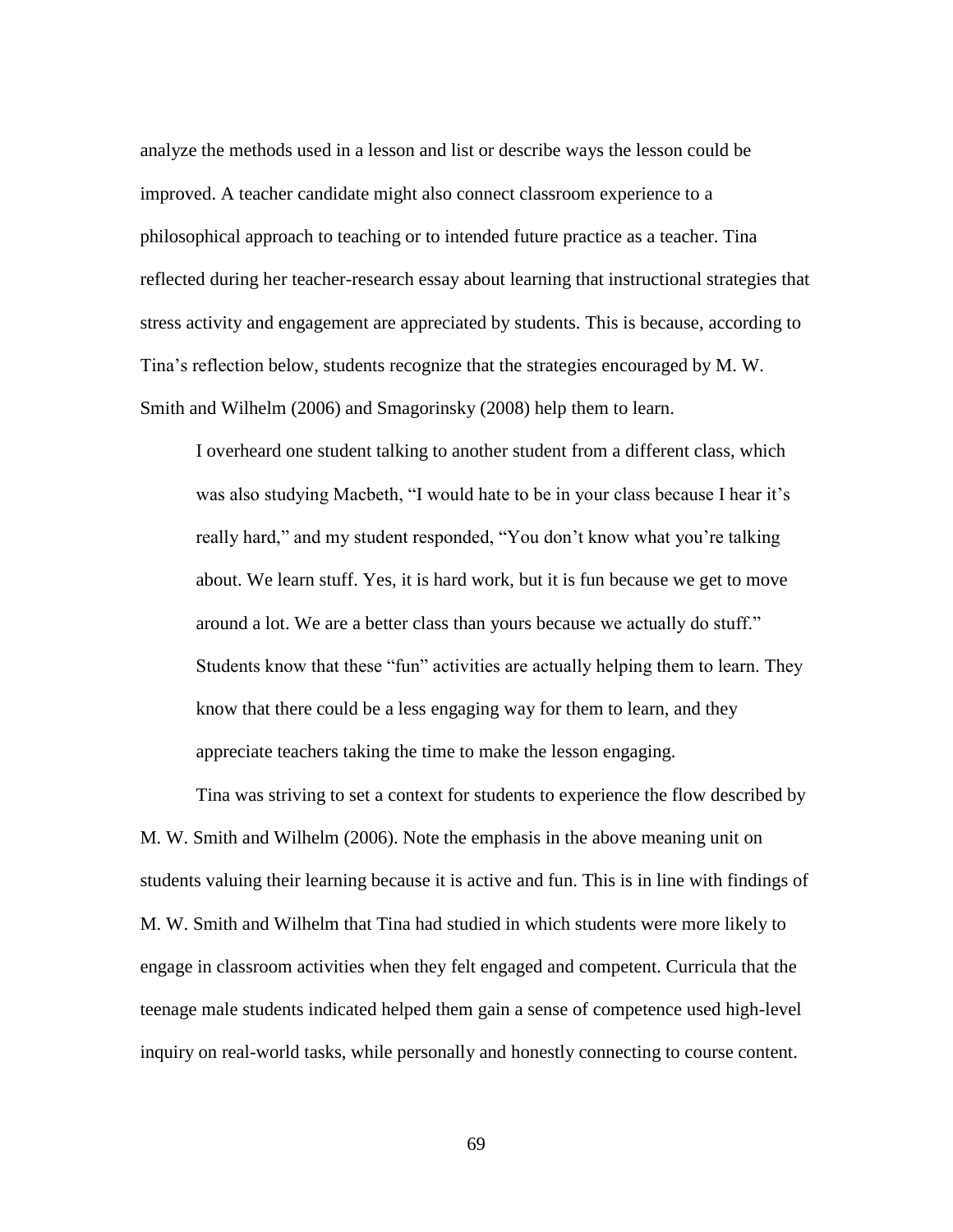analyze the methods used in a lesson and list or describe ways the lesson could be improved. A teacher candidate might also connect classroom experience to a philosophical approach to teaching or to intended future practice as a teacher. Tina reflected during her teacher-research essay about learning that instructional strategies that stress activity and engagement are appreciated by students. This is because, according to Tina's reflection below, students recognize that the strategies encouraged by M. W. Smith and Wilhelm (2006) and Smagorinsky (2008) help them to learn.

> I overheard one student talking to another student from a different class, which was also studying Macbeth, "I would hate to be in your class because I hear it's really hard," and my student responded, "You don't know what you're talking about. We learn stuff. Yes, it is hard work, but it is fun because we get to move around a lot. We are a better class than yours because we actually do stuff." Students know that these "fun" activities are actually helping them to learn. They know that there could be a less engaging way for them to learn, and they appreciate teachers taking the time to make the lesson engaging.

Tina was striving to set a context for students to experience the flow described by M. W. Smith and Wilhelm (2006). Note the emphasis in the above meaning unit on students valuing their learning because it is active and fun. This is in line with findings of M. W. Smith and Wilhelm that Tina had studied in which students were more likely to engage in classroom activities when they felt engaged and competent. Curricula that the teenage male students indicated helped them gain a sense of competence used high-level inquiry on real-world tasks, while personally and honestly connecting to course content.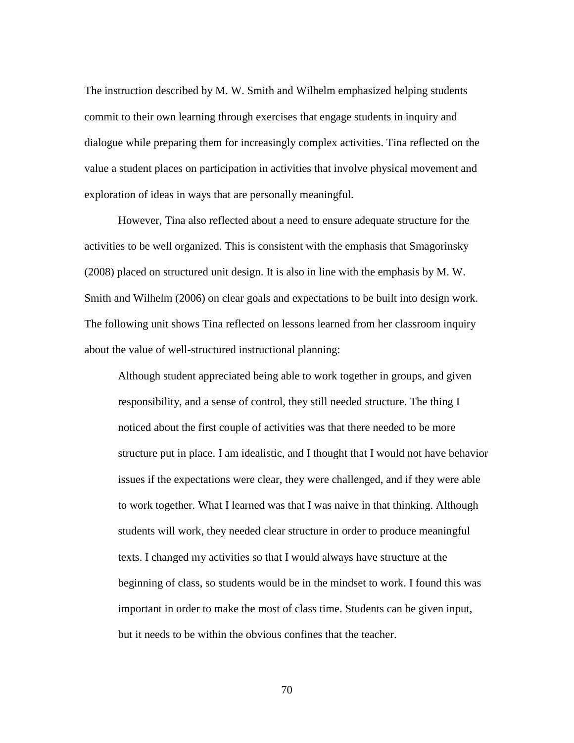The instruction described by M. W. Smith and Wilhelm emphasized helping students commit to their own learning through exercises that engage students in inquiry and dialogue while preparing them for increasingly complex activities. Tina reflected on the value a student places on participation in activities that involve physical movement and exploration of ideas in ways that are personally meaningful.

However, Tina also reflected about a need to ensure adequate structure for the activities to be well organized. This is consistent with the emphasis that Smagorinsky (2008) placed on structured unit design. It is also in line with the emphasis by M. W. Smith and Wilhelm (2006) on clear goals and expectations to be built into design work. The following unit shows Tina reflected on lessons learned from her classroom inquiry about the value of well-structured instructional planning:

> Although student appreciated being able to work together in groups, and given responsibility, and a sense of control, they still needed structure. The thing I noticed about the first couple of activities was that there needed to be more structure put in place. I am idealistic, and I thought that I would not have behavior issues if the expectations were clear, they were challenged, and if they were able to work together. What I learned was that I was naive in that thinking. Although students will work, they needed clear structure in order to produce meaningful texts. I changed my activities so that I would always have structure at the beginning of class, so students would be in the mindset to work. I found this was important in order to make the most of class time. Students can be given input, but it needs to be within the obvious confines that the teacher.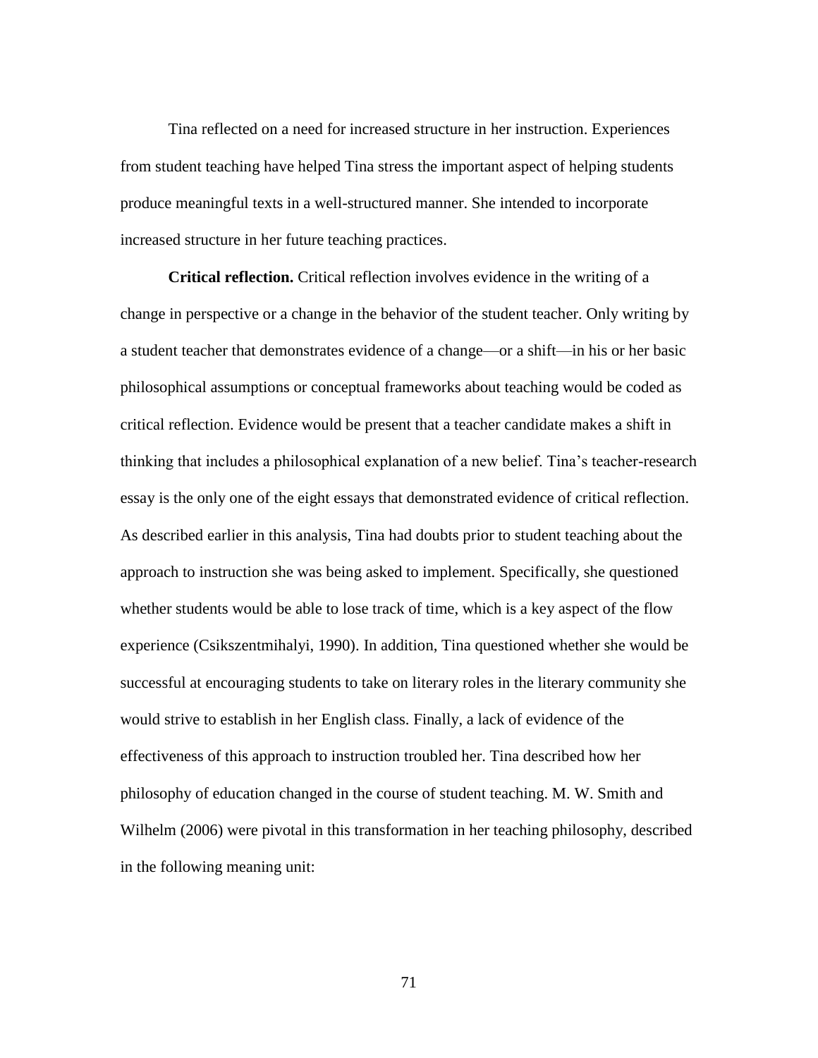Tina reflected on a need for increased structure in her instruction. Experiences from student teaching have helped Tina stress the important aspect of helping students produce meaningful texts in a well-structured manner. She intended to incorporate increased structure in her future teaching practices.

**Critical reflection.** Critical reflection involves evidence in the writing of a change in perspective or a change in the behavior of the student teacher. Only writing by a student teacher that demonstrates evidence of a change—or a shift—in his or her basic philosophical assumptions or conceptual frameworks about teaching would be coded as critical reflection. Evidence would be present that a teacher candidate makes a shift in thinking that includes a philosophical explanation of a new belief. Tina's teacher-research essay is the only one of the eight essays that demonstrated evidence of critical reflection. As described earlier in this analysis, Tina had doubts prior to student teaching about the approach to instruction she was being asked to implement. Specifically, she questioned whether students would be able to lose track of time, which is a key aspect of the flow experience (Csikszentmihalyi, 1990). In addition, Tina questioned whether she would be successful at encouraging students to take on literary roles in the literary community she would strive to establish in her English class. Finally, a lack of evidence of the effectiveness of this approach to instruction troubled her. Tina described how her philosophy of education changed in the course of student teaching. M. W. Smith and Wilhelm (2006) were pivotal in this transformation in her teaching philosophy, described in the following meaning unit: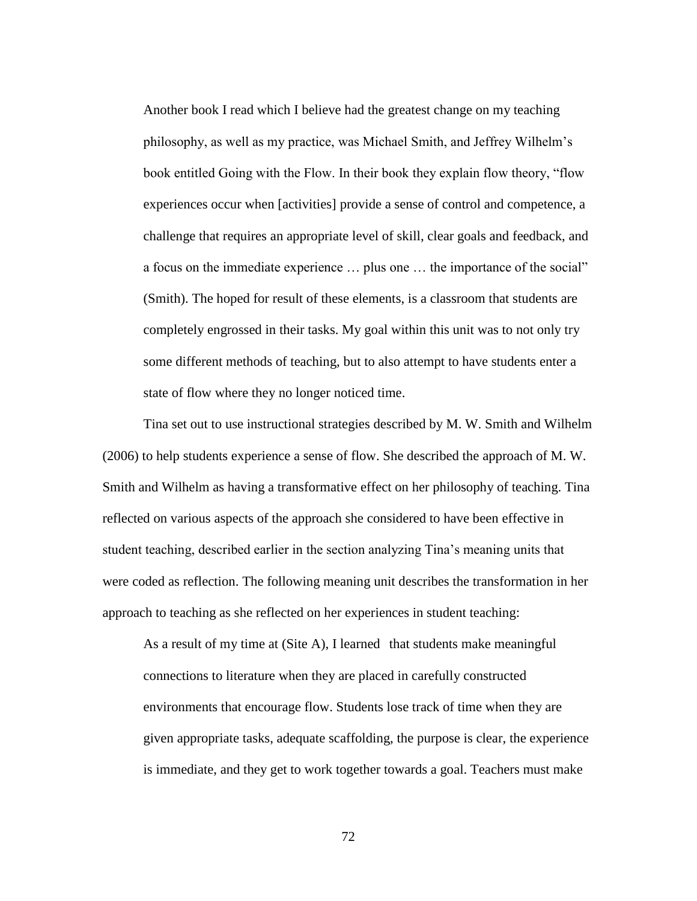> Another book I read which I believe had the greatest change on my teaching philosophy, as well as my practice, was Michael Smith, and Jeffrey Wilhelm's book entitled Going with the Flow. In their book they explain flow theory, "flow experiences occur when [activities] provide a sense of control and competence, a challenge that requires an appropriate level of skill, clear goals and feedback, and a focus on the immediate experience … plus one … the importance of the social" (Smith). The hoped for result of these elements, is a classroom that students are completely engrossed in their tasks. My goal within this unit was to not only try some different methods of teaching, but to also attempt to have students enter a state of flow where they no longer noticed time.

Tina set out to use instructional strategies described by M. W. Smith and Wilhelm (2006) to help students experience a sense of flow. She described the approach of M. W. Smith and Wilhelm as having a transformative effect on her philosophy of teaching. Tina reflected on various aspects of the approach she considered to have been effective in student teaching, described earlier in the section analyzing Tina's meaning units that were coded as reflection. The following meaning unit describes the transformation in her approach to teaching as she reflected on her experiences in student teaching:

> As a result of my time at (Site A), I learned that students make meaningful connections to literature when they are placed in carefully constructed environments that encourage flow. Students lose track of time when they are given appropriate tasks, adequate scaffolding, the purpose is clear, the experience is immediate, and they get to work together towards a goal. Teachers must make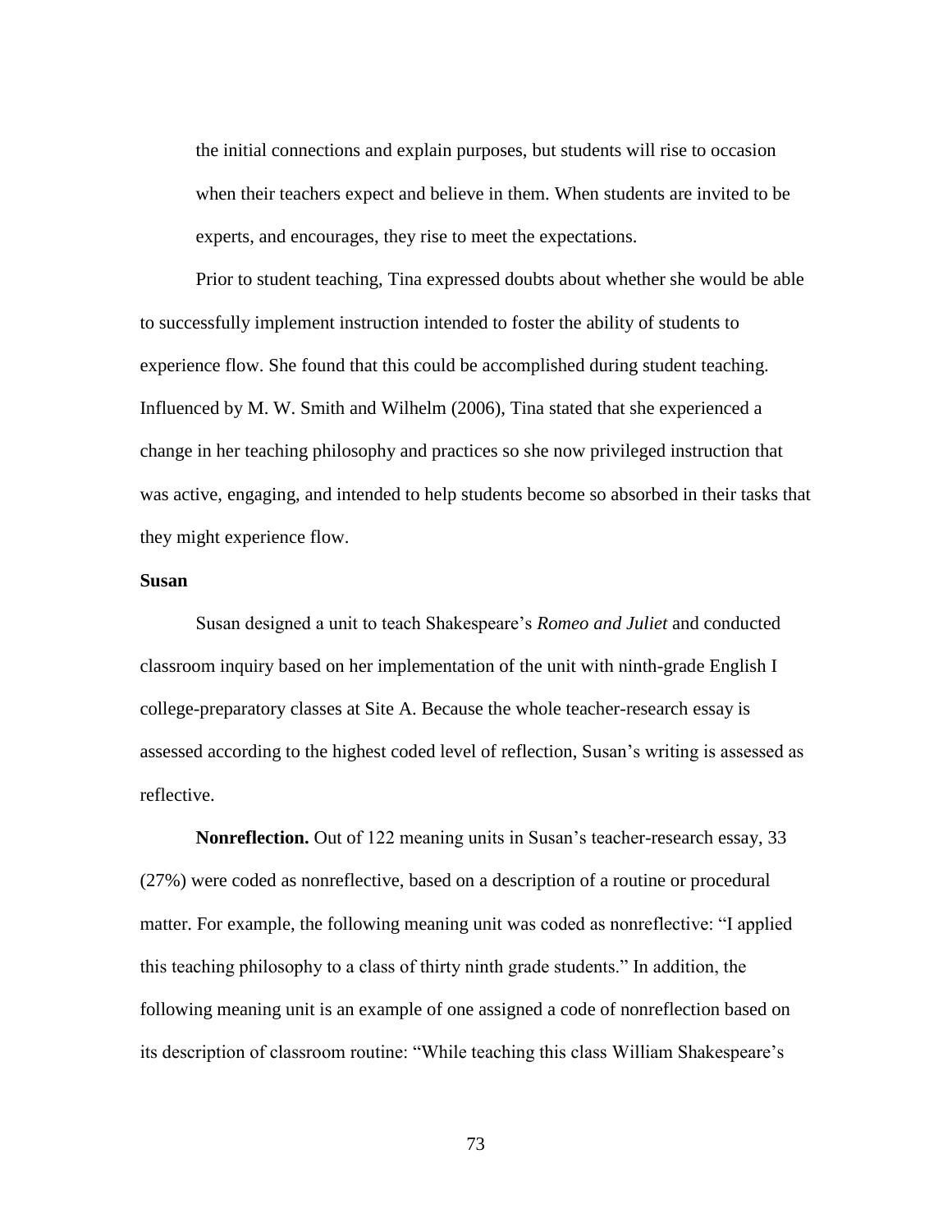the initial connections and explain purposes, but students will rise to occasion when their teachers expect and believe in them. When students are invited to be experts, and encourages, they rise to meet the expectations.

Prior to student teaching, Tina expressed doubts about whether she would be able to successfully implement instruction intended to foster the ability of students to experience flow. She found that this could be accomplished during student teaching. Influenced by M. W. Smith and Wilhelm (2006), Tina stated that she experienced a change in her teaching philosophy and practices so she now privileged instruction that was active, engaging, and intended to help students become so absorbed in their tasks that they might experience flow.

**Susan**

Susan designed a unit to teach Shakespeare's *Romeo and Juliet* and conducted classroom inquiry based on her implementation of the unit with ninth-grade English I college-preparatory classes at Site A. Because the whole teacher-research essay is assessed according to the highest coded level of reflection, Susan's writing is assessed as reflective.

**Nonreflection.** Out of 122 meaning units in Susan's teacher-research essay, 33 (27%) were coded as nonreflective, based on a description of a routine or procedural matter. For example, the following meaning unit was coded as nonreflective: "I applied this teaching philosophy to a class of thirty ninth grade students." In addition, the following meaning unit is an example of one assigned a code of nonreflection based on its description of classroom routine: "While teaching this class William Shakespeare's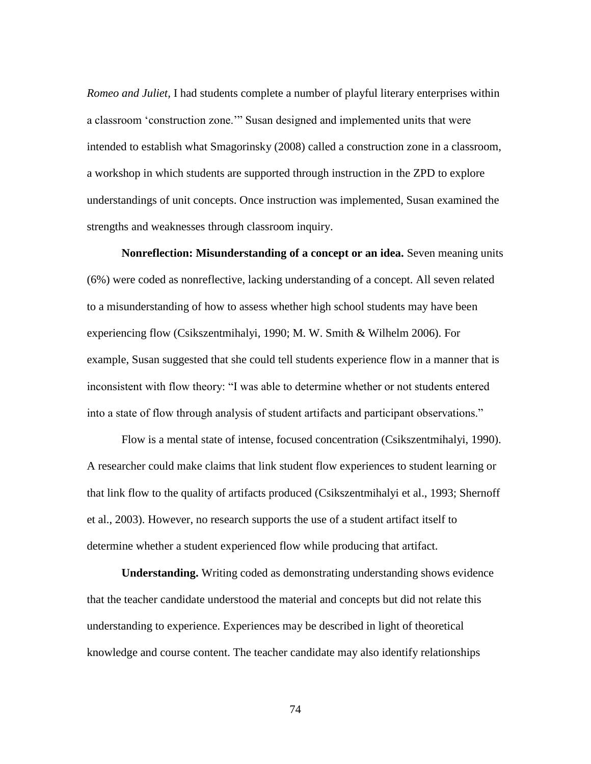*Romeo and Juliet*, I had students complete a number of playful literary enterprises within a classroom 'construction zone.'" Susan designed and implemented units that were intended to establish what Smagorinsky (2008) called a construction zone in a classroom, a workshop in which students are supported through instruction in the ZPD to explore understandings of unit concepts. Once instruction was implemented, Susan examined the strengths and weaknesses through classroom inquiry.

**Nonreflection: Misunderstanding of a concept or an idea.** Seven meaning units (6%) were coded as nonreflective, lacking understanding of a concept. All seven related to a misunderstanding of how to assess whether high school students may have been experiencing flow (Csikszentmihalyi, 1990; M. W. Smith & Wilhelm 2006). For example, Susan suggested that she could tell students experience flow in a manner that is inconsistent with flow theory: "I was able to determine whether or not students entered into a state of flow through analysis of student artifacts and participant observations."

Flow is a mental state of intense, focused concentration (Csikszentmihalyi, 1990). A researcher could make claims that link student flow experiences to student learning or that link flow to the quality of artifacts produced (Csikszentmihalyi et al., 1993; Shernoff et al., 2003). However, no research supports the use of a student artifact itself to determine whether a student experienced flow while producing that artifact.

**Understanding.** Writing coded as demonstrating understanding shows evidence that the teacher candidate understood the material and concepts but did not relate this understanding to experience. Experiences may be described in light of theoretical knowledge and course content. The teacher candidate may also identify relationships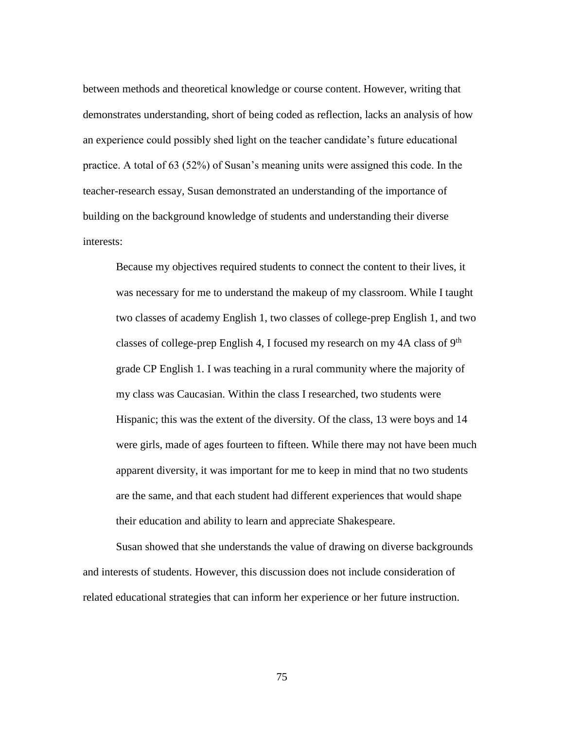between methods and theoretical knowledge or course content. However, writing that demonstrates understanding, short of being coded as reflection, lacks an analysis of how an experience could possibly shed light on the teacher candidate's future educational practice. A total of 63 (52%) of Susan's meaning units were assigned this code. In the teacher-research essay, Susan demonstrated an understanding of the importance of building on the background knowledge of students and understanding their diverse interests:

> Because my objectives required students to connect the content to their lives, it was necessary for me to understand the makeup of my classroom. While I taught two classes of academy English 1, two classes of college-prep English 1, and two classes of college-prep English 4, I focused my research on my 4A class of 9th grade CP English 1. I was teaching in a rural community where the majority of my class was Caucasian. Within the class I researched, two students were Hispanic; this was the extent of the diversity. Of the class, 13 were boys and 14 were girls, made of ages fourteen to fifteen. While there may not have been much apparent diversity, it was important for me to keep in mind that no two students are the same, and that each student had different experiences that would shape their education and ability to learn and appreciate Shakespeare.

Susan showed that she understands the value of drawing on diverse backgrounds and interests of students. However, this discussion does not include consideration of related educational strategies that can inform her experience or her future instruction.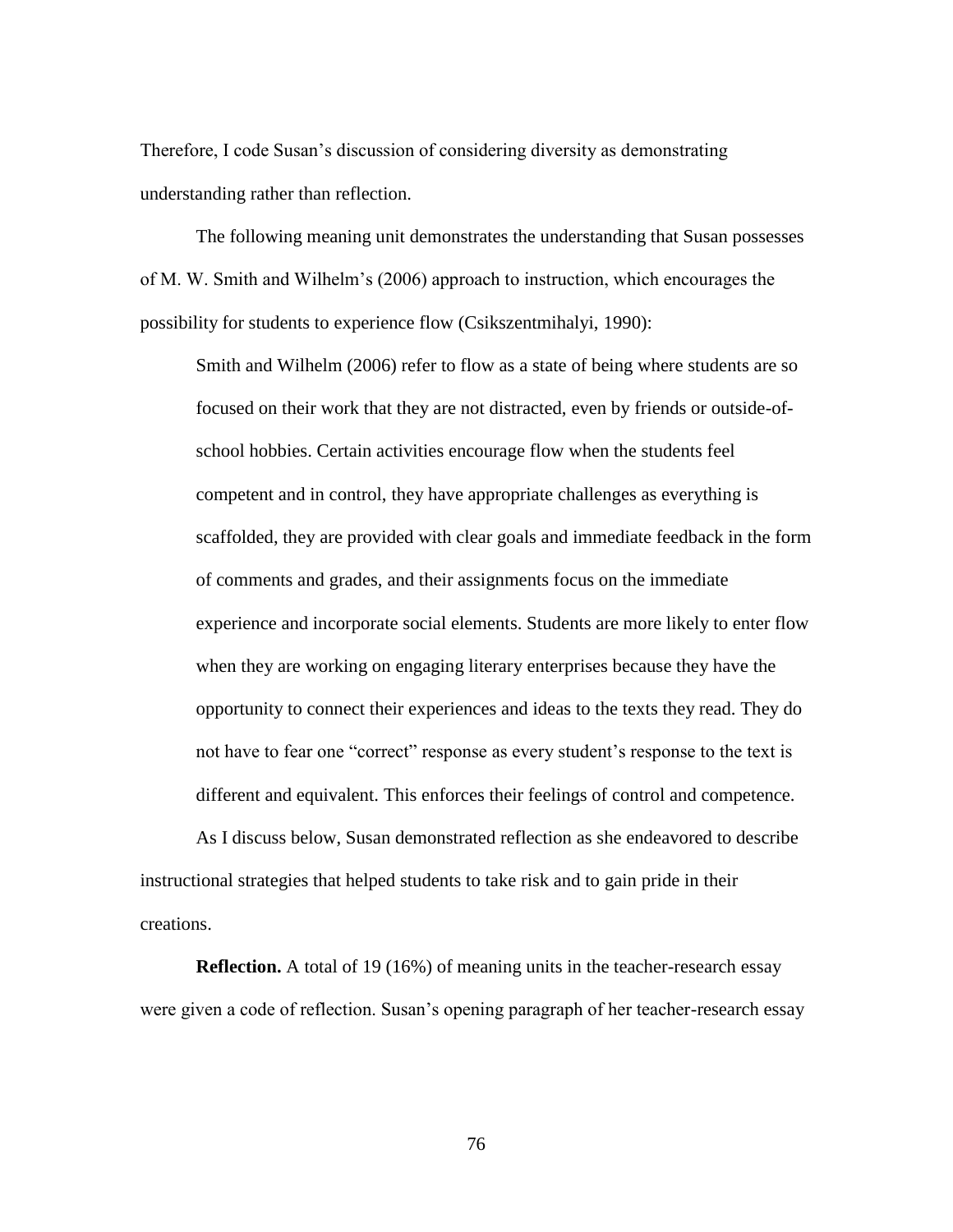Therefore, I code Susan's discussion of considering diversity as demonstrating understanding rather than reflection.

The following meaning unit demonstrates the understanding that Susan possesses of M. W. Smith and Wilhelm's (2006) approach to instruction, which encourages the possibility for students to experience flow (Csikszentmihalyi, 1990):

> Smith and Wilhelm (2006) refer to flow as a state of being where students are so focused on their work that they are not distracted, even by friends or outside-of-school hobbies. Certain activities encourage flow when the students feel competent and in control, they have appropriate challenges as everything is scaffolded, they are provided with clear goals and immediate feedback in the form of comments and grades, and their assignments focus on the immediate experience and incorporate social elements. Students are more likely to enter flow when they are working on engaging literary enterprises because they have the opportunity to connect their experiences and ideas to the texts they read. They do not have to fear one "correct" response as every student's response to the text is different and equivalent. This enforces their feelings of control and competence.

As I discuss below, Susan demonstrated reflection as she endeavored to describe instructional strategies that helped students to take risk and to gain pride in their creations.

**Reflection.** A total of 19 (16%) of meaning units in the teacher-research essay were given a code of reflection. Susan's opening paragraph of her teacher-research essay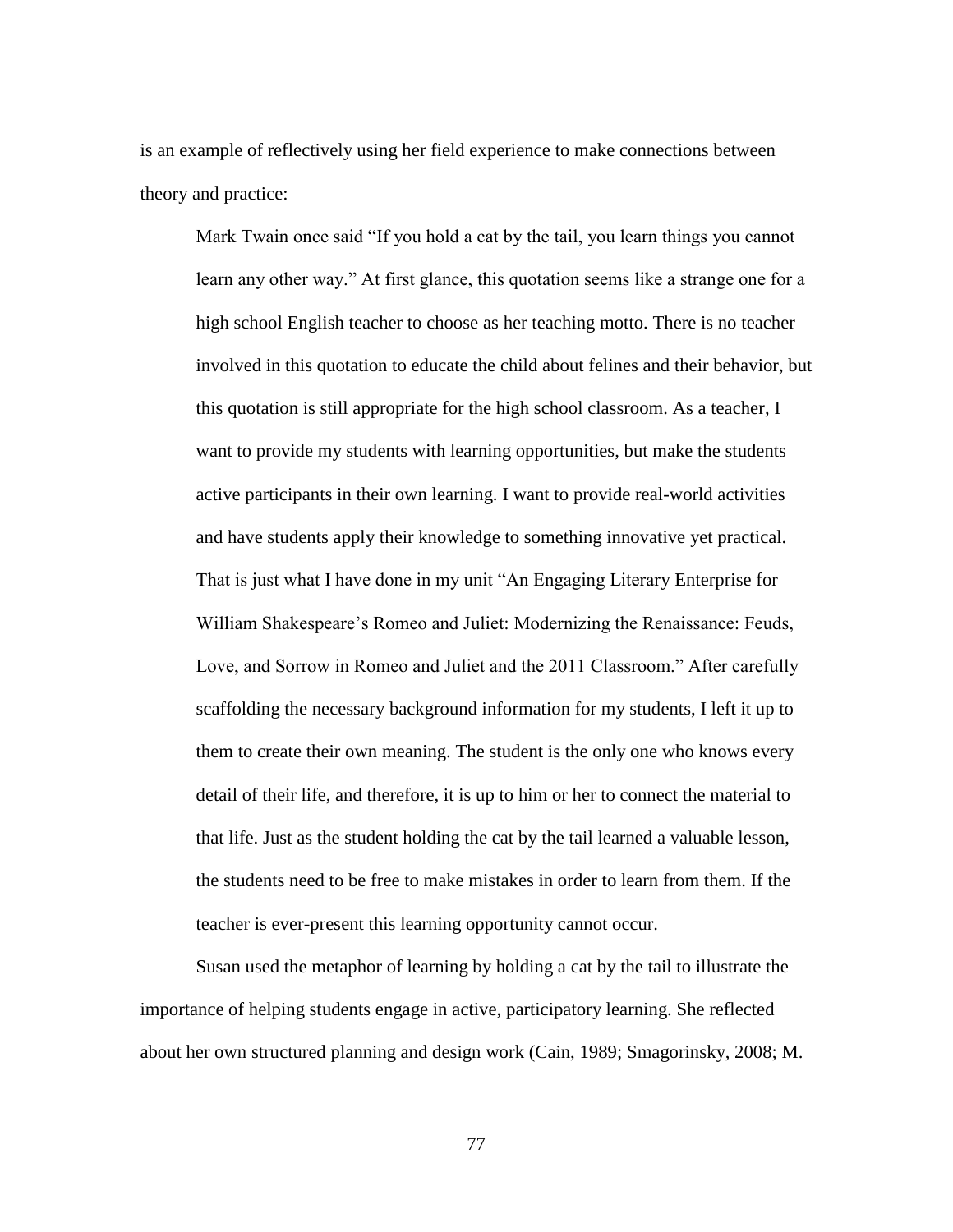is an example of reflectively using her field experience to make connections between theory and practice:

> Mark Twain once said "If you hold a cat by the tail, you learn things you cannot learn any other way." At first glance, this quotation seems like a strange one for a high school English teacher to choose as her teaching motto. There is no teacher involved in this quotation to educate the child about felines and their behavior, but this quotation is still appropriate for the high school classroom. As a teacher, I want to provide my students with learning opportunities, but make the students active participants in their own learning. I want to provide real-world activities and have students apply their knowledge to something innovative yet practical. That is just what I have done in my unit "An Engaging Literary Enterprise for William Shakespeare's Romeo and Juliet: Modernizing the Renaissance: Feuds, Love, and Sorrow in Romeo and Juliet and the 2011 Classroom." After carefully scaffolding the necessary background information for my students, I left it up to them to create their own meaning. The student is the only one who knows every detail of their life, and therefore, it is up to him or her to connect the material to that life. Just as the student holding the cat by the tail learned a valuable lesson, the students need to be free to make mistakes in order to learn from them. If the teacher is ever-present this learning opportunity cannot occur.

Susan used the metaphor of learning by holding a cat by the tail to illustrate the importance of helping students engage in active, participatory learning. She reflected about her own structured planning and design work (Cain, 1989; Smagorinsky, 2008; M.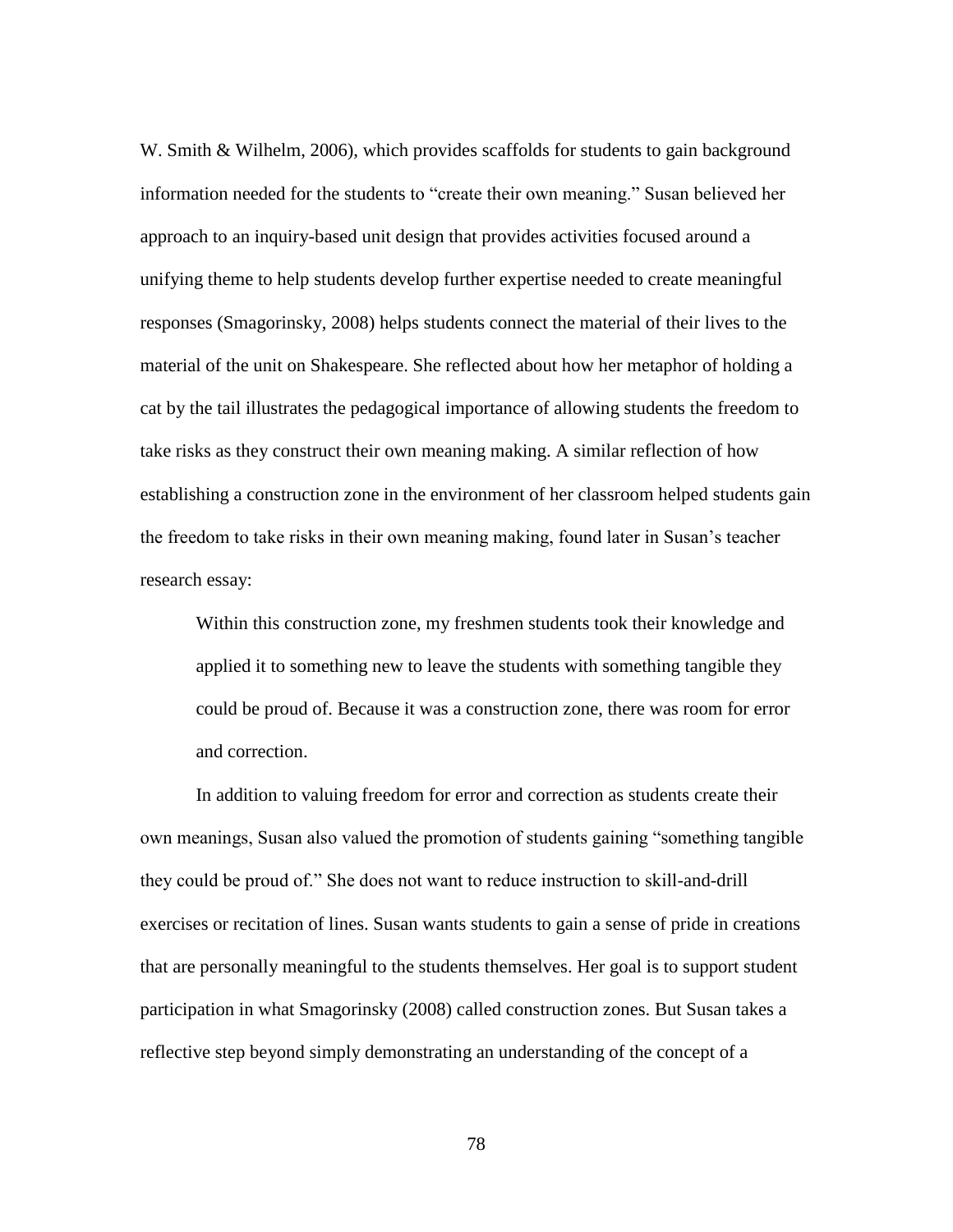W. Smith & Wilhelm, 2006), which provides scaffolds for students to gain background information needed for the students to "create their own meaning." Susan believed her approach to an inquiry-based unit design that provides activities focused around a unifying theme to help students develop further expertise needed to create meaningful responses (Smagorinsky, 2008) helps students connect the material of their lives to the material of the unit on Shakespeare. She reflected about how her metaphor of holding a cat by the tail illustrates the pedagogical importance of allowing students the freedom to take risks as they construct their own meaning making. A similar reflection of how establishing a construction zone in the environment of her classroom helped students gain the freedom to take risks in their own meaning making, found later in Susan's teacher research essay:

> Within this construction zone, my freshmen students took their knowledge and applied it to something new to leave the students with something tangible they could be proud of. Because it was a construction zone, there was room for error and correction.

In addition to valuing freedom for error and correction as students create their own meanings, Susan also valued the promotion of students gaining "something tangible they could be proud of." She does not want to reduce instruction to skill-and-drill exercises or recitation of lines. Susan wants students to gain a sense of pride in creations that are personally meaningful to the students themselves. Her goal is to support student participation in what Smagorinsky (2008) called construction zones. But Susan takes a reflective step beyond simply demonstrating an understanding of the concept of a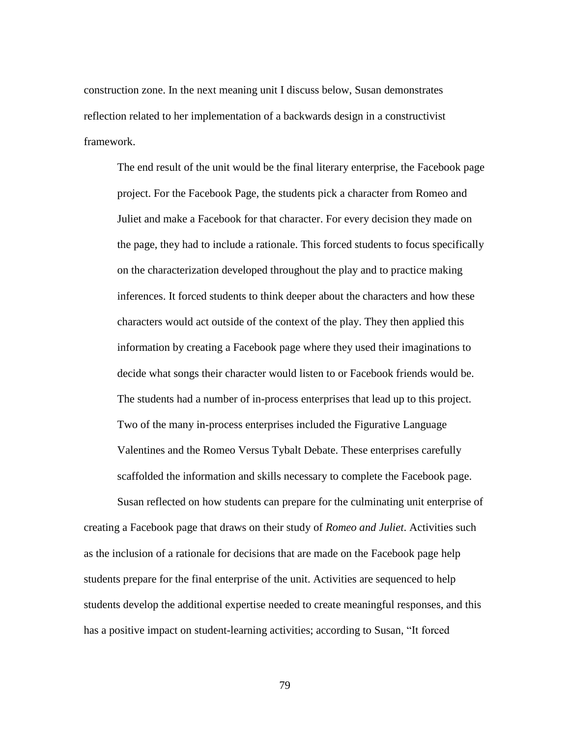construction zone. In the next meaning unit I discuss below, Susan demonstrates reflection related to her implementation of a backwards design in a constructivist framework.

> The end result of the unit would be the final literary enterprise, the Facebook page project. For the Facebook Page, the students pick a character from Romeo and Juliet and make a Facebook for that character. For every decision they made on the page, they had to include a rationale. This forced students to focus specifically on the characterization developed throughout the play and to practice making inferences. It forced students to think deeper about the characters and how these characters would act outside of the context of the play. They then applied this information by creating a Facebook page where they used their imaginations to decide what songs their character would listen to or Facebook friends would be. The students had a number of in-process enterprises that lead up to this project. Two of the many in-process enterprises included the Figurative Language Valentines and the Romeo Versus Tybalt Debate. These enterprises carefully scaffolded the information and skills necessary to complete the Facebook page.

Susan reflected on how students can prepare for the culminating unit enterprise of creating a Facebook page that draws on their study of *Romeo and Juliet*. Activities such as the inclusion of a rationale for decisions that are made on the Facebook page help students prepare for the final enterprise of the unit. Activities are sequenced to help students develop the additional expertise needed to create meaningful responses, and this has a positive impact on student-learning activities; according to Susan, "It forced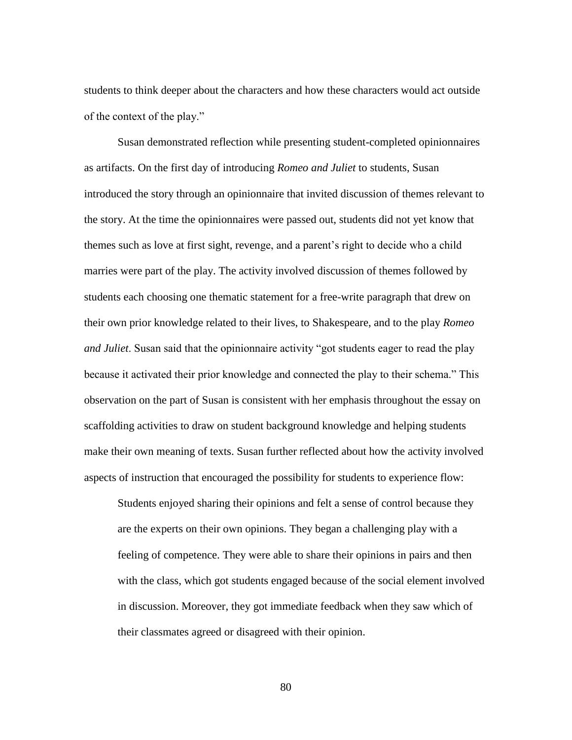students to think deeper about the characters and how these characters would act outside of the context of the play."

Susan demonstrated reflection while presenting student-completed opinionnaires as artifacts. On the first day of introducing *Romeo and Juliet* to students, Susan introduced the story through an opinionnaire that invited discussion of themes relevant to the story. At the time the opinionnaires were passed out, students did not yet know that themes such as love at first sight, revenge, and a parent's right to decide who a child marries were part of the play. The activity involved discussion of themes followed by students each choosing one thematic statement for a free-write paragraph that drew on their own prior knowledge related to their lives, to Shakespeare, and to the play *Romeo and Juliet*. Susan said that the opinionnaire activity "got students eager to read the play because it activated their prior knowledge and connected the play to their schema." This observation on the part of Susan is consistent with her emphasis throughout the essay on scaffolding activities to draw on student background knowledge and helping students make their own meaning of texts. Susan further reflected about how the activity involved aspects of instruction that encouraged the possibility for students to experience flow:

> Students enjoyed sharing their opinions and felt a sense of control because they are the experts on their own opinions. They began a challenging play with a feeling of competence. They were able to share their opinions in pairs and then with the class, which got students engaged because of the social element involved in discussion. Moreover, they got immediate feedback when they saw which of their classmates agreed or disagreed with their opinion.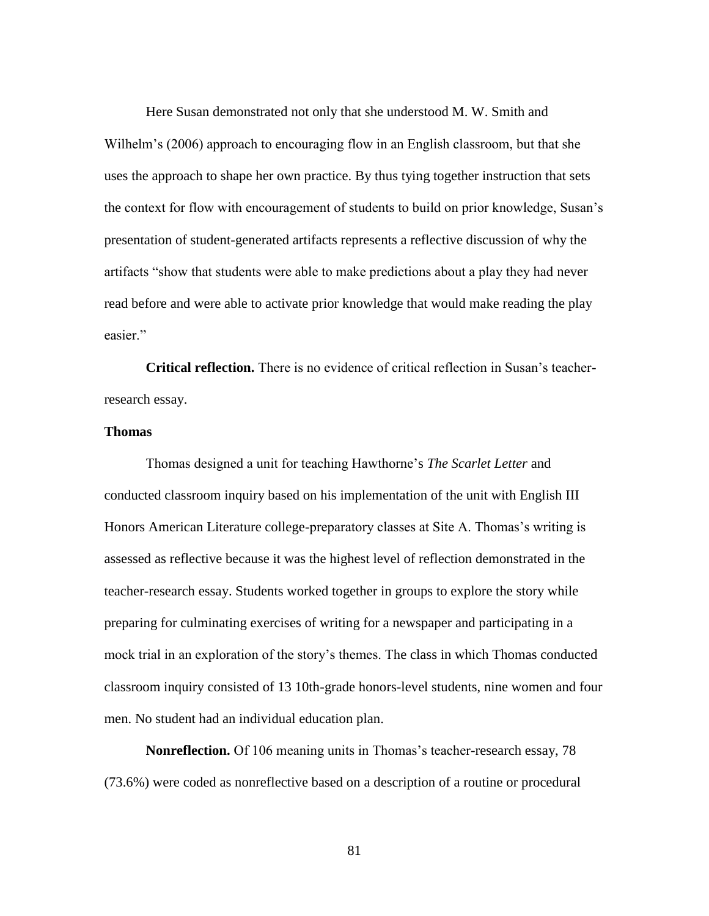Here Susan demonstrated not only that she understood M. W. Smith and Wilhelm's (2006) approach to encouraging flow in an English classroom, but that she uses the approach to shape her own practice. By thus tying together instruction that sets the context for flow with encouragement of students to build on prior knowledge, Susan's presentation of student-generated artifacts represents a reflective discussion of why the artifacts "show that students were able to make predictions about a play they had never read before and were able to activate prior knowledge that would make reading the play easier."

**Critical reflection.** There is no evidence of critical reflection in Susan's teacher-research essay.

### Thomas

Thomas designed a unit for teaching Hawthorne's *The Scarlet Letter* and conducted classroom inquiry based on his implementation of the unit with English III Honors American Literature college-preparatory classes at Site A. Thomas's writing is assessed as reflective because it was the highest level of reflection demonstrated in the teacher-research essay. Students worked together in groups to explore the story while preparing for culminating exercises of writing for a newspaper and participating in a mock trial in an exploration of the story's themes. The class in which Thomas conducted classroom inquiry consisted of 13 10th-grade honors-level students, nine women and four men. No student had an individual education plan.

**Nonreflection.** Of 106 meaning units in Thomas's teacher-research essay, 78 (73.6%) were coded as nonreflective based on a description of a routine or procedural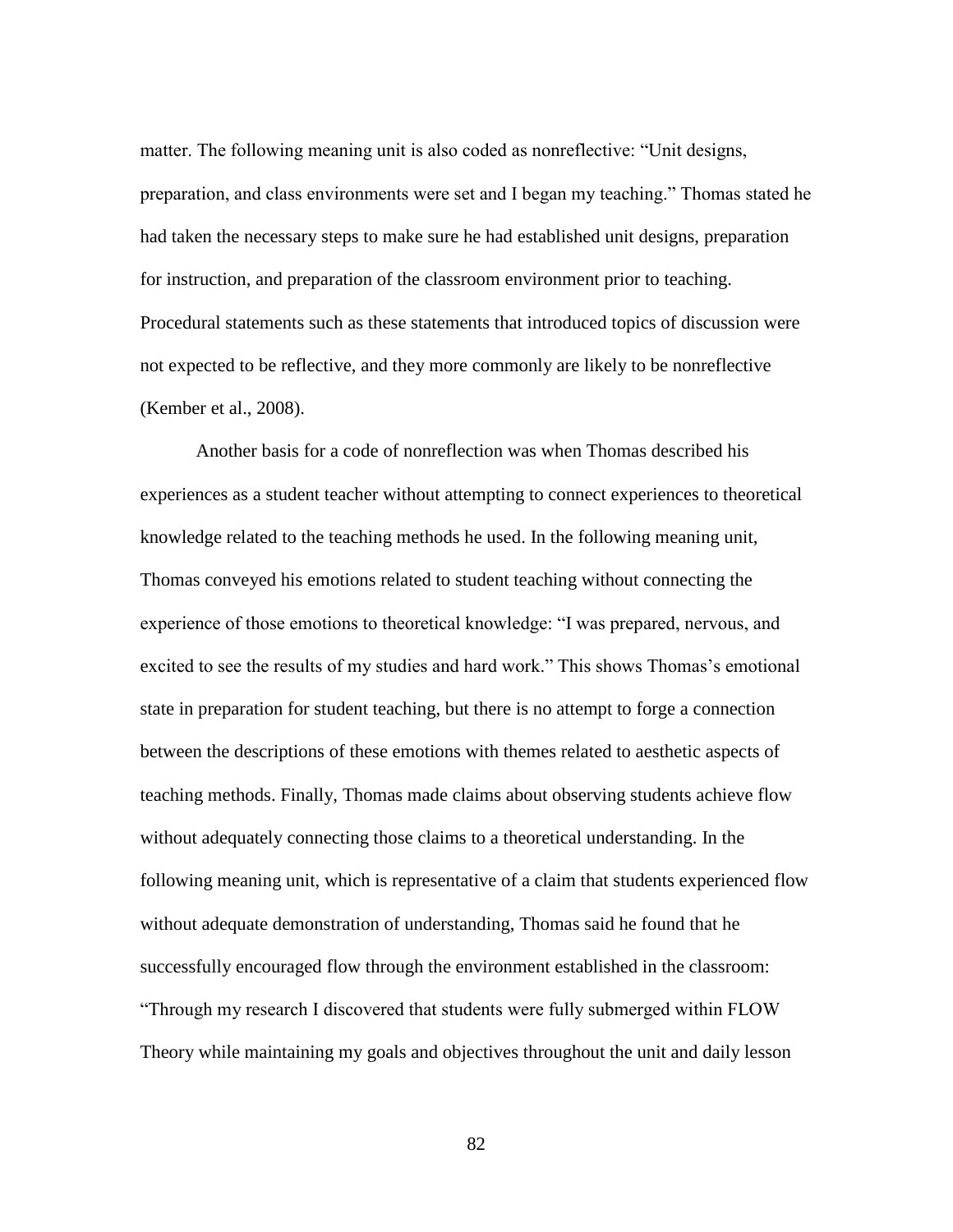matter. The following meaning unit is also coded as nonreflective: “Unit designs, preparation, and class environments were set and I began my teaching.” Thomas stated he had taken the necessary steps to make sure he had established unit designs, preparation for instruction, and preparation of the classroom environment prior to teaching. Procedural statements such as these statements that introduced topics of discussion were not expected to be reflective, and they more commonly are likely to be nonreflective (Kember et al., 2008).

Another basis for a code of nonreflection was when Thomas described his experiences as a student teacher without attempting to connect experiences to theoretical knowledge related to the teaching methods he used. In the following meaning unit, Thomas conveyed his emotions related to student teaching without connecting the experience of those emotions to theoretical knowledge: “I was prepared, nervous, and excited to see the results of my studies and hard work.” This shows Thomas’s emotional state in preparation for student teaching, but there is no attempt to forge a connection between the descriptions of these emotions with themes related to aesthetic aspects of teaching methods. Finally, Thomas made claims about observing students achieve flow without adequately connecting those claims to a theoretical understanding. In the following meaning unit, which is representative of a claim that students experienced flow without adequate demonstration of understanding, Thomas said he found that he successfully encouraged flow through the environment established in the classroom: “Through my research I discovered that students were fully submerged within FLOW Theory while maintaining my goals and objectives throughout the unit and daily lesson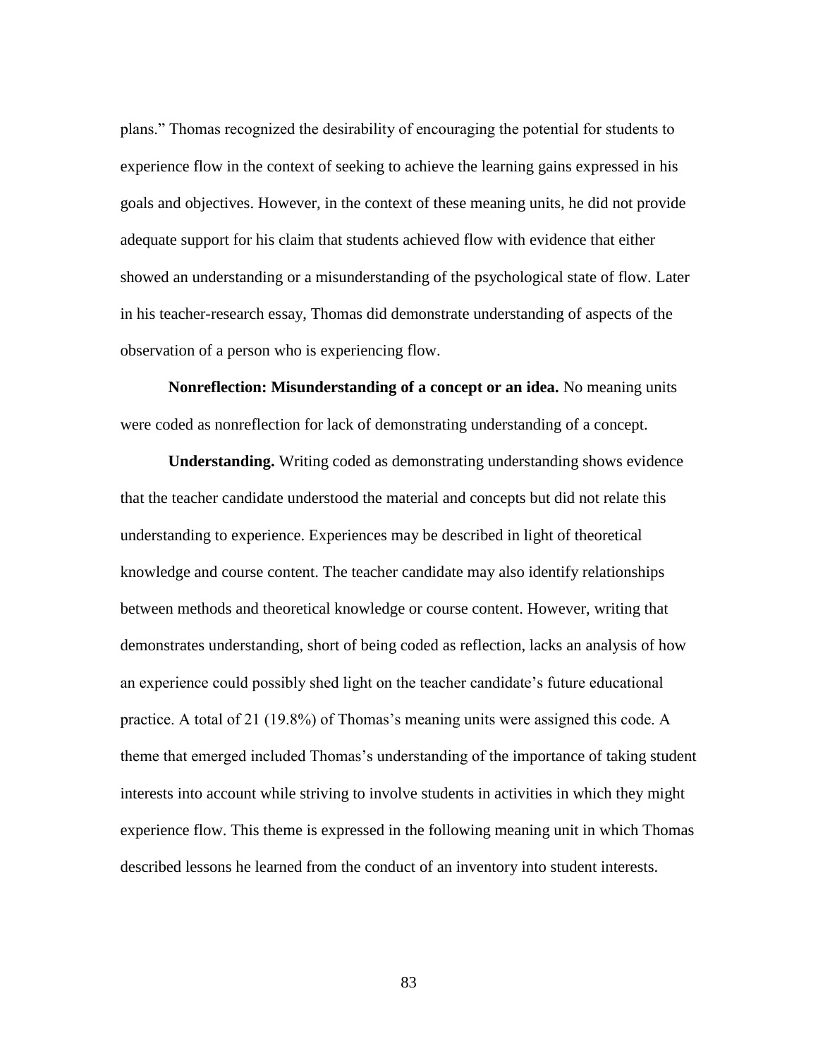plans." Thomas recognized the desirability of encouraging the potential for students to experience flow in the context of seeking to achieve the learning gains expressed in his goals and objectives. However, in the context of these meaning units, he did not provide adequate support for his claim that students achieved flow with evidence that either showed an understanding or a misunderstanding of the psychological state of flow. Later in his teacher-research essay, Thomas did demonstrate understanding of aspects of the observation of a person who is experiencing flow.

**Nonreflection: Misunderstanding of a concept or an idea.** No meaning units were coded as nonreflection for lack of demonstrating understanding of a concept.

**Understanding.** Writing coded as demonstrating understanding shows evidence that the teacher candidate understood the material and concepts but did not relate this understanding to experience. Experiences may be described in light of theoretical knowledge and course content. The teacher candidate may also identify relationships between methods and theoretical knowledge or course content. However, writing that demonstrates understanding, short of being coded as reflection, lacks an analysis of how an experience could possibly shed light on the teacher candidate's future educational practice. A total of 21 (19.8%) of Thomas's meaning units were assigned this code. A theme that emerged included Thomas's understanding of the importance of taking student interests into account while striving to involve students in activities in which they might experience flow. This theme is expressed in the following meaning unit in which Thomas described lessons he learned from the conduct of an inventory into student interests.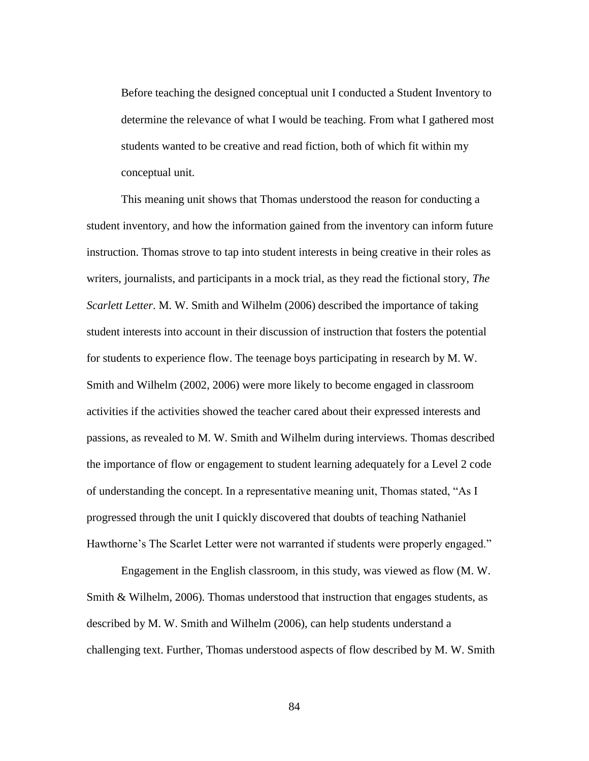> Before teaching the designed conceptual unit I conducted a Student Inventory to determine the relevance of what I would be teaching. From what I gathered most students wanted to be creative and read fiction, both of which fit within my conceptual unit.

This meaning unit shows that Thomas understood the reason for conducting a student inventory, and how the information gained from the inventory can inform future instruction. Thomas strove to tap into student interests in being creative in their roles as writers, journalists, and participants in a mock trial, as they read the fictional story, *The Scarlett Letter*. M. W. Smith and Wilhelm (2006) described the importance of taking student interests into account in their discussion of instruction that fosters the potential for students to experience flow. The teenage boys participating in research by M. W. Smith and Wilhelm (2002, 2006) were more likely to become engaged in classroom activities if the activities showed the teacher cared about their expressed interests and passions, as revealed to M. W. Smith and Wilhelm during interviews. Thomas described the importance of flow or engagement to student learning adequately for a Level 2 code of understanding the concept. In a representative meaning unit, Thomas stated, "As I progressed through the unit I quickly discovered that doubts of teaching Nathaniel Hawthorne's The Scarlet Letter were not warranted if students were properly engaged."

Engagement in the English classroom, in this study, was viewed as flow (M. W. Smith & Wilhelm, 2006). Thomas understood that instruction that engages students, as described by M. W. Smith and Wilhelm (2006), can help students understand a challenging text. Further, Thomas understood aspects of flow described by M. W. Smith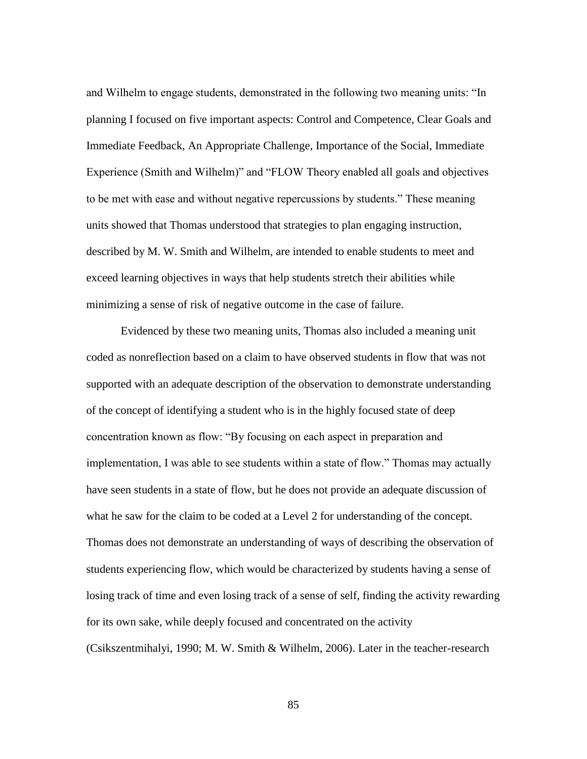and Wilhelm to engage students, demonstrated in the following two meaning units: "In planning I focused on five important aspects: Control and Competence, Clear Goals and Immediate Feedback, An Appropriate Challenge, Importance of the Social, Immediate Experience (Smith and Wilhelm)" and "FLOW Theory enabled all goals and objectives to be met with ease and without negative repercussions by students." These meaning units showed that Thomas understood that strategies to plan engaging instruction, described by M. W. Smith and Wilhelm, are intended to enable students to meet and exceed learning objectives in ways that help students stretch their abilities while minimizing a sense of risk of negative outcome in the case of failure.

Evidenced by these two meaning units, Thomas also included a meaning unit coded as nonreflection based on a claim to have observed students in flow that was not supported with an adequate description of the observation to demonstrate understanding of the concept of identifying a student who is in the highly focused state of deep concentration known as flow: "By focusing on each aspect in preparation and implementation, I was able to see students within a state of flow." Thomas may actually have seen students in a state of flow, but he does not provide an adequate discussion of what he saw for the claim to be coded at a Level 2 for understanding of the concept. Thomas does not demonstrate an understanding of ways of describing the observation of students experiencing flow, which would be characterized by students having a sense of losing track of time and even losing track of a sense of self, finding the activity rewarding for its own sake, while deeply focused and concentrated on the activity (Csikszentmihalyi, 1990; M. W. Smith & Wilhelm, 2006). Later in the teacher-research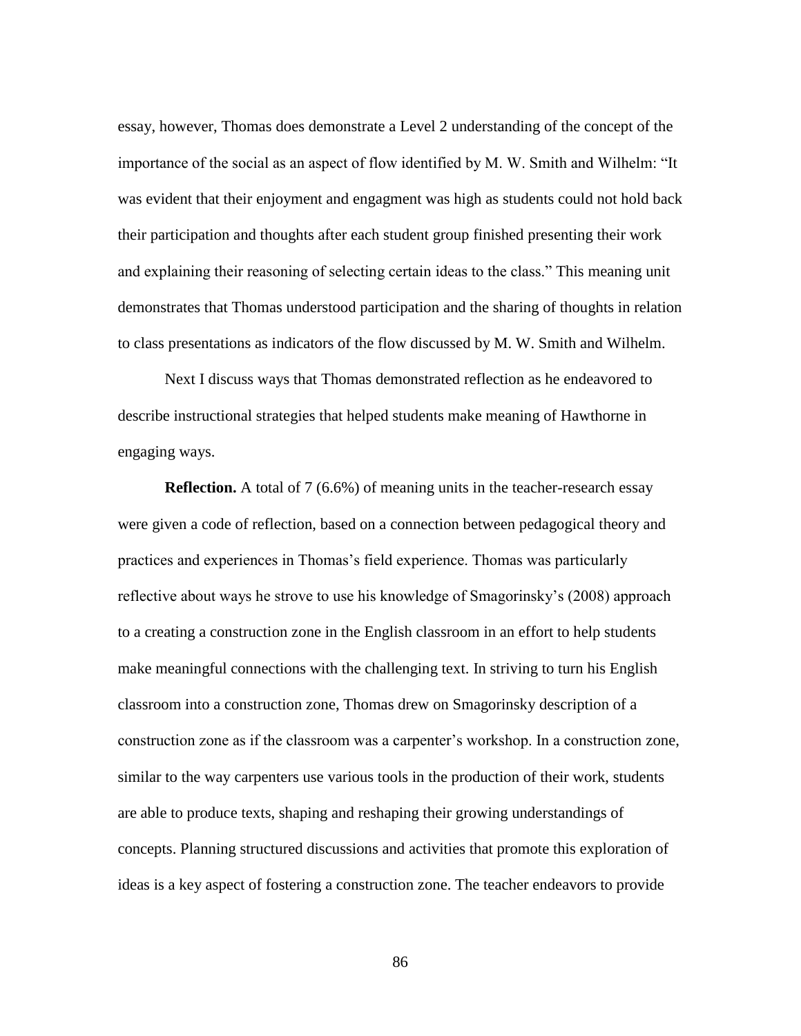essay, however, Thomas does demonstrate a Level 2 understanding of the concept of the importance of the social as an aspect of flow identified by M. W. Smith and Wilhelm: "It was evident that their enjoyment and engagment was high as students could not hold back their participation and thoughts after each student group finished presenting their work and explaining their reasoning of selecting certain ideas to the class." This meaning unit demonstrates that Thomas understood participation and the sharing of thoughts in relation to class presentations as indicators of the flow discussed by M. W. Smith and Wilhelm.

Next I discuss ways that Thomas demonstrated reflection as he endeavored to describe instructional strategies that helped students make meaning of Hawthorne in engaging ways.

**Reflection.** A total of 7 (6.6%) of meaning units in the teacher-research essay were given a code of reflection, based on a connection between pedagogical theory and practices and experiences in Thomas's field experience. Thomas was particularly reflective about ways he strove to use his knowledge of Smagorinsky's (2008) approach to a creating a construction zone in the English classroom in an effort to help students make meaningful connections with the challenging text. In striving to turn his English classroom into a construction zone, Thomas drew on Smagorinsky description of a construction zone as if the classroom was a carpenter's workshop. In a construction zone, similar to the way carpenters use various tools in the production of their work, students are able to produce texts, shaping and reshaping their growing understandings of concepts. Planning structured discussions and activities that promote this exploration of ideas is a key aspect of fostering a construction zone. The teacher endeavors to provide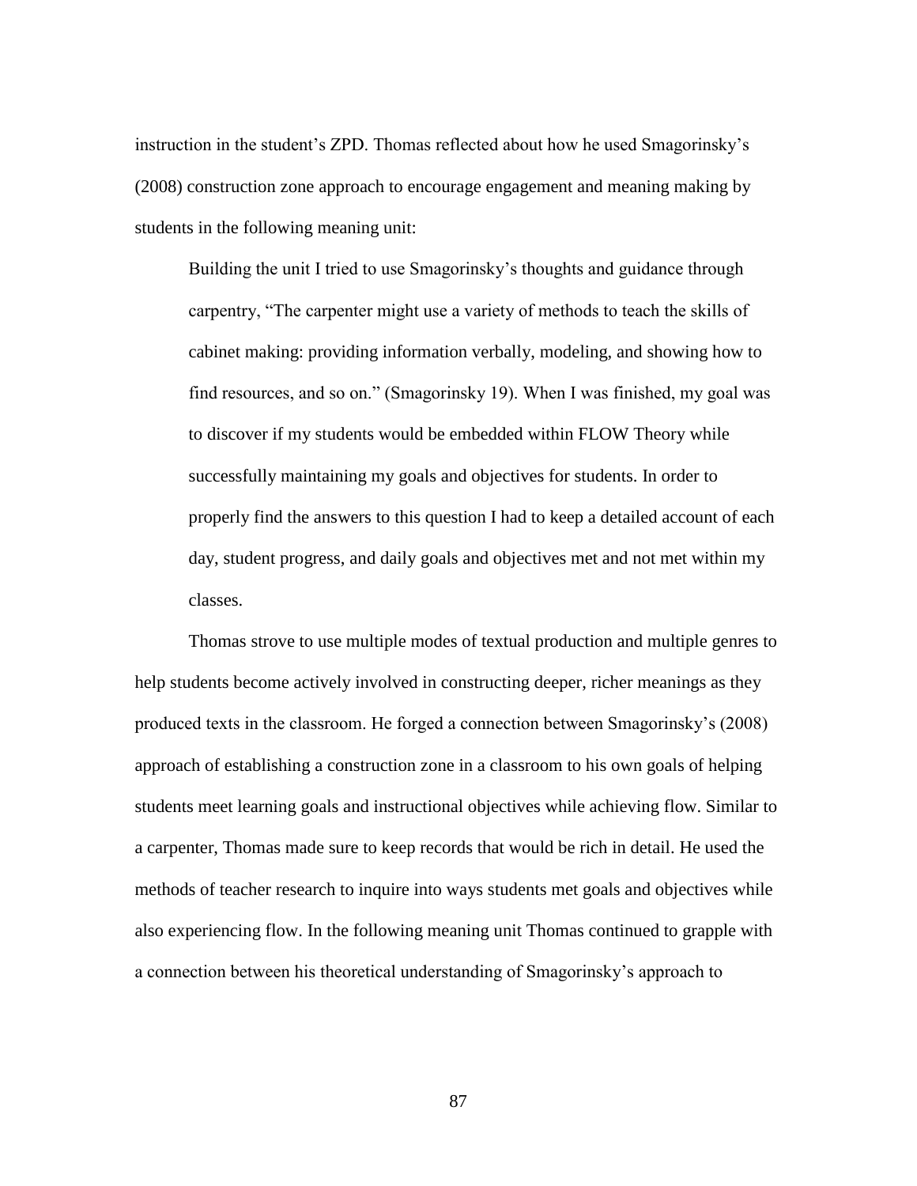instruction in the student's ZPD. Thomas reflected about how he used Smagorinsky's (2008) construction zone approach to encourage engagement and meaning making by students in the following meaning unit:

> Building the unit I tried to use Smagorinsky's thoughts and guidance through carpentry, "The carpenter might use a variety of methods to teach the skills of cabinet making: providing information verbally, modeling, and showing how to find resources, and so on." (Smagorinsky 19). When I was finished, my goal was to discover if my students would be embedded within FLOW Theory while successfully maintaining my goals and objectives for students. In order to properly find the answers to this question I had to keep a detailed account of each day, student progress, and daily goals and objectives met and not met within my classes.

Thomas strove to use multiple modes of textual production and multiple genres to help students become actively involved in constructing deeper, richer meanings as they produced texts in the classroom. He forged a connection between Smagorinsky's (2008) approach of establishing a construction zone in a classroom to his own goals of helping students meet learning goals and instructional objectives while achieving flow. Similar to a carpenter, Thomas made sure to keep records that would be rich in detail. He used the methods of teacher research to inquire into ways students met goals and objectives while also experiencing flow. In the following meaning unit Thomas continued to grapple with a connection between his theoretical understanding of Smagorinsky's approach to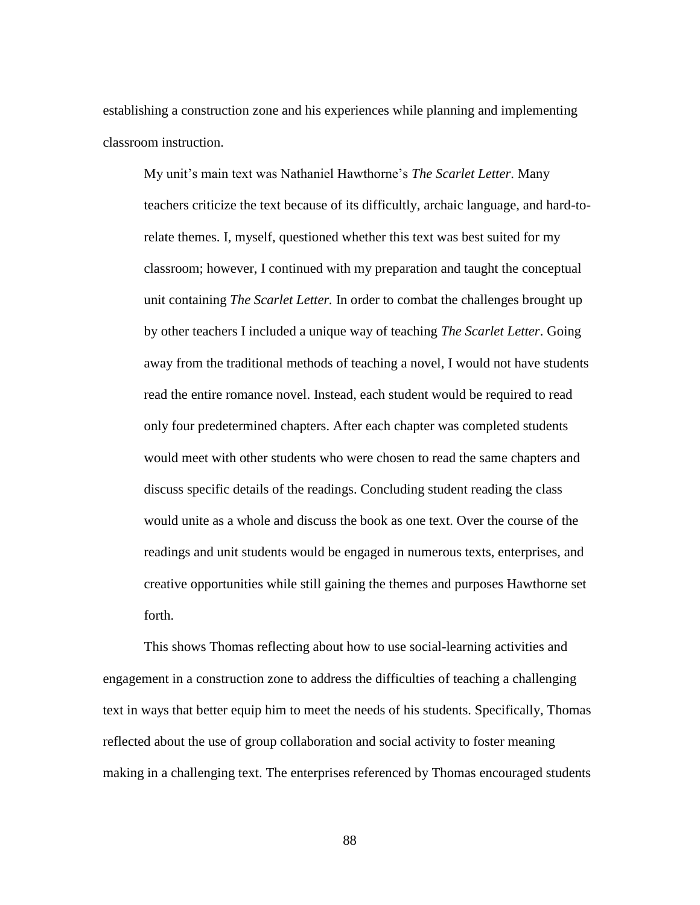establishing a construction zone and his experiences while planning and implementing classroom instruction.

> My unit's main text was Nathaniel Hawthorne's *The Scarlet Letter*. Many teachers criticize the text because of its difficultly, archaic language, and hard-to-relate themes. I, myself, questioned whether this text was best suited for my classroom; however, I continued with my preparation and taught the conceptual unit containing *The Scarlet Letter.* In order to combat the challenges brought up by other teachers I included a unique way of teaching *The Scarlet Letter*. Going away from the traditional methods of teaching a novel, I would not have students read the entire romance novel. Instead, each student would be required to read only four predetermined chapters. After each chapter was completed students would meet with other students who were chosen to read the same chapters and discuss specific details of the readings. Concluding student reading the class would unite as a whole and discuss the book as one text. Over the course of the readings and unit students would be engaged in numerous texts, enterprises, and creative opportunities while still gaining the themes and purposes Hawthorne set forth.

This shows Thomas reflecting about how to use social-learning activities and engagement in a construction zone to address the difficulties of teaching a challenging text in ways that better equip him to meet the needs of his students. Specifically, Thomas reflected about the use of group collaboration and social activity to foster meaning making in a challenging text. The enterprises referenced by Thomas encouraged students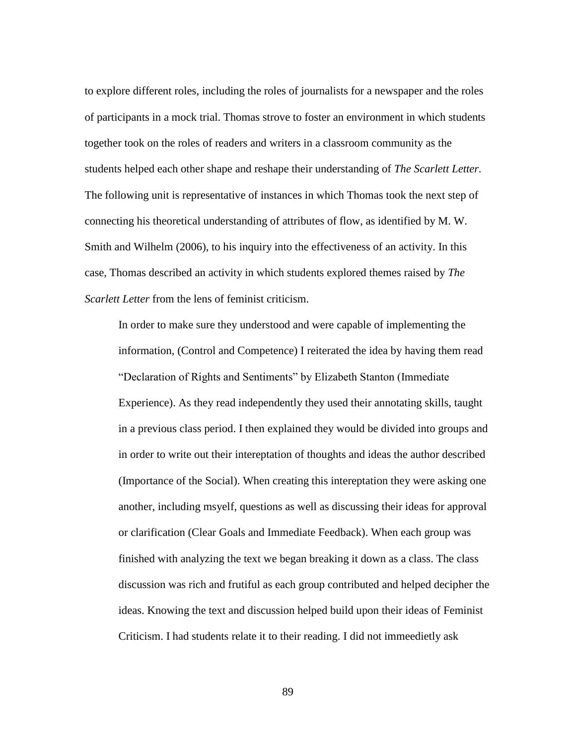to explore different roles, including the roles of journalists for a newspaper and the roles of participants in a mock trial. Thomas strove to foster an environment in which students together took on the roles of readers and writers in a classroom community as the students helped each other shape and reshape their understanding of *The Scarlett Letter*. The following unit is representative of instances in which Thomas took the next step of connecting his theoretical understanding of attributes of flow, as identified by M. W. Smith and Wilhelm (2006), to his inquiry into the effectiveness of an activity. In this case, Thomas described an activity in which students explored themes raised by *The Scarlett Letter* from the lens of feminist criticism.

> In order to make sure they understood and were capable of implementing the information, (Control and Competence) I reiterated the idea by having them read "Declaration of Rights and Sentiments" by Elizabeth Stanton (Immediate Experience). As they read independently they used their annotating skills, taught in a previous class period. I then explained they would be divided into groups and in order to write out their intereptation of thoughts and ideas the author described (Importance of the Social). When creating this intereptation they were asking one another, including msyelf, questions as well as discussing their ideas for approval or clarification (Clear Goals and Immediate Feedback). When each group was finished with analyzing the text we began breaking it down as a class. The class discussion was rich and frutiful as each group contributed and helped decipher the ideas. Knowing the text and discussion helped build upon their ideas of Feminist Criticism. I had students relate it to their reading. I did not immeedietly ask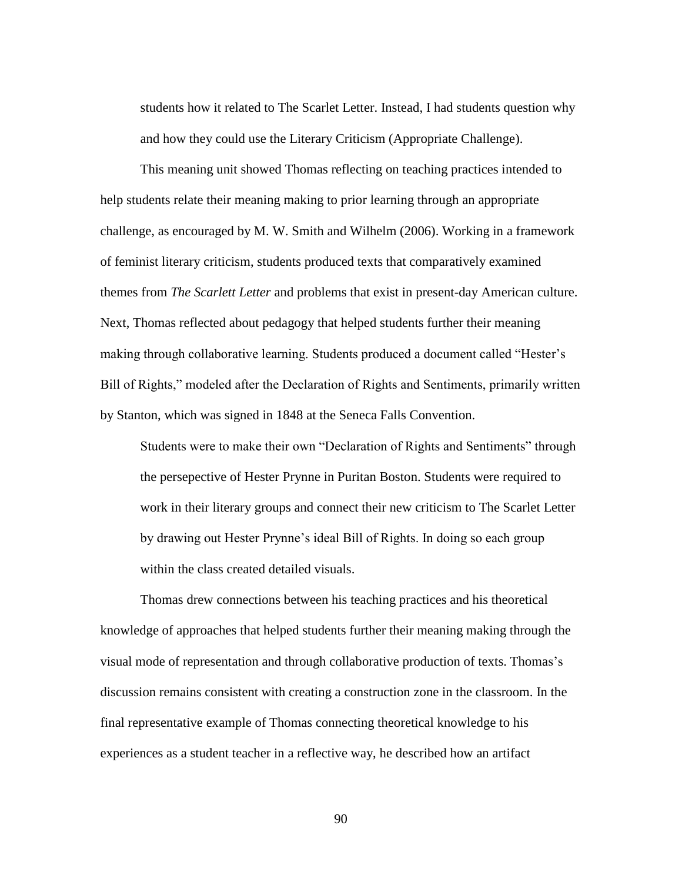students how it related to The Scarlet Letter. Instead, I had students question why and how they could use the Literary Criticism (Appropriate Challenge).

This meaning unit showed Thomas reflecting on teaching practices intended to help students relate their meaning making to prior learning through an appropriate challenge, as encouraged by M. W. Smith and Wilhelm (2006). Working in a framework of feminist literary criticism, students produced texts that comparatively examined themes from *The Scarlett Letter* and problems that exist in present-day American culture. Next, Thomas reflected about pedagogy that helped students further their meaning making through collaborative learning. Students produced a document called "Hester's Bill of Rights," modeled after the Declaration of Rights and Sentiments, primarily written by Stanton, which was signed in 1848 at the Seneca Falls Convention.

> Students were to make their own "Declaration of Rights and Sentiments" through the persepective of Hester Prynne in Puritan Boston. Students were required to work in their literary groups and connect their new criticism to The Scarlet Letter by drawing out Hester Prynne's ideal Bill of Rights. In doing so each group within the class created detailed visuals.

Thomas drew connections between his teaching practices and his theoretical knowledge of approaches that helped students further their meaning making through the visual mode of representation and through collaborative production of texts. Thomas's discussion remains consistent with creating a construction zone in the classroom. In the final representative example of Thomas connecting theoretical knowledge to his experiences as a student teacher in a reflective way, he described how an artifact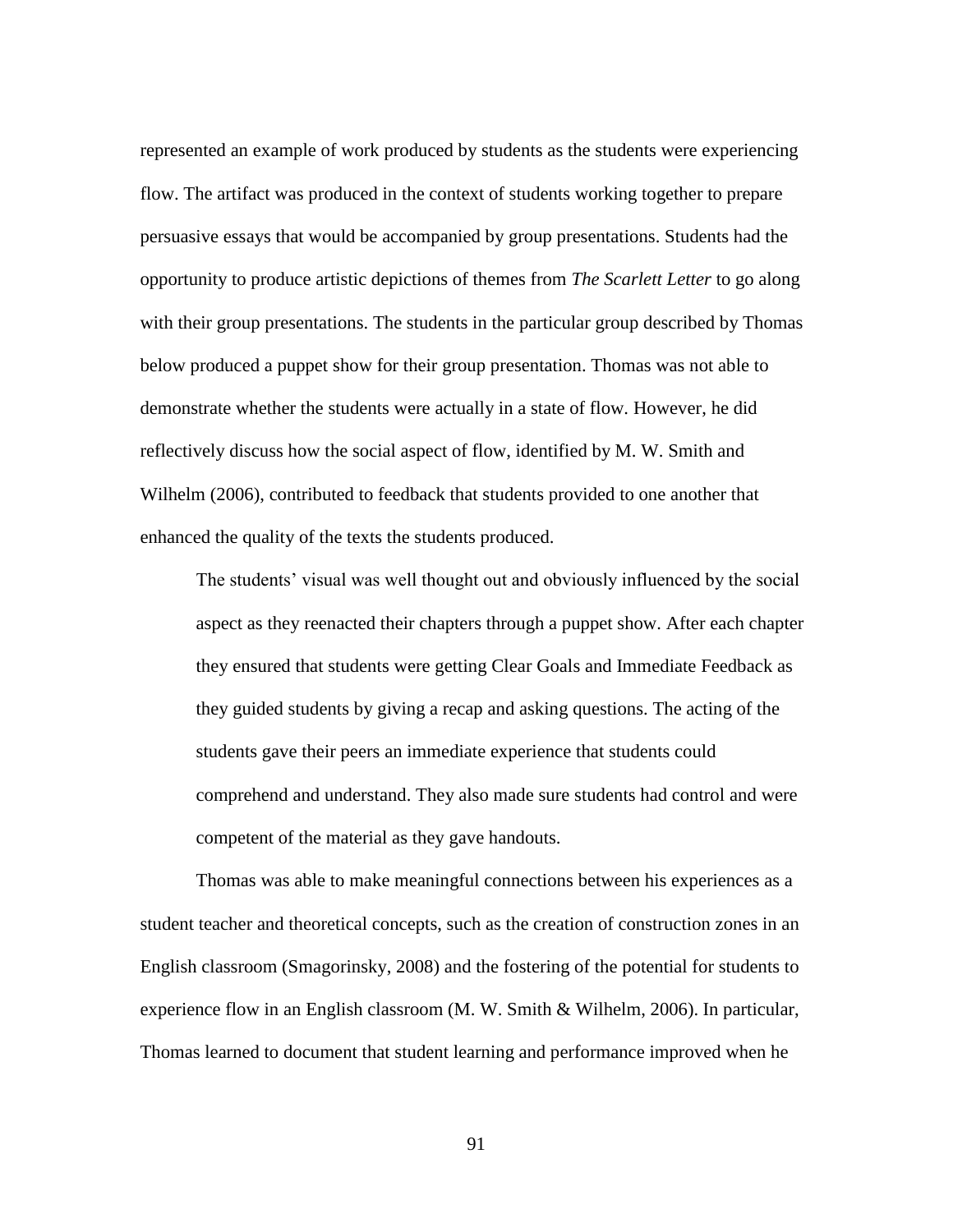represented an example of work produced by students as the students were experiencing flow. The artifact was produced in the context of students working together to prepare persuasive essays that would be accompanied by group presentations. Students had the opportunity to produce artistic depictions of themes from *The Scarlett Letter* to go along with their group presentations. The students in the particular group described by Thomas below produced a puppet show for their group presentation. Thomas was not able to demonstrate whether the students were actually in a state of flow. However, he did reflectively discuss how the social aspect of flow, identified by M. W. Smith and Wilhelm (2006), contributed to feedback that students provided to one another that enhanced the quality of the texts the students produced.

> The students' visual was well thought out and obviously influenced by the social aspect as they reenacted their chapters through a puppet show. After each chapter they ensured that students were getting Clear Goals and Immediate Feedback as they guided students by giving a recap and asking questions. The acting of the students gave their peers an immediate experience that students could comprehend and understand. They also made sure students had control and were competent of the material as they gave handouts.

Thomas was able to make meaningful connections between his experiences as a student teacher and theoretical concepts, such as the creation of construction zones in an English classroom (Smagorinsky, 2008) and the fostering of the potential for students to experience flow in an English classroom (M. W. Smith & Wilhelm, 2006). In particular, Thomas learned to document that student learning and performance improved when he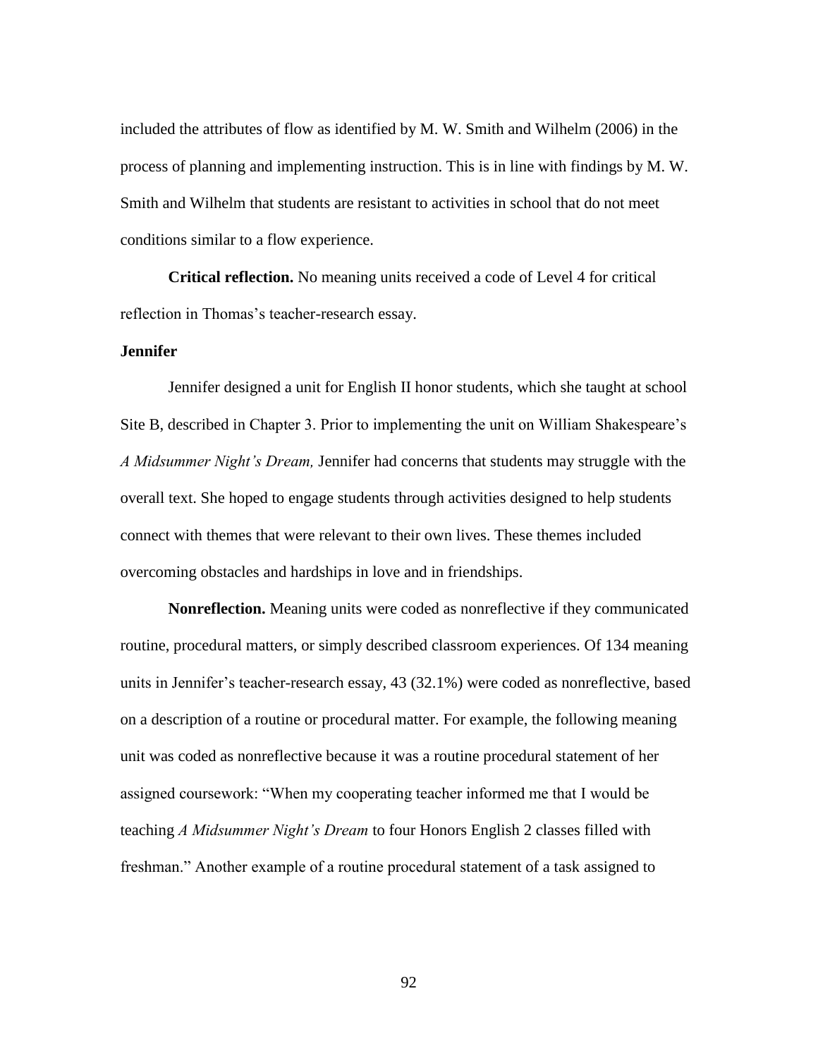included the attributes of flow as identified by M. W. Smith and Wilhelm (2006) in the process of planning and implementing instruction. This is in line with findings by M. W. Smith and Wilhelm that students are resistant to activities in school that do not meet conditions similar to a flow experience.

**Critical reflection.** No meaning units received a code of Level 4 for critical reflection in Thomas's teacher-research essay.

### Jennifer

Jennifer designed a unit for English II honor students, which she taught at school Site B, described in Chapter 3. Prior to implementing the unit on William Shakespeare's *A Midsummer Night's Dream,* Jennifer had concerns that students may struggle with the overall text. She hoped to engage students through activities designed to help students connect with themes that were relevant to their own lives. These themes included overcoming obstacles and hardships in love and in friendships.

**Nonreflection.** Meaning units were coded as nonreflective if they communicated routine, procedural matters, or simply described classroom experiences. Of 134 meaning units in Jennifer's teacher-research essay, 43 (32.1%) were coded as nonreflective, based on a description of a routine or procedural matter. For example, the following meaning unit was coded as nonreflective because it was a routine procedural statement of her assigned coursework: "When my cooperating teacher informed me that I would be teaching *A Midsummer Night's Dream* to four Honors English 2 classes filled with freshman." Another example of a routine procedural statement of a task assigned to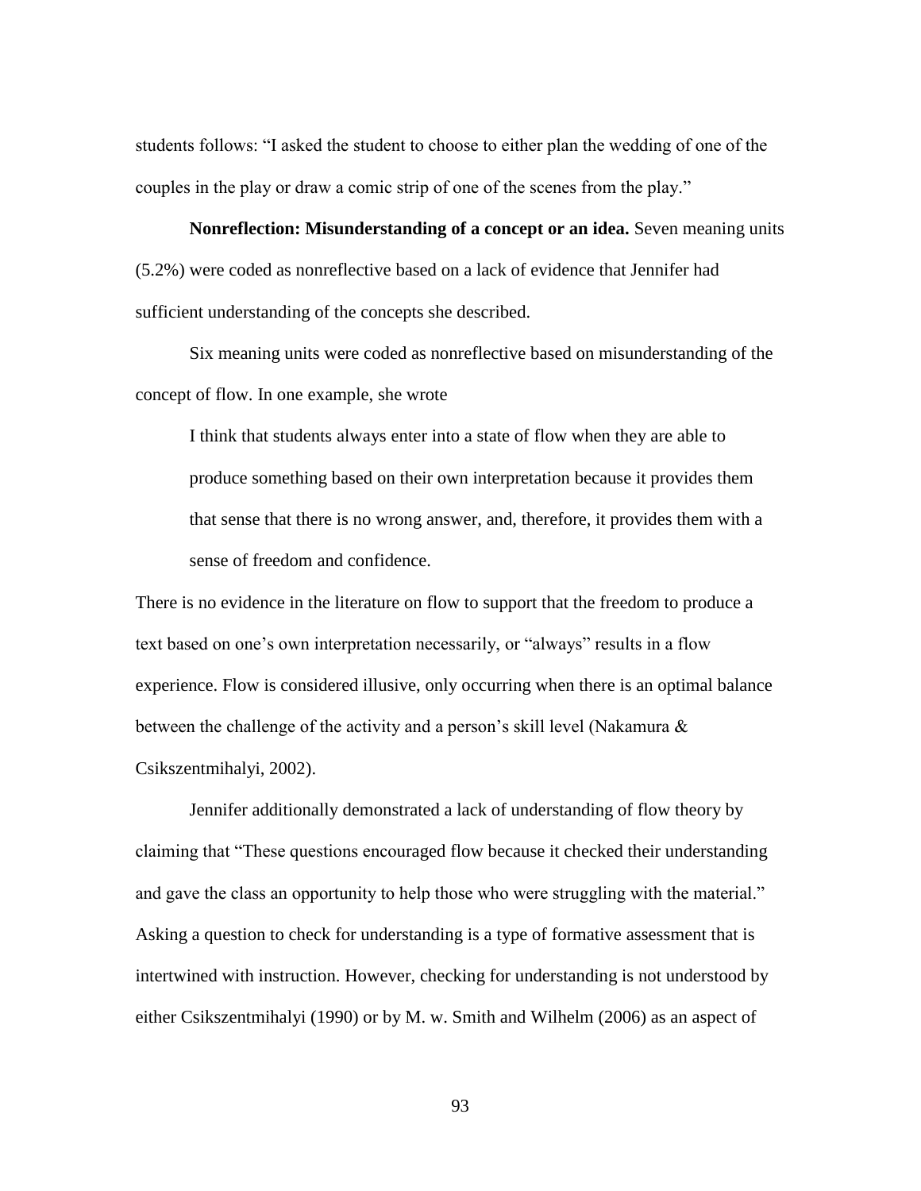students follows: “I asked the student to choose to either plan the wedding of one of the couples in the play or draw a comic strip of one of the scenes from the play.”

**Nonreflection: Misunderstanding of a concept or an idea.** Seven meaning units (5.2%) were coded as nonreflective based on a lack of evidence that Jennifer had sufficient understanding of the concepts she described.

Six meaning units were coded as nonreflective based on misunderstanding of the concept of flow. In one example, she wrote

> I think that students always enter into a state of flow when they are able to produce something based on their own interpretation because it provides them that sense that there is no wrong answer, and, therefore, it provides them with a sense of freedom and confidence.

There is no evidence in the literature on flow to support that the freedom to produce a text based on one’s own interpretation necessarily, or “always” results in a flow experience. Flow is considered illusive, only occurring when there is an optimal balance between the challenge of the activity and a person’s skill level (Nakamura & Csikszentmihalyi, 2002).

Jennifer additionally demonstrated a lack of understanding of flow theory by claiming that “These questions encouraged flow because it checked their understanding and gave the class an opportunity to help those who were struggling with the material.” Asking a question to check for understanding is a type of formative assessment that is intertwined with instruction. However, checking for understanding is not understood by either Csikszentmihalyi (1990) or by M. w. Smith and Wilhelm (2006) as an aspect of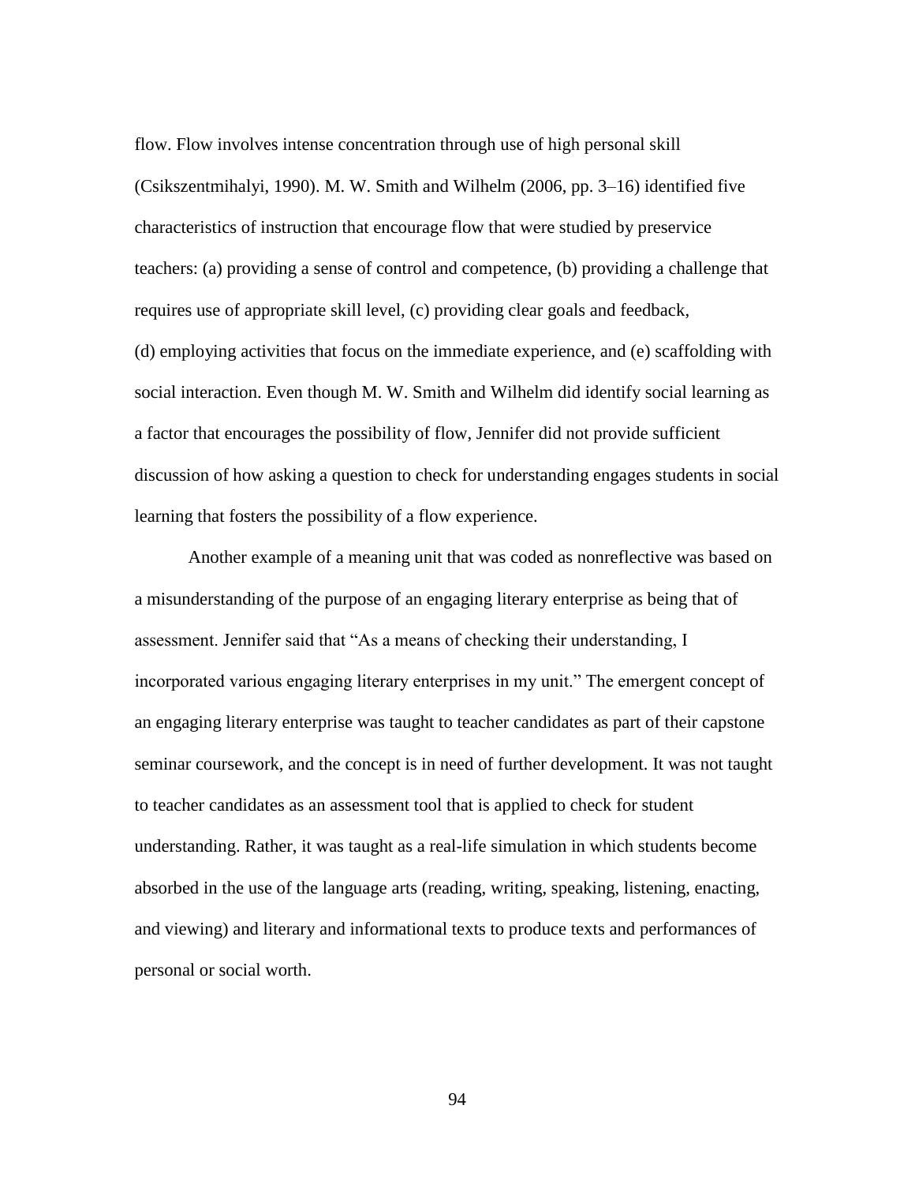flow. Flow involves intense concentration through use of high personal skill (Csikszentmihalyi, 1990). M. W. Smith and Wilhelm (2006, pp. 3–16) identified five characteristics of instruction that encourage flow that were studied by preservice teachers: (a) providing a sense of control and competence, (b) providing a challenge that requires use of appropriate skill level, (c) providing clear goals and feedback, (d) employing activities that focus on the immediate experience, and (e) scaffolding with social interaction. Even though M. W. Smith and Wilhelm did identify social learning as a factor that encourages the possibility of flow, Jennifer did not provide sufficient discussion of how asking a question to check for understanding engages students in social learning that fosters the possibility of a flow experience.

Another example of a meaning unit that was coded as nonreflective was based on a misunderstanding of the purpose of an engaging literary enterprise as being that of assessment. Jennifer said that "As a means of checking their understanding, I incorporated various engaging literary enterprises in my unit." The emergent concept of an engaging literary enterprise was taught to teacher candidates as part of their capstone seminar coursework, and the concept is in need of further development. It was not taught to teacher candidates as an assessment tool that is applied to check for student understanding. Rather, it was taught as a real-life simulation in which students become absorbed in the use of the language arts (reading, writing, speaking, listening, enacting, and viewing) and literary and informational texts to produce texts and performances of personal or social worth.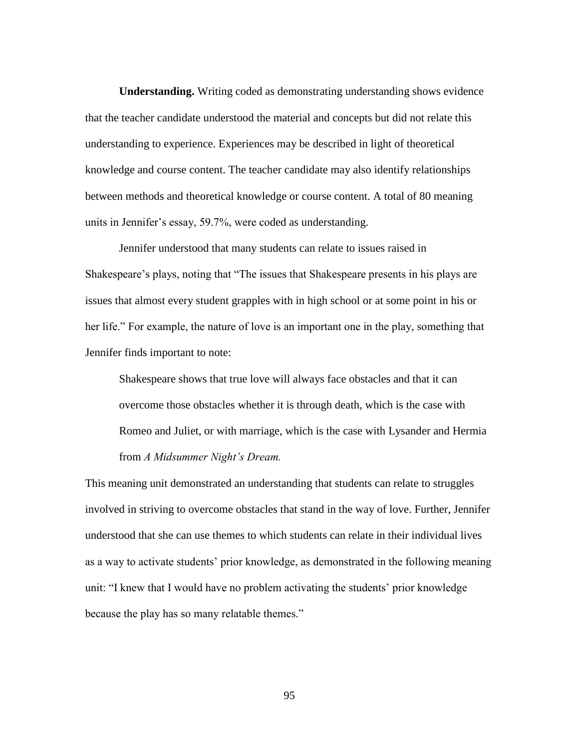**Understanding.** Writing coded as demonstrating understanding shows evidence that the teacher candidate understood the material and concepts but did not relate this understanding to experience. Experiences may be described in light of theoretical knowledge and course content. The teacher candidate may also identify relationships between methods and theoretical knowledge or course content. A total of 80 meaning units in Jennifer's essay, 59.7%, were coded as understanding.

Jennifer understood that many students can relate to issues raised in Shakespeare's plays, noting that "The issues that Shakespeare presents in his plays are issues that almost every student grapples with in high school or at some point in his or her life." For example, the nature of love is an important one in the play, something that Jennifer finds important to note:

> Shakespeare shows that true love will always face obstacles and that it can overcome those obstacles whether it is through death, which is the case with Romeo and Juliet, or with marriage, which is the case with Lysander and Hermia from *A Midsummer Night's Dream.*

This meaning unit demonstrated an understanding that students can relate to struggles involved in striving to overcome obstacles that stand in the way of love. Further, Jennifer understood that she can use themes to which students can relate in their individual lives as a way to activate students' prior knowledge, as demonstrated in the following meaning unit: "I knew that I would have no problem activating the students' prior knowledge because the play has so many relatable themes."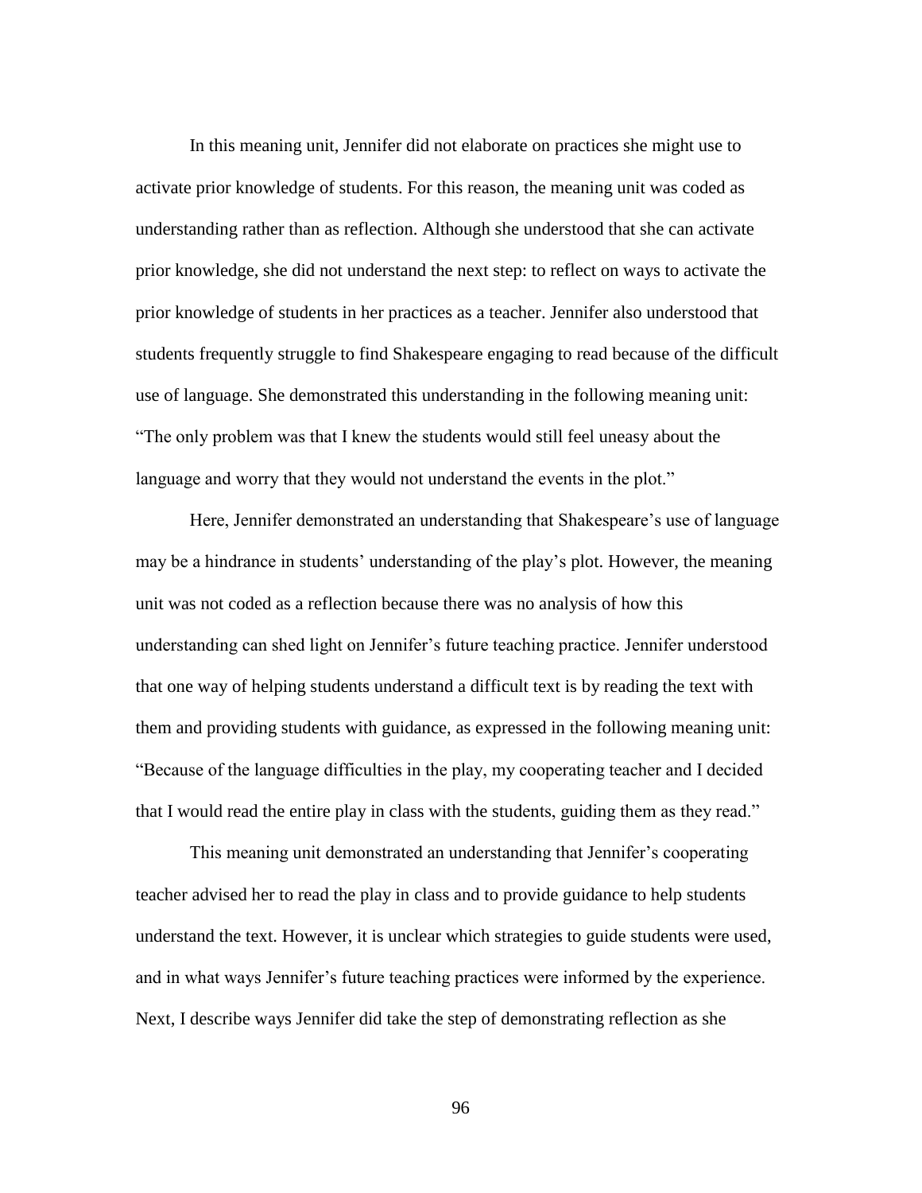In this meaning unit, Jennifer did not elaborate on practices she might use to activate prior knowledge of students. For this reason, the meaning unit was coded as understanding rather than as reflection. Although she understood that she can activate prior knowledge, she did not understand the next step: to reflect on ways to activate the prior knowledge of students in her practices as a teacher. Jennifer also understood that students frequently struggle to find Shakespeare engaging to read because of the difficult use of language. She demonstrated this understanding in the following meaning unit: "The only problem was that I knew the students would still feel uneasy about the language and worry that they would not understand the events in the plot."

Here, Jennifer demonstrated an understanding that Shakespeare's use of language may be a hindrance in students' understanding of the play's plot. However, the meaning unit was not coded as a reflection because there was no analysis of how this understanding can shed light on Jennifer's future teaching practice. Jennifer understood that one way of helping students understand a difficult text is by reading the text with them and providing students with guidance, as expressed in the following meaning unit: "Because of the language difficulties in the play, my cooperating teacher and I decided that I would read the entire play in class with the students, guiding them as they read."

This meaning unit demonstrated an understanding that Jennifer's cooperating teacher advised her to read the play in class and to provide guidance to help students understand the text. However, it is unclear which strategies to guide students were used, and in what ways Jennifer's future teaching practices were informed by the experience. Next, I describe ways Jennifer did take the step of demonstrating reflection as she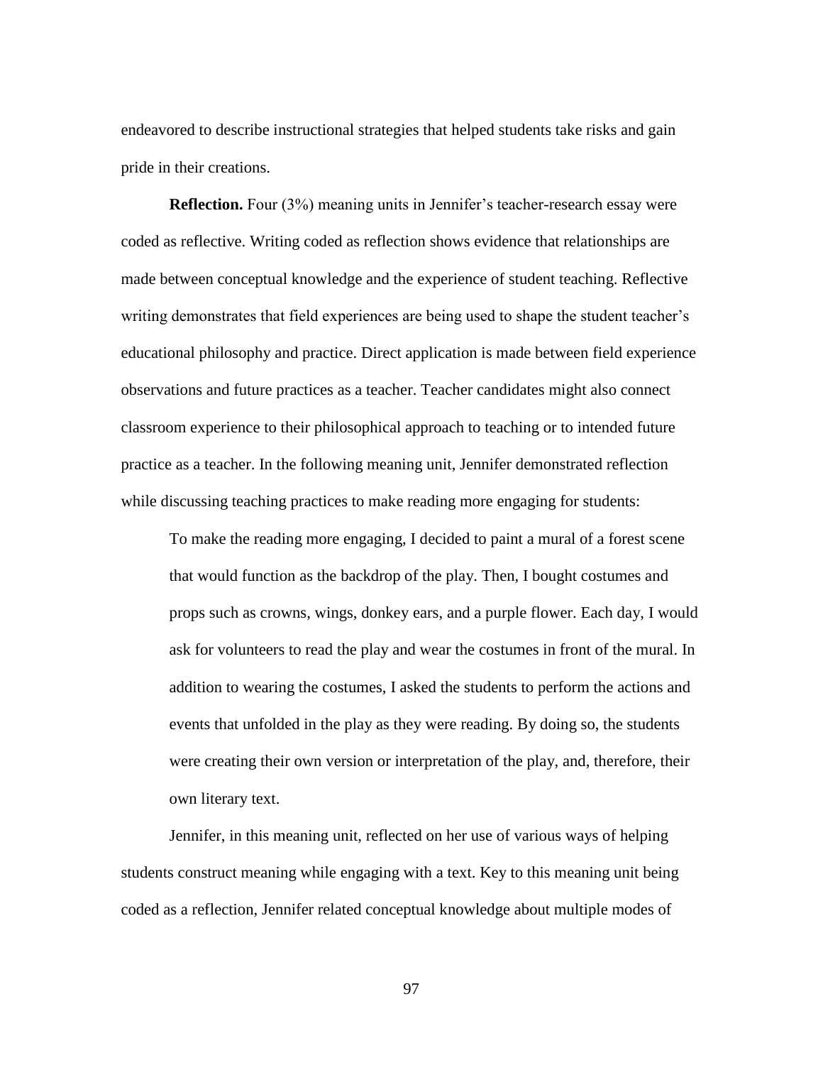endeavored to describe instructional strategies that helped students take risks and gain pride in their creations.

**Reflection.** Four (3%) meaning units in Jennifer's teacher-research essay were coded as reflective. Writing coded as reflection shows evidence that relationships are made between conceptual knowledge and the experience of student teaching. Reflective writing demonstrates that field experiences are being used to shape the student teacher's educational philosophy and practice. Direct application is made between field experience observations and future practices as a teacher. Teacher candidates might also connect classroom experience to their philosophical approach to teaching or to intended future practice as a teacher. In the following meaning unit, Jennifer demonstrated reflection while discussing teaching practices to make reading more engaging for students:

> To make the reading more engaging, I decided to paint a mural of a forest scene that would function as the backdrop of the play. Then, I bought costumes and props such as crowns, wings, donkey ears, and a purple flower. Each day, I would ask for volunteers to read the play and wear the costumes in front of the mural. In addition to wearing the costumes, I asked the students to perform the actions and events that unfolded in the play as they were reading. By doing so, the students were creating their own version or interpretation of the play, and, therefore, their own literary text.

Jennifer, in this meaning unit, reflected on her use of various ways of helping students construct meaning while engaging with a text. Key to this meaning unit being coded as a reflection, Jennifer related conceptual knowledge about multiple modes of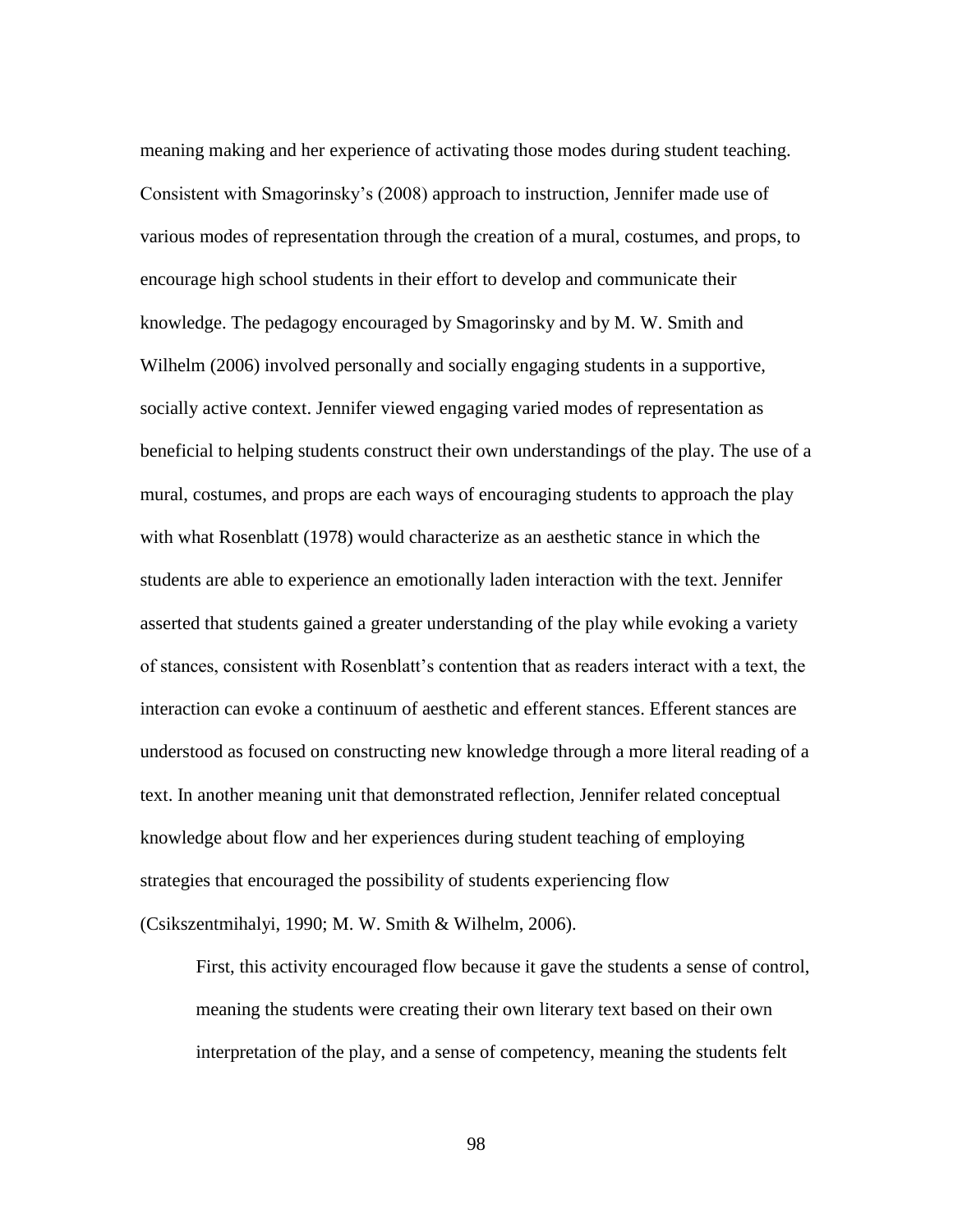meaning making and her experience of activating those modes during student teaching. Consistent with Smagorinsky's (2008) approach to instruction, Jennifer made use of various modes of representation through the creation of a mural, costumes, and props, to encourage high school students in their effort to develop and communicate their knowledge. The pedagogy encouraged by Smagorinsky and by M. W. Smith and Wilhelm (2006) involved personally and socially engaging students in a supportive, socially active context. Jennifer viewed engaging varied modes of representation as beneficial to helping students construct their own understandings of the play. The use of a mural, costumes, and props are each ways of encouraging students to approach the play with what Rosenblatt (1978) would characterize as an aesthetic stance in which the students are able to experience an emotionally laden interaction with the text. Jennifer asserted that students gained a greater understanding of the play while evoking a variety of stances, consistent with Rosenblatt's contention that as readers interact with a text, the interaction can evoke a continuum of aesthetic and efferent stances. Efferent stances are understood as focused on constructing new knowledge through a more literal reading of a text. In another meaning unit that demonstrated reflection, Jennifer related conceptual knowledge about flow and her experiences during student teaching of employing strategies that encouraged the possibility of students experiencing flow (Csikszentmihalyi, 1990; M. W. Smith & Wilhelm, 2006).

> First, this activity encouraged flow because it gave the students a sense of control, meaning the students were creating their own literary text based on their own interpretation of the play, and a sense of competency, meaning the students felt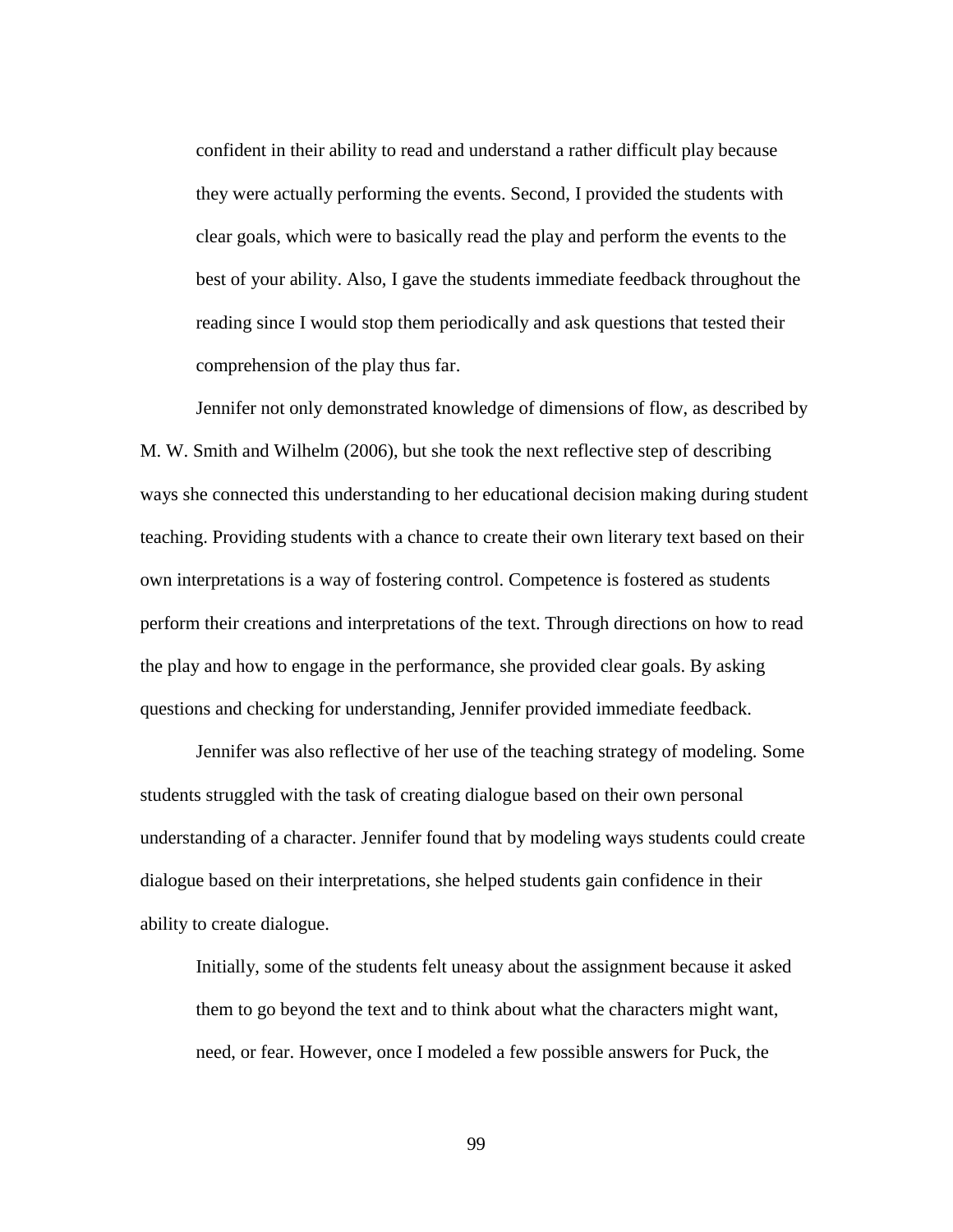> confident in their ability to read and understand a rather difficult play because they were actually performing the events. Second, I provided the students with clear goals, which were to basically read the play and perform the events to the best of your ability. Also, I gave the students immediate feedback throughout the reading since I would stop them periodically and ask questions that tested their comprehension of the play thus far.

Jennifer not only demonstrated knowledge of dimensions of flow, as described by M. W. Smith and Wilhelm (2006), but she took the next reflective step of describing ways she connected this understanding to her educational decision making during student teaching. Providing students with a chance to create their own literary text based on their own interpretations is a way of fostering control. Competence is fostered as students perform their creations and interpretations of the text. Through directions on how to read the play and how to engage in the performance, she provided clear goals. By asking questions and checking for understanding, Jennifer provided immediate feedback.

Jennifer was also reflective of her use of the teaching strategy of modeling. Some students struggled with the task of creating dialogue based on their own personal understanding of a character. Jennifer found that by modeling ways students could create dialogue based on their interpretations, she helped students gain confidence in their ability to create dialogue.

> Initially, some of the students felt uneasy about the assignment because it asked them to go beyond the text and to think about what the characters might want, need, or fear. However, once I modeled a few possible answers for Puck, the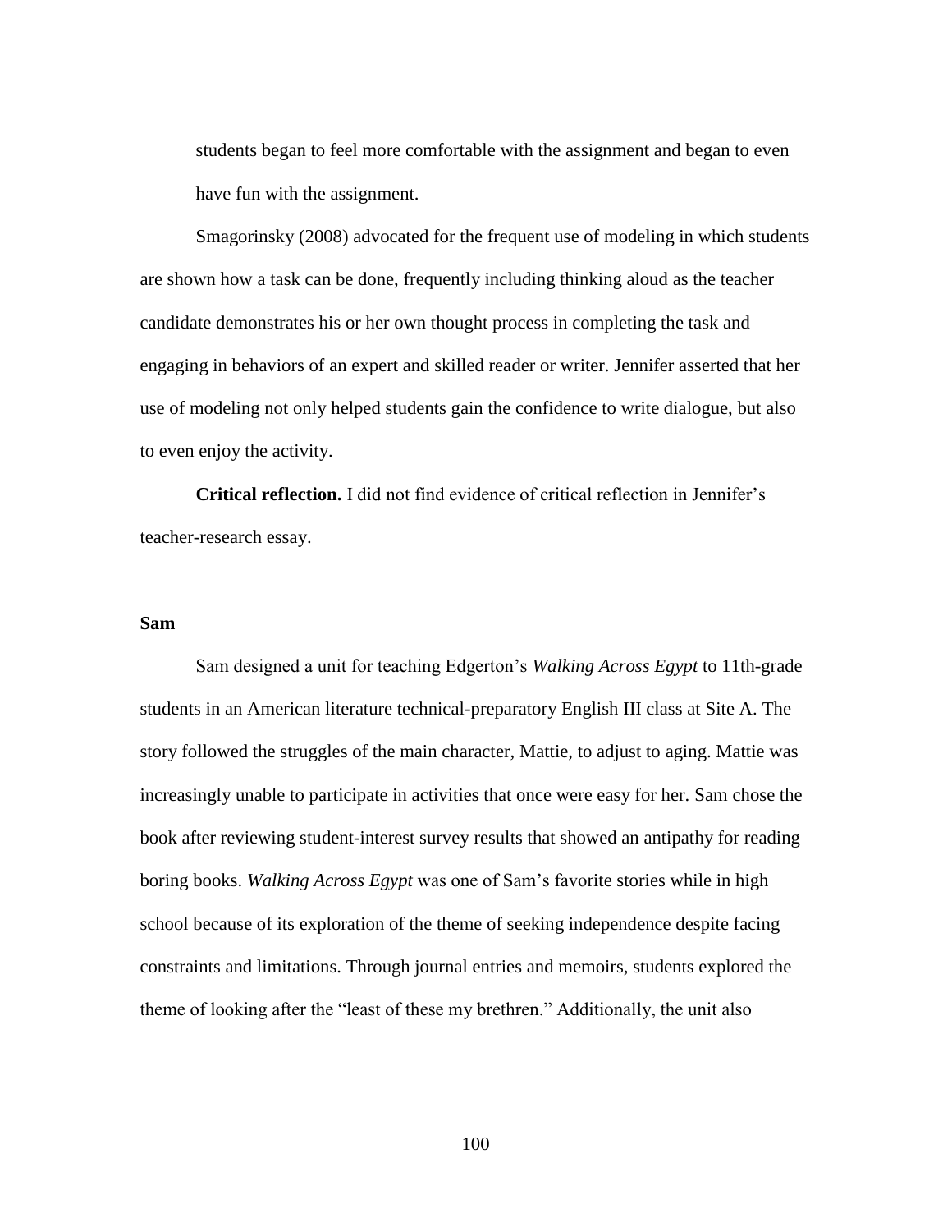students began to feel more comfortable with the assignment and began to even have fun with the assignment.

Smagorinsky (2008) advocated for the frequent use of modeling in which students are shown how a task can be done, frequently including thinking aloud as the teacher candidate demonstrates his or her own thought process in completing the task and engaging in behaviors of an expert and skilled reader or writer. Jennifer asserted that her use of modeling not only helped students gain the confidence to write dialogue, but also to even enjoy the activity.

**Critical reflection.** I did not find evidence of critical reflection in Jennifer's teacher-research essay.

### Sam

Sam designed a unit for teaching Edgerton's *Walking Across Egypt* to 11th-grade students in an American literature technical-preparatory English III class at Site A. The story followed the struggles of the main character, Mattie, to adjust to aging. Mattie was increasingly unable to participate in activities that once were easy for her. Sam chose the book after reviewing student-interest survey results that showed an antipathy for reading boring books. *Walking Across Egypt* was one of Sam's favorite stories while in high school because of its exploration of the theme of seeking independence despite facing constraints and limitations. Through journal entries and memoirs, students explored the theme of looking after the "least of these my brethren." Additionally, the unit also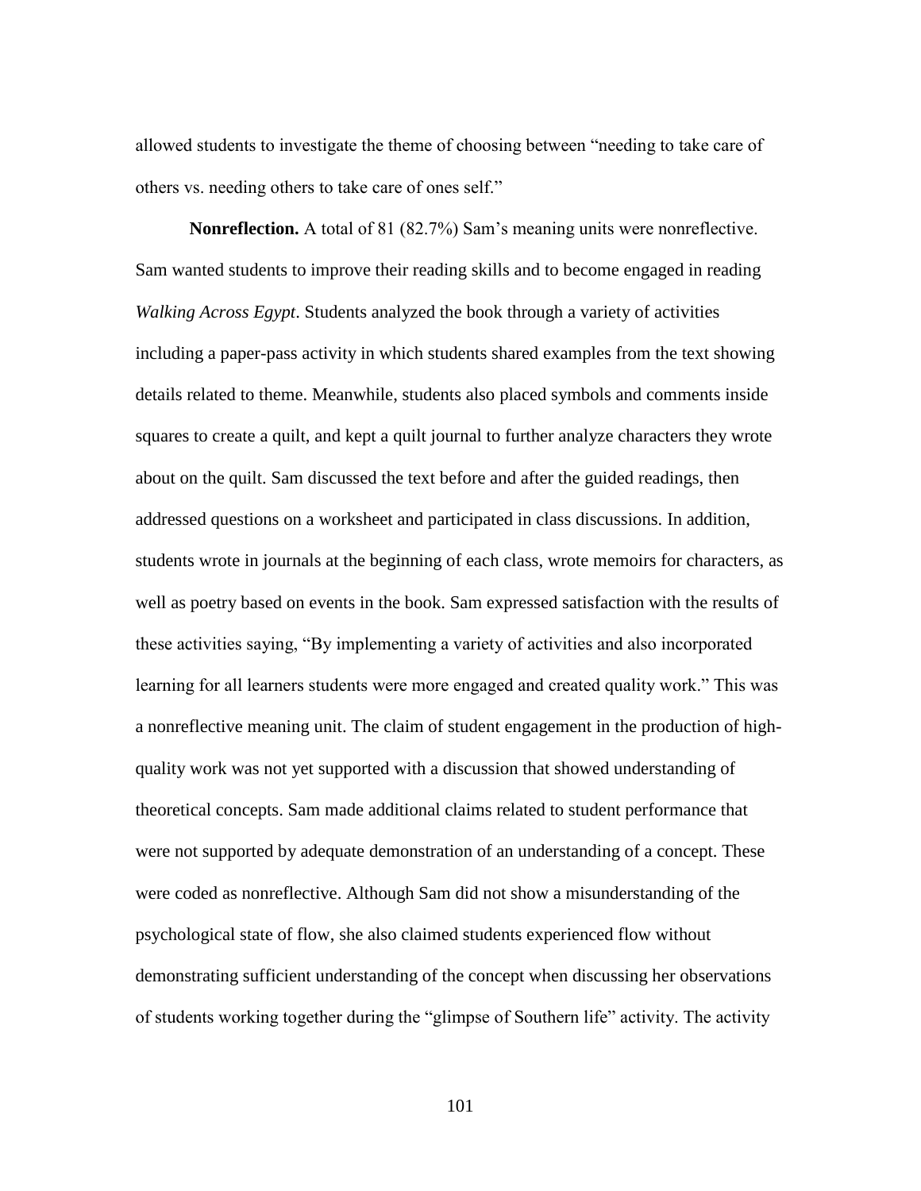allowed students to investigate the theme of choosing between "needing to take care of others vs. needing others to take care of ones self."

**Nonreflection.** A total of 81 (82.7%) Sam's meaning units were nonreflective. Sam wanted students to improve their reading skills and to become engaged in reading *Walking Across Egypt*. Students analyzed the book through a variety of activities including a paper-pass activity in which students shared examples from the text showing details related to theme. Meanwhile, students also placed symbols and comments inside squares to create a quilt, and kept a quilt journal to further analyze characters they wrote about on the quilt. Sam discussed the text before and after the guided readings, then addressed questions on a worksheet and participated in class discussions. In addition, students wrote in journals at the beginning of each class, wrote memoirs for characters, as well as poetry based on events in the book. Sam expressed satisfaction with the results of these activities saying, "By implementing a variety of activities and also incorporated learning for all learners students were more engaged and created quality work." This was a nonreflective meaning unit. The claim of student engagement in the production of high-quality work was not yet supported with a discussion that showed understanding of theoretical concepts. Sam made additional claims related to student performance that were not supported by adequate demonstration of an understanding of a concept. These were coded as nonreflective. Although Sam did not show a misunderstanding of the psychological state of flow, she also claimed students experienced flow without demonstrating sufficient understanding of the concept when discussing her observations of students working together during the "glimpse of Southern life" activity. The activity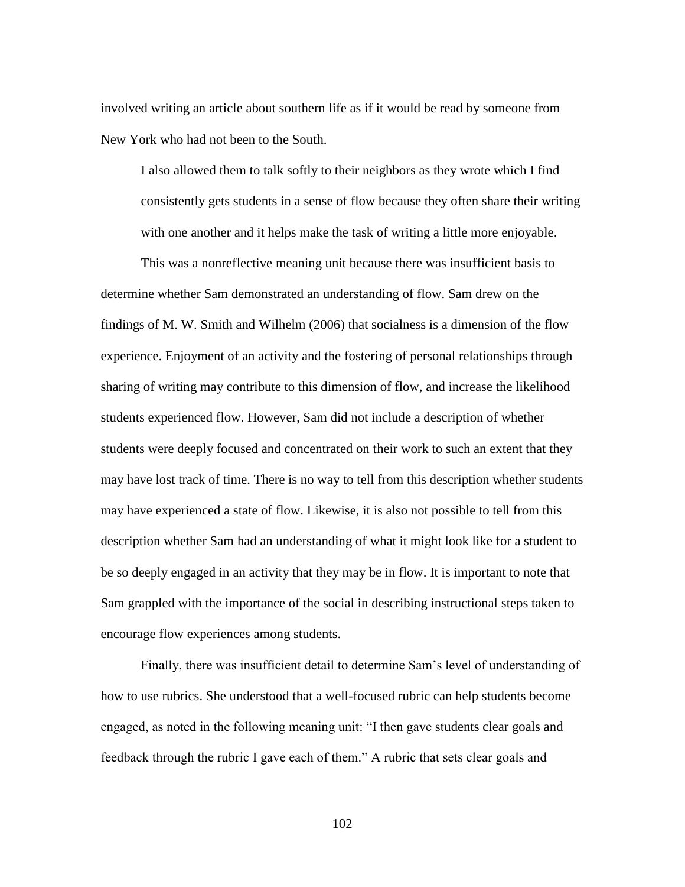involved writing an article about southern life as if it would be read by someone from New York who had not been to the South.

> I also allowed them to talk softly to their neighbors as they wrote which I find consistently gets students in a sense of flow because they often share their writing with one another and it helps make the task of writing a little more enjoyable.

This was a nonreflective meaning unit because there was insufficient basis to determine whether Sam demonstrated an understanding of flow. Sam drew on the findings of M. W. Smith and Wilhelm (2006) that socialness is a dimension of the flow experience. Enjoyment of an activity and the fostering of personal relationships through sharing of writing may contribute to this dimension of flow, and increase the likelihood students experienced flow. However, Sam did not include a description of whether students were deeply focused and concentrated on their work to such an extent that they may have lost track of time. There is no way to tell from this description whether students may have experienced a state of flow. Likewise, it is also not possible to tell from this description whether Sam had an understanding of what it might look like for a student to be so deeply engaged in an activity that they may be in flow. It is important to note that Sam grappled with the importance of the social in describing instructional steps taken to encourage flow experiences among students.

Finally, there was insufficient detail to determine Sam's level of understanding of how to use rubrics. She understood that a well-focused rubric can help students become engaged, as noted in the following meaning unit: "I then gave students clear goals and feedback through the rubric I gave each of them." A rubric that sets clear goals and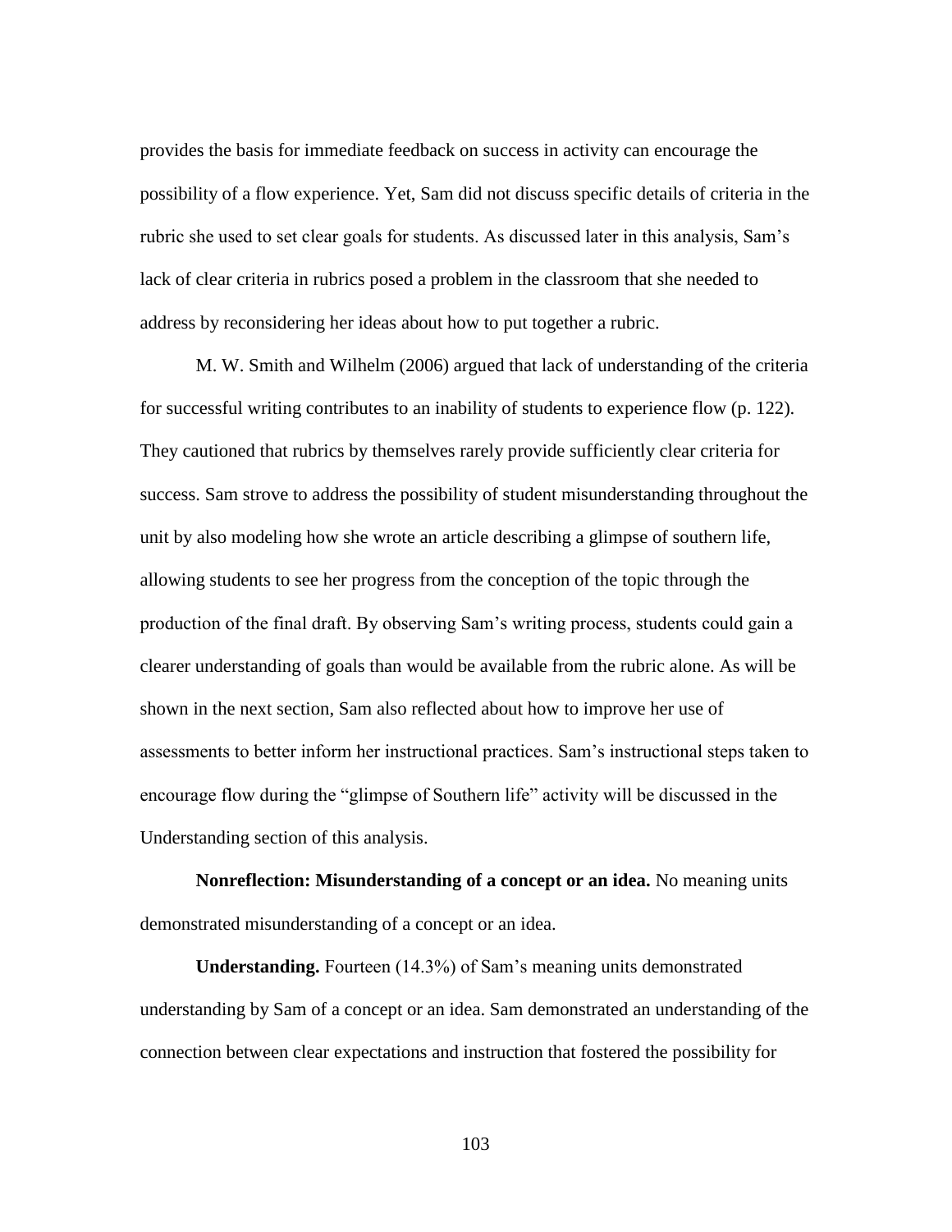provides the basis for immediate feedback on success in activity can encourage the possibility of a flow experience. Yet, Sam did not discuss specific details of criteria in the rubric she used to set clear goals for students. As discussed later in this analysis, Sam's lack of clear criteria in rubrics posed a problem in the classroom that she needed to address by reconsidering her ideas about how to put together a rubric.

M. W. Smith and Wilhelm (2006) argued that lack of understanding of the criteria for successful writing contributes to an inability of students to experience flow (p. 122). They cautioned that rubrics by themselves rarely provide sufficiently clear criteria for success. Sam strove to address the possibility of student misunderstanding throughout the unit by also modeling how she wrote an article describing a glimpse of southern life, allowing students to see her progress from the conception of the topic through the production of the final draft. By observing Sam's writing process, students could gain a clearer understanding of goals than would be available from the rubric alone. As will be shown in the next section, Sam also reflected about how to improve her use of assessments to better inform her instructional practices. Sam's instructional steps taken to encourage flow during the "glimpse of Southern life" activity will be discussed in the Understanding section of this analysis.

**Nonreflection: Misunderstanding of a concept or an idea.** No meaning units demonstrated misunderstanding of a concept or an idea.

**Understanding.** Fourteen (14.3%) of Sam's meaning units demonstrated understanding by Sam of a concept or an idea. Sam demonstrated an understanding of the connection between clear expectations and instruction that fostered the possibility for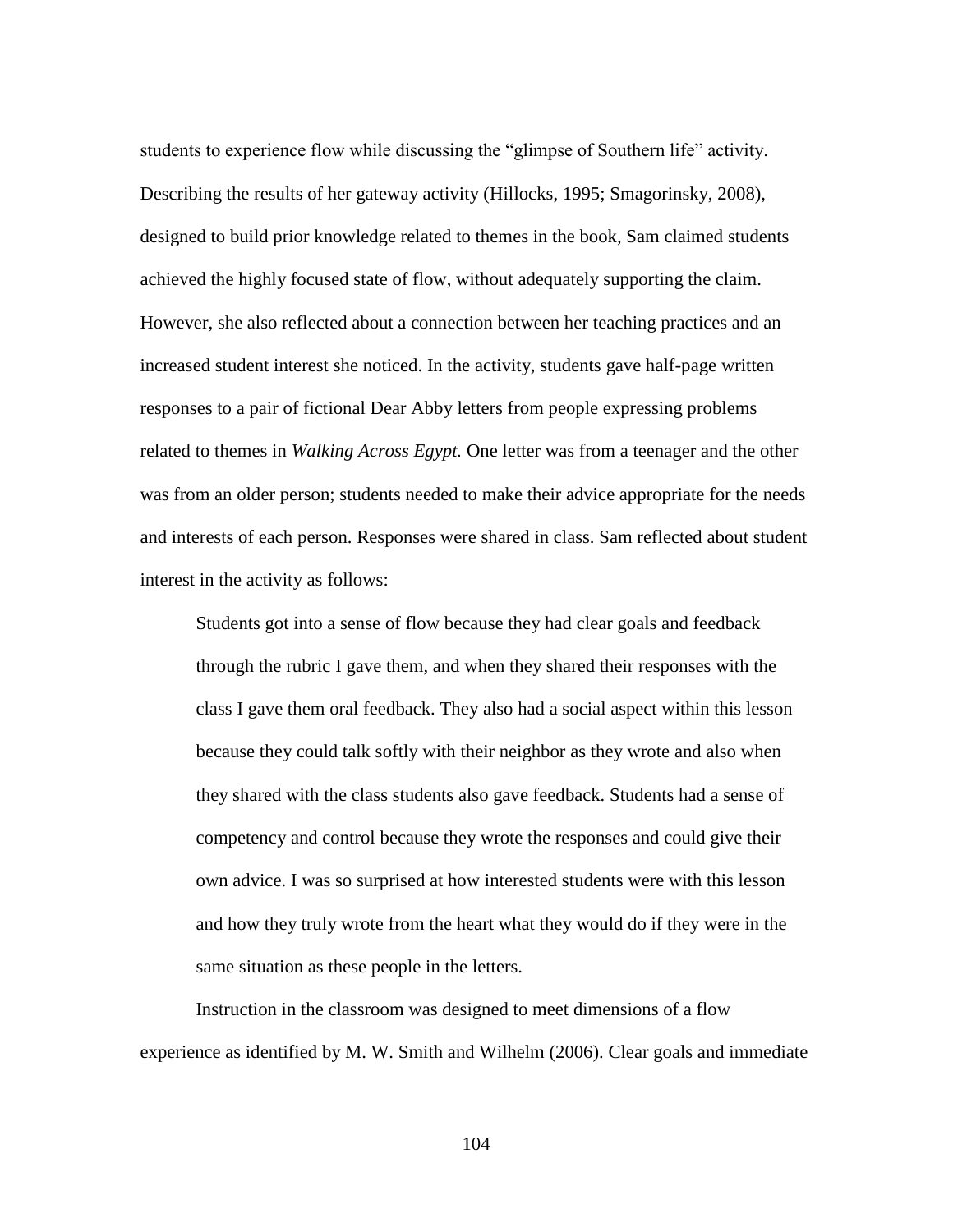students to experience flow while discussing the "glimpse of Southern life" activity. Describing the results of her gateway activity (Hillocks, 1995; Smagorinsky, 2008), designed to build prior knowledge related to themes in the book, Sam claimed students achieved the highly focused state of flow, without adequately supporting the claim. However, she also reflected about a connection between her teaching practices and an increased student interest she noticed. In the activity, students gave half-page written responses to a pair of fictional Dear Abby letters from people expressing problems related to themes in *Walking Across Egypt.* One letter was from a teenager and the other was from an older person; students needed to make their advice appropriate for the needs and interests of each person. Responses were shared in class. Sam reflected about student interest in the activity as follows:

> Students got into a sense of flow because they had clear goals and feedback through the rubric I gave them, and when they shared their responses with the class I gave them oral feedback. They also had a social aspect within this lesson because they could talk softly with their neighbor as they wrote and also when they shared with the class students also gave feedback. Students had a sense of competency and control because they wrote the responses and could give their own advice. I was so surprised at how interested students were with this lesson and how they truly wrote from the heart what they would do if they were in the same situation as these people in the letters.

Instruction in the classroom was designed to meet dimensions of a flow experience as identified by M. W. Smith and Wilhelm (2006). Clear goals and immediate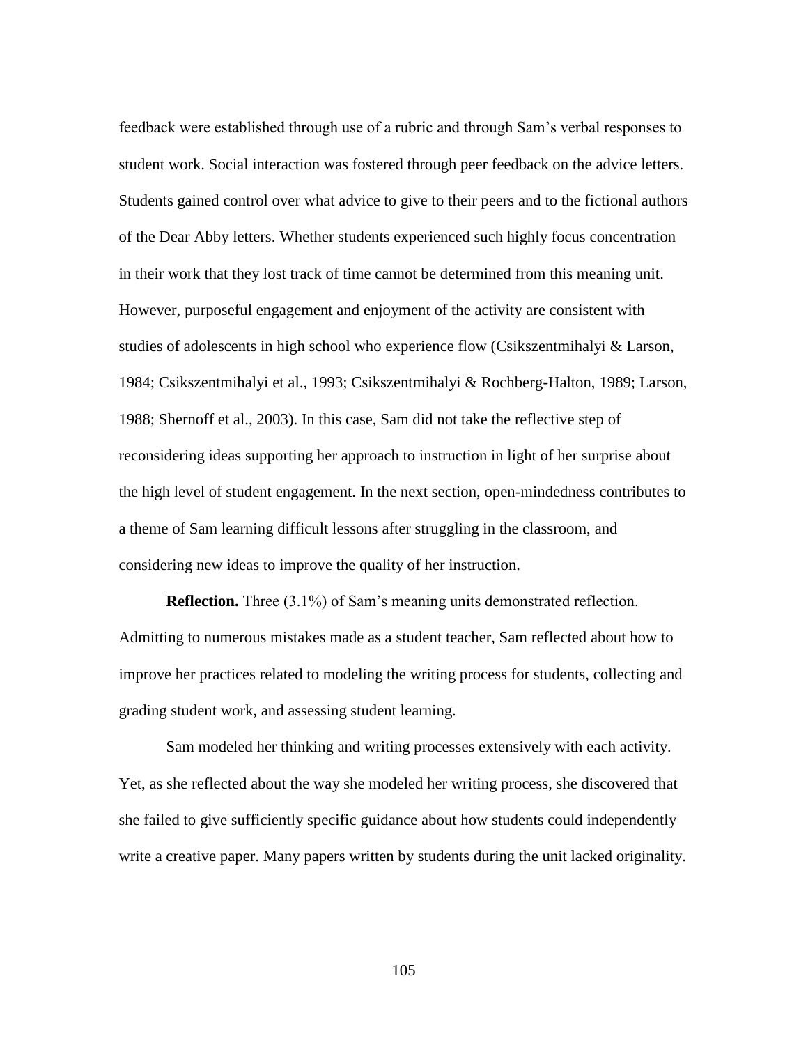feedback were established through use of a rubric and through Sam's verbal responses to student work. Social interaction was fostered through peer feedback on the advice letters. Students gained control over what advice to give to their peers and to the fictional authors of the Dear Abby letters. Whether students experienced such highly focus concentration in their work that they lost track of time cannot be determined from this meaning unit. However, purposeful engagement and enjoyment of the activity are consistent with studies of adolescents in high school who experience flow (Csikszentmihalyi & Larson, 1984; Csikszentmihalyi et al., 1993; Csikszentmihalyi & Rochberg-Halton, 1989; Larson, 1988; Shernoff et al., 2003). In this case, Sam did not take the reflective step of reconsidering ideas supporting her approach to instruction in light of her surprise about the high level of student engagement. In the next section, open-mindedness contributes to a theme of Sam learning difficult lessons after struggling in the classroom, and considering new ideas to improve the quality of her instruction.

**Reflection.** Three (3.1%) of Sam's meaning units demonstrated reflection. Admitting to numerous mistakes made as a student teacher, Sam reflected about how to improve her practices related to modeling the writing process for students, collecting and grading student work, and assessing student learning.

Sam modeled her thinking and writing processes extensively with each activity. Yet, as she reflected about the way she modeled her writing process, she discovered that she failed to give sufficiently specific guidance about how students could independently write a creative paper. Many papers written by students during the unit lacked originality.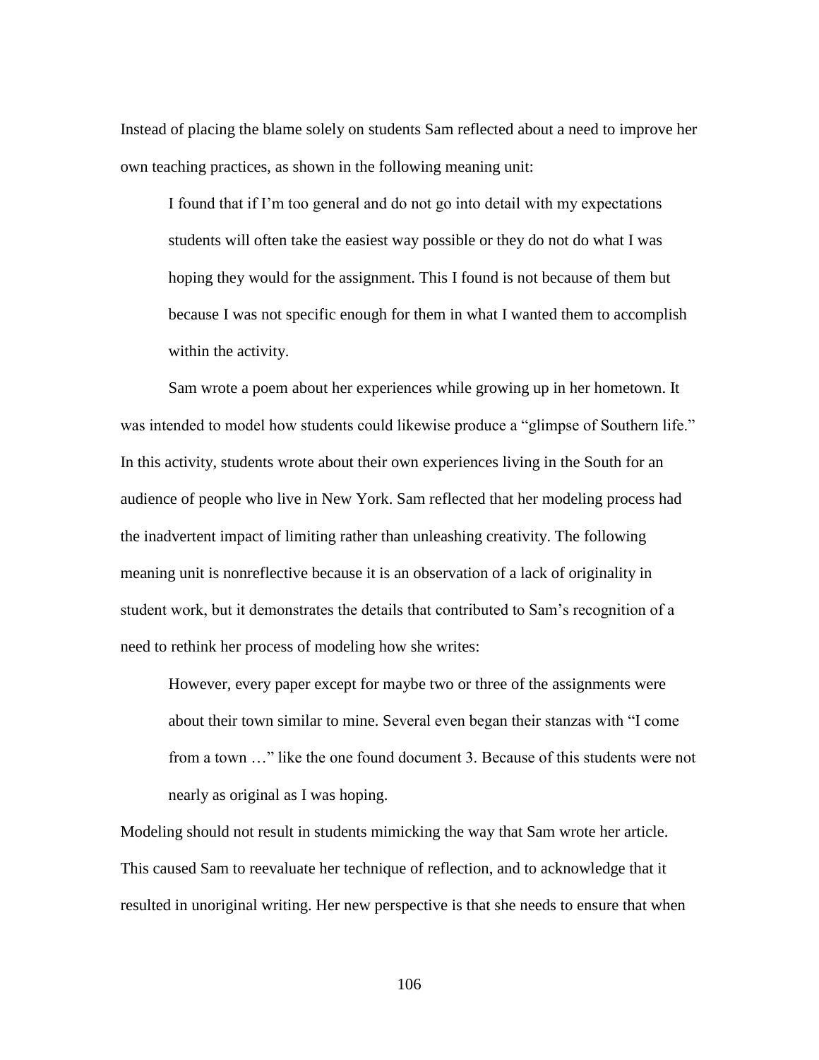Instead of placing the blame solely on students Sam reflected about a need to improve her own teaching practices, as shown in the following meaning unit:

> I found that if I'm too general and do not go into detail with my expectations students will often take the easiest way possible or they do not do what I was hoping they would for the assignment. This I found is not because of them but because I was not specific enough for them in what I wanted them to accomplish within the activity.

Sam wrote a poem about her experiences while growing up in her hometown. It was intended to model how students could likewise produce a "glimpse of Southern life." In this activity, students wrote about their own experiences living in the South for an audience of people who live in New York. Sam reflected that her modeling process had the inadvertent impact of limiting rather than unleashing creativity. The following meaning unit is nonreflective because it is an observation of a lack of originality in student work, but it demonstrates the details that contributed to Sam's recognition of a need to rethink her process of modeling how she writes:

> However, every paper except for maybe two or three of the assignments were about their town similar to mine. Several even began their stanzas with "I come from a town …" like the one found document 3. Because of this students were not nearly as original as I was hoping.

Modeling should not result in students mimicking the way that Sam wrote her article. This caused Sam to reevaluate her technique of reflection, and to acknowledge that it resulted in unoriginal writing. Her new perspective is that she needs to ensure that when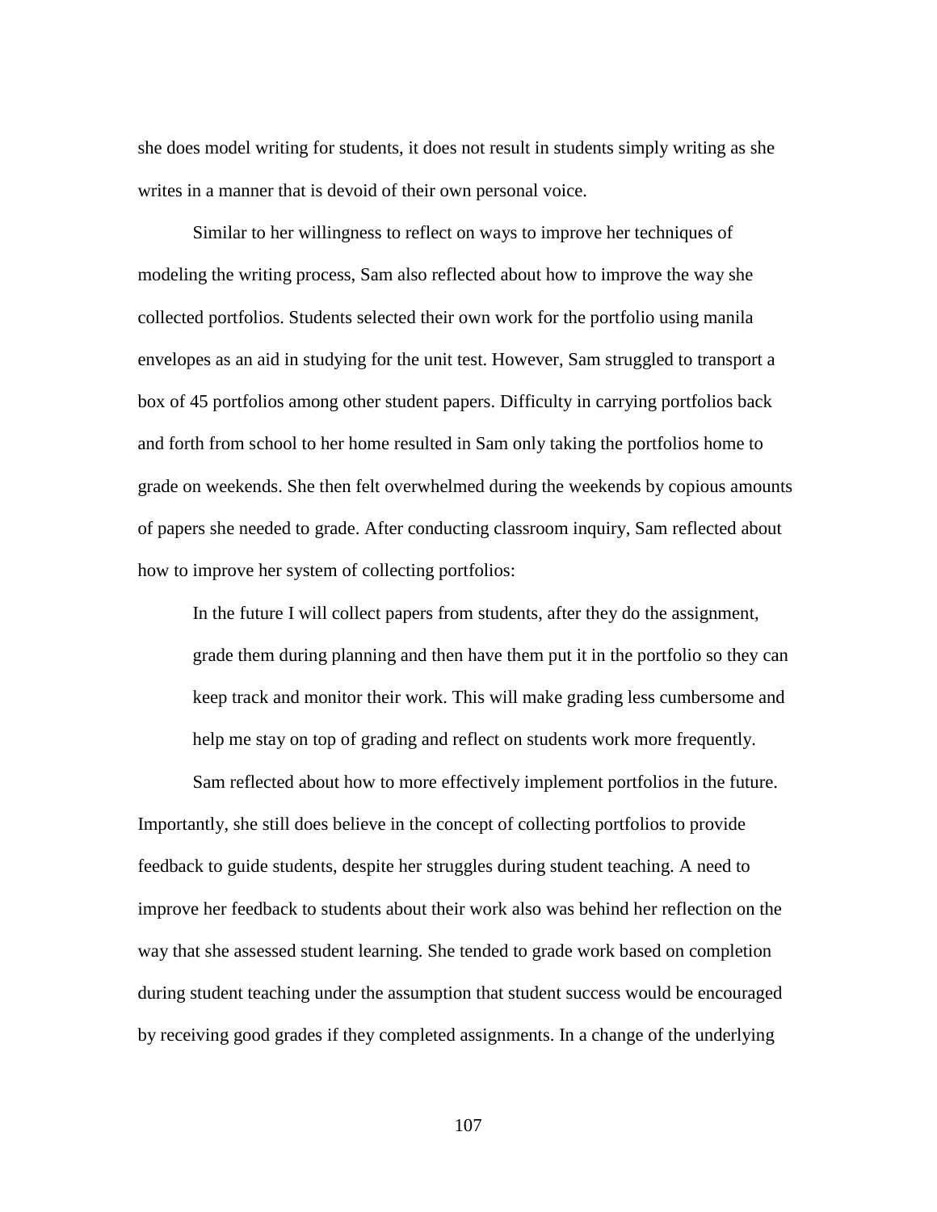she does model writing for students, it does not result in students simply writing as she writes in a manner that is devoid of their own personal voice.

Similar to her willingness to reflect on ways to improve her techniques of modeling the writing process, Sam also reflected about how to improve the way she collected portfolios. Students selected their own work for the portfolio using manila envelopes as an aid in studying for the unit test. However, Sam struggled to transport a box of 45 portfolios among other student papers. Difficulty in carrying portfolios back and forth from school to her home resulted in Sam only taking the portfolios home to grade on weekends. She then felt overwhelmed during the weekends by copious amounts of papers she needed to grade. After conducting classroom inquiry, Sam reflected about how to improve her system of collecting portfolios:

> In the future I will collect papers from students, after they do the assignment, grade them during planning and then have them put it in the portfolio so they can keep track and monitor their work. This will make grading less cumbersome and help me stay on top of grading and reflect on students work more frequently.

Sam reflected about how to more effectively implement portfolios in the future. Importantly, she still does believe in the concept of collecting portfolios to provide feedback to guide students, despite her struggles during student teaching. A need to improve her feedback to students about their work also was behind her reflection on the way that she assessed student learning. She tended to grade work based on completion during student teaching under the assumption that student success would be encouraged by receiving good grades if they completed assignments. In a change of the underlying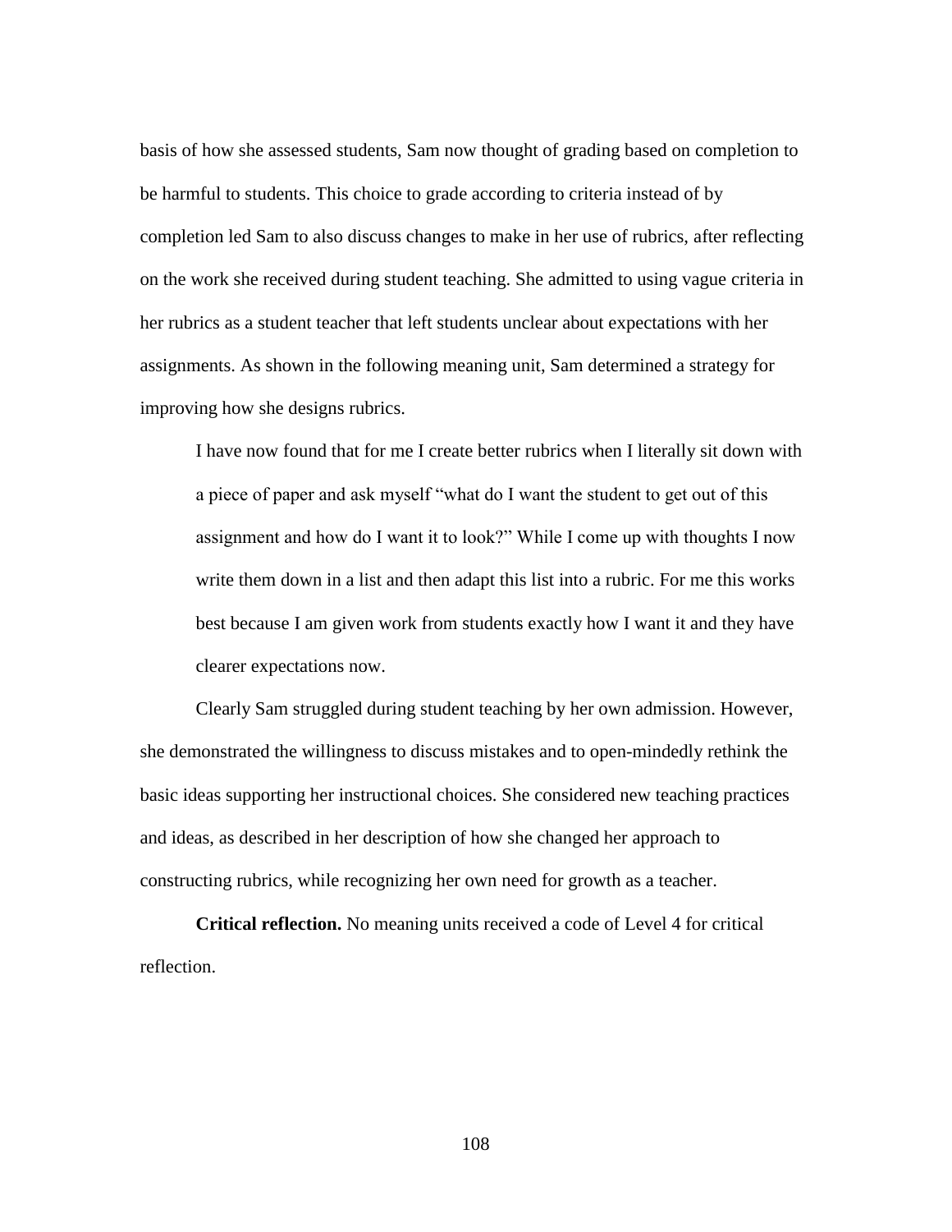basis of how she assessed students, Sam now thought of grading based on completion to be harmful to students. This choice to grade according to criteria instead of by completion led Sam to also discuss changes to make in her use of rubrics, after reflecting on the work she received during student teaching. She admitted to using vague criteria in her rubrics as a student teacher that left students unclear about expectations with her assignments. As shown in the following meaning unit, Sam determined a strategy for improving how she designs rubrics.

> I have now found that for me I create better rubrics when I literally sit down with a piece of paper and ask myself "what do I want the student to get out of this assignment and how do I want it to look?" While I come up with thoughts I now write them down in a list and then adapt this list into a rubric. For me this works best because I am given work from students exactly how I want it and they have clearer expectations now.

Clearly Sam struggled during student teaching by her own admission. However, she demonstrated the willingness to discuss mistakes and to open-mindedly rethink the basic ideas supporting her instructional choices. She considered new teaching practices and ideas, as described in her description of how she changed her approach to constructing rubrics, while recognizing her own need for growth as a teacher.

**Critical reflection.** No meaning units received a code of Level 4 for critical reflection.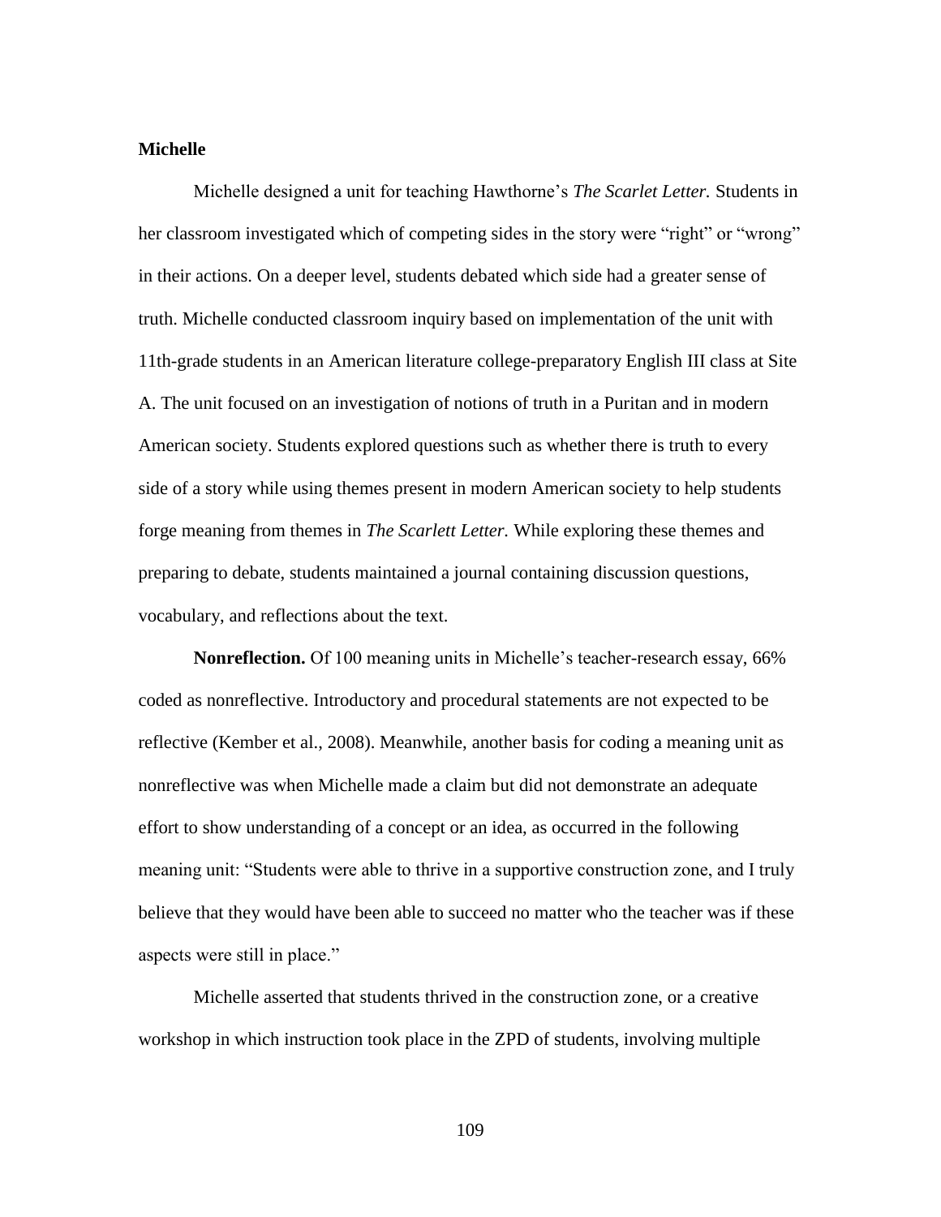**Michelle**

Michelle designed a unit for teaching Hawthorne's *The Scarlet Letter.* Students in her classroom investigated which of competing sides in the story were "right" or "wrong" in their actions. On a deeper level, students debated which side had a greater sense of truth. Michelle conducted classroom inquiry based on implementation of the unit with 11th-grade students in an American literature college-preparatory English III class at Site A. The unit focused on an investigation of notions of truth in a Puritan and in modern American society. Students explored questions such as whether there is truth to every side of a story while using themes present in modern American society to help students forge meaning from themes in *The Scarlett Letter.* While exploring these themes and preparing to debate, students maintained a journal containing discussion questions, vocabulary, and reflections about the text.

**Nonreflection.** Of 100 meaning units in Michelle's teacher-research essay, 66% coded as nonreflective. Introductory and procedural statements are not expected to be reflective (Kember et al., 2008). Meanwhile, another basis for coding a meaning unit as nonreflective was when Michelle made a claim but did not demonstrate an adequate effort to show understanding of a concept or an idea, as occurred in the following meaning unit: "Students were able to thrive in a supportive construction zone, and I truly believe that they would have been able to succeed no matter who the teacher was if these aspects were still in place."

Michelle asserted that students thrived in the construction zone, or a creative workshop in which instruction took place in the ZPD of students, involving multiple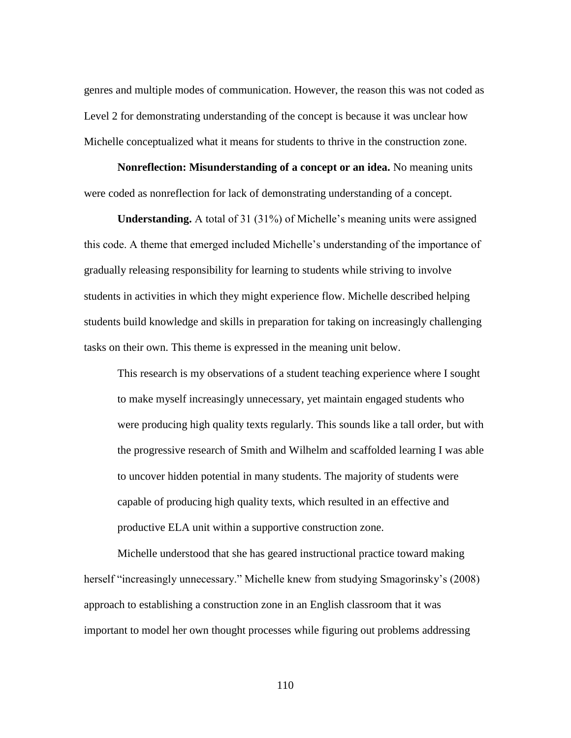genres and multiple modes of communication. However, the reason this was not coded as Level 2 for demonstrating understanding of the concept is because it was unclear how Michelle conceptualized what it means for students to thrive in the construction zone.

**Nonreflection: Misunderstanding of a concept or an idea.** No meaning units were coded as nonreflection for lack of demonstrating understanding of a concept.

**Understanding.** A total of 31 (31%) of Michelle's meaning units were assigned this code. A theme that emerged included Michelle's understanding of the importance of gradually releasing responsibility for learning to students while striving to involve students in activities in which they might experience flow. Michelle described helping students build knowledge and skills in preparation for taking on increasingly challenging tasks on their own. This theme is expressed in the meaning unit below.

> This research is my observations of a student teaching experience where I sought to make myself increasingly unnecessary, yet maintain engaged students who were producing high quality texts regularly. This sounds like a tall order, but with the progressive research of Smith and Wilhelm and scaffolded learning I was able to uncover hidden potential in many students. The majority of students were capable of producing high quality texts, which resulted in an effective and productive ELA unit within a supportive construction zone.

Michelle understood that she has geared instructional practice toward making herself "increasingly unnecessary." Michelle knew from studying Smagorinsky's (2008) approach to establishing a construction zone in an English classroom that it was important to model her own thought processes while figuring out problems addressing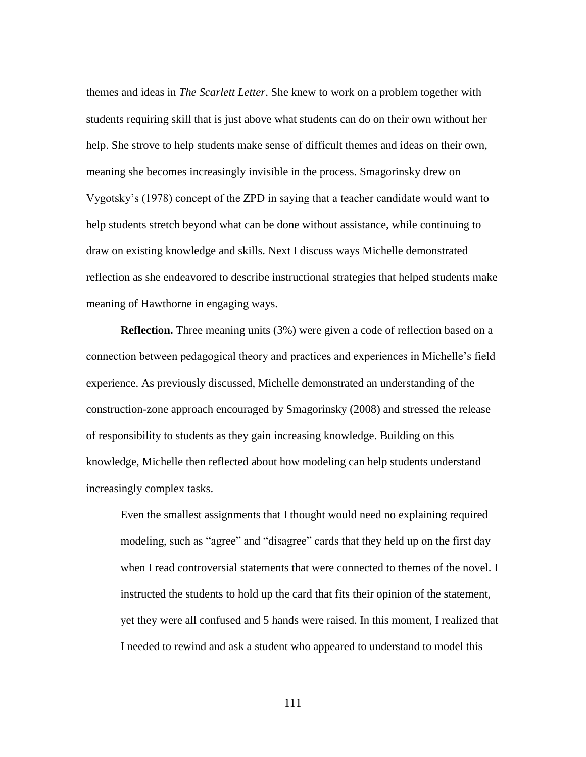themes and ideas in *The Scarlett Letter*. She knew to work on a problem together with students requiring skill that is just above what students can do on their own without her help. She strove to help students make sense of difficult themes and ideas on their own, meaning she becomes increasingly invisible in the process. Smagorinsky drew on Vygotsky's (1978) concept of the ZPD in saying that a teacher candidate would want to help students stretch beyond what can be done without assistance, while continuing to draw on existing knowledge and skills. Next I discuss ways Michelle demonstrated reflection as she endeavored to describe instructional strategies that helped students make meaning of Hawthorne in engaging ways.

**Reflection.** Three meaning units (3%) were given a code of reflection based on a connection between pedagogical theory and practices and experiences in Michelle's field experience. As previously discussed, Michelle demonstrated an understanding of the construction-zone approach encouraged by Smagorinsky (2008) and stressed the release of responsibility to students as they gain increasing knowledge. Building on this knowledge, Michelle then reflected about how modeling can help students understand increasingly complex tasks.

> Even the smallest assignments that I thought would need no explaining required modeling, such as "agree" and "disagree" cards that they held up on the first day when I read controversial statements that were connected to themes of the novel. I instructed the students to hold up the card that fits their opinion of the statement, yet they were all confused and 5 hands were raised. In this moment, I realized that I needed to rewind and ask a student who appeared to understand to model this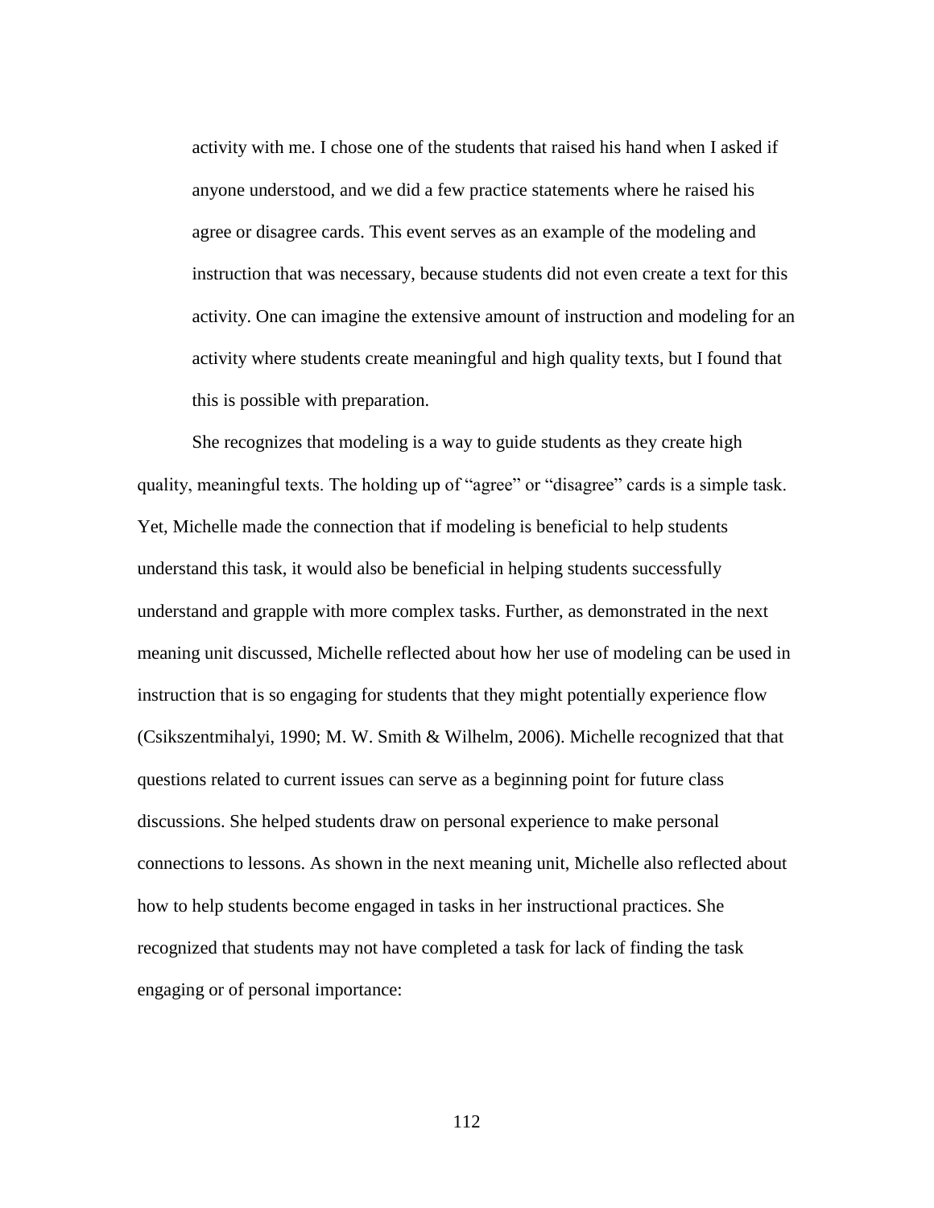> activity with me. I chose one of the students that raised his hand when I asked if anyone understood, and we did a few practice statements where he raised his agree or disagree cards. This event serves as an example of the modeling and instruction that was necessary, because students did not even create a text for this activity. One can imagine the extensive amount of instruction and modeling for an activity where students create meaningful and high quality texts, but I found that this is possible with preparation.

She recognizes that modeling is a way to guide students as they create high quality, meaningful texts. The holding up of "agree" or "disagree" cards is a simple task. Yet, Michelle made the connection that if modeling is beneficial to help students understand this task, it would also be beneficial in helping students successfully understand and grapple with more complex tasks. Further, as demonstrated in the next meaning unit discussed, Michelle reflected about how her use of modeling can be used in instruction that is so engaging for students that they might potentially experience flow (Csikszentmihalyi, 1990; M. W. Smith & Wilhelm, 2006). Michelle recognized that that questions related to current issues can serve as a beginning point for future class discussions. She helped students draw on personal experience to make personal connections to lessons. As shown in the next meaning unit, Michelle also reflected about how to help students become engaged in tasks in her instructional practices. She recognized that students may not have completed a task for lack of finding the task engaging or of personal importance: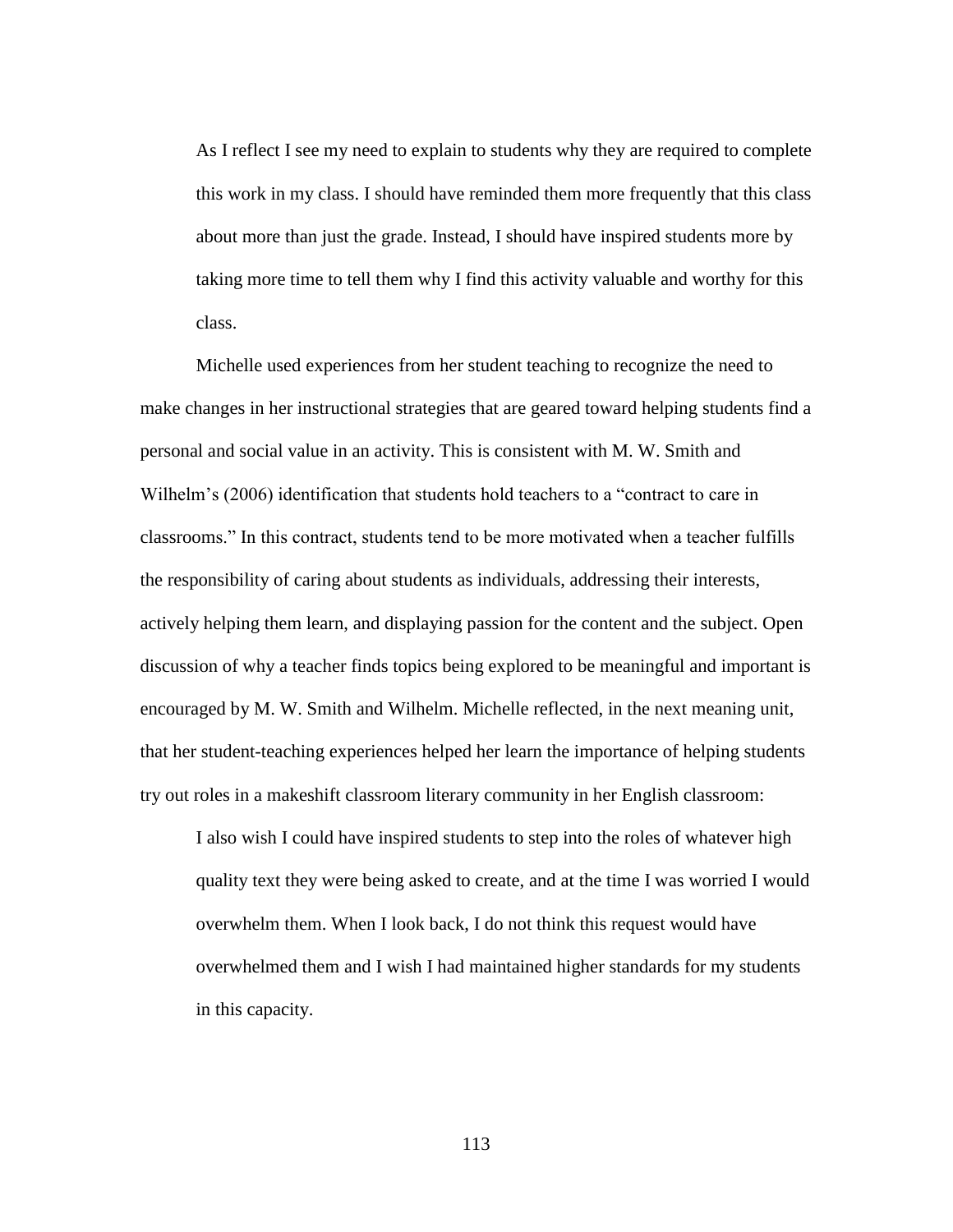> As I reflect I see my need to explain to students why they are required to complete this work in my class. I should have reminded them more frequently that this class about more than just the grade. Instead, I should have inspired students more by taking more time to tell them why I find this activity valuable and worthy for this class.

Michelle used experiences from her student teaching to recognize the need to make changes in her instructional strategies that are geared toward helping students find a personal and social value in an activity. This is consistent with M. W. Smith and Wilhelm's (2006) identification that students hold teachers to a "contract to care in classrooms." In this contract, students tend to be more motivated when a teacher fulfills the responsibility of caring about students as individuals, addressing their interests, actively helping them learn, and displaying passion for the content and the subject. Open discussion of why a teacher finds topics being explored to be meaningful and important is encouraged by M. W. Smith and Wilhelm. Michelle reflected, in the next meaning unit, that her student-teaching experiences helped her learn the importance of helping students try out roles in a makeshift classroom literary community in her English classroom:

> I also wish I could have inspired students to step into the roles of whatever high quality text they were being asked to create, and at the time I was worried I would overwhelm them. When I look back, I do not think this request would have overwhelmed them and I wish I had maintained higher standards for my students in this capacity.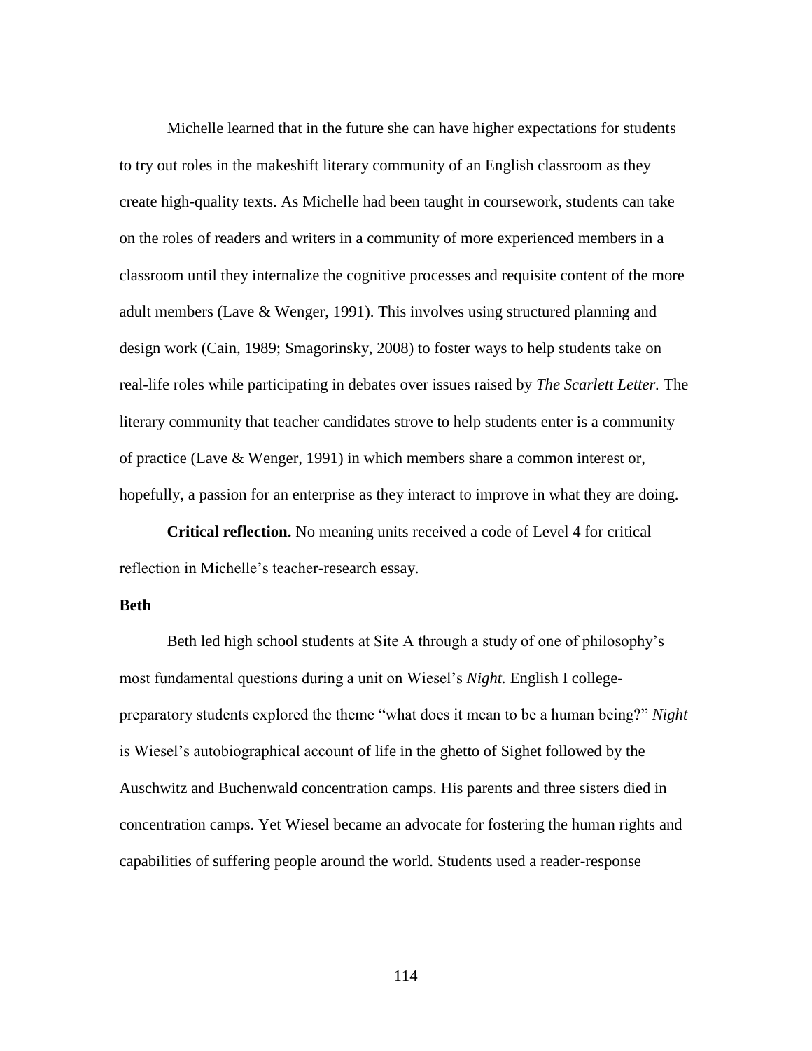Michelle learned that in the future she can have higher expectations for students to try out roles in the makeshift literary community of an English classroom as they create high-quality texts. As Michelle had been taught in coursework, students can take on the roles of readers and writers in a community of more experienced members in a classroom until they internalize the cognitive processes and requisite content of the more adult members (Lave & Wenger, 1991). This involves using structured planning and design work (Cain, 1989; Smagorinsky, 2008) to foster ways to help students take on real-life roles while participating in debates over issues raised by *The Scarlett Letter.* The literary community that teacher candidates strove to help students enter is a community of practice (Lave & Wenger, 1991) in which members share a common interest or, hopefully, a passion for an enterprise as they interact to improve in what they are doing.

**Critical reflection.** No meaning units received a code of Level 4 for critical reflection in Michelle's teacher-research essay.

### Beth

Beth led high school students at Site A through a study of one of philosophy's most fundamental questions during a unit on Wiesel's *Night.* English I college-preparatory students explored the theme "what does it mean to be a human being?" *Night* is Wiesel's autobiographical account of life in the ghetto of Sighet followed by the Auschwitz and Buchenwald concentration camps. His parents and three sisters died in concentration camps. Yet Wiesel became an advocate for fostering the human rights and capabilities of suffering people around the world. Students used a reader-response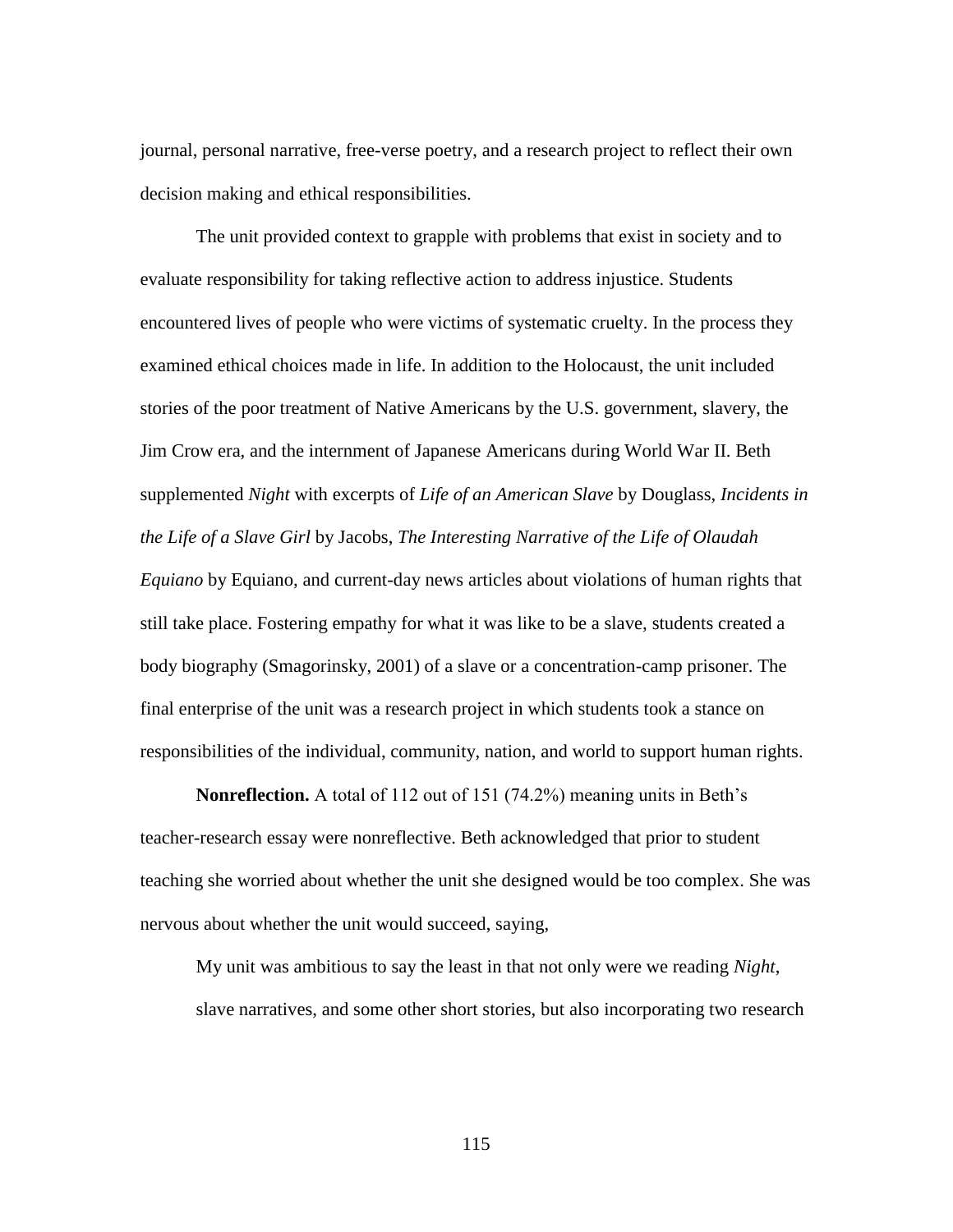journal, personal narrative, free-verse poetry, and a research project to reflect their own decision making and ethical responsibilities.

The unit provided context to grapple with problems that exist in society and to evaluate responsibility for taking reflective action to address injustice. Students encountered lives of people who were victims of systematic cruelty. In the process they examined ethical choices made in life. In addition to the Holocaust, the unit included stories of the poor treatment of Native Americans by the U.S. government, slavery, the Jim Crow era, and the internment of Japanese Americans during World War II. Beth supplemented *Night* with excerpts of *Life of an American Slave* by Douglass, *Incidents in the Life of a Slave Girl* by Jacobs, *The Interesting Narrative of the Life of Olaudah Equiano* by Equiano, and current-day news articles about violations of human rights that still take place. Fostering empathy for what it was like to be a slave, students created a body biography (Smagorinsky, 2001) of a slave or a concentration-camp prisoner. The final enterprise of the unit was a research project in which students took a stance on responsibilities of the individual, community, nation, and world to support human rights.

**Nonreflection.** A total of 112 out of 151 (74.2%) meaning units in Beth's teacher-research essay were nonreflective. Beth acknowledged that prior to student teaching she worried about whether the unit she designed would be too complex. She was nervous about whether the unit would succeed, saying,

> My unit was ambitious to say the least in that not only were we reading *Night*, slave narratives, and some other short stories, but also incorporating two research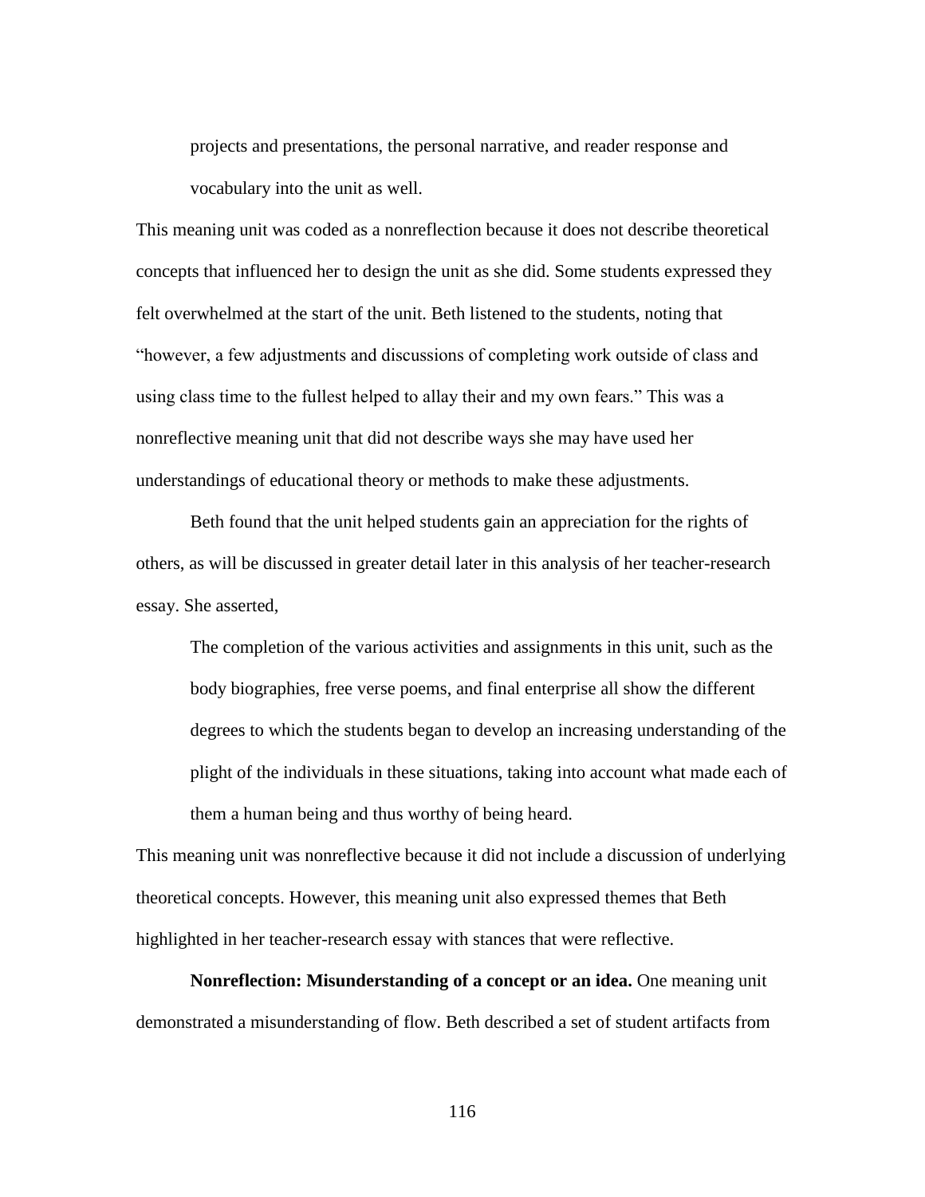> projects and presentations, the personal narrative, and reader response and vocabulary into the unit as well.

This meaning unit was coded as a nonreflection because it does not describe theoretical concepts that influenced her to design the unit as she did. Some students expressed they felt overwhelmed at the start of the unit. Beth listened to the students, noting that "however, a few adjustments and discussions of completing work outside of class and using class time to the fullest helped to allay their and my own fears." This was a nonreflective meaning unit that did not describe ways she may have used her understandings of educational theory or methods to make these adjustments.

Beth found that the unit helped students gain an appreciation for the rights of others, as will be discussed in greater detail later in this analysis of her teacher-research essay. She asserted,

> The completion of the various activities and assignments in this unit, such as the body biographies, free verse poems, and final enterprise all show the different degrees to which the students began to develop an increasing understanding of the plight of the individuals in these situations, taking into account what made each of them a human being and thus worthy of being heard.

This meaning unit was nonreflective because it did not include a discussion of underlying theoretical concepts. However, this meaning unit also expressed themes that Beth highlighted in her teacher-research essay with stances that were reflective.

**Nonreflection: Misunderstanding of a concept or an idea.** One meaning unit demonstrated a misunderstanding of flow. Beth described a set of student artifacts from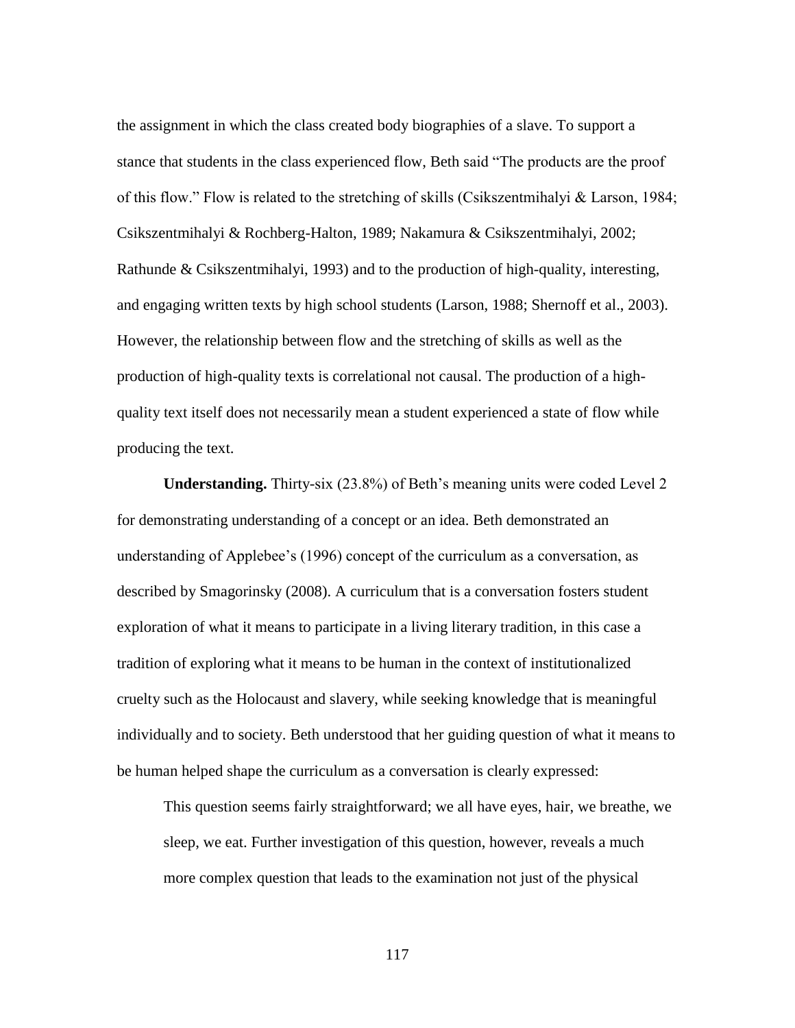the assignment in which the class created body biographies of a slave. To support a stance that students in the class experienced flow, Beth said "The products are the proof of this flow." Flow is related to the stretching of skills (Csikszentmihalyi & Larson, 1984; Csikszentmihalyi & Rochberg-Halton, 1989; Nakamura & Csikszentmihalyi, 2002; Rathunde & Csikszentmihalyi, 1993) and to the production of high-quality, interesting, and engaging written texts by high school students (Larson, 1988; Shernoff et al., 2003). However, the relationship between flow and the stretching of skills as well as the production of high-quality texts is correlational not causal. The production of a high-quality text itself does not necessarily mean a student experienced a state of flow while producing the text.

**Understanding.** Thirty-six (23.8%) of Beth's meaning units were coded Level 2 for demonstrating understanding of a concept or an idea. Beth demonstrated an understanding of Applebee's (1996) concept of the curriculum as a conversation, as described by Smagorinsky (2008). A curriculum that is a conversation fosters student exploration of what it means to participate in a living literary tradition, in this case a tradition of exploring what it means to be human in the context of institutionalized cruelty such as the Holocaust and slavery, while seeking knowledge that is meaningful individually and to society. Beth understood that her guiding question of what it means to be human helped shape the curriculum as a conversation is clearly expressed:

> This question seems fairly straightforward; we all have eyes, hair, we breathe, we sleep, we eat. Further investigation of this question, however, reveals a much more complex question that leads to the examination not just of the physical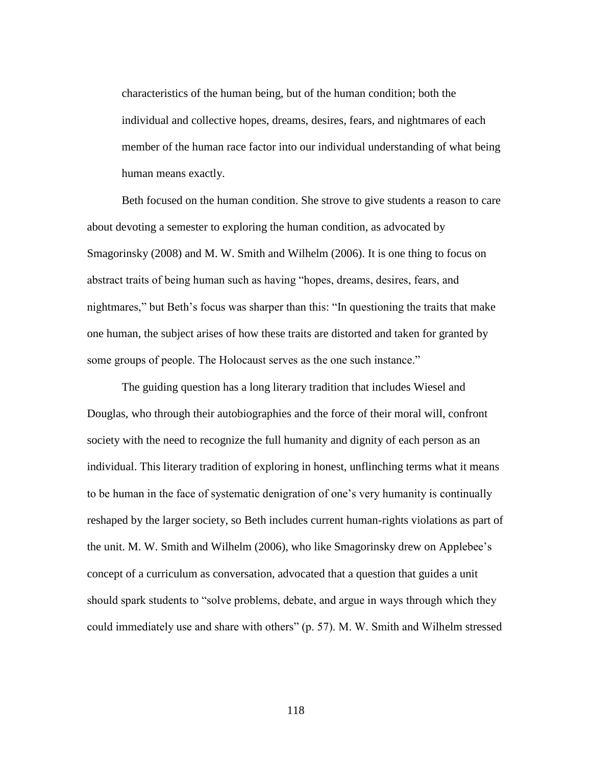> characteristics of the human being, but of the human condition; both the individual and collective hopes, dreams, desires, fears, and nightmares of each member of the human race factor into our individual understanding of what being human means exactly.

Beth focused on the human condition. She strove to give students a reason to care about devoting a semester to exploring the human condition, as advocated by Smagorinsky (2008) and M. W. Smith and Wilhelm (2006). It is one thing to focus on abstract traits of being human such as having "hopes, dreams, desires, fears, and nightmares," but Beth's focus was sharper than this: "In questioning the traits that make one human, the subject arises of how these traits are distorted and taken for granted by some groups of people. The Holocaust serves as the one such instance."

The guiding question has a long literary tradition that includes Wiesel and Douglas, who through their autobiographies and the force of their moral will, confront society with the need to recognize the full humanity and dignity of each person as an individual. This literary tradition of exploring in honest, unflinching terms what it means to be human in the face of systematic denigration of one's very humanity is continually reshaped by the larger society, so Beth includes current human-rights violations as part of the unit. M. W. Smith and Wilhelm (2006), who like Smagorinsky drew on Applebee's concept of a curriculum as conversation, advocated that a question that guides a unit should spark students to "solve problems, debate, and argue in ways through which they could immediately use and share with others" (p. 57). M. W. Smith and Wilhelm stressed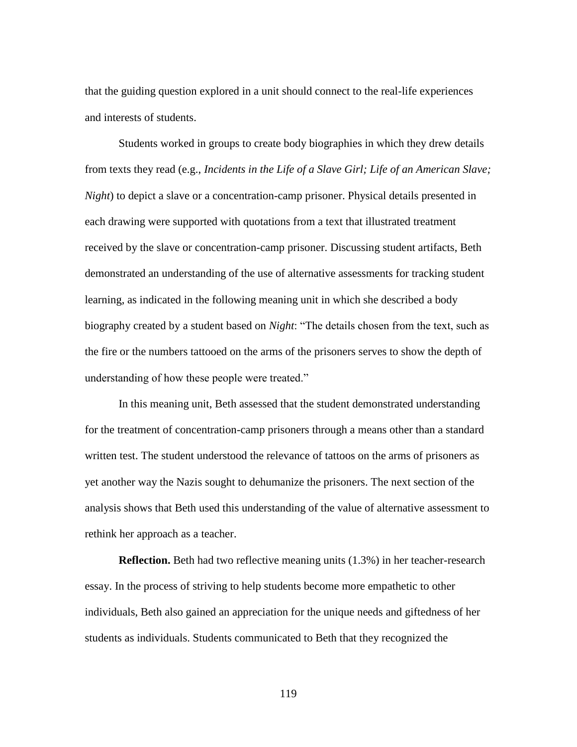that the guiding question explored in a unit should connect to the real-life experiences and interests of students.

Students worked in groups to create body biographies in which they drew details from texts they read (e.g., *Incidents in the Life of a Slave Girl; Life of an American Slave; Night*) to depict a slave or a concentration-camp prisoner. Physical details presented in each drawing were supported with quotations from a text that illustrated treatment received by the slave or concentration-camp prisoner. Discussing student artifacts, Beth demonstrated an understanding of the use of alternative assessments for tracking student learning, as indicated in the following meaning unit in which she described a body biography created by a student based on *Night*: "The details chosen from the text, such as the fire or the numbers tattooed on the arms of the prisoners serves to show the depth of understanding of how these people were treated."

In this meaning unit, Beth assessed that the student demonstrated understanding for the treatment of concentration-camp prisoners through a means other than a standard written test. The student understood the relevance of tattoos on the arms of prisoners as yet another way the Nazis sought to dehumanize the prisoners. The next section of the analysis shows that Beth used this understanding of the value of alternative assessment to rethink her approach as a teacher.

**Reflection.** Beth had two reflective meaning units (1.3%) in her teacher-research essay. In the process of striving to help students become more empathetic to other individuals, Beth also gained an appreciation for the unique needs and giftedness of her students as individuals. Students communicated to Beth that they recognized the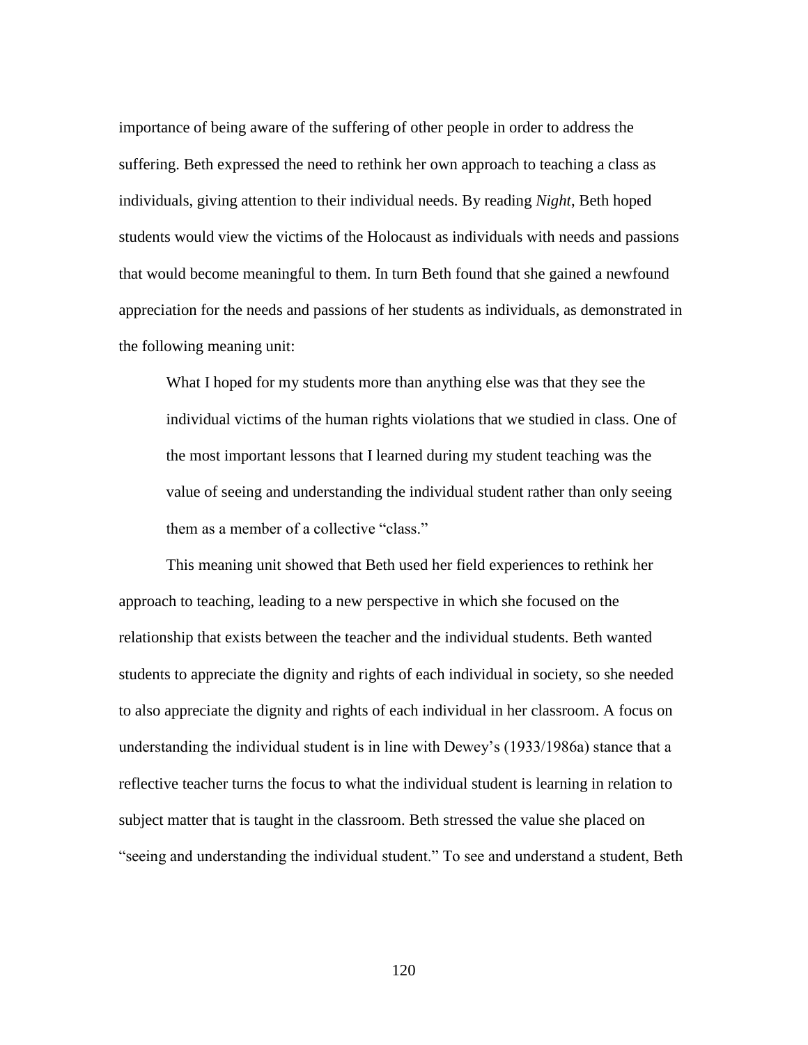importance of being aware of the suffering of other people in order to address the suffering. Beth expressed the need to rethink her own approach to teaching a class as individuals, giving attention to their individual needs. By reading *Night*, Beth hoped students would view the victims of the Holocaust as individuals with needs and passions that would become meaningful to them. In turn Beth found that she gained a newfound appreciation for the needs and passions of her students as individuals, as demonstrated in the following meaning unit:

> What I hoped for my students more than anything else was that they see the individual victims of the human rights violations that we studied in class. One of the most important lessons that I learned during my student teaching was the value of seeing and understanding the individual student rather than only seeing them as a member of a collective "class."

This meaning unit showed that Beth used her field experiences to rethink her approach to teaching, leading to a new perspective in which she focused on the relationship that exists between the teacher and the individual students. Beth wanted students to appreciate the dignity and rights of each individual in society, so she needed to also appreciate the dignity and rights of each individual in her classroom. A focus on understanding the individual student is in line with Dewey's (1933/1986a) stance that a reflective teacher turns the focus to what the individual student is learning in relation to subject matter that is taught in the classroom. Beth stressed the value she placed on "seeing and understanding the individual student." To see and understand a student, Beth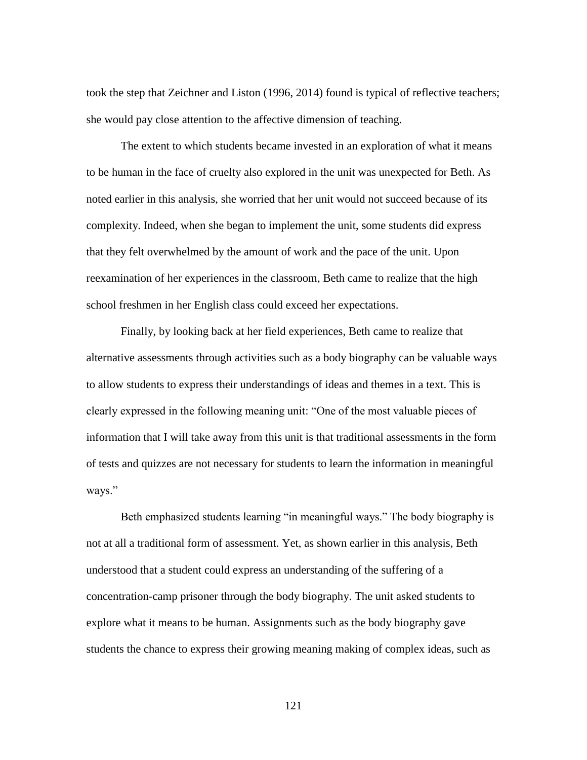took the step that Zeichner and Liston (1996, 2014) found is typical of reflective teachers; she would pay close attention to the affective dimension of teaching.

The extent to which students became invested in an exploration of what it means to be human in the face of cruelty also explored in the unit was unexpected for Beth. As noted earlier in this analysis, she worried that her unit would not succeed because of its complexity. Indeed, when she began to implement the unit, some students did express that they felt overwhelmed by the amount of work and the pace of the unit. Upon reexamination of her experiences in the classroom, Beth came to realize that the high school freshmen in her English class could exceed her expectations.

Finally, by looking back at her field experiences, Beth came to realize that alternative assessments through activities such as a body biography can be valuable ways to allow students to express their understandings of ideas and themes in a text. This is clearly expressed in the following meaning unit: "One of the most valuable pieces of information that I will take away from this unit is that traditional assessments in the form of tests and quizzes are not necessary for students to learn the information in meaningful ways."

Beth emphasized students learning "in meaningful ways." The body biography is not at all a traditional form of assessment. Yet, as shown earlier in this analysis, Beth understood that a student could express an understanding of the suffering of a concentration-camp prisoner through the body biography. The unit asked students to explore what it means to be human. Assignments such as the body biography gave students the chance to express their growing meaning making of complex ideas, such as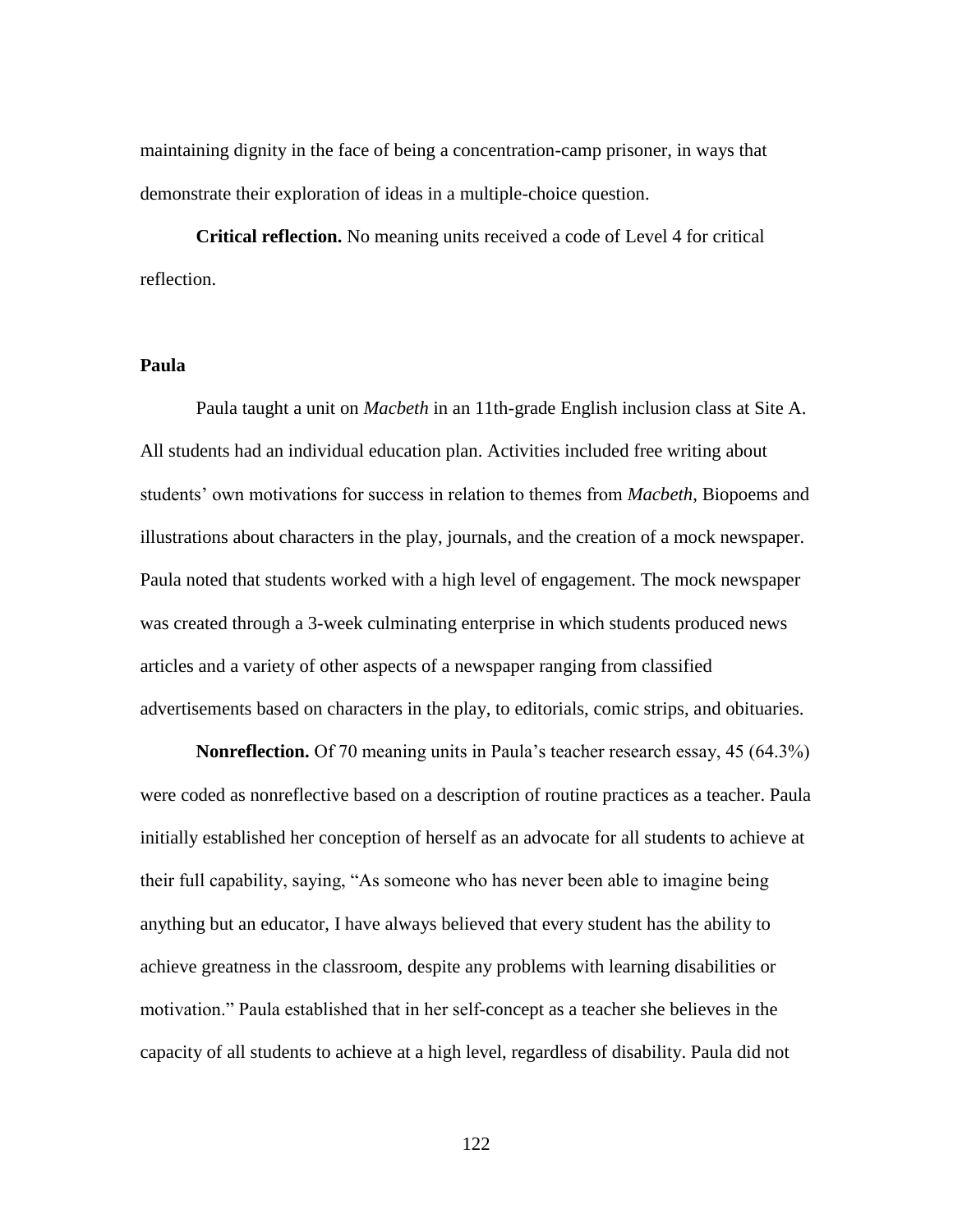maintaining dignity in the face of being a concentration-camp prisoner, in ways that demonstrate their exploration of ideas in a multiple-choice question.

**Critical reflection.** No meaning units received a code of Level 4 for critical reflection.

### Paula

Paula taught a unit on *Macbeth* in an 11th-grade English inclusion class at Site A. All students had an individual education plan. Activities included free writing about students' own motivations for success in relation to themes from *Macbeth*, Biopoems and illustrations about characters in the play, journals, and the creation of a mock newspaper. Paula noted that students worked with a high level of engagement. The mock newspaper was created through a 3-week culminating enterprise in which students produced news articles and a variety of other aspects of a newspaper ranging from classified advertisements based on characters in the play, to editorials, comic strips, and obituaries.

**Nonreflection.** Of 70 meaning units in Paula's teacher research essay, 45 (64.3%) were coded as nonreflective based on a description of routine practices as a teacher. Paula initially established her conception of herself as an advocate for all students to achieve at their full capability, saying, "As someone who has never been able to imagine being anything but an educator, I have always believed that every student has the ability to achieve greatness in the classroom, despite any problems with learning disabilities or motivation." Paula established that in her self-concept as a teacher she believes in the capacity of all students to achieve at a high level, regardless of disability. Paula did not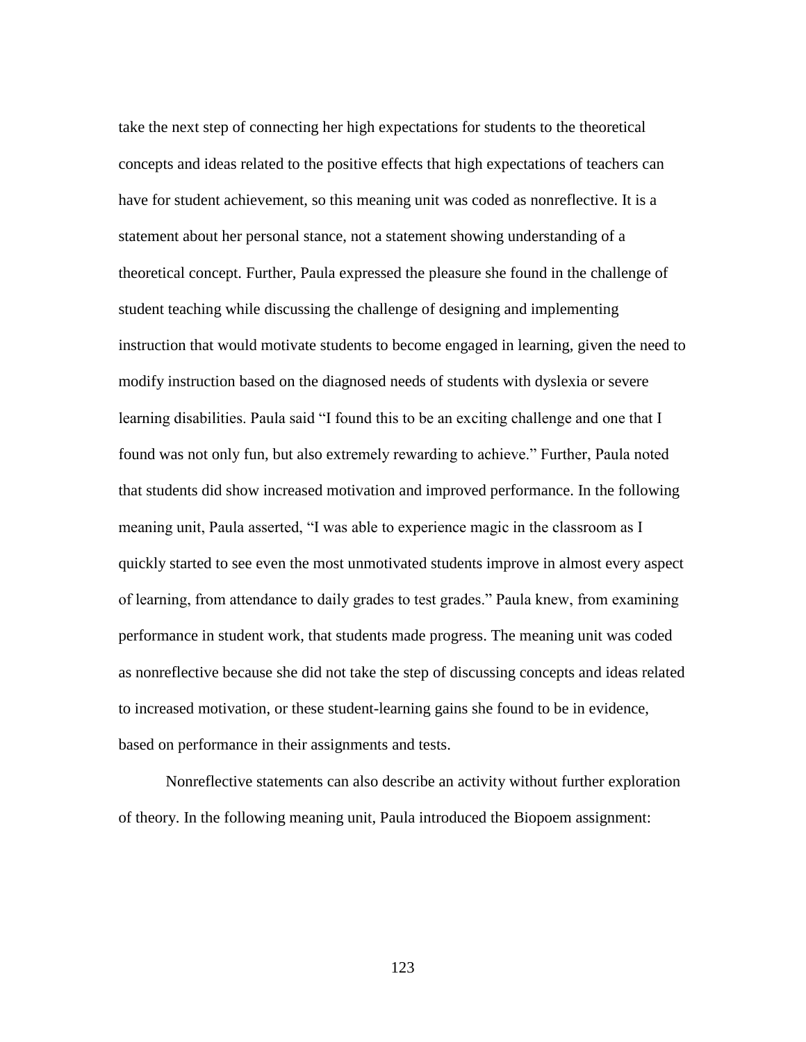take the next step of connecting her high expectations for students to the theoretical concepts and ideas related to the positive effects that high expectations of teachers can have for student achievement, so this meaning unit was coded as nonreflective. It is a statement about her personal stance, not a statement showing understanding of a theoretical concept. Further, Paula expressed the pleasure she found in the challenge of student teaching while discussing the challenge of designing and implementing instruction that would motivate students to become engaged in learning, given the need to modify instruction based on the diagnosed needs of students with dyslexia or severe learning disabilities. Paula said "I found this to be an exciting challenge and one that I found was not only fun, but also extremely rewarding to achieve." Further, Paula noted that students did show increased motivation and improved performance. In the following meaning unit, Paula asserted, "I was able to experience magic in the classroom as I quickly started to see even the most unmotivated students improve in almost every aspect of learning, from attendance to daily grades to test grades." Paula knew, from examining performance in student work, that students made progress. The meaning unit was coded as nonreflective because she did not take the step of discussing concepts and ideas related to increased motivation, or these student-learning gains she found to be in evidence, based on performance in their assignments and tests.

Nonreflective statements can also describe an activity without further exploration of theory. In the following meaning unit, Paula introduced the Biopoem assignment: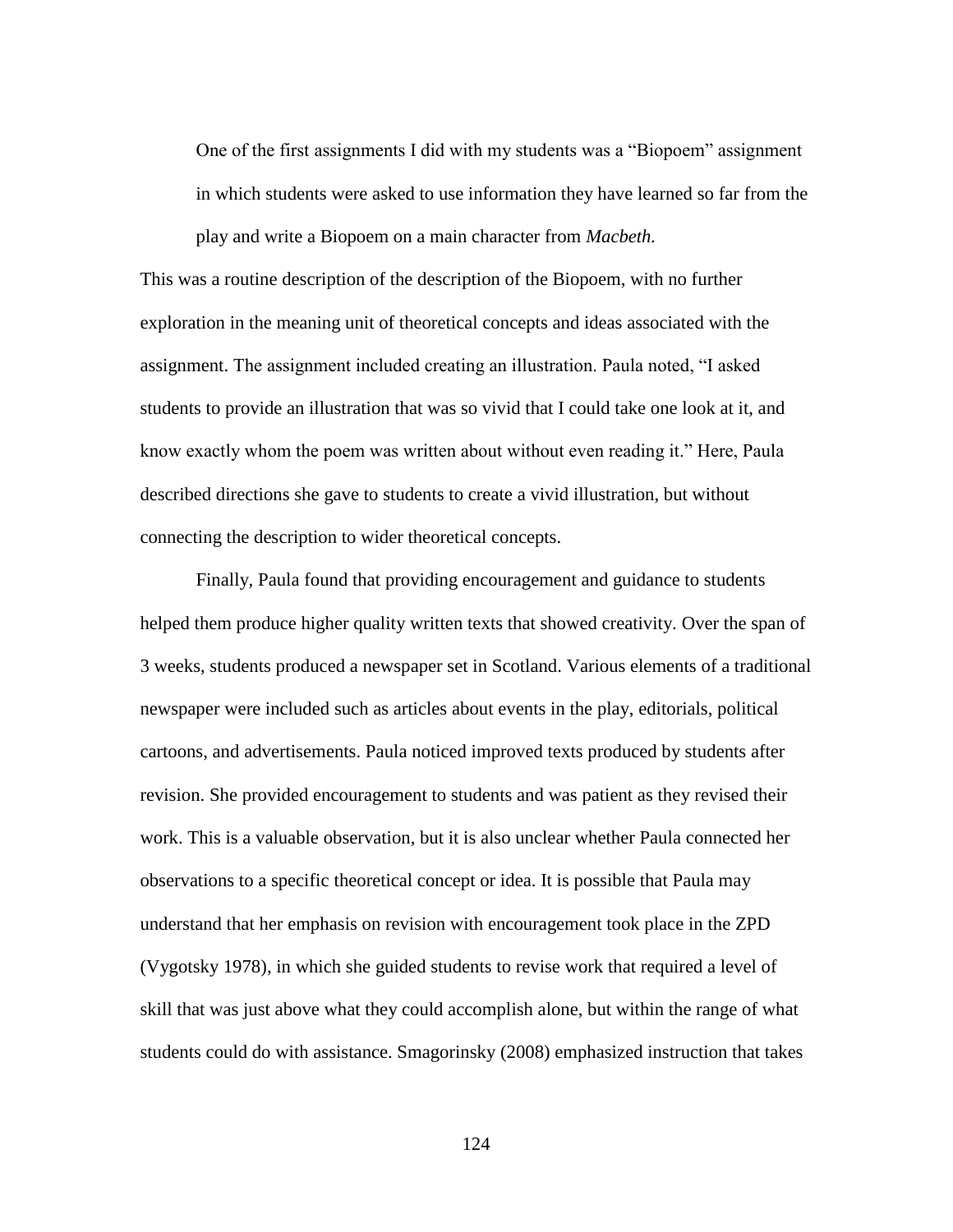> One of the first assignments I did with my students was a “Biopoem” assignment in which students were asked to use information they have learned so far from the play and write a Biopoem on a main character from *Macbeth.*

This was a routine description of the description of the Biopoem, with no further exploration in the meaning unit of theoretical concepts and ideas associated with the assignment. The assignment included creating an illustration. Paula noted, “I asked students to provide an illustration that was so vivid that I could take one look at it, and know exactly whom the poem was written about without even reading it.” Here, Paula described directions she gave to students to create a vivid illustration, but without connecting the description to wider theoretical concepts.

Finally, Paula found that providing encouragement and guidance to students helped them produce higher quality written texts that showed creativity. Over the span of 3 weeks, students produced a newspaper set in Scotland. Various elements of a traditional newspaper were included such as articles about events in the play, editorials, political cartoons, and advertisements. Paula noticed improved texts produced by students after revision. She provided encouragement to students and was patient as they revised their work. This is a valuable observation, but it is also unclear whether Paula connected her observations to a specific theoretical concept or idea. It is possible that Paula may understand that her emphasis on revision with encouragement took place in the ZPD (Vygotsky 1978), in which she guided students to revise work that required a level of skill that was just above what they could accomplish alone, but within the range of what students could do with assistance. Smagorinsky (2008) emphasized instruction that takes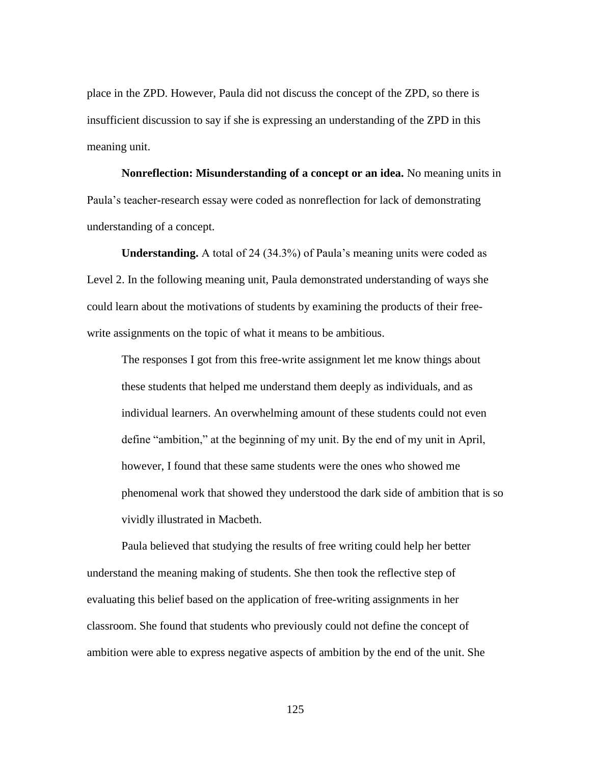place in the ZPD. However, Paula did not discuss the concept of the ZPD, so there is insufficient discussion to say if she is expressing an understanding of the ZPD in this meaning unit.

**Nonreflection: Misunderstanding of a concept or an idea.** No meaning units in Paula's teacher-research essay were coded as nonreflection for lack of demonstrating understanding of a concept.

**Understanding.** A total of 24 (34.3%) of Paula's meaning units were coded as Level 2. In the following meaning unit, Paula demonstrated understanding of ways she could learn about the motivations of students by examining the products of their free-write assignments on the topic of what it means to be ambitious.

> The responses I got from this free-write assignment let me know things about these students that helped me understand them deeply as individuals, and as individual learners. An overwhelming amount of these students could not even define "ambition," at the beginning of my unit. By the end of my unit in April, however, I found that these same students were the ones who showed me phenomenal work that showed they understood the dark side of ambition that is so vividly illustrated in Macbeth.

Paula believed that studying the results of free writing could help her better understand the meaning making of students. She then took the reflective step of evaluating this belief based on the application of free-writing assignments in her classroom. She found that students who previously could not define the concept of ambition were able to express negative aspects of ambition by the end of the unit. She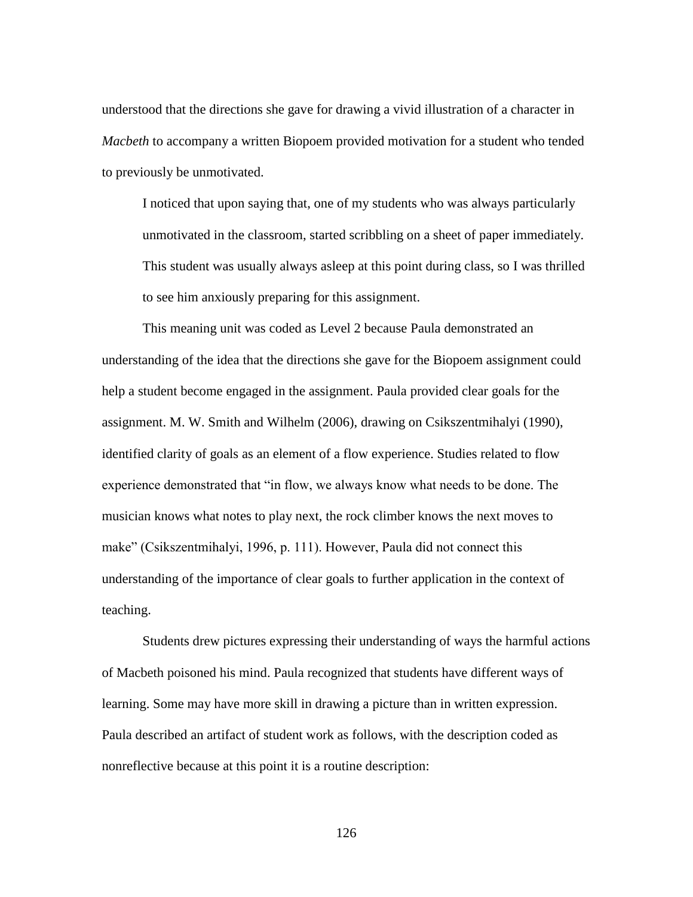understood that the directions she gave for drawing a vivid illustration of a character in *Macbeth* to accompany a written Biopoem provided motivation for a student who tended to previously be unmotivated.

> I noticed that upon saying that, one of my students who was always particularly unmotivated in the classroom, started scribbling on a sheet of paper immediately. This student was usually always asleep at this point during class, so I was thrilled to see him anxiously preparing for this assignment.

This meaning unit was coded as Level 2 because Paula demonstrated an understanding of the idea that the directions she gave for the Biopoem assignment could help a student become engaged in the assignment. Paula provided clear goals for the assignment. M. W. Smith and Wilhelm (2006), drawing on Csikszentmihalyi (1990), identified clarity of goals as an element of a flow experience. Studies related to flow experience demonstrated that "in flow, we always know what needs to be done. The musician knows what notes to play next, the rock climber knows the next moves to make" (Csikszentmihalyi, 1996, p. 111). However, Paula did not connect this understanding of the importance of clear goals to further application in the context of teaching.

Students drew pictures expressing their understanding of ways the harmful actions of Macbeth poisoned his mind. Paula recognized that students have different ways of learning. Some may have more skill in drawing a picture than in written expression. Paula described an artifact of student work as follows, with the description coded as nonreflective because at this point it is a routine description: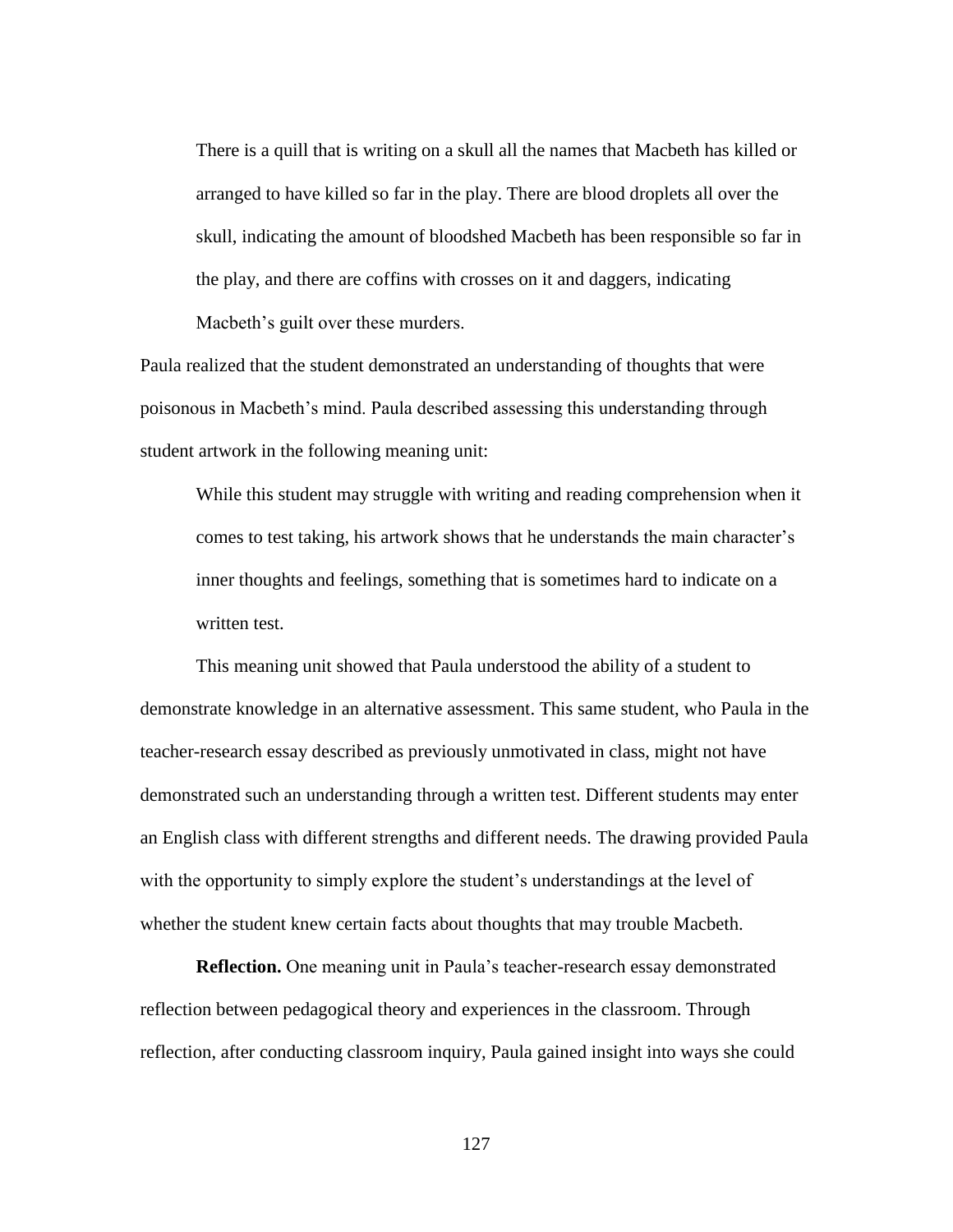> There is a quill that is writing on a skull all the names that Macbeth has killed or arranged to have killed so far in the play. There are blood droplets all over the skull, indicating the amount of bloodshed Macbeth has been responsible so far in the play, and there are coffins with crosses on it and daggers, indicating Macbeth's guilt over these murders.

Paula realized that the student demonstrated an understanding of thoughts that were poisonous in Macbeth's mind. Paula described assessing this understanding through student artwork in the following meaning unit:

> While this student may struggle with writing and reading comprehension when it comes to test taking, his artwork shows that he understands the main character's inner thoughts and feelings, something that is sometimes hard to indicate on a written test.

This meaning unit showed that Paula understood the ability of a student to demonstrate knowledge in an alternative assessment. This same student, who Paula in the teacher-research essay described as previously unmotivated in class, might not have demonstrated such an understanding through a written test. Different students may enter an English class with different strengths and different needs. The drawing provided Paula with the opportunity to simply explore the student's understandings at the level of whether the student knew certain facts about thoughts that may trouble Macbeth.

**Reflection.** One meaning unit in Paula's teacher-research essay demonstrated reflection between pedagogical theory and experiences in the classroom. Through reflection, after conducting classroom inquiry, Paula gained insight into ways she could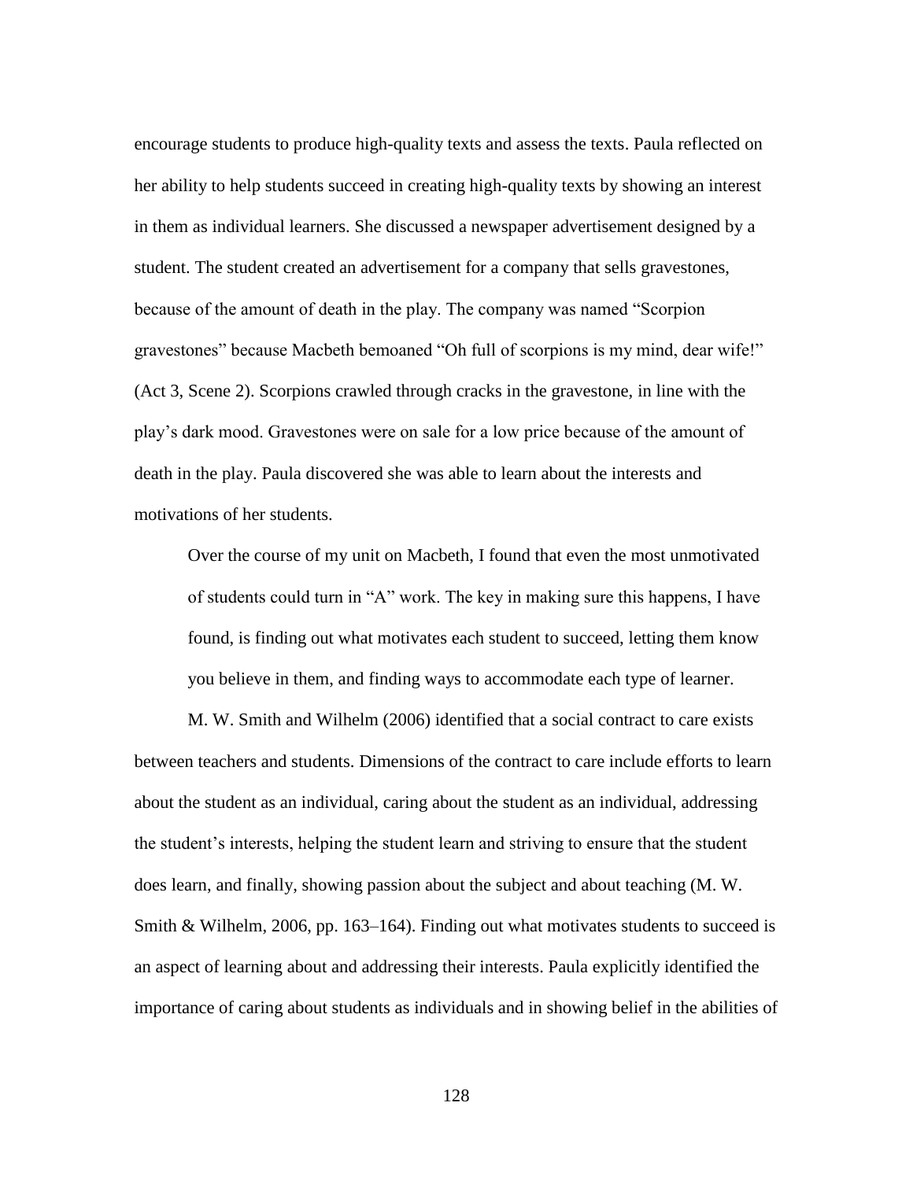encourage students to produce high-quality texts and assess the texts. Paula reflected on her ability to help students succeed in creating high-quality texts by showing an interest in them as individual learners. She discussed a newspaper advertisement designed by a student. The student created an advertisement for a company that sells gravestones, because of the amount of death in the play. The company was named "Scorpion gravestones" because Macbeth bemoaned "Oh full of scorpions is my mind, dear wife!" (Act 3, Scene 2). Scorpions crawled through cracks in the gravestone, in line with the play's dark mood. Gravestones were on sale for a low price because of the amount of death in the play. Paula discovered she was able to learn about the interests and motivations of her students.

> Over the course of my unit on Macbeth, I found that even the most unmotivated of students could turn in "A" work. The key in making sure this happens, I have found, is finding out what motivates each student to succeed, letting them know you believe in them, and finding ways to accommodate each type of learner.

M. W. Smith and Wilhelm (2006) identified that a social contract to care exists between teachers and students. Dimensions of the contract to care include efforts to learn about the student as an individual, caring about the student as an individual, addressing the student's interests, helping the student learn and striving to ensure that the student does learn, and finally, showing passion about the subject and about teaching (M. W. Smith & Wilhelm, 2006, pp. 163–164). Finding out what motivates students to succeed is an aspect of learning about and addressing their interests. Paula explicitly identified the importance of caring about students as individuals and in showing belief in the abilities of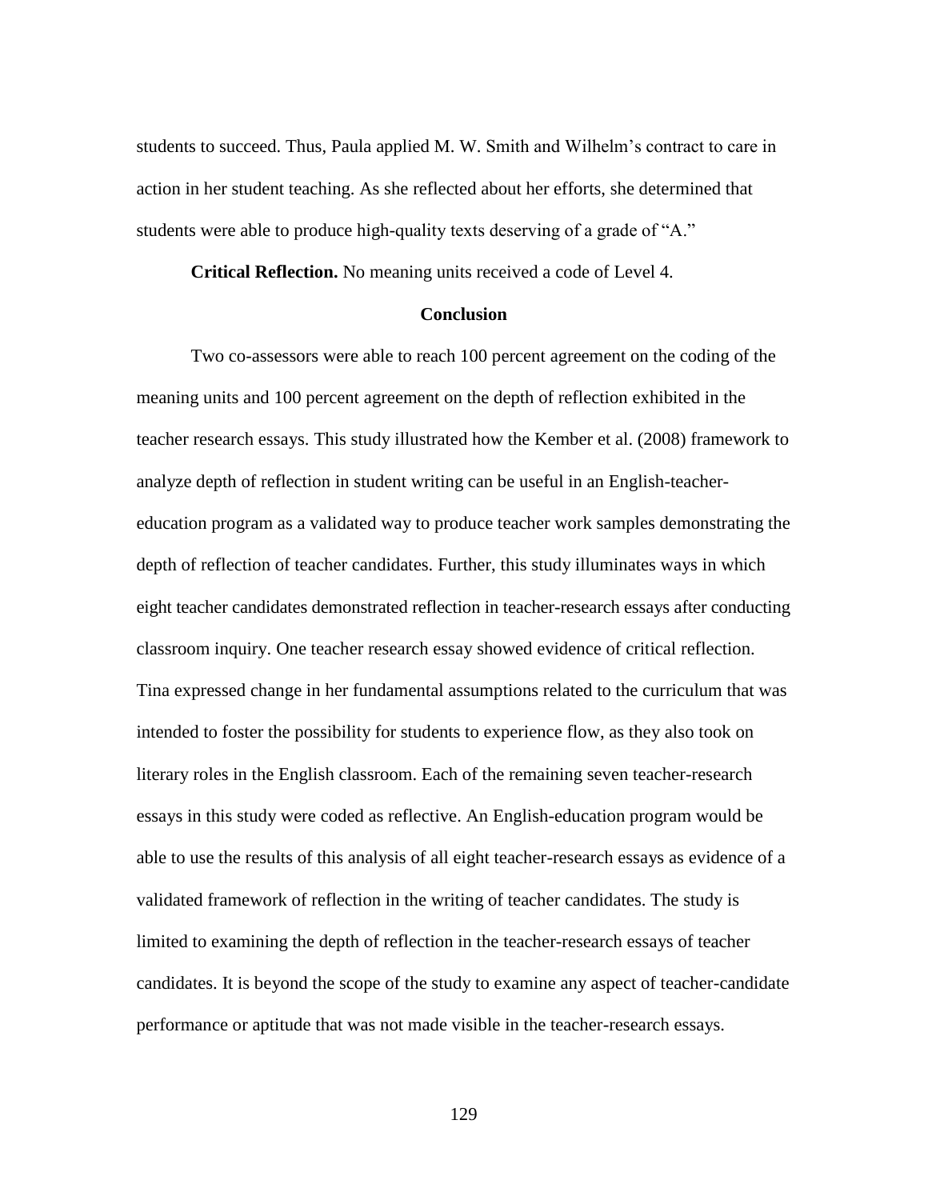students to succeed. Thus, Paula applied M. W. Smith and Wilhelm's contract to care in action in her student teaching. As she reflected about her efforts, she determined that students were able to produce high-quality texts deserving of a grade of "A."

**Critical Reflection.** No meaning units received a code of Level 4.

## Conclusion

Two co-assessors were able to reach 100 percent agreement on the coding of the meaning units and 100 percent agreement on the depth of reflection exhibited in the teacher research essays. This study illustrated how the Kember et al. (2008) framework to analyze depth of reflection in student writing can be useful in an English-teacher-education program as a validated way to produce teacher work samples demonstrating the depth of reflection of teacher candidates. Further, this study illuminates ways in which eight teacher candidates demonstrated reflection in teacher-research essays after conducting classroom inquiry. One teacher research essay showed evidence of critical reflection. Tina expressed change in her fundamental assumptions related to the curriculum that was intended to foster the possibility for students to experience flow, as they also took on literary roles in the English classroom. Each of the remaining seven teacher-research essays in this study were coded as reflective. An English-education program would be able to use the results of this analysis of all eight teacher-research essays as evidence of a validated framework of reflection in the writing of teacher candidates. The study is limited to examining the depth of reflection in the teacher-research essays of teacher candidates. It is beyond the scope of the study to examine any aspect of teacher-candidate performance or aptitude that was not made visible in the teacher-research essays.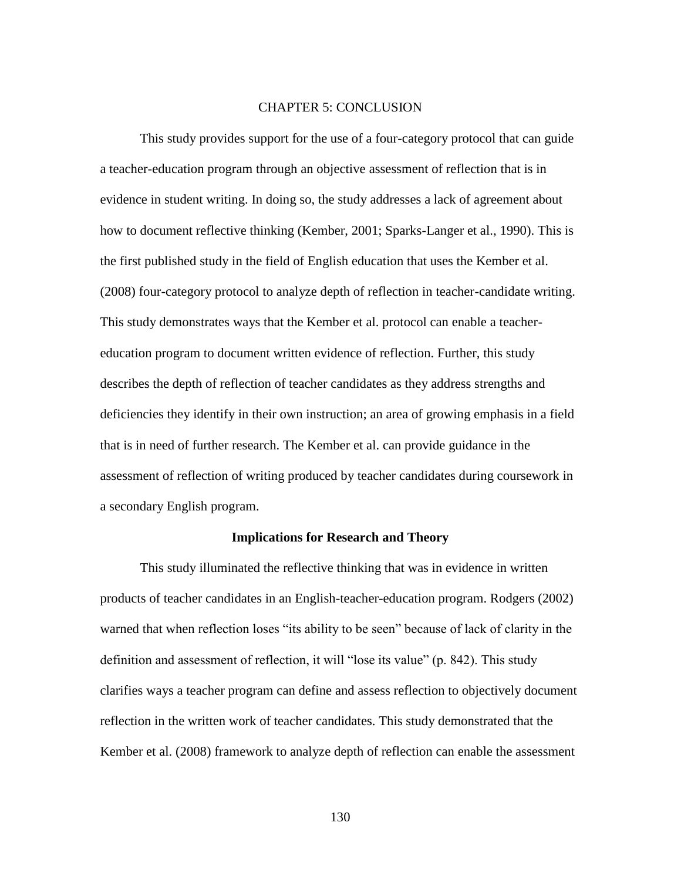# CHAPTER 5: CONCLUSION

This study provides support for the use of a four-category protocol that can guide a teacher-education program through an objective assessment of reflection that is in evidence in student writing. In doing so, the study addresses a lack of agreement about how to document reflective thinking (Kember, 2001; Sparks-Langer et al., 1990). This is the first published study in the field of English education that uses the Kember et al. (2008) four-category protocol to analyze depth of reflection in teacher-candidate writing. This study demonstrates ways that the Kember et al. protocol can enable a teacher-education program to document written evidence of reflection. Further, this study describes the depth of reflection of teacher candidates as they address strengths and deficiencies they identify in their own instruction; an area of growing emphasis in a field that is in need of further research. The Kember et al. can provide guidance in the assessment of reflection of writing produced by teacher candidates during coursework in a secondary English program.

## Implications for Research and Theory

This study illuminated the reflective thinking that was in evidence in written products of teacher candidates in an English-teacher-education program. Rodgers (2002) warned that when reflection loses "its ability to be seen" because of lack of clarity in the definition and assessment of reflection, it will "lose its value" (p. 842). This study clarifies ways a teacher program can define and assess reflection to objectively document reflection in the written work of teacher candidates. This study demonstrated that the Kember et al. (2008) framework to analyze depth of reflection can enable the assessment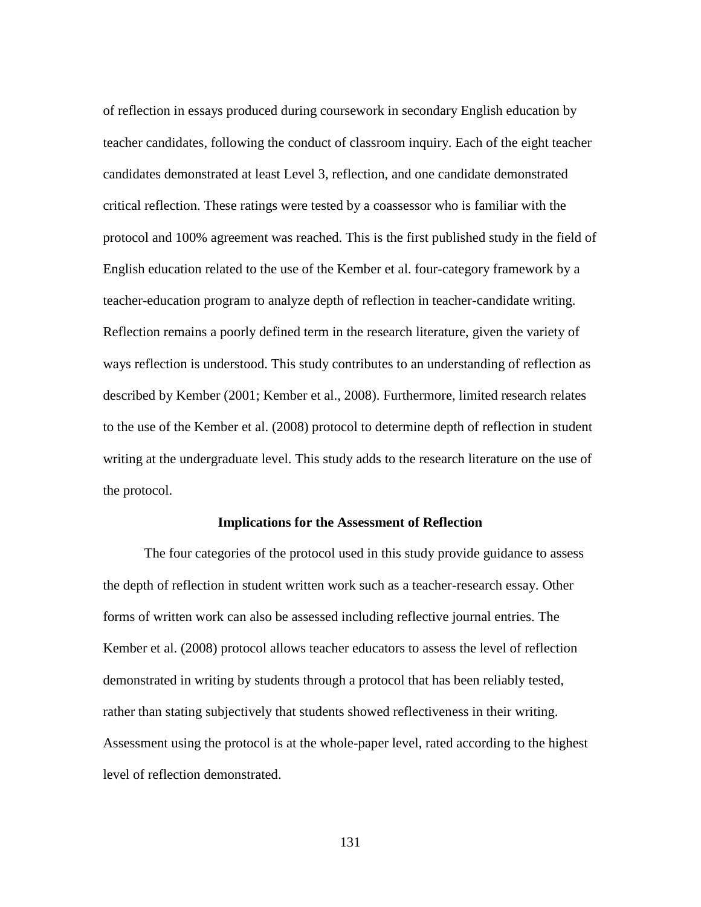of reflection in essays produced during coursework in secondary English education by teacher candidates, following the conduct of classroom inquiry. Each of the eight teacher candidates demonstrated at least Level 3, reflection, and one candidate demonstrated critical reflection. These ratings were tested by a coassessor who is familiar with the protocol and 100% agreement was reached. This is the first published study in the field of English education related to the use of the Kember et al. four-category framework by a teacher-education program to analyze depth of reflection in teacher-candidate writing. Reflection remains a poorly defined term in the research literature, given the variety of ways reflection is understood. This study contributes to an understanding of reflection as described by Kember (2001; Kember et al., 2008). Furthermore, limited research relates to the use of the Kember et al. (2008) protocol to determine depth of reflection in student writing at the undergraduate level. This study adds to the research literature on the use of the protocol.

## Implications for the Assessment of Reflection

The four categories of the protocol used in this study provide guidance to assess the depth of reflection in student written work such as a teacher-research essay. Other forms of written work can also be assessed including reflective journal entries. The Kember et al. (2008) protocol allows teacher educators to assess the level of reflection demonstrated in writing by students through a protocol that has been reliably tested, rather than stating subjectively that students showed reflectiveness in their writing. Assessment using the protocol is at the whole-paper level, rated according to the highest level of reflection demonstrated.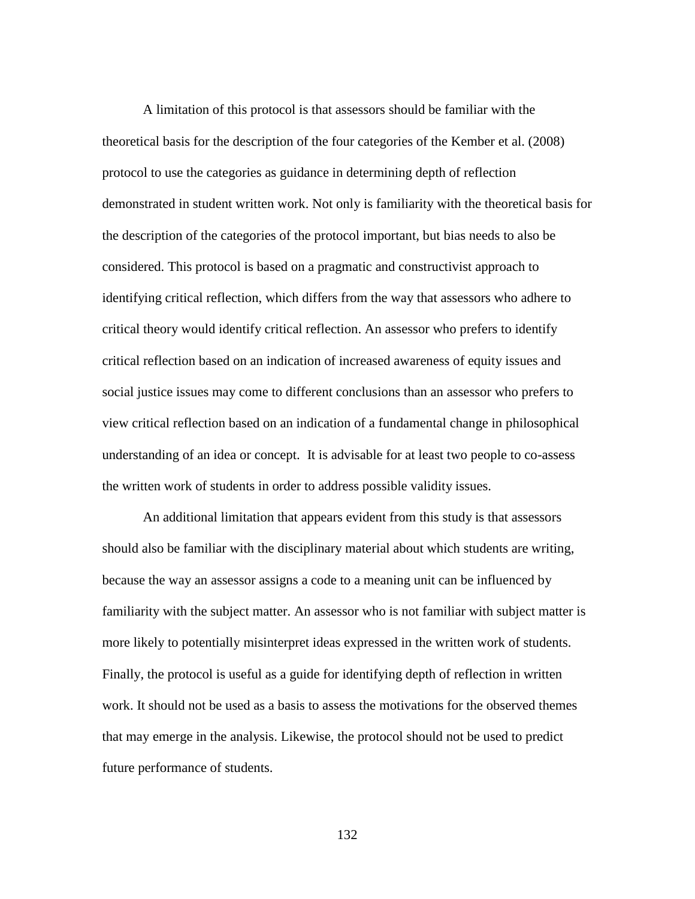A limitation of this protocol is that assessors should be familiar with the theoretical basis for the description of the four categories of the Kember et al. (2008) protocol to use the categories as guidance in determining depth of reflection demonstrated in student written work. Not only is familiarity with the theoretical basis for the description of the categories of the protocol important, but bias needs to also be considered. This protocol is based on a pragmatic and constructivist approach to identifying critical reflection, which differs from the way that assessors who adhere to critical theory would identify critical reflection. An assessor who prefers to identify critical reflection based on an indication of increased awareness of equity issues and social justice issues may come to different conclusions than an assessor who prefers to view critical reflection based on an indication of a fundamental change in philosophical understanding of an idea or concept. It is advisable for at least two people to co-assess the written work of students in order to address possible validity issues.

An additional limitation that appears evident from this study is that assessors should also be familiar with the disciplinary material about which students are writing, because the way an assessor assigns a code to a meaning unit can be influenced by familiarity with the subject matter. An assessor who is not familiar with subject matter is more likely to potentially misinterpret ideas expressed in the written work of students. Finally, the protocol is useful as a guide for identifying depth of reflection in written work. It should not be used as a basis to assess the motivations for the observed themes that may emerge in the analysis. Likewise, the protocol should not be used to predict future performance of students.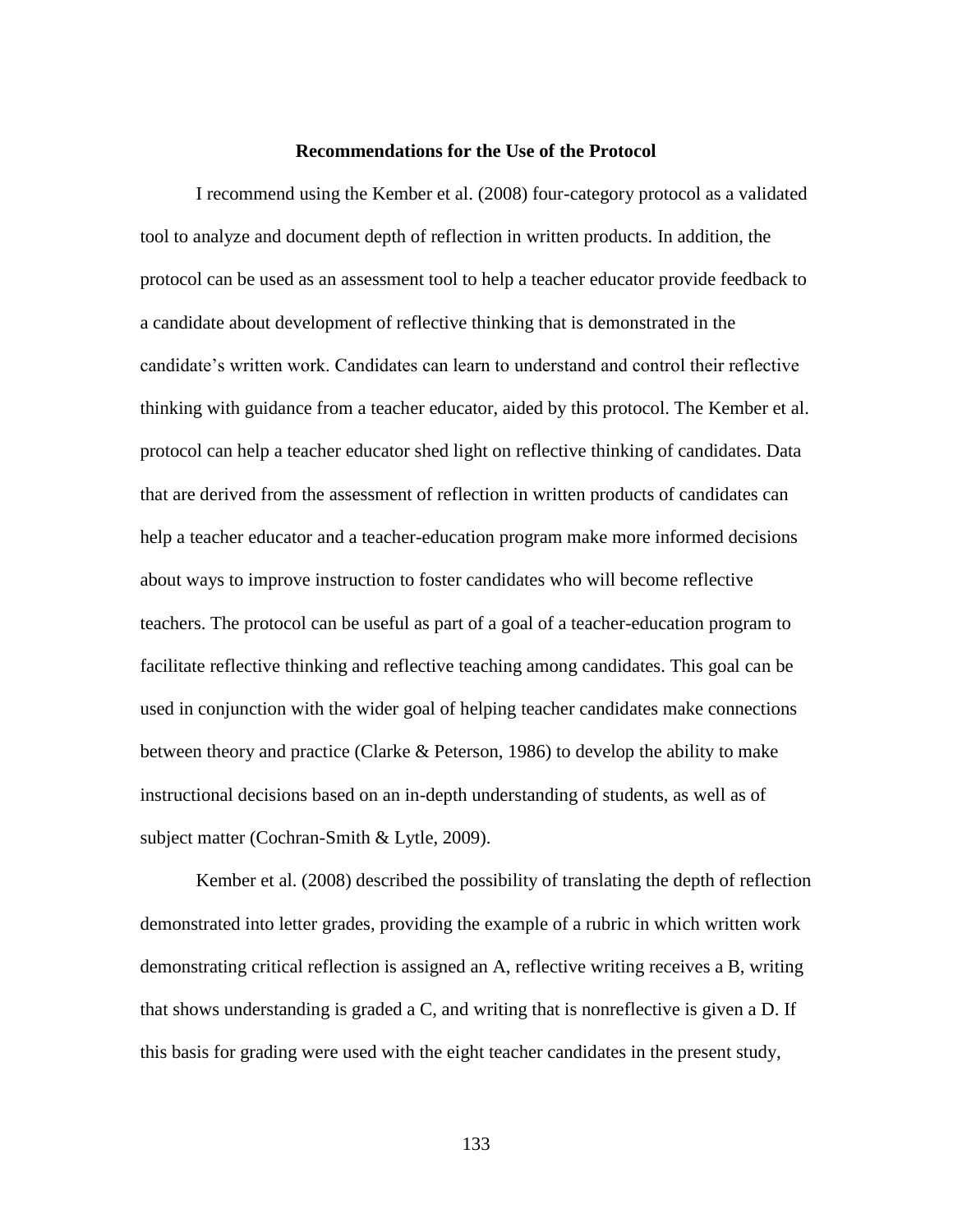## Recommendations for the Use of the Protocol

I recommend using the Kember et al. (2008) four-category protocol as a validated tool to analyze and document depth of reflection in written products. In addition, the protocol can be used as an assessment tool to help a teacher educator provide feedback to a candidate about development of reflective thinking that is demonstrated in the candidate's written work. Candidates can learn to understand and control their reflective thinking with guidance from a teacher educator, aided by this protocol. The Kember et al. protocol can help a teacher educator shed light on reflective thinking of candidates. Data that are derived from the assessment of reflection in written products of candidates can help a teacher educator and a teacher-education program make more informed decisions about ways to improve instruction to foster candidates who will become reflective teachers. The protocol can be useful as part of a goal of a teacher-education program to facilitate reflective thinking and reflective teaching among candidates. This goal can be used in conjunction with the wider goal of helping teacher candidates make connections between theory and practice (Clarke & Peterson, 1986) to develop the ability to make instructional decisions based on an in-depth understanding of students, as well as of subject matter (Cochran-Smith & Lytle, 2009).

Kember et al. (2008) described the possibility of translating the depth of reflection demonstrated into letter grades, providing the example of a rubric in which written work demonstrating critical reflection is assigned an A, reflective writing receives a B, writing that shows understanding is graded a C, and writing that is nonreflective is given a D. If this basis for grading were used with the eight teacher candidates in the present study,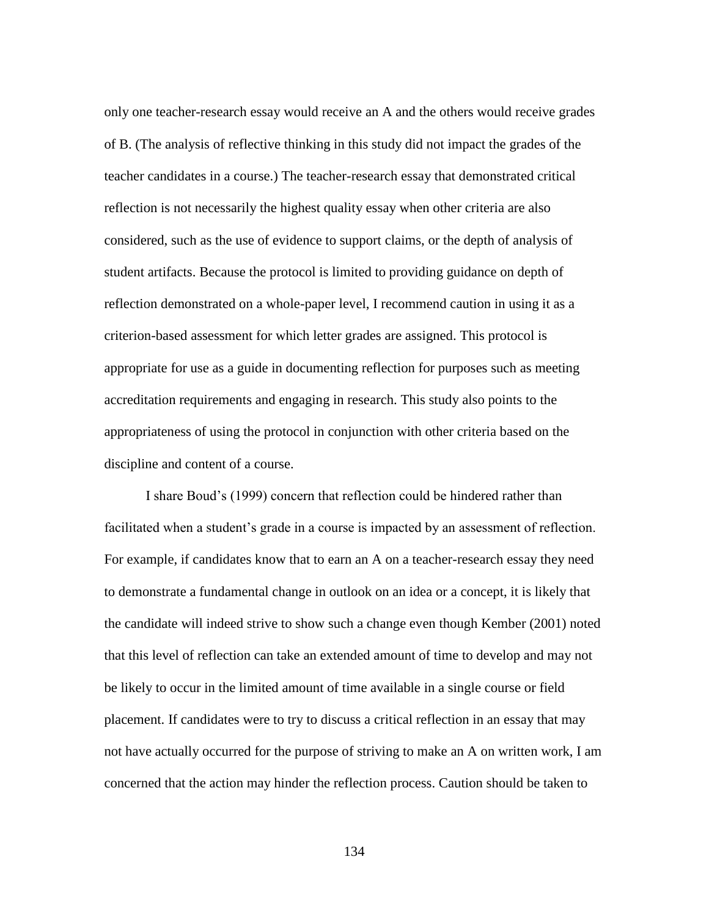only one teacher-research essay would receive an A and the others would receive grades of B. (The analysis of reflective thinking in this study did not impact the grades of the teacher candidates in a course.) The teacher-research essay that demonstrated critical reflection is not necessarily the highest quality essay when other criteria are also considered, such as the use of evidence to support claims, or the depth of analysis of student artifacts. Because the protocol is limited to providing guidance on depth of reflection demonstrated on a whole-paper level, I recommend caution in using it as a criterion-based assessment for which letter grades are assigned. This protocol is appropriate for use as a guide in documenting reflection for purposes such as meeting accreditation requirements and engaging in research. This study also points to the appropriateness of using the protocol in conjunction with other criteria based on the discipline and content of a course.

I share Boud's (1999) concern that reflection could be hindered rather than facilitated when a student's grade in a course is impacted by an assessment of reflection. For example, if candidates know that to earn an A on a teacher-research essay they need to demonstrate a fundamental change in outlook on an idea or a concept, it is likely that the candidate will indeed strive to show such a change even though Kember (2001) noted that this level of reflection can take an extended amount of time to develop and may not be likely to occur in the limited amount of time available in a single course or field placement. If candidates were to try to discuss a critical reflection in an essay that may not have actually occurred for the purpose of striving to make an A on written work, I am concerned that the action may hinder the reflection process. Caution should be taken to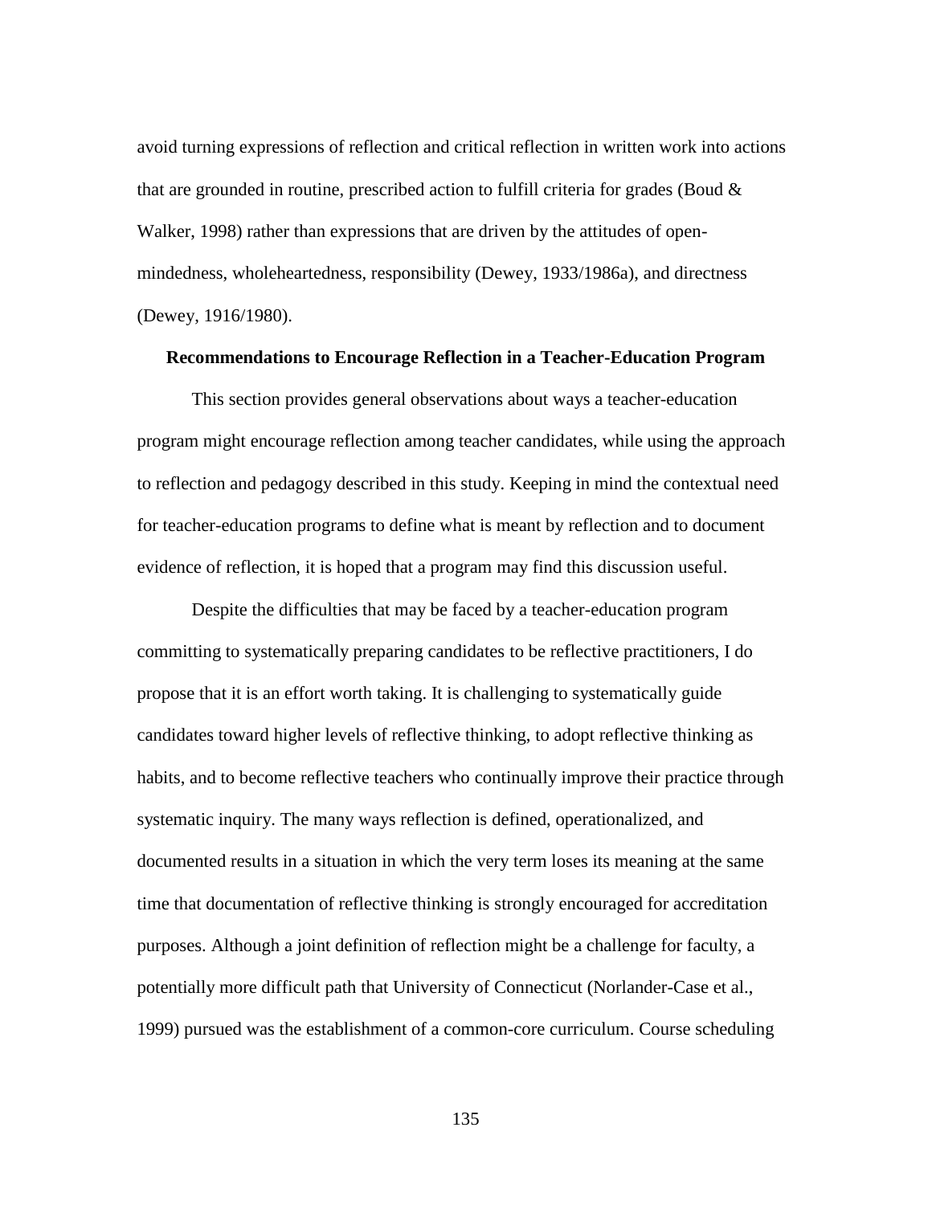avoid turning expressions of reflection and critical reflection in written work into actions that are grounded in routine, prescribed action to fulfill criteria for grades (Boud & Walker, 1998) rather than expressions that are driven by the attitudes of open-mindedness, wholeheartedness, responsibility (Dewey, 1933/1986a), and directness (Dewey, 1916/1980).

## Recommendations to Encourage Reflection in a Teacher-Education Program

This section provides general observations about ways a teacher-education program might encourage reflection among teacher candidates, while using the approach to reflection and pedagogy described in this study. Keeping in mind the contextual need for teacher-education programs to define what is meant by reflection and to document evidence of reflection, it is hoped that a program may find this discussion useful.

Despite the difficulties that may be faced by a teacher-education program committing to systematically preparing candidates to be reflective practitioners, I do propose that it is an effort worth taking. It is challenging to systematically guide candidates toward higher levels of reflective thinking, to adopt reflective thinking as habits, and to become reflective teachers who continually improve their practice through systematic inquiry. The many ways reflection is defined, operationalized, and documented results in a situation in which the very term loses its meaning at the same time that documentation of reflective thinking is strongly encouraged for accreditation purposes. Although a joint definition of reflection might be a challenge for faculty, a potentially more difficult path that University of Connecticut (Norlander-Case et al., 1999) pursued was the establishment of a common-core curriculum. Course scheduling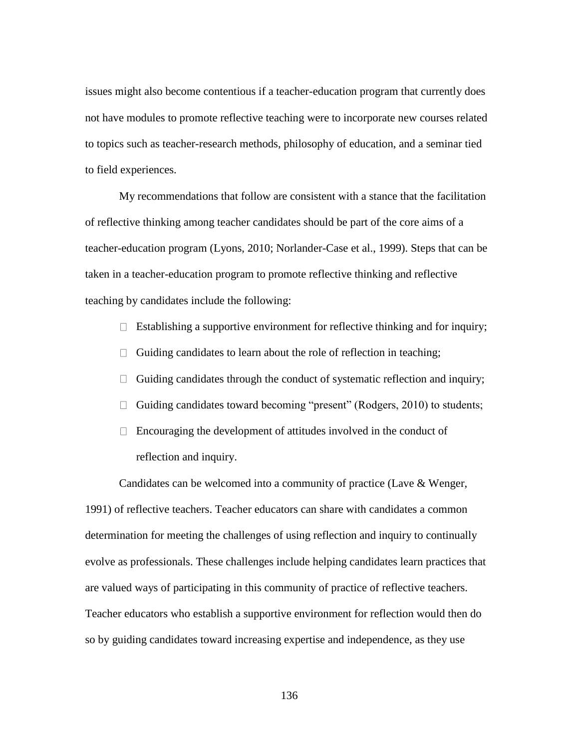issues might also become contentious if a teacher-education program that currently does not have modules to promote reflective teaching were to incorporate new courses related to topics such as teacher-research methods, philosophy of education, and a seminar tied to field experiences.

My recommendations that follow are consistent with a stance that the facilitation of reflective thinking among teacher candidates should be part of the core aims of a teacher-education program (Lyons, 2010; Norlander-Case et al., 1999). Steps that can be taken in a teacher-education program to promote reflective thinking and reflective teaching by candidates include the following:

- Establishing a supportive environment for reflective thinking and for inquiry;
- Guiding candidates to learn about the role of reflection in teaching;
- Guiding candidates through the conduct of systematic reflection and inquiry;
- Guiding candidates toward becoming "present" (Rodgers, 2010) to students;
- Encouraging the development of attitudes involved in the conduct of reflection and inquiry.

Candidates can be welcomed into a community of practice (Lave & Wenger, 1991) of reflective teachers. Teacher educators can share with candidates a common determination for meeting the challenges of using reflection and inquiry to continually evolve as professionals. These challenges include helping candidates learn practices that are valued ways of participating in this community of practice of reflective teachers. Teacher educators who establish a supportive environment for reflection would then do so by guiding candidates toward increasing expertise and independence, as they use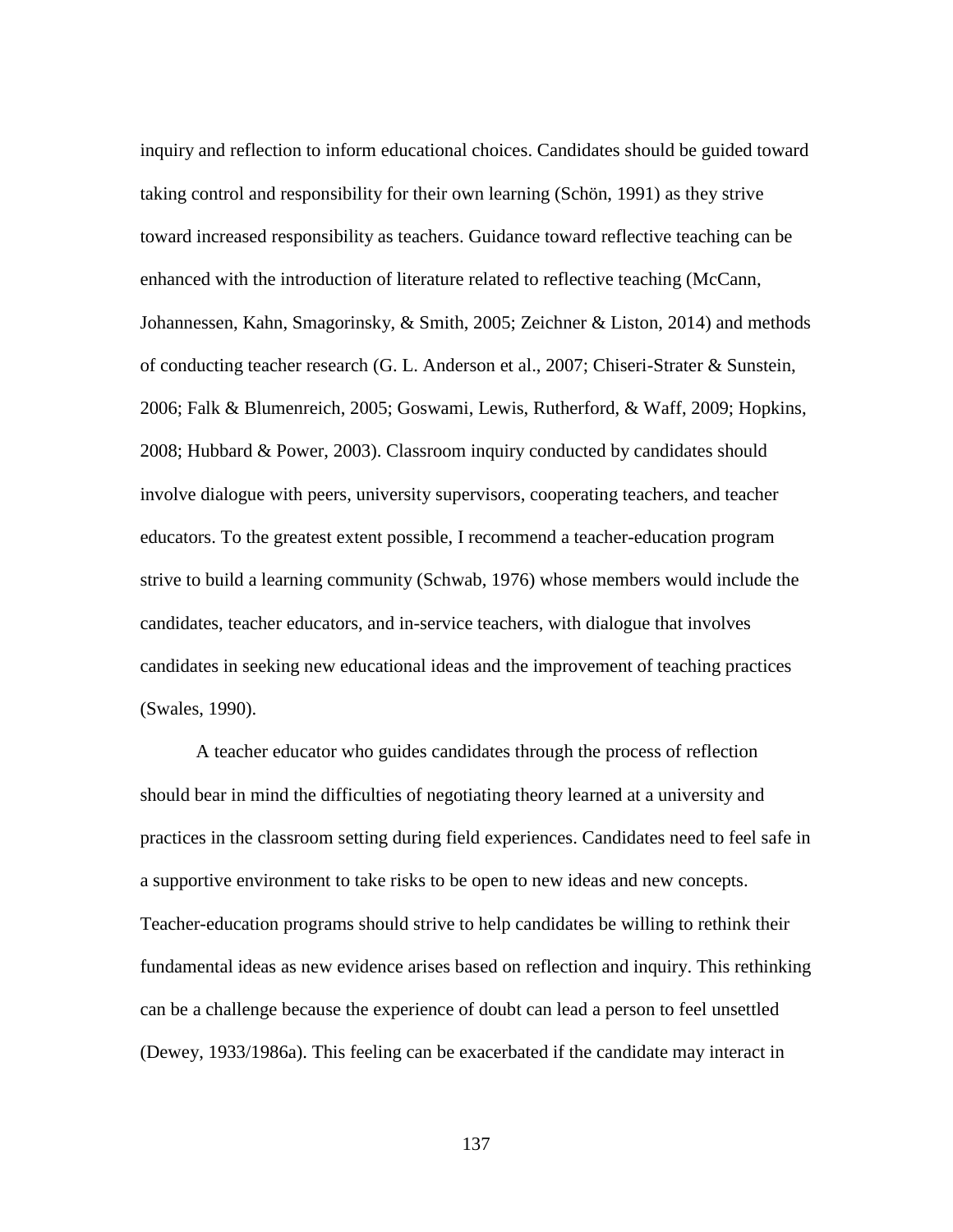inquiry and reflection to inform educational choices. Candidates should be guided toward taking control and responsibility for their own learning (Schön, 1991) as they strive toward increased responsibility as teachers. Guidance toward reflective teaching can be enhanced with the introduction of literature related to reflective teaching (McCann, Johannessen, Kahn, Smagorinsky, & Smith, 2005; Zeichner & Liston, 2014) and methods of conducting teacher research (G. L. Anderson et al., 2007; Chiseri-Strater & Sunstein, 2006; Falk & Blumenreich, 2005; Goswami, Lewis, Rutherford, & Waff, 2009; Hopkins, 2008; Hubbard & Power, 2003). Classroom inquiry conducted by candidates should involve dialogue with peers, university supervisors, cooperating teachers, and teacher educators. To the greatest extent possible, I recommend a teacher-education program strive to build a learning community (Schwab, 1976) whose members would include the candidates, teacher educators, and in-service teachers, with dialogue that involves candidates in seeking new educational ideas and the improvement of teaching practices (Swales, 1990).

A teacher educator who guides candidates through the process of reflection should bear in mind the difficulties of negotiating theory learned at a university and practices in the classroom setting during field experiences. Candidates need to feel safe in a supportive environment to take risks to be open to new ideas and new concepts. Teacher-education programs should strive to help candidates be willing to rethink their fundamental ideas as new evidence arises based on reflection and inquiry. This rethinking can be a challenge because the experience of doubt can lead a person to feel unsettled (Dewey, 1933/1986a). This feeling can be exacerbated if the candidate may interact in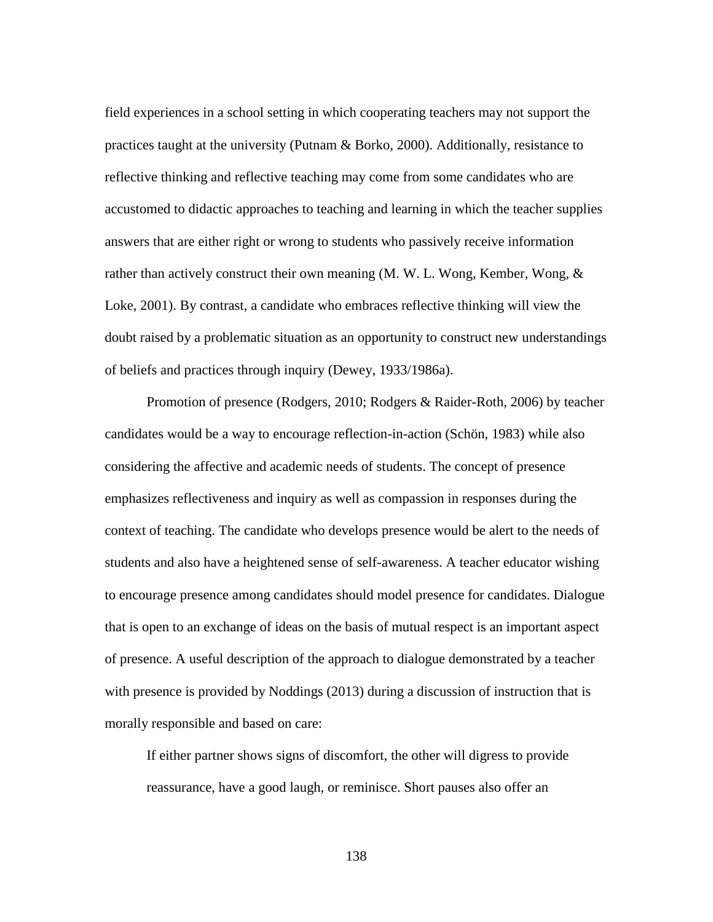field experiences in a school setting in which cooperating teachers may not support the practices taught at the university (Putnam & Borko, 2000). Additionally, resistance to reflective thinking and reflective teaching may come from some candidates who are accustomed to didactic approaches to teaching and learning in which the teacher supplies answers that are either right or wrong to students who passively receive information rather than actively construct their own meaning (M. W. L. Wong, Kember, Wong, & Loke, 2001). By contrast, a candidate who embraces reflective thinking will view the doubt raised by a problematic situation as an opportunity to construct new understandings of beliefs and practices through inquiry (Dewey, 1933/1986a).

Promotion of presence (Rodgers, 2010; Rodgers & Raider-Roth, 2006) by teacher candidates would be a way to encourage reflection-in-action (Schön, 1983) while also considering the affective and academic needs of students. The concept of presence emphasizes reflectiveness and inquiry as well as compassion in responses during the context of teaching. The candidate who develops presence would be alert to the needs of students and also have a heightened sense of self-awareness. A teacher educator wishing to encourage presence among candidates should model presence for candidates. Dialogue that is open to an exchange of ideas on the basis of mutual respect is an important aspect of presence. A useful description of the approach to dialogue demonstrated by a teacher with presence is provided by Noddings (2013) during a discussion of instruction that is morally responsible and based on care:

> If either partner shows signs of discomfort, the other will digress to provide reassurance, have a good laugh, or reminisce. Short pauses also offer an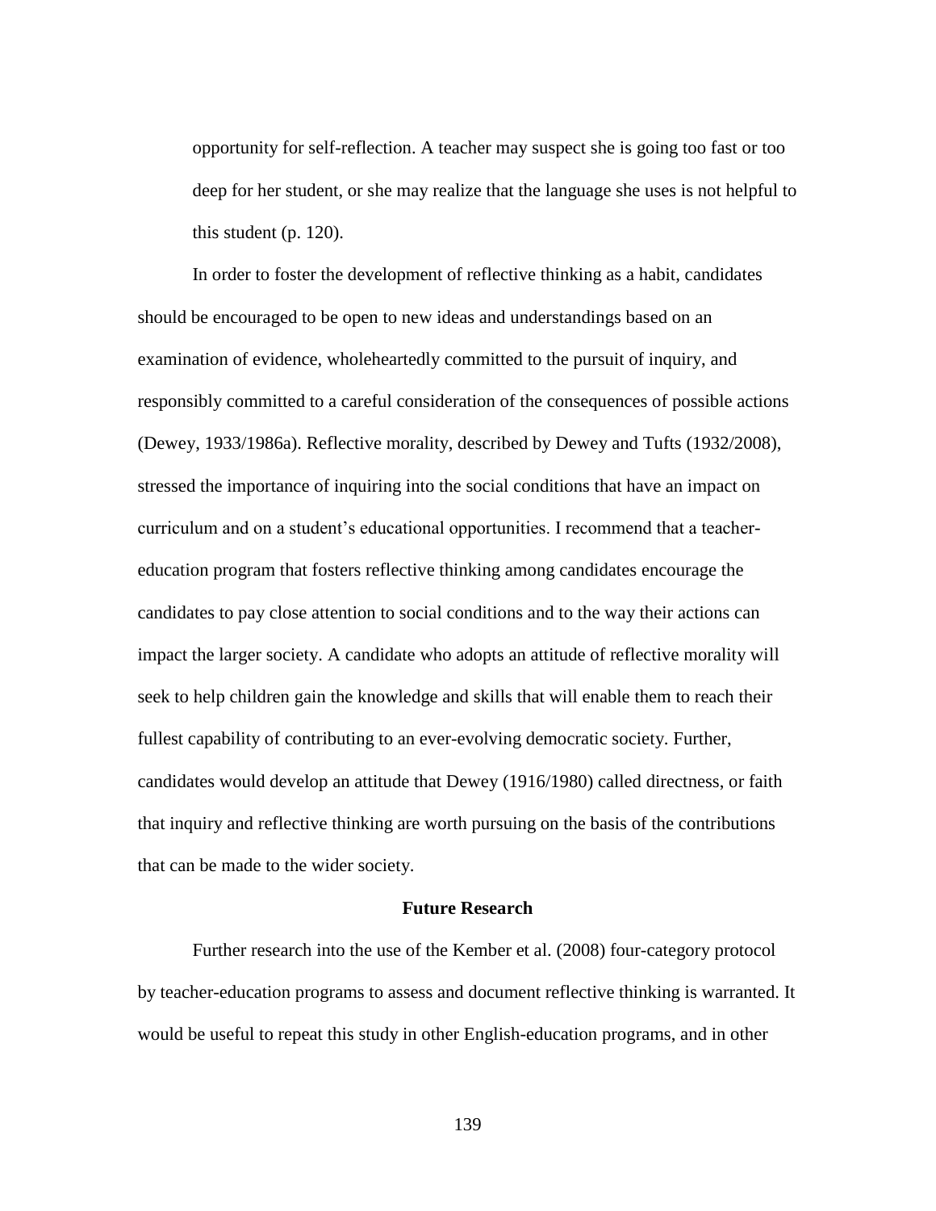opportunity for self-reflection. A teacher may suspect she is going too fast or too deep for her student, or she may realize that the language she uses is not helpful to this student (p. 120).

In order to foster the development of reflective thinking as a habit, candidates should be encouraged to be open to new ideas and understandings based on an examination of evidence, wholeheartedly committed to the pursuit of inquiry, and responsibly committed to a careful consideration of the consequences of possible actions (Dewey, 1933/1986a). Reflective morality, described by Dewey and Tufts (1932/2008), stressed the importance of inquiring into the social conditions that have an impact on curriculum and on a student's educational opportunities. I recommend that a teacher-education program that fosters reflective thinking among candidates encourage the candidates to pay close attention to social conditions and to the way their actions can impact the larger society. A candidate who adopts an attitude of reflective morality will seek to help children gain the knowledge and skills that will enable them to reach their fullest capability of contributing to an ever-evolving democratic society. Further, candidates would develop an attitude that Dewey (1916/1980) called directness, or faith that inquiry and reflective thinking are worth pursuing on the basis of the contributions that can be made to the wider society.

## Future Research

Further research into the use of the Kember et al. (2008) four-category protocol by teacher-education programs to assess and document reflective thinking is warranted. It would be useful to repeat this study in other English-education programs, and in other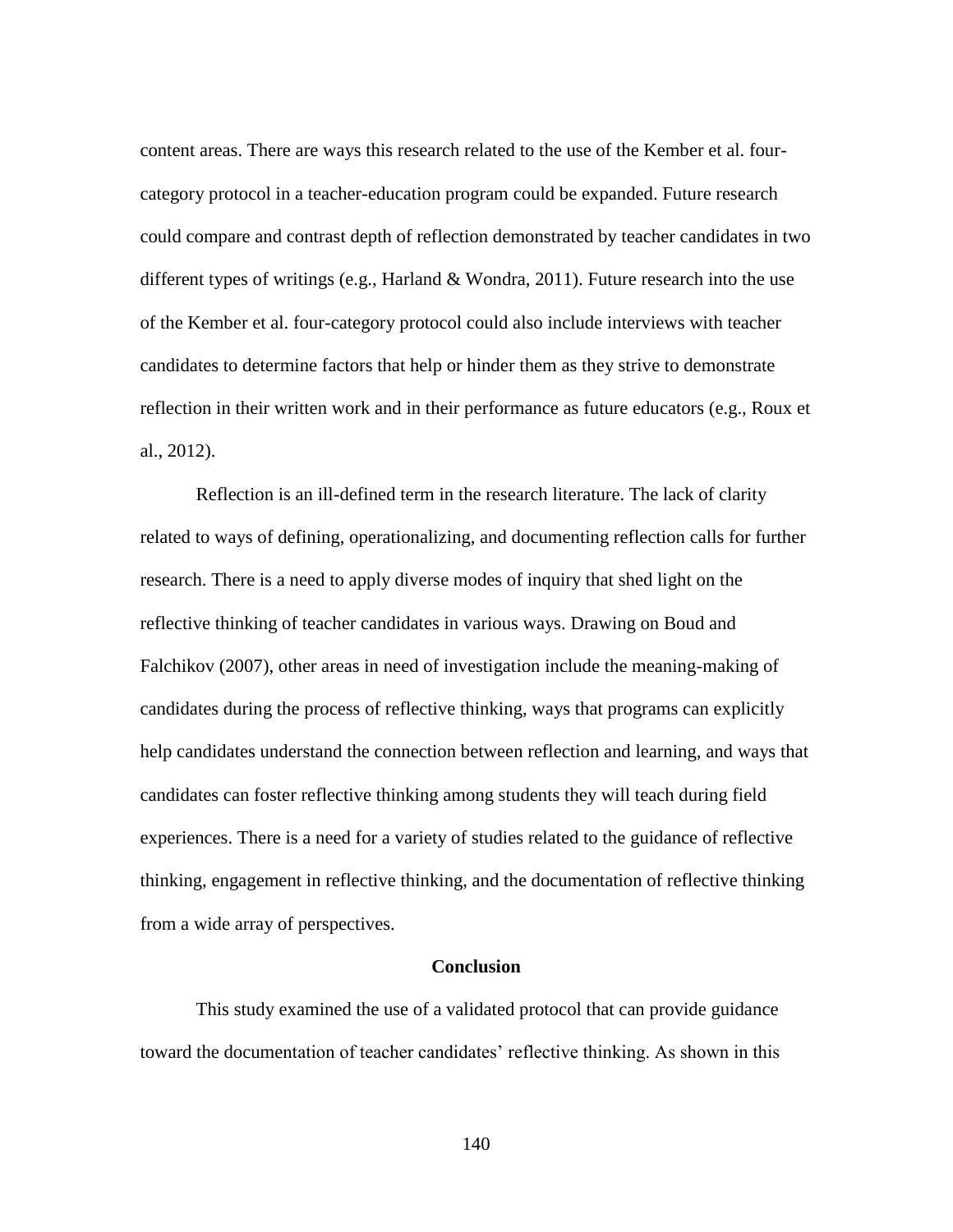content areas. There are ways this research related to the use of the Kember et al. four-category protocol in a teacher-education program could be expanded. Future research could compare and contrast depth of reflection demonstrated by teacher candidates in two different types of writings (e.g., Harland & Wondra, 2011). Future research into the use of the Kember et al. four-category protocol could also include interviews with teacher candidates to determine factors that help or hinder them as they strive to demonstrate reflection in their written work and in their performance as future educators (e.g., Roux et al., 2012).

Reflection is an ill-defined term in the research literature. The lack of clarity related to ways of defining, operationalizing, and documenting reflection calls for further research. There is a need to apply diverse modes of inquiry that shed light on the reflective thinking of teacher candidates in various ways. Drawing on Boud and Falchikov (2007), other areas in need of investigation include the meaning-making of candidates during the process of reflective thinking, ways that programs can explicitly help candidates understand the connection between reflection and learning, and ways that candidates can foster reflective thinking among students they will teach during field experiences. There is a need for a variety of studies related to the guidance of reflective thinking, engagement in reflective thinking, and the documentation of reflective thinking from a wide array of perspectives.

## Conclusion

This study examined the use of a validated protocol that can provide guidance toward the documentation of teacher candidates' reflective thinking. As shown in this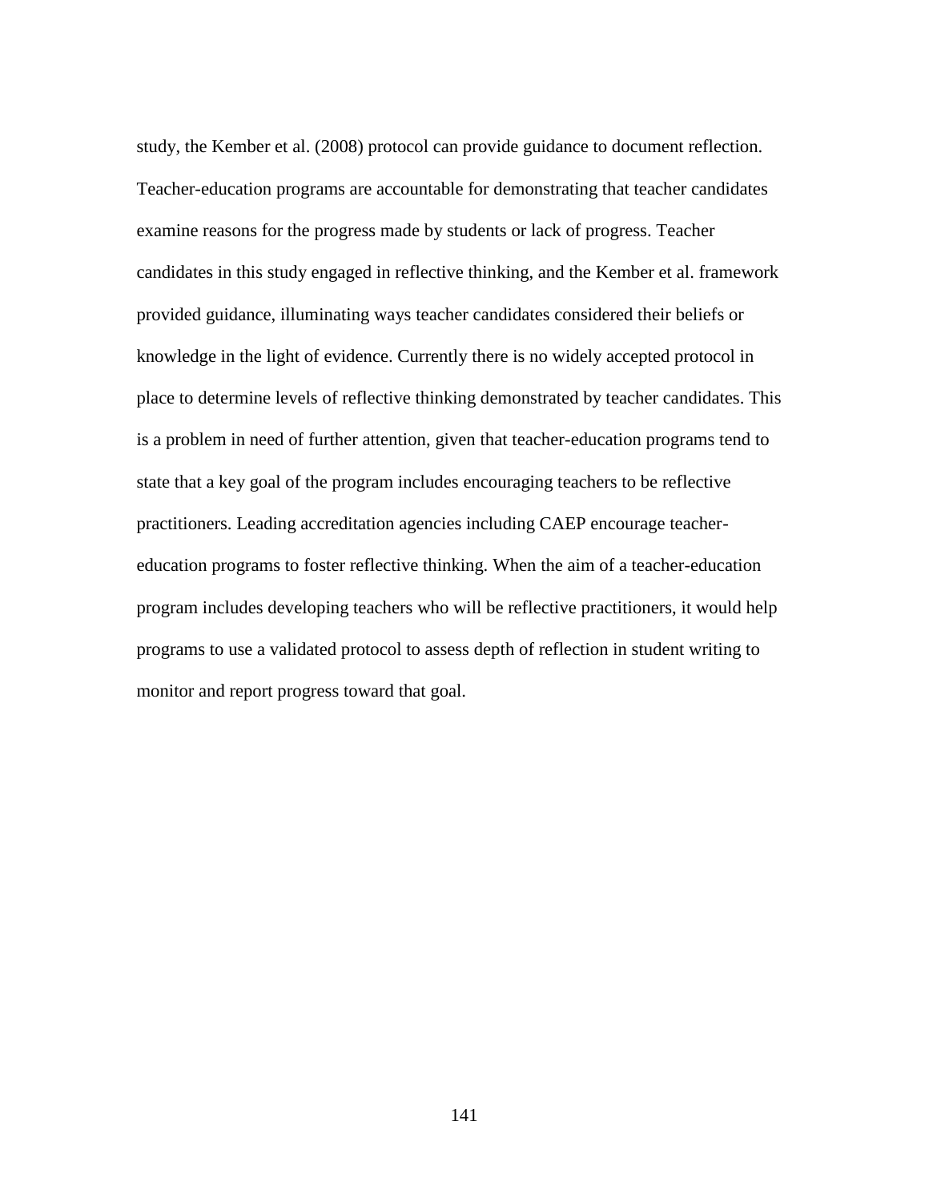study, the Kember et al. (2008) protocol can provide guidance to document reflection. Teacher-education programs are accountable for demonstrating that teacher candidates examine reasons for the progress made by students or lack of progress. Teacher candidates in this study engaged in reflective thinking, and the Kember et al. framework provided guidance, illuminating ways teacher candidates considered their beliefs or knowledge in the light of evidence. Currently there is no widely accepted protocol in place to determine levels of reflective thinking demonstrated by teacher candidates. This is a problem in need of further attention, given that teacher-education programs tend to state that a key goal of the program includes encouraging teachers to be reflective practitioners. Leading accreditation agencies including CAEP encourage teacher-education programs to foster reflective thinking. When the aim of a teacher-education program includes developing teachers who will be reflective practitioners, it would help programs to use a validated protocol to assess depth of reflection in student writing to monitor and report progress toward that goal.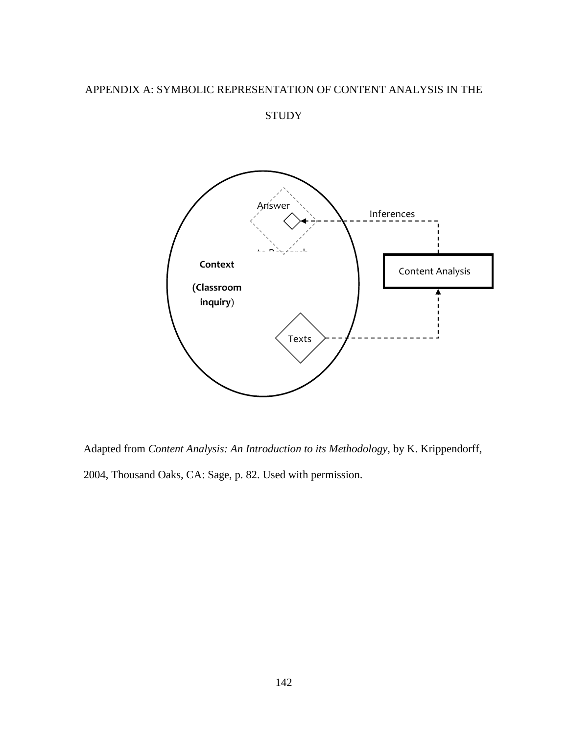# APPENDIX A: SYMBOLIC REPRESENTATION OF CONTENT ANALYSIS IN THE STUDY

Answer

Inferences

to Research

Context

(Classroom inquiry)

Content Analysis

Texts

Adapted from *Content Analysis: An Introduction to its Methodology*, by K. Krippendorff, 2004, Thousand Oaks, CA: Sage, p. 82. Used with permission.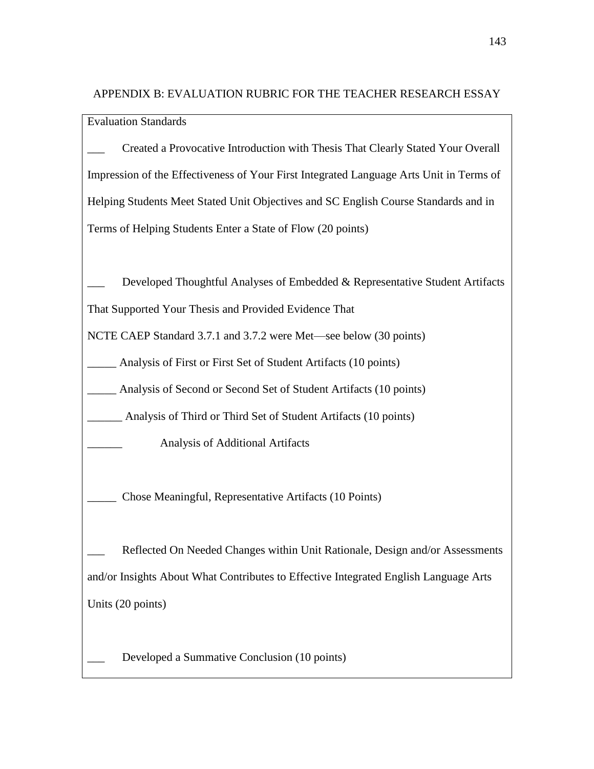# APPENDIX B: EVALUATION RUBRIC FOR THE TEACHER RESEARCH ESSAY

Evaluation Standards

___ Created a Provocative Introduction with Thesis That Clearly Stated Your Overall Impression of the Effectiveness of Your First Integrated Language Arts Unit in Terms of Helping Students Meet Stated Unit Objectives and SC English Course Standards and in Terms of Helping Students Enter a State of Flow (20 points)

___ Developed Thoughtful Analyses of Embedded & Representative Student Artifacts That Supported Your Thesis and Provided Evidence That
NCTE CAEP Standard 3.7.1 and 3.7.2 were Met—see below (30 points)

_____ Analysis of First or First Set of Student Artifacts (10 points)

_____ Analysis of Second or Second Set of Student Artifacts (10 points)

______ Analysis of Third or Third Set of Student Artifacts (10 points)

______ Analysis of Additional Artifacts

_____ Chose Meaningful, Representative Artifacts (10 Points)

___ Reflected On Needed Changes within Unit Rationale, Design and/or Assessments and/or Insights About What Contributes to Effective Integrated English Language Arts Units (20 points)

___ Developed a Summative Conclusion (10 points)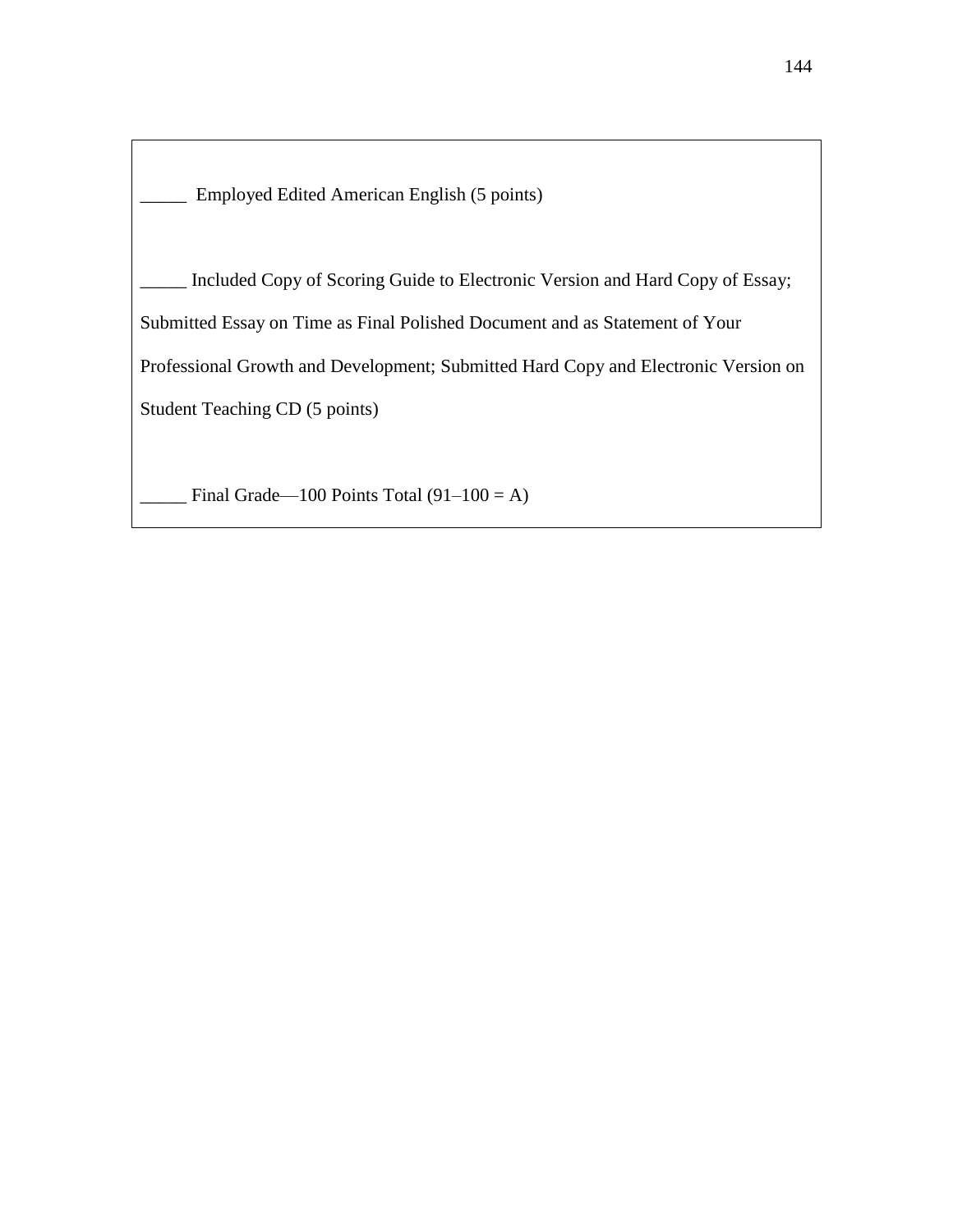_____ Employed Edited American English (5 points)

_____ Included Copy of Scoring Guide to Electronic Version and Hard Copy of Essay; Submitted Essay on Time as Final Polished Document and as Statement of Your Professional Growth and Development; Submitted Hard Copy and Electronic Version on Student Teaching CD (5 points)

_____ Final Grade—100 Points Total (91–100 = A)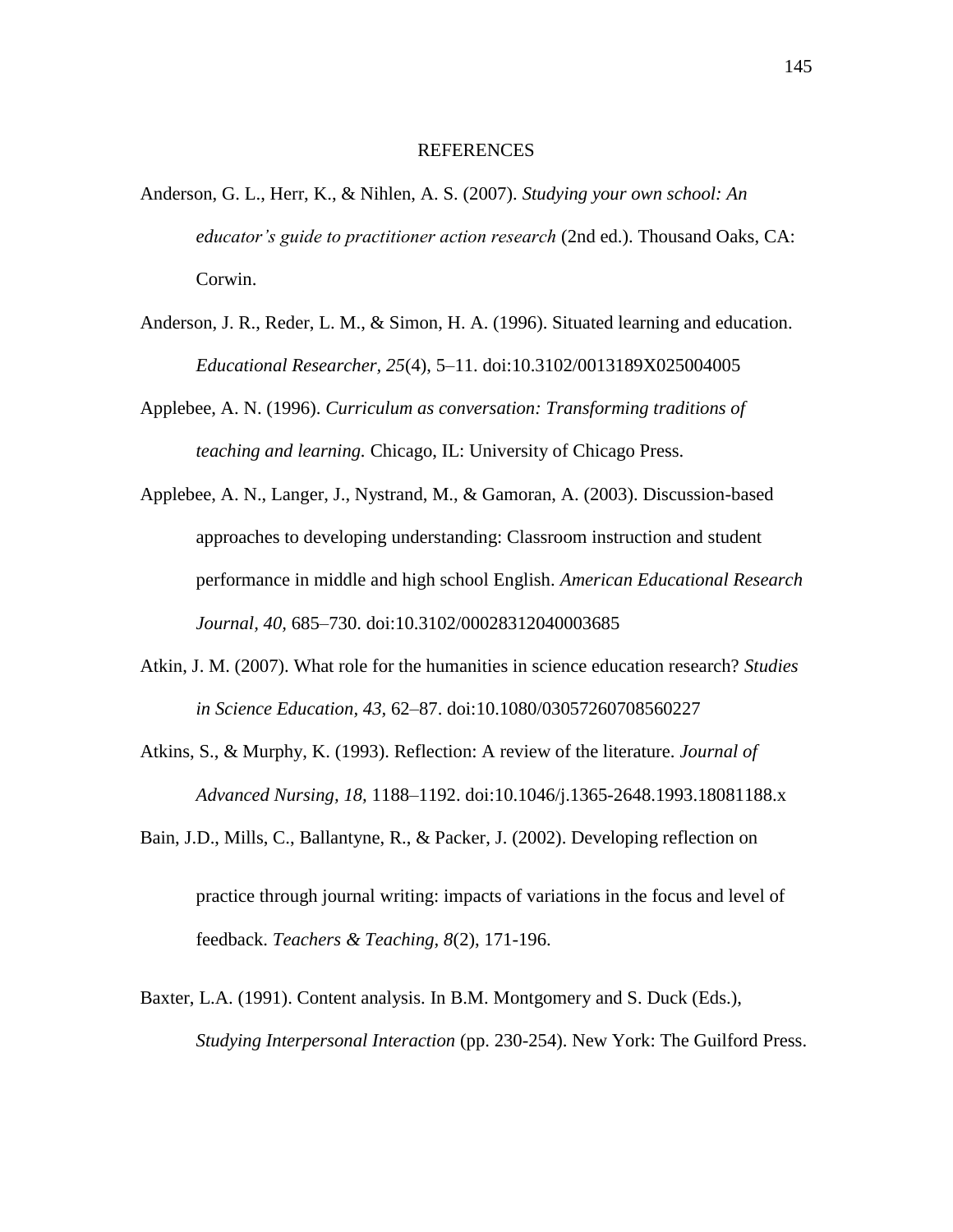# REFERENCES

Anderson, G. L., Herr, K., & Nihlen, A. S. (2007). *Studying your own school: An educator's guide to practitioner action research* (2nd ed.). Thousand Oaks, CA: Corwin.

Anderson, J. R., Reder, L. M., & Simon, H. A. (1996). Situated learning and education. *Educational Researcher, 25*(4), 5–11. doi:10.3102/0013189X025004005

Applebee, A. N. (1996). *Curriculum as conversation: Transforming traditions of teaching and learning.* Chicago, IL: University of Chicago Press.

Applebee, A. N., Langer, J., Nystrand, M., & Gamoran, A. (2003). Discussion-based approaches to developing understanding: Classroom instruction and student performance in middle and high school English. *American Educational Research Journal, 40,* 685–730. doi:10.3102/00028312040003685

Atkin, J. M. (2007). What role for the humanities in science education research? *Studies in Science Education, 43,* 62–87. doi:10.1080/03057260708560227

Atkins, S., & Murphy, K. (1993). Reflection: A review of the literature. *Journal of Advanced Nursing, 18,* 1188–1192. doi:10.1046/j.1365-2648.1993.18081188.x

Bain, J.D., Mills, C., Ballantyne, R., & Packer, J. (2002). Developing reflection on practice through journal writing: impacts of variations in the focus and level of feedback. *Teachers & Teaching, 8*(2), 171-196.

Baxter, L.A. (1991). Content analysis. In B.M. Montgomery and S. Duck (Eds.), *Studying Interpersonal Interaction* (pp. 230-254). New York: The Guilford Press.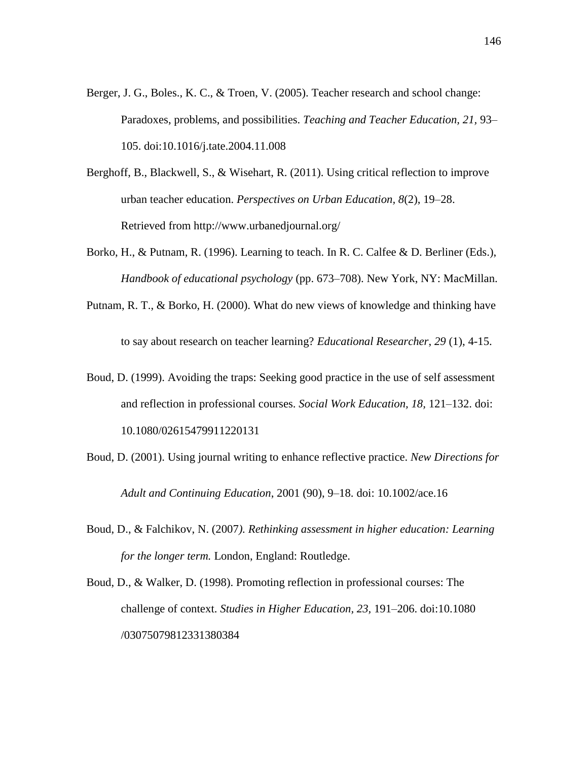Berger, J. G., Boles., K. C., & Troen, V. (2005). Teacher research and school change: Paradoxes, problems, and possibilities. *Teaching and Teacher Education, 21,* 93–105. doi:10.1016/j.tate.2004.11.008

Berghoff, B., Blackwell, S., & Wisehart, R. (2011). Using critical reflection to improve urban teacher education. *Perspectives on Urban Education, 8*(2), 19–28. Retrieved from http://www.urbanedjournal.org/

Borko, H., & Putnam, R. (1996). Learning to teach. In R. C. Calfee & D. Berliner (Eds.), *Handbook of educational psychology* (pp. 673–708). New York, NY: MacMillan.

Putnam, R. T., & Borko, H. (2000). What do new views of knowledge and thinking have to say about research on teacher learning? *Educational Researcher*, *29* (1), 4-15.

Boud, D. (1999). Avoiding the traps: Seeking good practice in the use of self assessment and reflection in professional courses. *Social Work Education, 18*, 121–132. doi: 10.1080/02615479911220131

Boud, D. (2001). Using journal writing to enhance reflective practice. *New Directions for Adult and Continuing Education*, 2001 (90), 9–18. doi: 10.1002/ace.16

Boud, D., & Falchikov, N. (2007*). Rethinking assessment in higher education: Learning for the longer term.* London, England: Routledge.

Boud, D., & Walker, D. (1998). Promoting reflection in professional courses: The challenge of context. *Studies in Higher Education, 23,* 191–206. doi:10.1080/03075079812331380384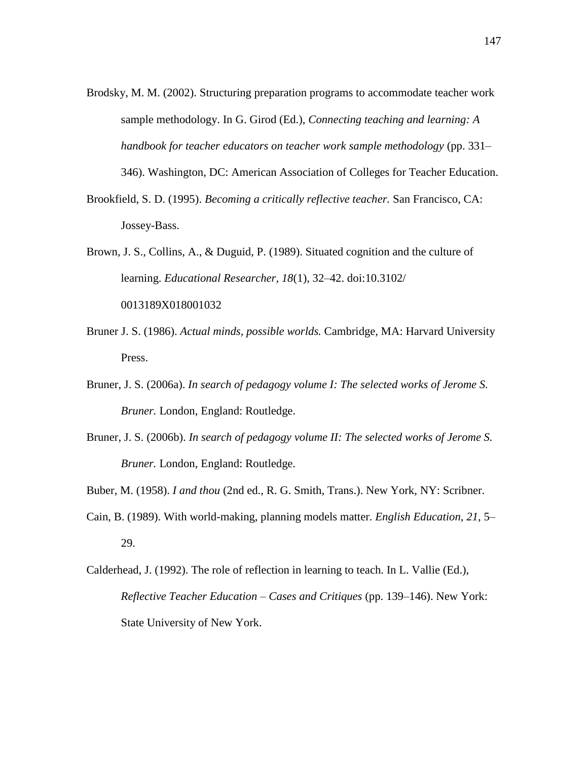Brodsky, M. M. (2002). Structuring preparation programs to accommodate teacher work sample methodology. In G. Girod (Ed.), *Connecting teaching and learning: A handbook for teacher educators on teacher work sample methodology* (pp. 331–346). Washington, DC: American Association of Colleges for Teacher Education.

Brookfield, S. D. (1995). *Becoming a critically reflective teacher.* San Francisco, CA: Jossey-Bass.

Brown, J. S., Collins, A., & Duguid, P. (1989). Situated cognition and the culture of learning. *Educational Researcher, 18*(1), 32–42. doi:10.3102/0013189X018001032

Bruner J. S. (1986). *Actual minds, possible worlds.* Cambridge, MA: Harvard University Press.

Bruner, J. S. (2006a). *In search of pedagogy volume I: The selected works of Jerome S. Bruner.* London, England: Routledge.

Bruner, J. S. (2006b). *In search of pedagogy volume II: The selected works of Jerome S. Bruner.* London, England: Routledge.

Buber, M. (1958). *I and thou* (2nd ed., R. G. Smith, Trans.). New York, NY: Scribner.

Cain, B. (1989). With world-making, planning models matter. *English Education, 21,* 5–29.

Calderhead, J. (1992). The role of reflection in learning to teach. In L. Vallie (Ed.), *Reflective Teacher Education – Cases and Critiques* (pp. 139–146). New York: State University of New York.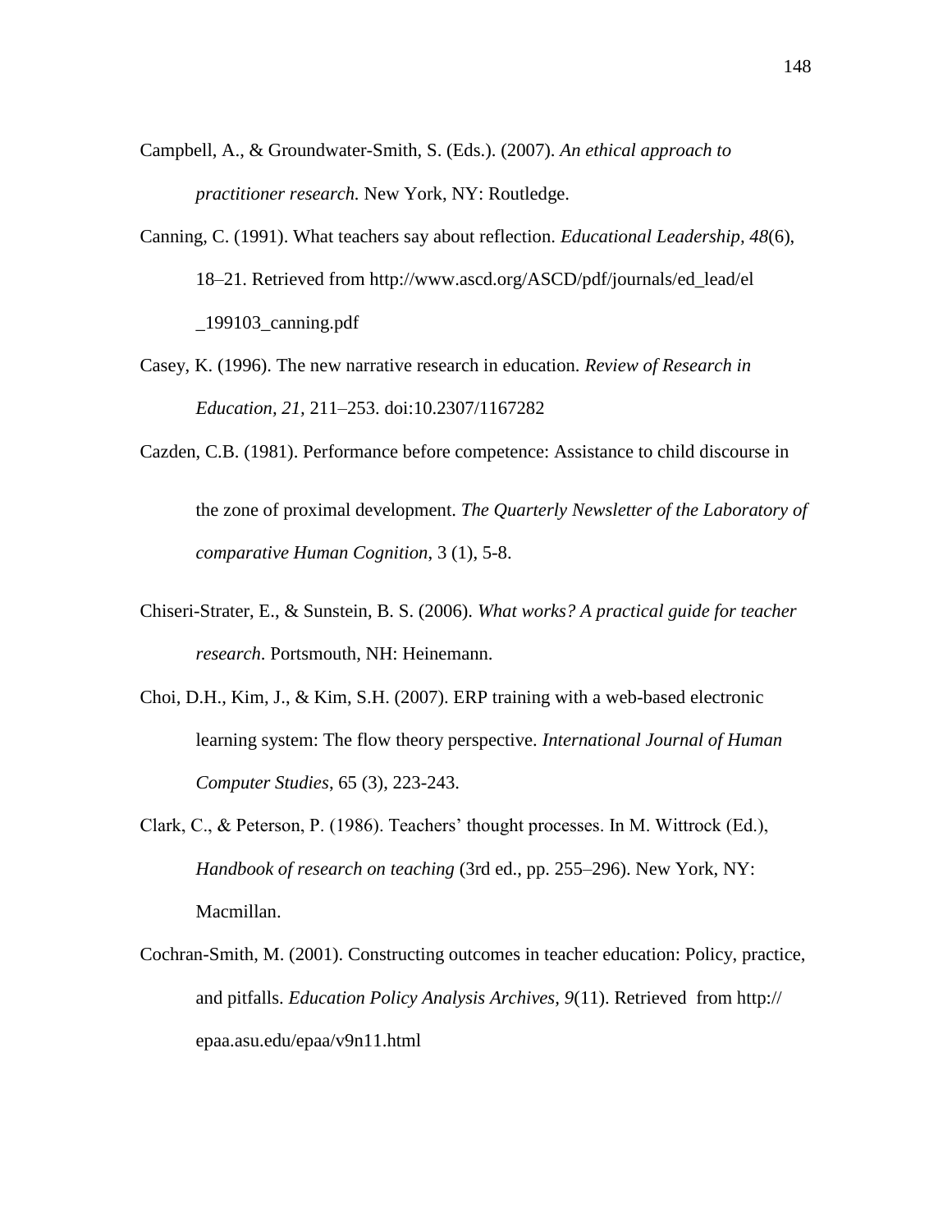Campbell, A., & Groundwater-Smith, S. (Eds.). (2007). *An ethical approach to practitioner research.* New York, NY: Routledge.

Canning, C. (1991). What teachers say about reflection. *Educational Leadership, 48*(6), 18–21. Retrieved from http://www.ascd.org/ASCD/pdf/journals/ed_lead/el _199103_canning.pdf

Casey, K. (1996). The new narrative research in education. *Review of Research in Education, 21,* 211–253. doi:10.2307/1167282

Cazden, C.B. (1981). Performance before competence: Assistance to child discourse in the zone of proximal development. *The Quarterly Newsletter of the Laboratory of comparative Human Cognition*, 3 (1), 5-8.

Chiseri-Strater, E., & Sunstein, B. S. (2006). *What works? A practical guide for teacher research*. Portsmouth, NH: Heinemann.

Choi, D.H., Kim, J., & Kim, S.H. (2007). ERP training with a web-based electronic learning system: The flow theory perspective. *International Journal of Human Computer Studies*, 65 (3), 223-243.

Clark, C., & Peterson, P. (1986). Teachers' thought processes. In M. Wittrock (Ed.), *Handbook of research on teaching* (3rd ed., pp. 255–296). New York, NY: Macmillan.

Cochran-Smith, M. (2001). Constructing outcomes in teacher education: Policy, practice, and pitfalls. *Education Policy Analysis Archives, 9*(11). Retrieved from http:// epaa.asu.edu/epaa/v9n11.html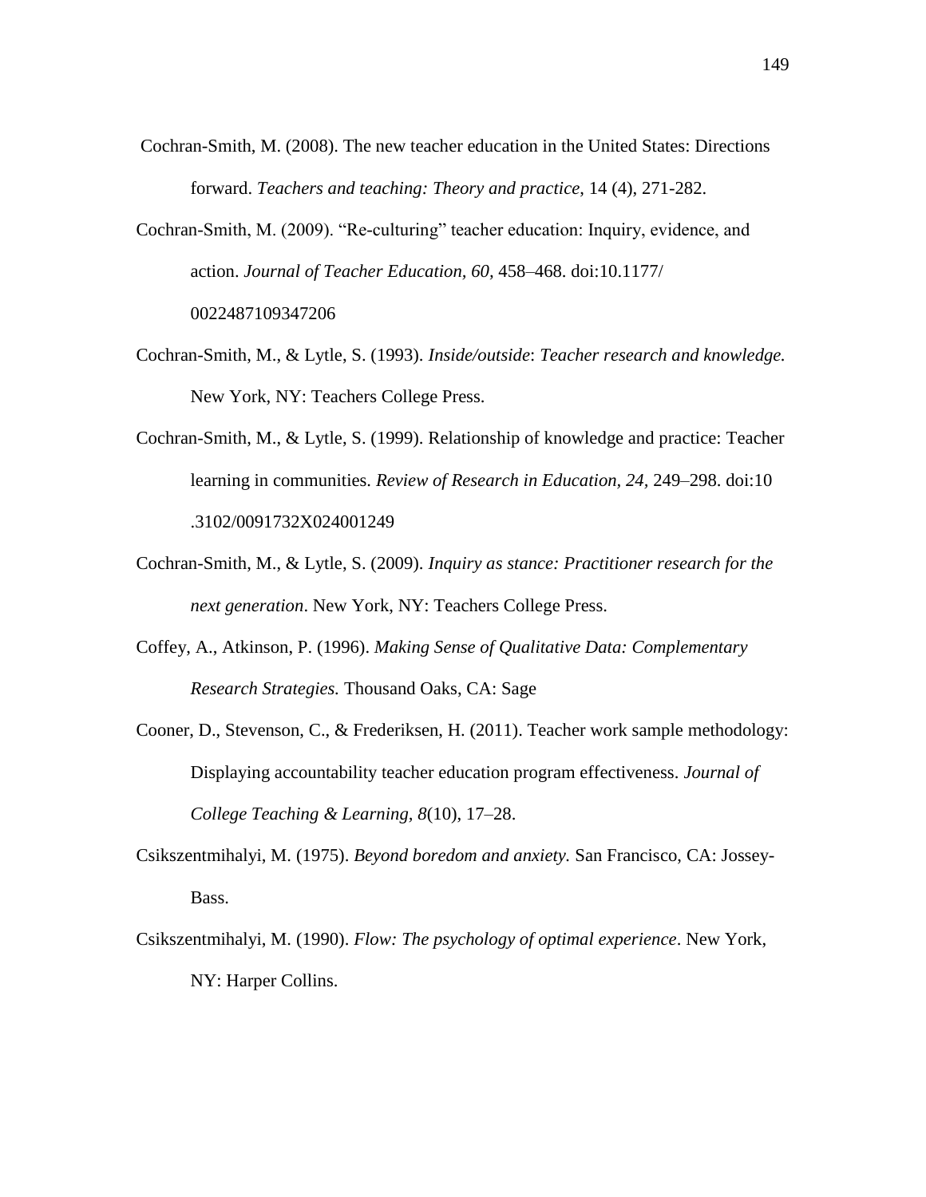Cochran-Smith, M. (2008). The new teacher education in the United States: Directions forward. *Teachers and teaching: Theory and practice,* 14 (4), 271-282.

Cochran-Smith, M. (2009). "Re-culturing" teacher education: Inquiry, evidence, and action. *Journal of Teacher Education, 60,* 458–468. doi:10.1177/ 0022487109347206

Cochran-Smith, M., & Lytle, S. (1993). *Inside/outside*: *Teacher research and knowledge.* New York, NY: Teachers College Press.

Cochran-Smith, M., & Lytle, S. (1999). Relationship of knowledge and practice: Teacher learning in communities. *Review of Research in Education, 24,* 249–298. doi:10 .3102/0091732X024001249

Cochran-Smith, M., & Lytle, S. (2009). *Inquiry as stance: Practitioner research for the next generation*. New York, NY: Teachers College Press.

Coffey, A., Atkinson, P. (1996). *Making Sense of Qualitative Data: Complementary Research Strategies.* Thousand Oaks, CA: Sage

Cooner, D., Stevenson, C., & Frederiksen, H. (2011). Teacher work sample methodology: Displaying accountability teacher education program effectiveness. *Journal of College Teaching & Learning, 8*(10), 17–28.

Csikszentmihalyi, M. (1975). *Beyond boredom and anxiety.* San Francisco, CA: Jossey-Bass.

Csikszentmihalyi, M. (1990). *Flow: The psychology of optimal experience*. New York, NY: Harper Collins.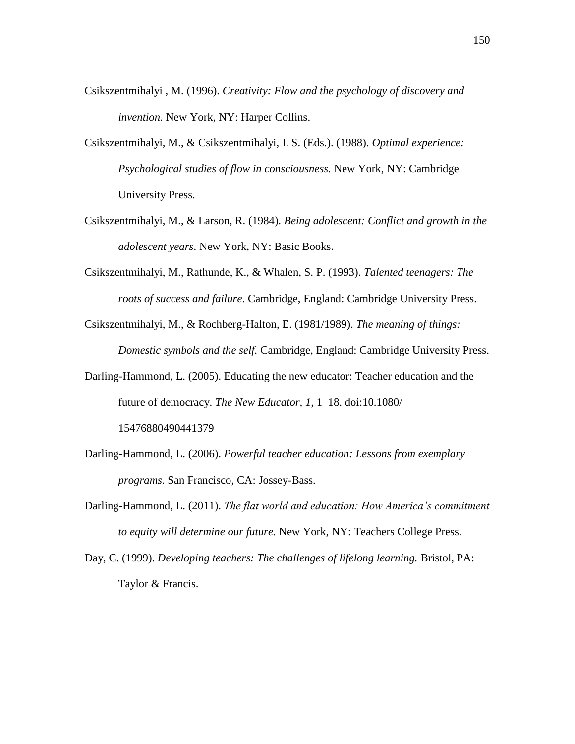Csikszentmihalyi , M. (1996). *Creativity: Flow and the psychology of discovery and invention.* New York, NY: Harper Collins.

Csikszentmihalyi, M., & Csikszentmihalyi, I. S. (Eds.). (1988). *Optimal experience: Psychological studies of flow in consciousness.* New York, NY: Cambridge University Press.

Csikszentmihalyi, M., & Larson, R. (1984). *Being adolescent: Conflict and growth in the adolescent years*. New York, NY: Basic Books.

Csikszentmihalyi, M., Rathunde, K., & Whalen, S. P. (1993). *Talented teenagers: The roots of success and failure*. Cambridge, England: Cambridge University Press.

Csikszentmihalyi, M., & Rochberg-Halton, E. (1981/1989). *The meaning of things: Domestic symbols and the self.* Cambridge, England: Cambridge University Press.

Darling-Hammond, L. (2005). Educating the new educator: Teacher education and the future of democracy. *The New Educator, 1,* 1–18. doi:10.1080/15476880490441379

Darling-Hammond, L. (2006). *Powerful teacher education: Lessons from exemplary programs.* San Francisco, CA: Jossey-Bass.

Darling-Hammond, L. (2011). *The flat world and education: How America's commitment to equity will determine our future.* New York, NY: Teachers College Press.

Day, C. (1999). *Developing teachers: The challenges of lifelong learning.* Bristol, PA: Taylor & Francis.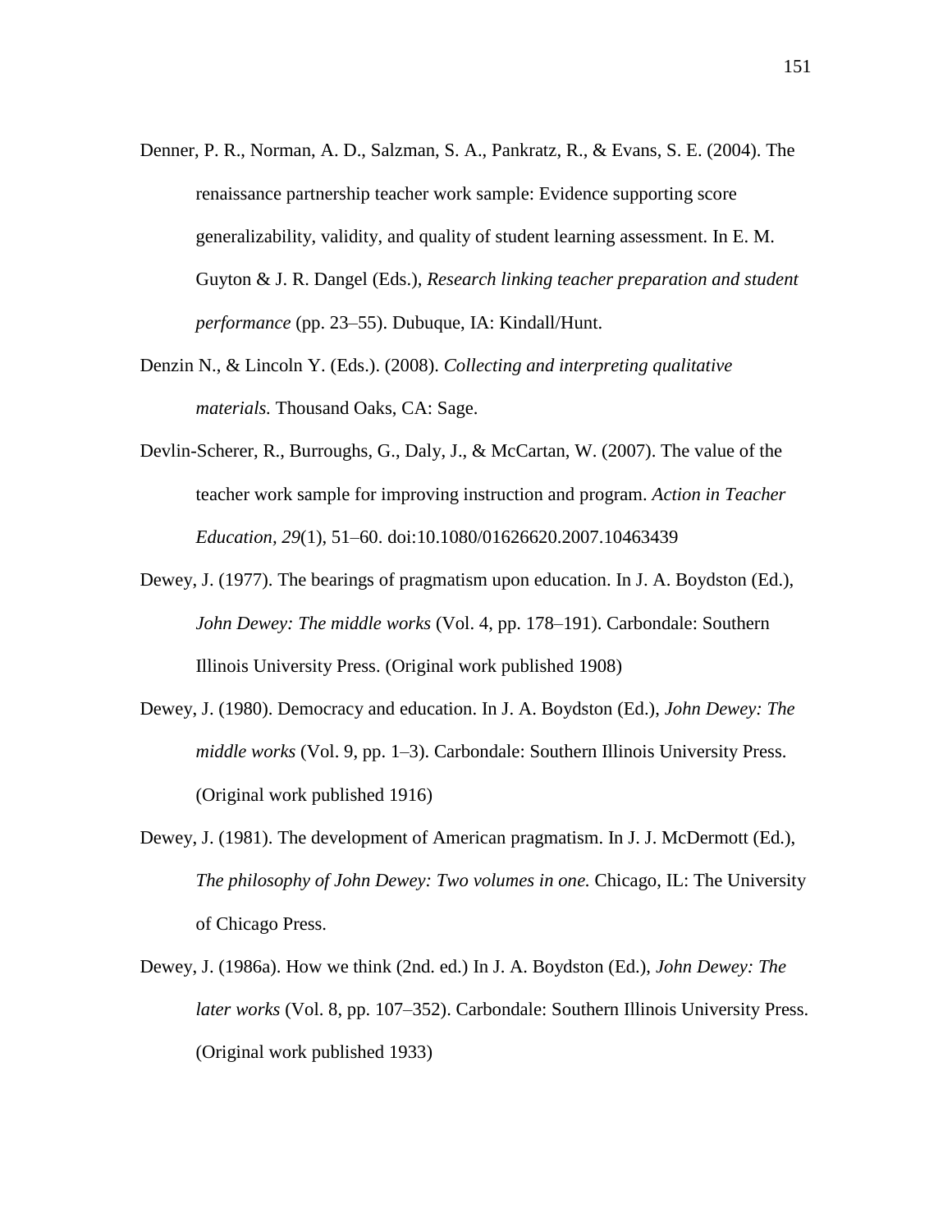Denner, P. R., Norman, A. D., Salzman, S. A., Pankratz, R., & Evans, S. E. (2004). The renaissance partnership teacher work sample: Evidence supporting score generalizability, validity, and quality of student learning assessment. In E. M. Guyton & J. R. Dangel (Eds.), *Research linking teacher preparation and student performance* (pp. 23–55). Dubuque, IA: Kindall/Hunt.

Denzin N., & Lincoln Y. (Eds.). (2008). *Collecting and interpreting qualitative materials.* Thousand Oaks, CA: Sage.

Devlin-Scherer, R., Burroughs, G., Daly, J., & McCartan, W. (2007). The value of the teacher work sample for improving instruction and program. *Action in Teacher Education, 29*(1), 51–60. doi:10.1080/01626620.2007.10463439

Dewey, J. (1977). The bearings of pragmatism upon education. In J. A. Boydston (Ed.), *John Dewey: The middle works* (Vol. 4, pp. 178–191). Carbondale: Southern Illinois University Press. (Original work published 1908)

Dewey, J. (1980). Democracy and education. In J. A. Boydston (Ed.), *John Dewey: The middle works* (Vol. 9, pp. 1–3). Carbondale: Southern Illinois University Press. (Original work published 1916)

Dewey, J. (1981). The development of American pragmatism. In J. J. McDermott (Ed.), *The philosophy of John Dewey: Two volumes in one.* Chicago, IL: The University of Chicago Press.

Dewey, J. (1986a). How we think (2nd. ed.) In J. A. Boydston (Ed.), *John Dewey: The later works* (Vol. 8, pp. 107–352). Carbondale: Southern Illinois University Press. (Original work published 1933)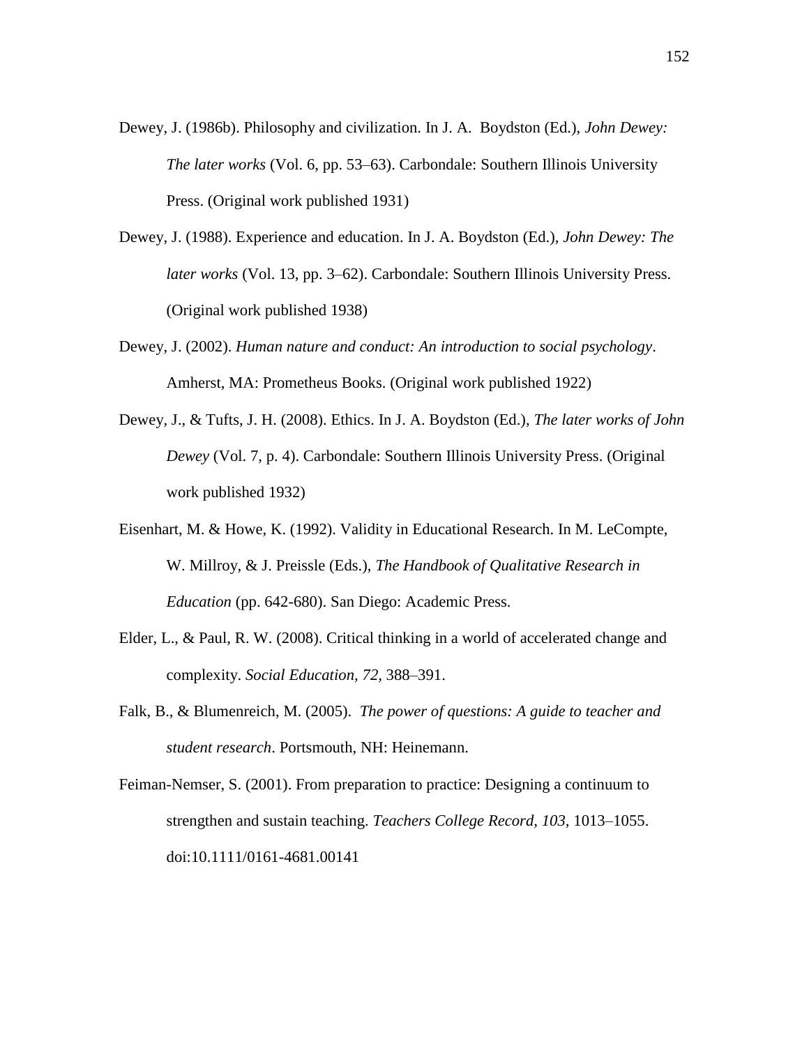Dewey, J. (1986b). Philosophy and civilization. In J. A. Boydston (Ed.), *John Dewey: The later works* (Vol. 6, pp. 53–63). Carbondale: Southern Illinois University Press. (Original work published 1931)

Dewey, J. (1988). Experience and education. In J. A. Boydston (Ed.), *John Dewey: The later works* (Vol. 13, pp. 3–62). Carbondale: Southern Illinois University Press. (Original work published 1938)

Dewey, J. (2002). *Human nature and conduct: An introduction to social psychology*. Amherst, MA: Prometheus Books. (Original work published 1922)

Dewey, J., & Tufts, J. H. (2008). Ethics. In J. A. Boydston (Ed.), *The later works of John Dewey* (Vol. 7, p. 4). Carbondale: Southern Illinois University Press. (Original work published 1932)

Eisenhart, M. & Howe, K. (1992). Validity in Educational Research. In M. LeCompte, W. Millroy, & J. Preissle (Eds.), *The Handbook of Qualitative Research in Education* (pp. 642-680). San Diego: Academic Press.

Elder, L., & Paul, R. W. (2008). Critical thinking in a world of accelerated change and complexity. *Social Education, 72*, 388–391.

Falk, B., & Blumenreich, M. (2005). *The power of questions: A guide to teacher and student research*. Portsmouth, NH: Heinemann.

Feiman-Nemser, S. (2001). From preparation to practice: Designing a continuum to strengthen and sustain teaching. *Teachers College Record, 103*, 1013–1055. doi:10.1111/0161-4681.00141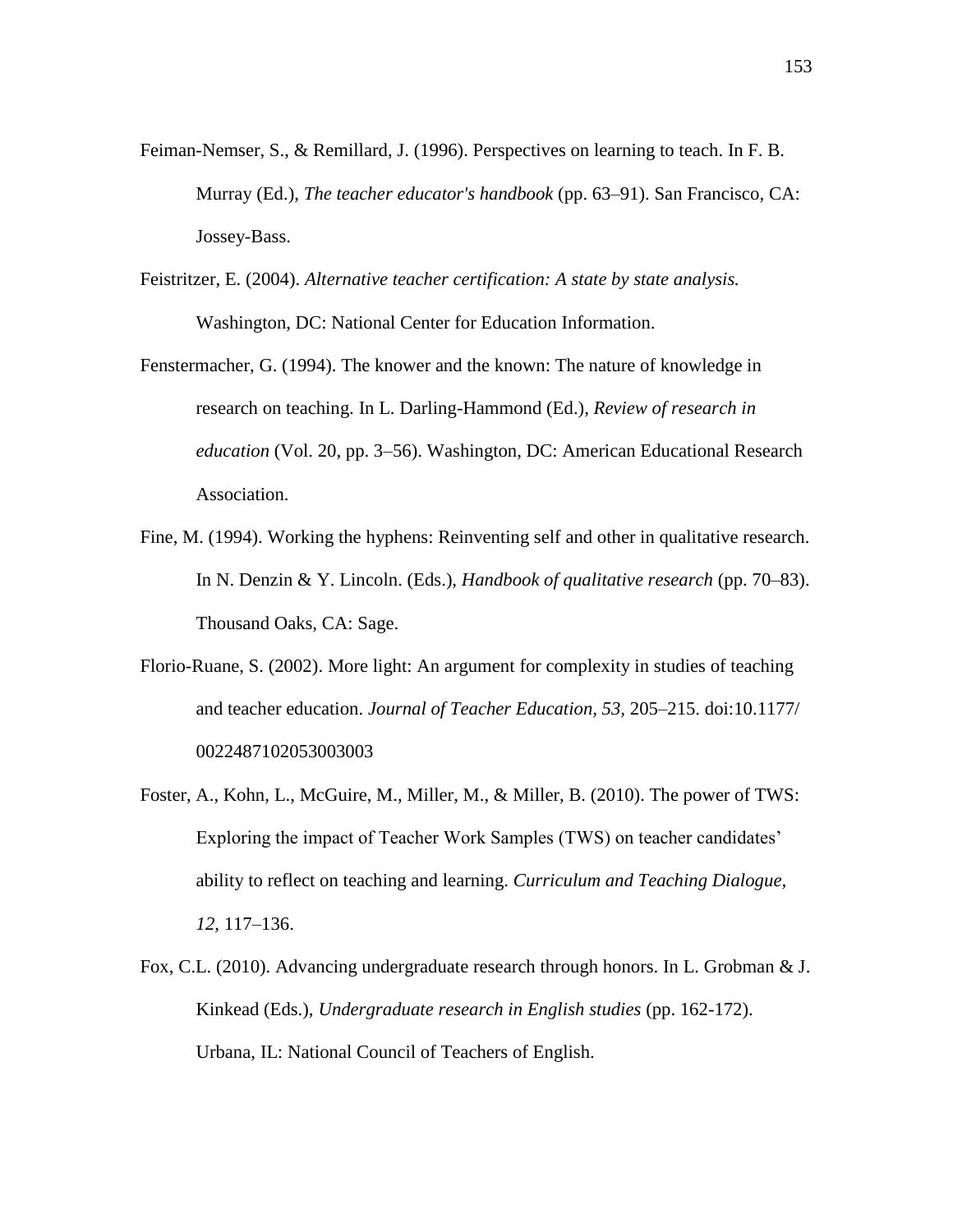Feiman-Nemser, S., & Remillard, J. (1996). Perspectives on learning to teach. In F. B. Murray (Ed.), *The teacher educator's handbook* (pp. 63–91). San Francisco, CA: Jossey-Bass.

Feistritzer, E. (2004). *Alternative teacher certification: A state by state analysis.* Washington, DC: National Center for Education Information.

Fenstermacher, G. (1994). The knower and the known: The nature of knowledge in research on teaching. In L. Darling-Hammond (Ed.), *Review of research in education* (Vol. 20, pp. 3–56). Washington, DC: American Educational Research Association.

Fine, M. (1994). Working the hyphens: Reinventing self and other in qualitative research. In N. Denzin & Y. Lincoln. (Eds.), *Handbook of qualitative research* (pp. 70–83). Thousand Oaks, CA: Sage.

Florio-Ruane, S. (2002). More light: An argument for complexity in studies of teaching and teacher education. *Journal of Teacher Education, 53*, 205–215. doi:10.1177/ 0022487102053003003

Foster, A., Kohn, L., McGuire, M., Miller, M., & Miller, B. (2010). The power of TWS: Exploring the impact of Teacher Work Samples (TWS) on teacher candidates' ability to reflect on teaching and learning. *Curriculum and Teaching Dialogue, 12*, 117–136.

Fox, C.L. (2010). Advancing undergraduate research through honors. In L. Grobman & J. Kinkead (Eds.), *Undergraduate research in English studies* (pp. 162-172). Urbana, IL: National Council of Teachers of English.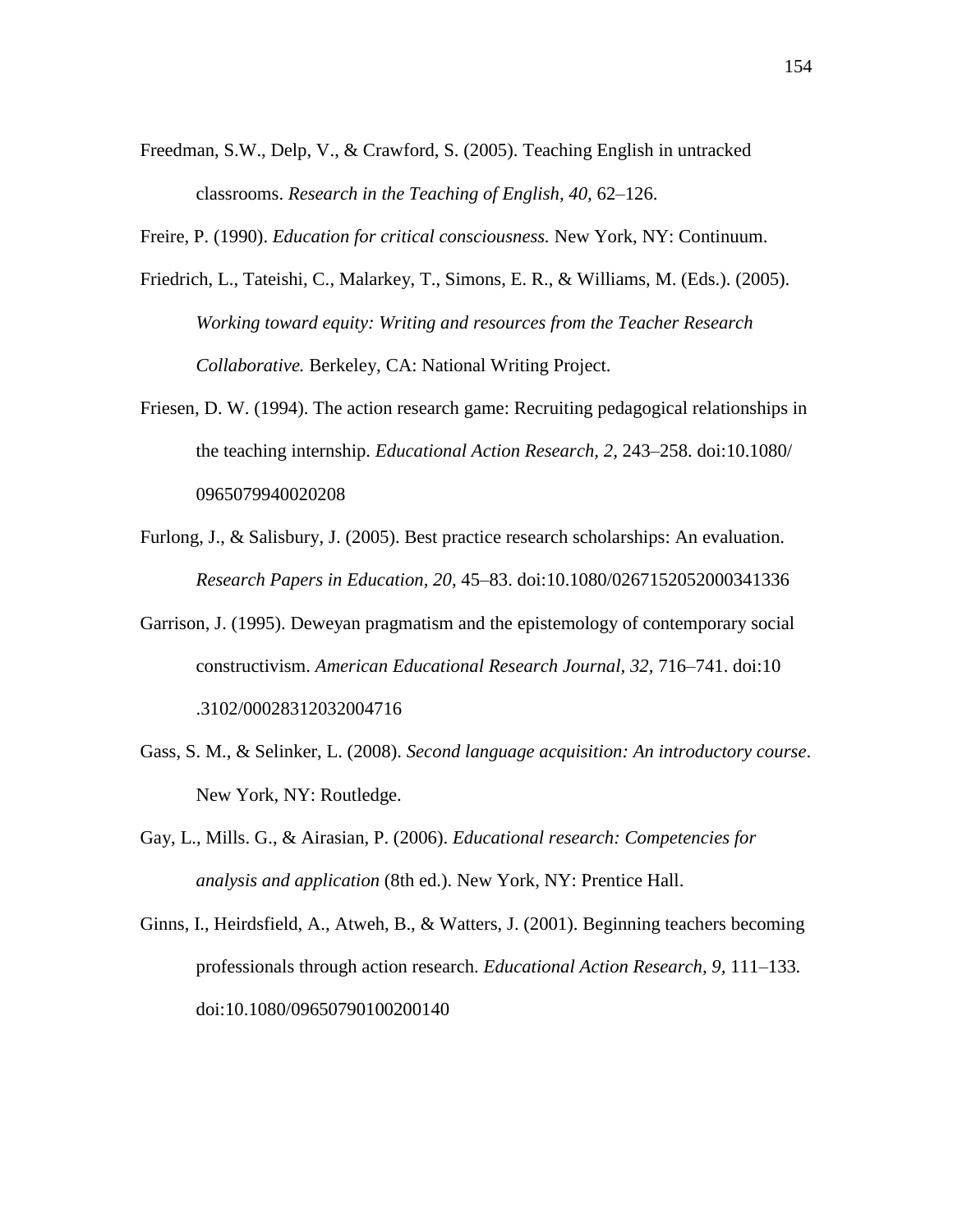Freedman, S.W., Delp, V., & Crawford, S. (2005). Teaching English in untracked classrooms. *Research in the Teaching of English, 40,* 62–126.

Freire, P. (1990). *Education for critical consciousness.* New York, NY: Continuum.

Friedrich, L., Tateishi, C., Malarkey, T., Simons, E. R., & Williams, M. (Eds.). (2005). *Working toward equity: Writing and resources from the Teacher Research Collaborative.* Berkeley, CA: National Writing Project.

Friesen, D. W. (1994). The action research game: Recruiting pedagogical relationships in the teaching internship. *Educational Action Research, 2,* 243–258. doi:10.1080/0965079940020208

Furlong, J., & Salisbury, J. (2005). Best practice research scholarships: An evaluation. *Research Papers in Education, 20,* 45–83. doi:10.1080/0267152052000341336

Garrison, J. (1995). Deweyan pragmatism and the epistemology of contemporary social constructivism. *American Educational Research Journal, 32,* 716–741. doi:10.3102/00028312032004716

Gass, S. M., & Selinker, L. (2008). *Second language acquisition: An introductory course*. New York, NY: Routledge.

Gay, L., Mills. G., & Airasian, P. (2006). *Educational research: Competencies for analysis and application* (8th ed.). New York, NY: Prentice Hall.

Ginns, I., Heirdsfield, A., Atweh, B., & Watters, J. (2001). Beginning teachers becoming professionals through action research. *Educational Action Research, 9,* 111–133. doi:10.1080/09650790100200140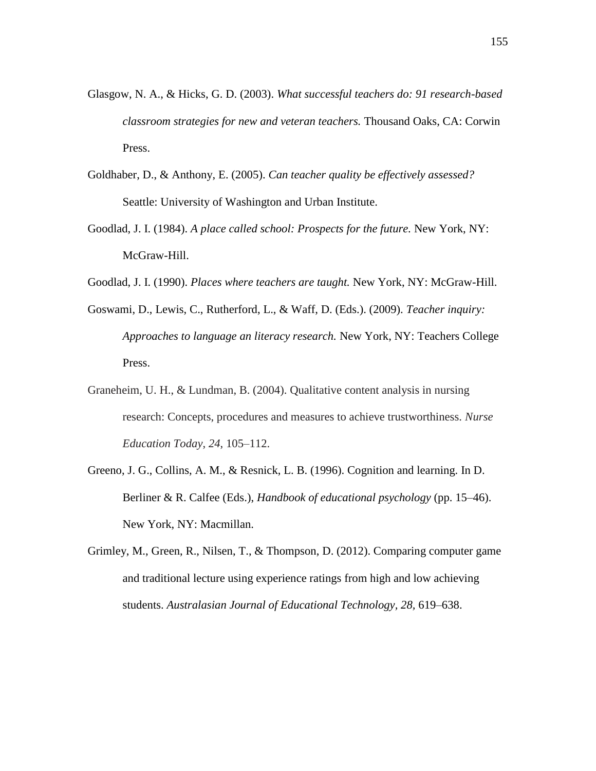Glasgow, N. A., & Hicks, G. D. (2003). *What successful teachers do: 91 research-based classroom strategies for new and veteran teachers.* Thousand Oaks, CA: Corwin Press.

Goldhaber, D., & Anthony, E. (2005). *Can teacher quality be effectively assessed?* Seattle: University of Washington and Urban Institute.

Goodlad, J. I. (1984). *A place called school: Prospects for the future.* New York, NY: McGraw-Hill.

Goodlad, J. I. (1990). *Places where teachers are taught.* New York, NY: McGraw-Hill.

Goswami, D., Lewis, C., Rutherford, L., & Waff, D. (Eds.). (2009). *Teacher inquiry: Approaches to language an literacy research.* New York, NY: Teachers College Press.

Graneheim, U. H., & Lundman, B. (2004). Qualitative content analysis in nursing research: Concepts, procedures and measures to achieve trustworthiness. *Nurse Education Today*, *24*, 105–112.

Greeno, J. G., Collins, A. M., & Resnick, L. B. (1996). Cognition and learning. In D. Berliner & R. Calfee (Eds.), *Handbook of educational psychology* (pp. 15–46). New York, NY: Macmillan.

Grimley, M., Green, R., Nilsen, T., & Thompson, D. (2012). Comparing computer game and traditional lecture using experience ratings from high and low achieving students. *Australasian Journal of Educational Technology*, *28*, 619–638.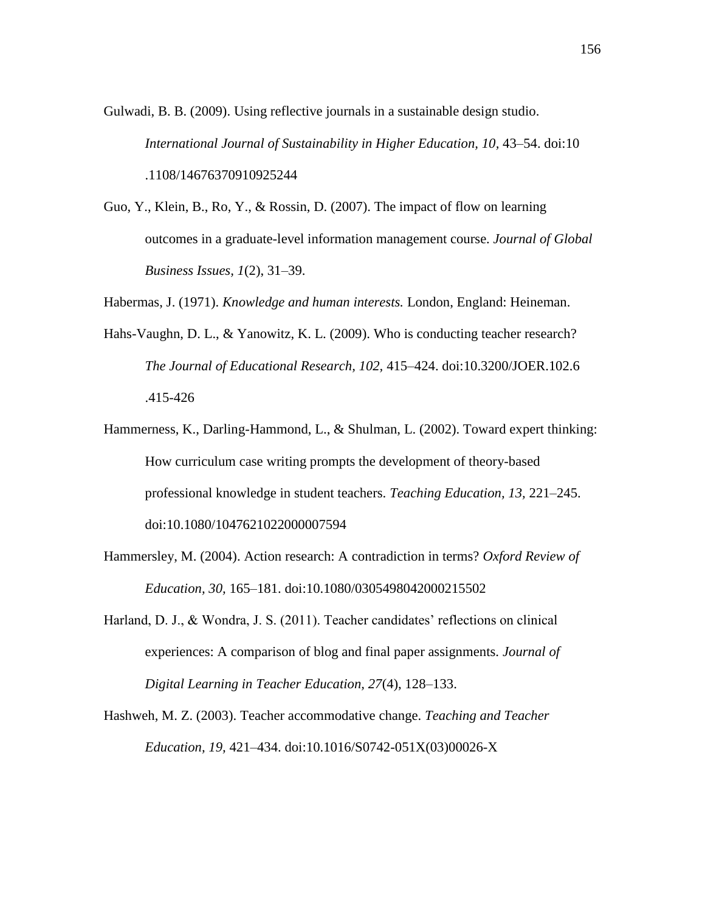Gulwadi, B. B. (2009). Using reflective journals in a sustainable design studio. *International Journal of Sustainability in Higher Education, 10,* 43–54. doi:10 .1108/14676370910925244

Guo, Y., Klein, B., Ro, Y., & Rossin, D. (2007). The impact of flow on learning outcomes in a graduate-level information management course. *Journal of Global Business Issues, 1*(2), 31–39.

Habermas, J. (1971). *Knowledge and human interests.* London, England: Heineman.

Hahs-Vaughn, D. L., & Yanowitz, K. L. (2009). Who is conducting teacher research? *The Journal of Educational Research, 102,* 415–424. doi:10.3200/JOER.102.6 .415-426

Hammerness, K., Darling-Hammond, L., & Shulman, L. (2002). Toward expert thinking: How curriculum case writing prompts the development of theory-based professional knowledge in student teachers. *Teaching Education, 13,* 221–245. doi:10.1080/1047621022000007594

Hammersley, M. (2004). Action research: A contradiction in terms? *Oxford Review of Education, 30,* 165–181. doi:10.1080/0305498042000215502

Harland, D. J., & Wondra, J. S. (2011). Teacher candidates' reflections on clinical experiences: A comparison of blog and final paper assignments. *Journal of Digital Learning in Teacher Education, 27*(4), 128–133.

Hashweh, M. Z. (2003). Teacher accommodative change. *Teaching and Teacher Education, 19,* 421–434. doi:10.1016/S0742-051X(03)00026-X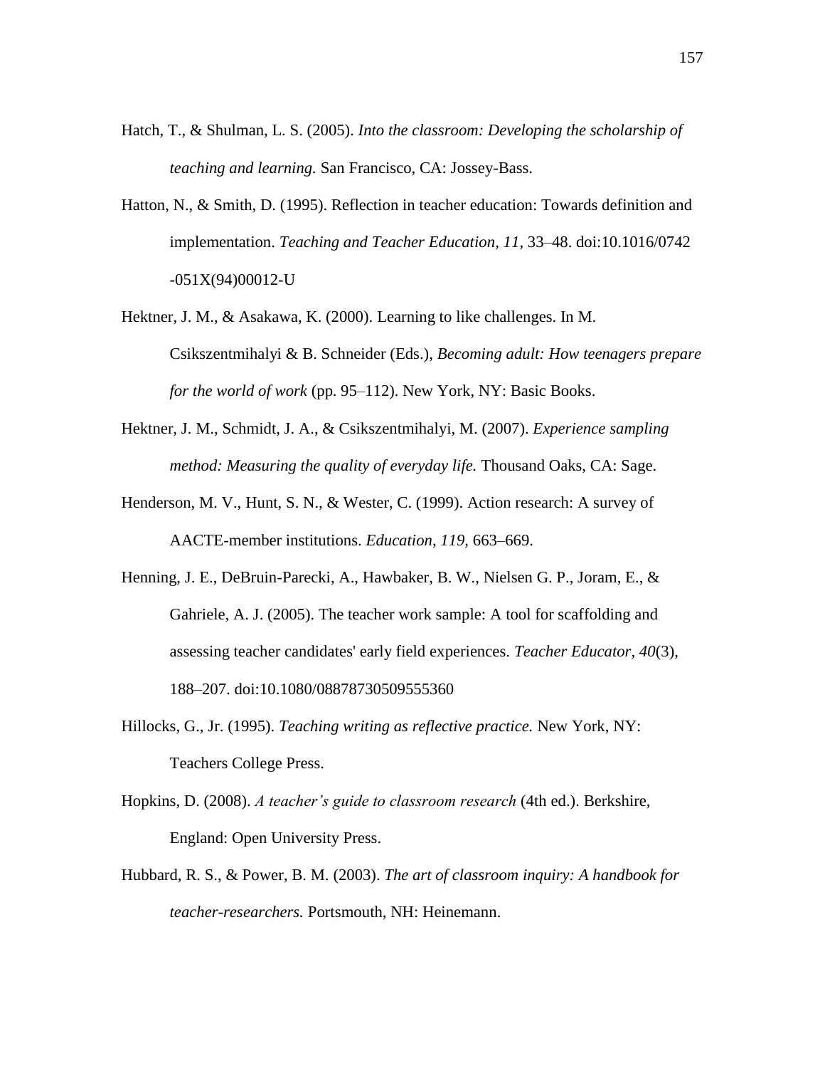Hatch, T., & Shulman, L. S. (2005). *Into the classroom: Developing the scholarship of teaching and learning.* San Francisco, CA: Jossey-Bass.

Hatton, N., & Smith, D. (1995). Reflection in teacher education: Towards definition and implementation. *Teaching and Teacher Education, 11,* 33–48. doi:10.1016/0742-051X(94)00012-U

Hektner, J. M., & Asakawa, K. (2000). Learning to like challenges. In M. Csikszentmihalyi & B. Schneider (Eds.), *Becoming adult: How teenagers prepare for the world of work* (pp. 95–112). New York, NY: Basic Books.

Hektner, J. M., Schmidt, J. A., & Csikszentmihalyi, M. (2007). *Experience sampling method: Measuring the quality of everyday life.* Thousand Oaks, CA: Sage.

Henderson, M. V., Hunt, S. N., & Wester, C. (1999). Action research: A survey of AACTE-member institutions. *Education, 119,* 663–669.

Henning, J. E., DeBruin-Parecki, A., Hawbaker, B. W., Nielsen G. P., Joram, E., & Gahriele, A. J. (2005). The teacher work sample: A tool for scaffolding and assessing teacher candidates' early field experiences. *Teacher Educator, 40*(3), 188–207. doi:10.1080/08878730509555360

Hillocks, G., Jr. (1995). *Teaching writing as reflective practice.* New York, NY: Teachers College Press.

Hopkins, D. (2008). *A teacher's guide to classroom research* (4th ed.). Berkshire, England: Open University Press.

Hubbard, R. S., & Power, B. M. (2003). *The art of classroom inquiry: A handbook for teacher-researchers.* Portsmouth, NH: Heinemann.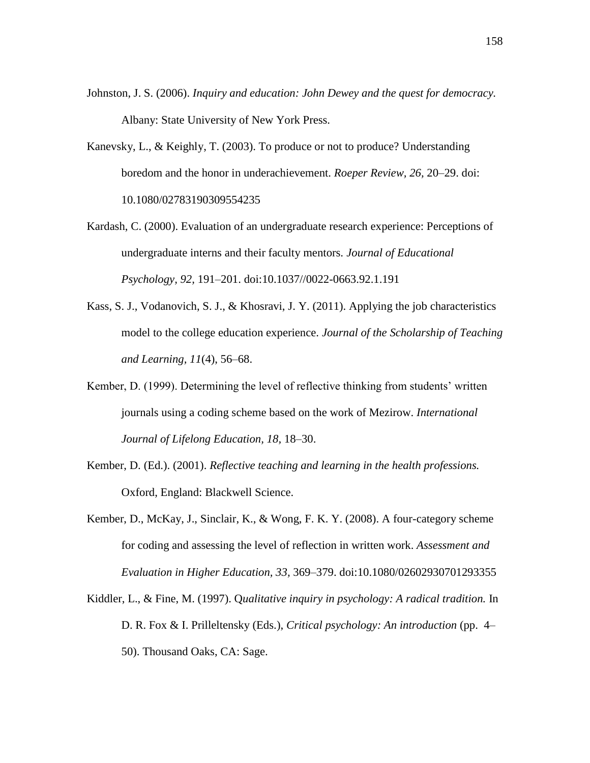Johnston, J. S. (2006). *Inquiry and education: John Dewey and the quest for democracy.* Albany: State University of New York Press.

Kanevsky, L., & Keighly, T. (2003). To produce or not to produce? Understanding boredom and the honor in underachievement. *Roeper Review, 26,* 20–29. doi: 10.1080/02783190309554235

Kardash, C. (2000). Evaluation of an undergraduate research experience: Perceptions of undergraduate interns and their faculty mentors. *Journal of Educational Psychology, 92*, 191–201. doi:10.1037//0022-0663.92.1.191

Kass, S. J., Vodanovich, S. J., & Khosravi, J. Y. (2011). Applying the job characteristics model to the college education experience. *Journal of the Scholarship of Teaching and Learning, 11*(4), 56–68.

Kember, D. (1999). Determining the level of reflective thinking from students' written journals using a coding scheme based on the work of Mezirow. *International Journal of Lifelong Education, 18,* 18–30.

Kember, D. (Ed.). (2001). *Reflective teaching and learning in the health professions.* Oxford, England: Blackwell Science.

Kember, D., McKay, J., Sinclair, K., & Wong, F. K. Y. (2008). A four-category scheme for coding and assessing the level of reflection in written work. *Assessment and Evaluation in Higher Education, 33*, 369–379. doi:10.1080/02602930701293355

Kiddler, L., & Fine, M. (1997). Q*ualitative inquiry in psychology: A radical tradition.* In D. R. Fox & I. Prilleltensky (Eds.), *Critical psychology: An introduction* (pp. 4–50). Thousand Oaks, CA: Sage.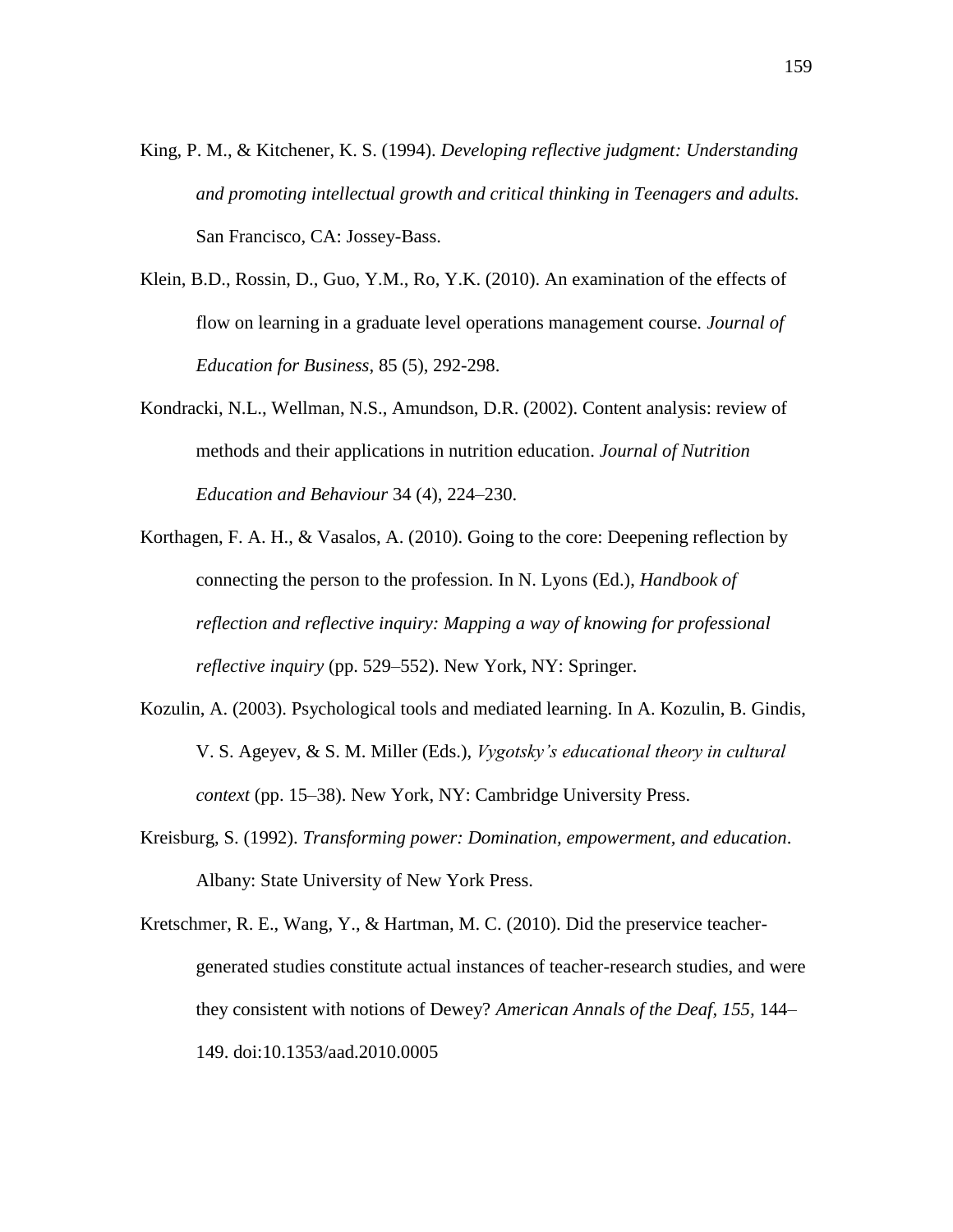King, P. M., & Kitchener, K. S. (1994). *Developing reflective judgment: Understanding and promoting intellectual growth and critical thinking in Teenagers and adults.* San Francisco, CA: Jossey-Bass.

Klein, B.D., Rossin, D., Guo, Y.M., Ro, Y.K. (2010). An examination of the effects of flow on learning in a graduate level operations management course. *Journal of Education for Business*, 85 (5), 292-298.

Kondracki, N.L., Wellman, N.S., Amundson, D.R. (2002). Content analysis: review of methods and their applications in nutrition education. *Journal of Nutrition Education and Behaviour* 34 (4), 224–230.

Korthagen, F. A. H., & Vasalos, A. (2010). Going to the core: Deepening reflection by connecting the person to the profession. In N. Lyons (Ed.), *Handbook of reflection and reflective inquiry: Mapping a way of knowing for professional reflective inquiry* (pp. 529–552). New York, NY: Springer.

Kozulin, A. (2003). Psychological tools and mediated learning. In A. Kozulin, B. Gindis, V. S. Ageyev, & S. M. Miller (Eds.), *Vygotsky's educational theory in cultural context* (pp. 15–38). New York, NY: Cambridge University Press.

Kreisburg, S. (1992). *Transforming power: Domination, empowerment, and education*. Albany: State University of New York Press.

Kretschmer, R. E., Wang, Y., & Hartman, M. C. (2010). Did the preservice teacher-generated studies constitute actual instances of teacher-research studies, and were they consistent with notions of Dewey? *American Annals of the Deaf, 155*, 144–149. doi:10.1353/aad.2010.0005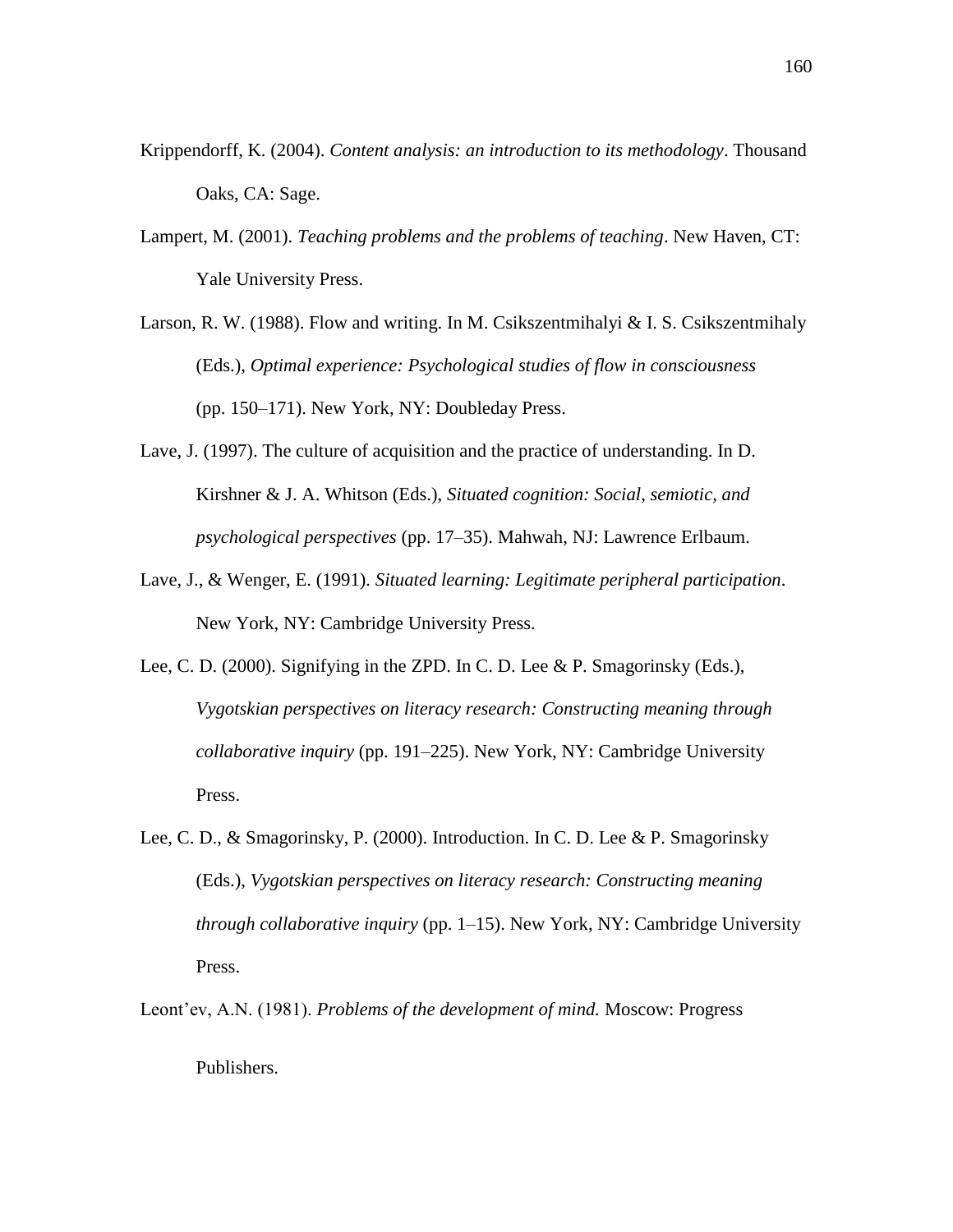Krippendorff, K. (2004). *Content analysis: an introduction to its methodology*. Thousand Oaks, CA: Sage.

Lampert, M. (2001). *Teaching problems and the problems of teaching*. New Haven, CT: Yale University Press.

Larson, R. W. (1988). Flow and writing. In M. Csikszentmihalyi & I. S. Csikszentmihaly (Eds.), *Optimal experience: Psychological studies of flow in consciousness* (pp. 150–171). New York, NY: Doubleday Press.

Lave, J. (1997). The culture of acquisition and the practice of understanding. In D. Kirshner & J. A. Whitson (Eds.), *Situated cognition: Social, semiotic, and psychological perspectives* (pp. 17–35). Mahwah, NJ: Lawrence Erlbaum.

Lave, J., & Wenger, E. (1991). *Situated learning: Legitimate peripheral participation*. New York, NY: Cambridge University Press.

Lee, C. D. (2000). Signifying in the ZPD. In C. D. Lee & P. Smagorinsky (Eds.), *Vygotskian perspectives on literacy research: Constructing meaning through collaborative inquiry* (pp. 191–225). New York, NY: Cambridge University Press.

Lee, C. D., & Smagorinsky, P. (2000). Introduction. In C. D. Lee & P. Smagorinsky (Eds.), *Vygotskian perspectives on literacy research: Constructing meaning through collaborative inquiry* (pp. 1–15). New York, NY: Cambridge University Press.

Leont'ev, A.N. (1981). *Problems of the development of mind.* Moscow: Progress Publishers.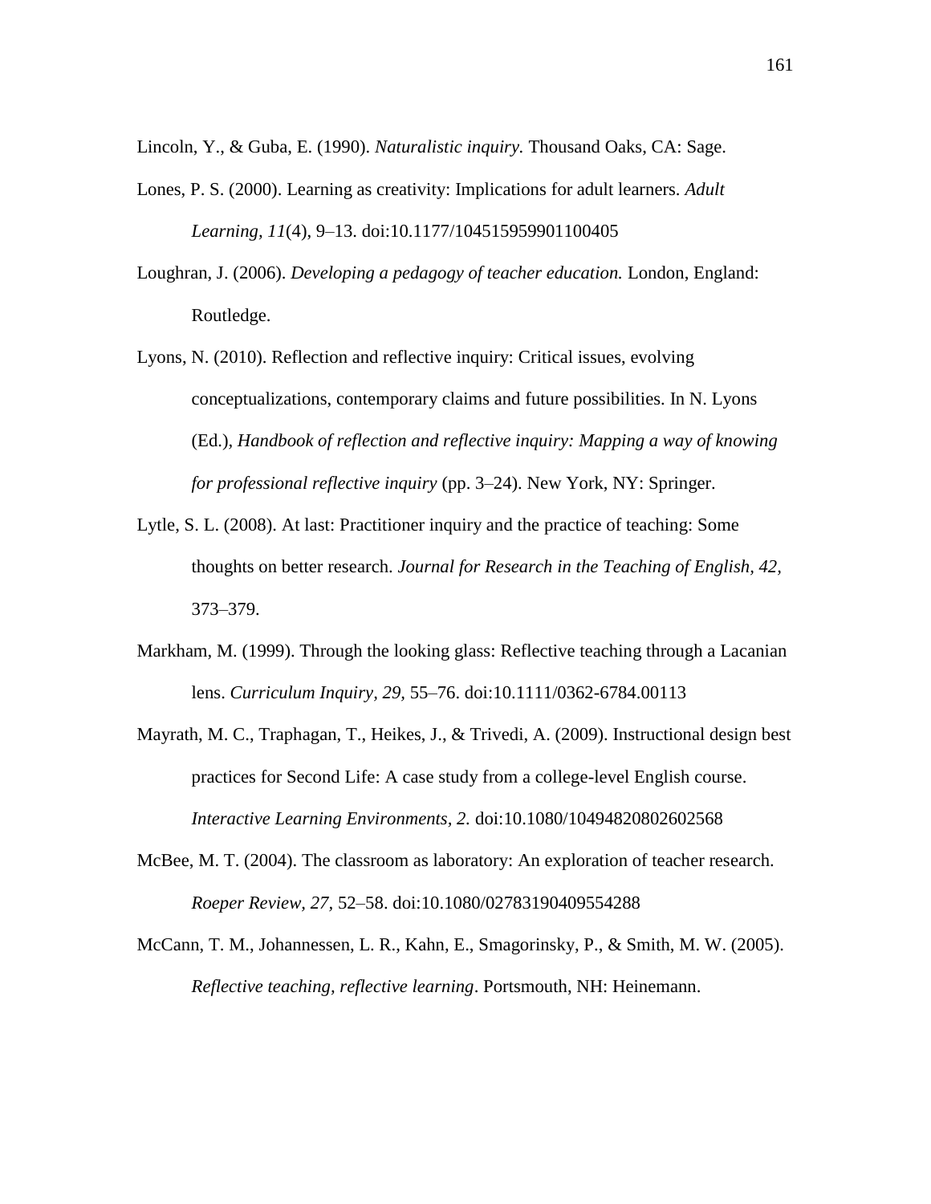Lincoln, Y., & Guba, E. (1990). *Naturalistic inquiry.* Thousand Oaks, CA: Sage.

Lones, P. S. (2000). Learning as creativity: Implications for adult learners. *Adult Learning, 11*(4), 9–13. doi:10.1177/104515959901100405

Loughran, J. (2006). *Developing a pedagogy of teacher education.* London, England: Routledge.

Lyons, N. (2010). Reflection and reflective inquiry: Critical issues, evolving conceptualizations, contemporary claims and future possibilities. In N. Lyons (Ed.), *Handbook of reflection and reflective inquiry: Mapping a way of knowing for professional reflective inquiry* (pp. 3–24). New York, NY: Springer.

Lytle, S. L. (2008). At last: Practitioner inquiry and the practice of teaching: Some thoughts on better research. *Journal for Research in the Teaching of English, 42,* 373–379.

Markham, M. (1999). Through the looking glass: Reflective teaching through a Lacanian lens. *Curriculum Inquiry, 29,* 55–76. doi:10.1111/0362-6784.00113

Mayrath, M. C., Traphagan, T., Heikes, J., & Trivedi, A. (2009). Instructional design best practices for Second Life: A case study from a college-level English course. *Interactive Learning Environments, 2.* doi:10.1080/10494820802602568

McBee, M. T. (2004). The classroom as laboratory: An exploration of teacher research. *Roeper Review, 27,* 52–58. doi:10.1080/02783190409554288

McCann, T. M., Johannessen, L. R., Kahn, E., Smagorinsky, P., & Smith, M. W. (2005). *Reflective teaching, reflective learning*. Portsmouth, NH: Heinemann.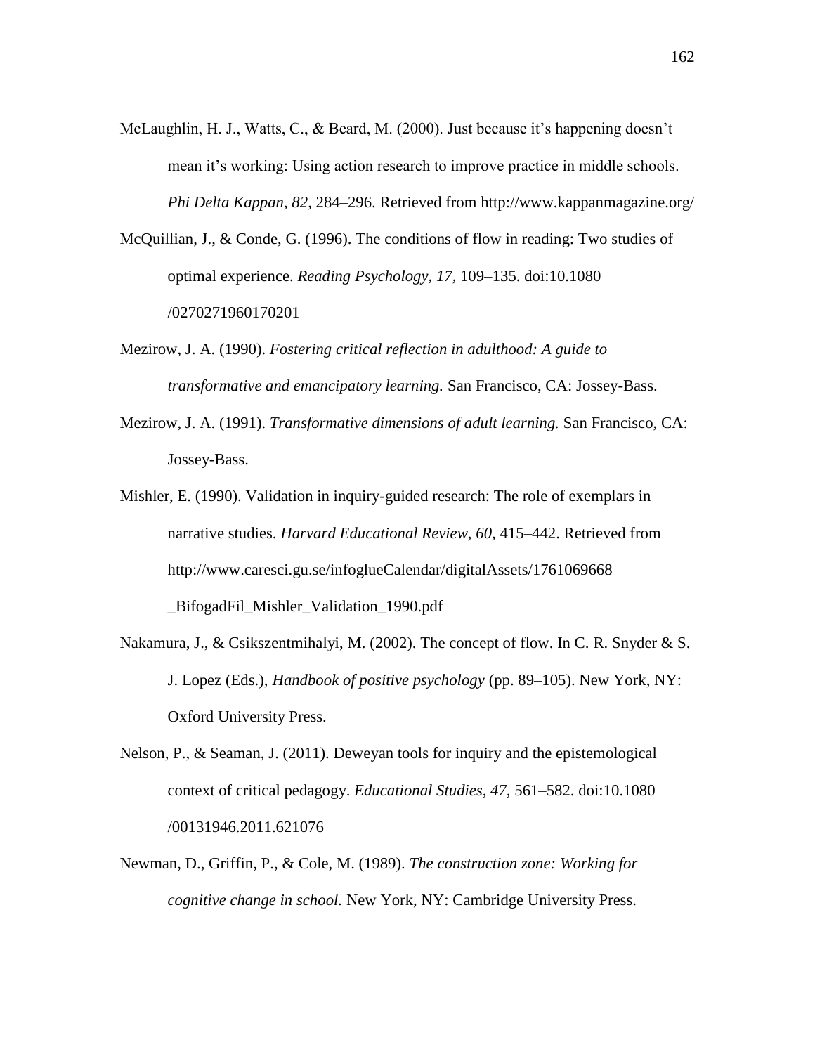McLaughlin, H. J., Watts, C., & Beard, M. (2000). Just because it's happening doesn't mean it's working: Using action research to improve practice in middle schools. *Phi Delta Kappan, 82,* 284–296. Retrieved from http://www.kappanmagazine.org/

McQuillian, J., & Conde, G. (1996). The conditions of flow in reading: Two studies of optimal experience. *Reading Psychology, 17,* 109–135. doi:10.1080/0270271960170201

Mezirow, J. A. (1990). *Fostering critical reflection in adulthood: A guide to transformative and emancipatory learning.* San Francisco, CA: Jossey-Bass.

Mezirow, J. A. (1991). *Transformative dimensions of adult learning.* San Francisco, CA: Jossey-Bass.

Mishler, E. (1990). Validation in inquiry-guided research: The role of exemplars in narrative studies. *Harvard Educational Review, 60,* 415–442. Retrieved from http://www.caresci.gu.se/infoglueCalendar/digitalAssets/1761069668_BifogadFil_Mishler_Validation_1990.pdf

Nakamura, J., & Csikszentmihalyi, M. (2002). The concept of flow. In C. R. Snyder & S. J. Lopez (Eds.), *Handbook of positive psychology* (pp. 89–105). New York, NY: Oxford University Press.

Nelson, P., & Seaman, J. (2011). Deweyan tools for inquiry and the epistemological context of critical pedagogy. *Educational Studies, 47,* 561–582. doi:10.1080/00131946.2011.621076

Newman, D., Griffin, P., & Cole, M. (1989). *The construction zone: Working for cognitive change in school.* New York, NY: Cambridge University Press.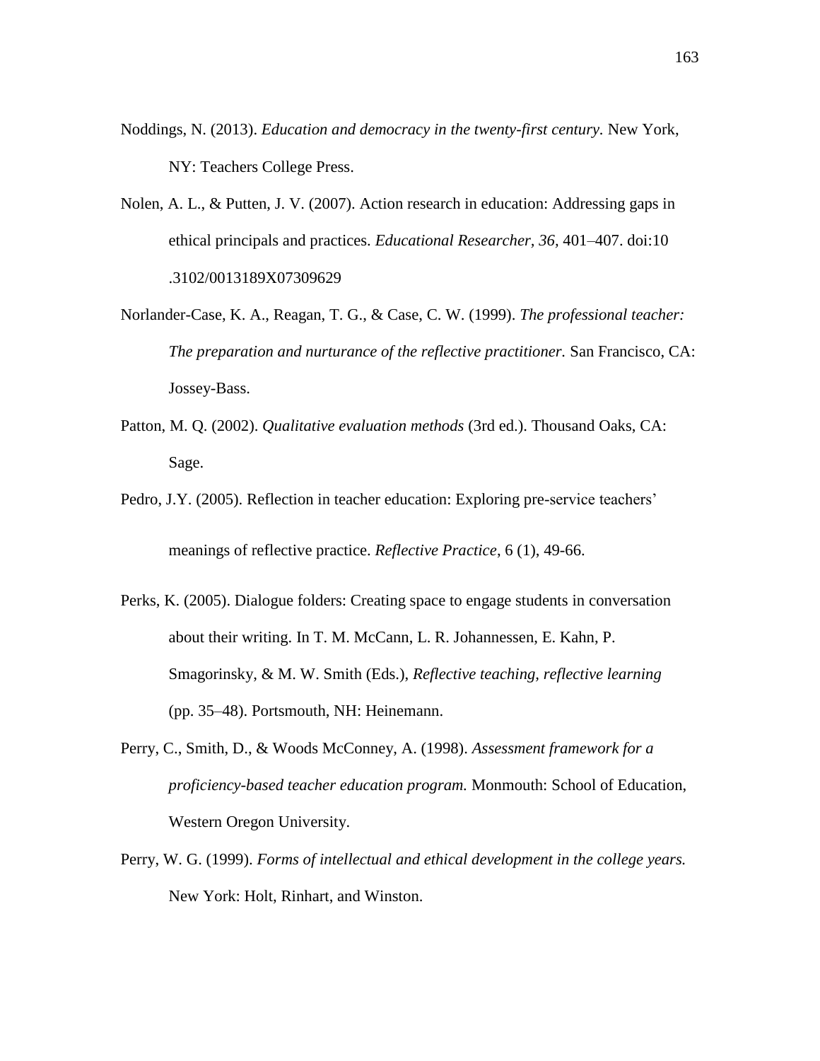Noddings, N. (2013). *Education and democracy in the twenty-first century.* New York, NY: Teachers College Press.

Nolen, A. L., & Putten, J. V. (2007). Action research in education: Addressing gaps in ethical principals and practices. *Educational Researcher, 36,* 401–407. doi:10 .3102/0013189X07309629

Norlander-Case, K. A., Reagan, T. G., & Case, C. W. (1999). *The professional teacher: The preparation and nurturance of the reflective practitioner.* San Francisco, CA: Jossey-Bass.

Patton, M. Q. (2002). *Qualitative evaluation methods* (3rd ed.). Thousand Oaks, CA: Sage.

Pedro, J.Y. (2005). Reflection in teacher education: Exploring pre-service teachers' meanings of reflective practice. *Reflective Practice*, 6 (1), 49-66.

Perks, K. (2005). Dialogue folders: Creating space to engage students in conversation about their writing. In T. M. McCann, L. R. Johannessen, E. Kahn, P. Smagorinsky, & M. W. Smith (Eds.), *Reflective teaching, reflective learning* (pp. 35–48). Portsmouth, NH: Heinemann.

Perry, C., Smith, D., & Woods McConney, A. (1998). *Assessment framework for a proficiency-based teacher education program.* Monmouth: School of Education, Western Oregon University.

Perry, W. G. (1999). *Forms of intellectual and ethical development in the college years.* New York: Holt, Rinhart, and Winston.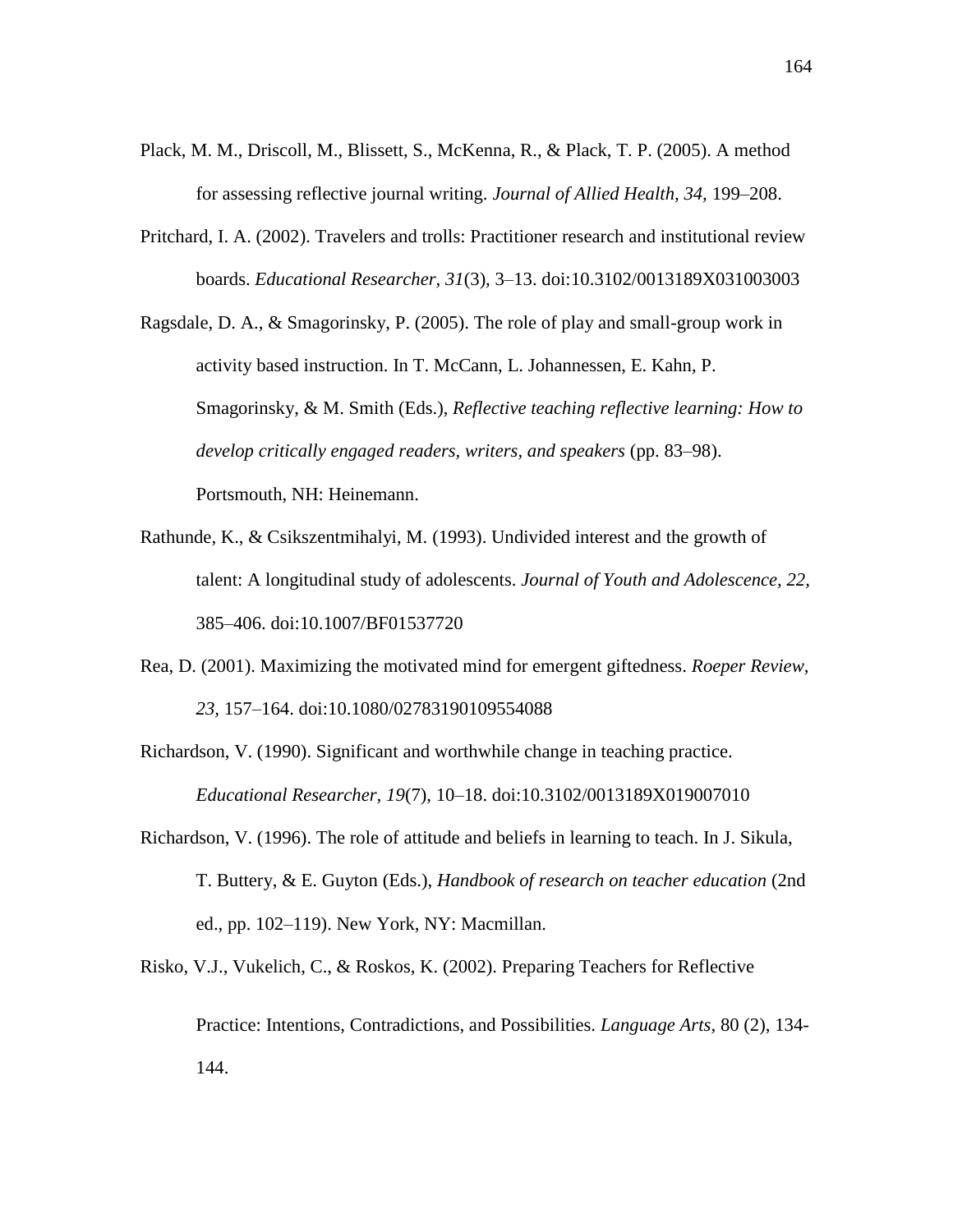Plack, M. M., Driscoll, M., Blissett, S., McKenna, R., & Plack, T. P. (2005). A method for assessing reflective journal writing. *Journal of Allied Health, 34,* 199–208.

Pritchard, I. A. (2002). Travelers and trolls: Practitioner research and institutional review boards. *Educational Researcher, 31*(3), 3–13. doi:10.3102/0013189X031003003

Ragsdale, D. A., & Smagorinsky, P. (2005). The role of play and small-group work in activity based instruction. In T. McCann, L. Johannessen, E. Kahn, P. Smagorinsky, & M. Smith (Eds.), *Reflective teaching reflective learning: How to develop critically engaged readers, writers, and speakers* (pp. 83–98). Portsmouth, NH: Heinemann.

Rathunde, K., & Csikszentmihalyi, M. (1993). Undivided interest and the growth of talent: A longitudinal study of adolescents. *Journal of Youth and Adolescence, 22,* 385–406. doi:10.1007/BF01537720

Rea, D. (2001). Maximizing the motivated mind for emergent giftedness. *Roeper Review, 23,* 157–164. doi:10.1080/02783190109554088

Richardson, V. (1990). Significant and worthwhile change in teaching practice. *Educational Researcher, 19*(7), 10–18. doi:10.3102/0013189X019007010

Richardson, V. (1996). The role of attitude and beliefs in learning to teach. In J. Sikula, T. Buttery, & E. Guyton (Eds.), *Handbook of research on teacher education* (2nd ed., pp. 102–119). New York, NY: Macmillan.

Risko, V.J., Vukelich, C., & Roskos, K. (2002). Preparing Teachers for Reflective Practice: Intentions, Contradictions, and Possibilities. *Language Arts*, 80 (2), 134-144.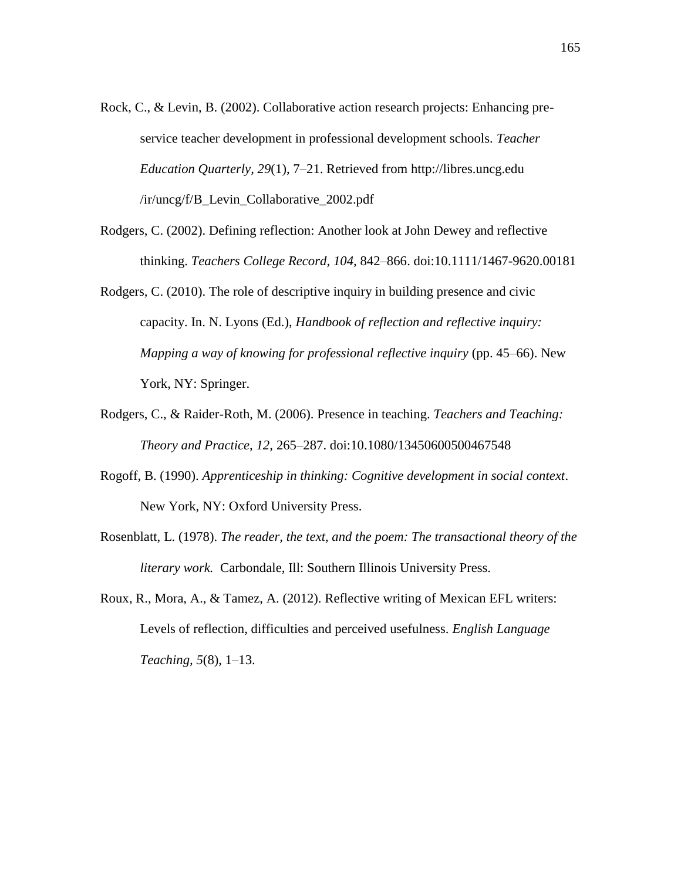Rock, C., & Levin, B. (2002). Collaborative action research projects: Enhancing pre-service teacher development in professional development schools. *Teacher Education Quarterly, 29*(1), 7–21. Retrieved from http://libres.uncg.edu /ir/uncg/f/B_Levin_Collaborative_2002.pdf

Rodgers, C. (2002). Defining reflection: Another look at John Dewey and reflective thinking. *Teachers College Record, 104,* 842–866. doi:10.1111/1467-9620.00181

Rodgers, C. (2010). The role of descriptive inquiry in building presence and civic capacity. In. N. Lyons (Ed.), *Handbook of reflection and reflective inquiry: Mapping a way of knowing for professional reflective inquiry* (pp. 45–66). New York, NY: Springer.

Rodgers, C., & Raider-Roth, M. (2006). Presence in teaching. *Teachers and Teaching: Theory and Practice, 12,* 265–287. doi:10.1080/13450600500467548

Rogoff, B. (1990). *Apprenticeship in thinking: Cognitive development in social context*. New York, NY: Oxford University Press.

Rosenblatt, L. (1978). *The reader, the text, and the poem: The transactional theory of the literary work.* Carbondale, Ill: Southern Illinois University Press.

Roux, R., Mora, A., & Tamez, A. (2012). Reflective writing of Mexican EFL writers: Levels of reflection, difficulties and perceived usefulness. *English Language Teaching, 5*(8), 1–13.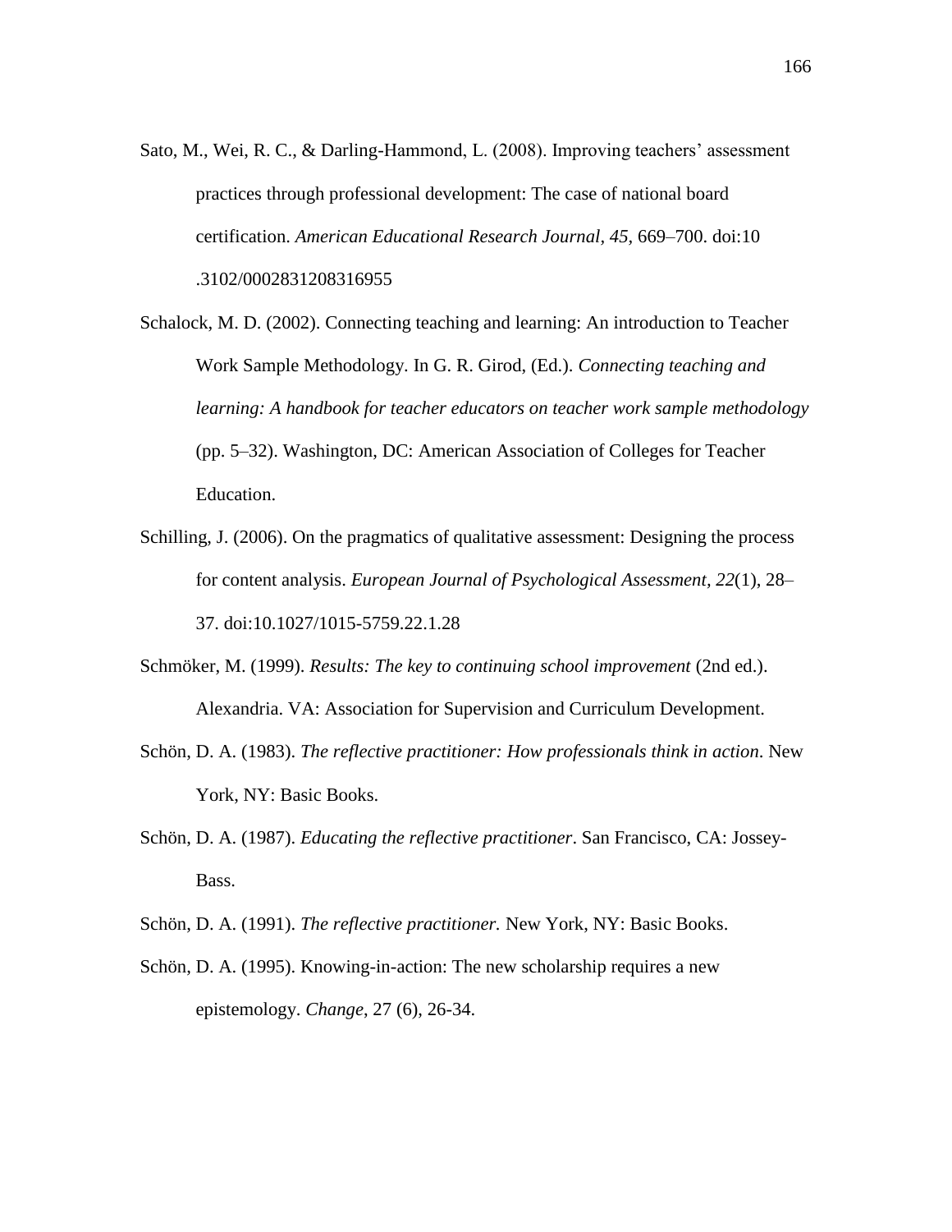Sato, M., Wei, R. C., & Darling-Hammond, L. (2008). Improving teachers' assessment practices through professional development: The case of national board certification. *American Educational Research Journal, 45*, 669–700. doi:10 .3102/0002831208316955

Schalock, M. D. (2002). Connecting teaching and learning: An introduction to Teacher Work Sample Methodology. In G. R. Girod, (Ed.). *Connecting teaching and learning: A handbook for teacher educators on teacher work sample methodology* (pp. 5–32). Washington, DC: American Association of Colleges for Teacher Education.

Schilling, J. (2006). On the pragmatics of qualitative assessment: Designing the process for content analysis. *European Journal of Psychological Assessment, 22*(1), 28–37. doi:10.1027/1015-5759.22.1.28

Schmöker, M. (1999). *Results: The key to continuing school improvement* (2nd ed.). Alexandria. VA: Association for Supervision and Curriculum Development.

Schön, D. A. (1983). *The reflective practitioner: How professionals think in action*. New York, NY: Basic Books.

Schön, D. A. (1987). *Educating the reflective practitioner*. San Francisco, CA: Jossey-Bass.

Schön, D. A. (1991). *The reflective practitioner.* New York, NY: Basic Books.

Schön, D. A. (1995). Knowing-in-action: The new scholarship requires a new epistemology. *Change*, 27 (6), 26-34.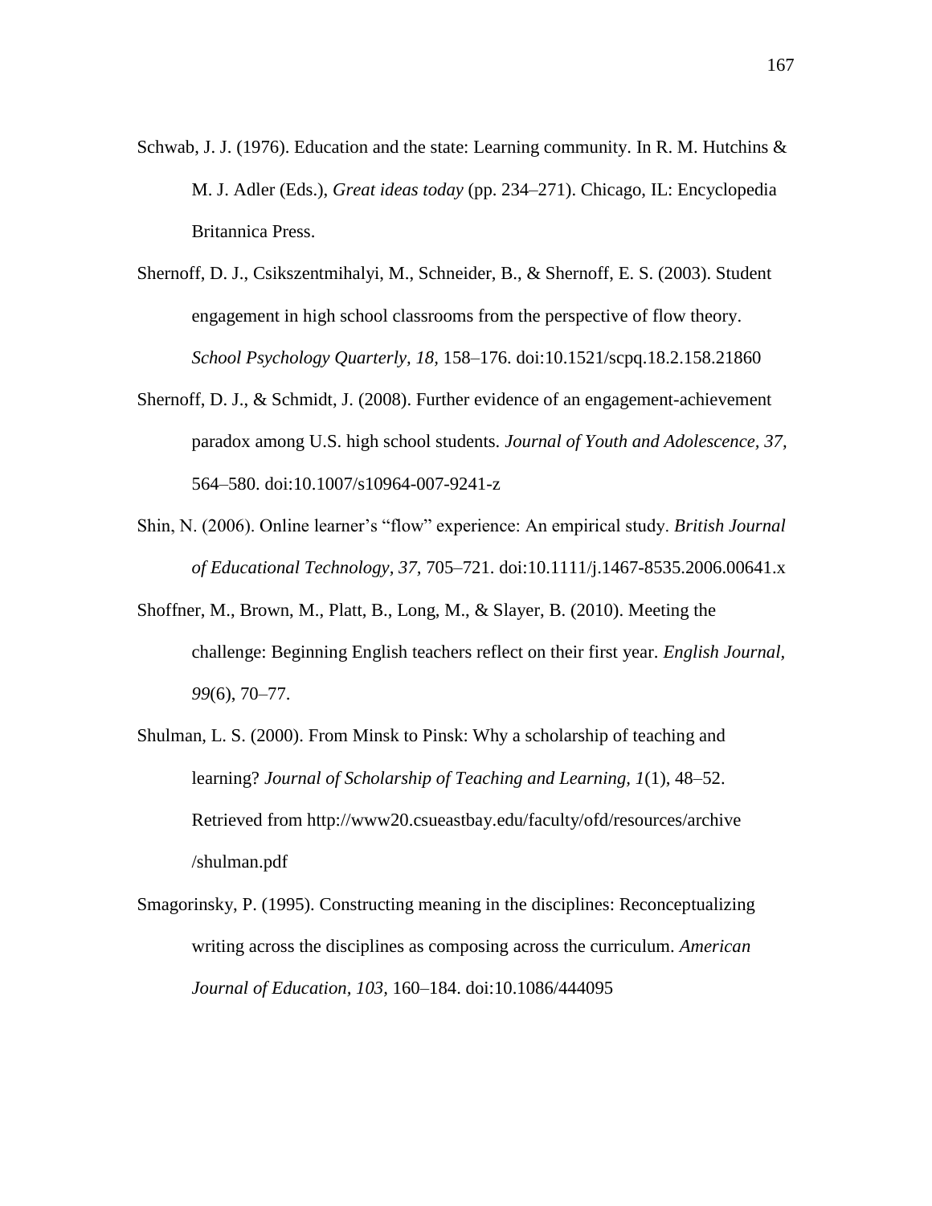Schwab, J. J. (1976). Education and the state: Learning community. In R. M. Hutchins & M. J. Adler (Eds.), *Great ideas today* (pp. 234–271). Chicago, IL: Encyclopedia Britannica Press.

Shernoff, D. J., Csikszentmihalyi, M., Schneider, B., & Shernoff, E. S. (2003). Student engagement in high school classrooms from the perspective of flow theory. *School Psychology Quarterly, 18,* 158–176. doi:10.1521/scpq.18.2.158.21860

Shernoff, D. J., & Schmidt, J. (2008). Further evidence of an engagement-achievement paradox among U.S. high school students. *Journal of Youth and Adolescence, 37,* 564–580. doi:10.1007/s10964-007-9241-z

Shin, N. (2006). Online learner's "flow" experience: An empirical study. *British Journal of Educational Technology, 37*, 705–721. doi:10.1111/j.1467-8535.2006.00641.x

Shoffner, M., Brown, M., Platt, B., Long, M., & Slayer, B. (2010). Meeting the challenge: Beginning English teachers reflect on their first year. *English Journal, 99*(6), 70–77.

Shulman, L. S. (2000). From Minsk to Pinsk: Why a scholarship of teaching and learning? *Journal of Scholarship of Teaching and Learning, 1*(1), 48–52. Retrieved from http://www20.csueastbay.edu/faculty/ofd/resources/archive /shulman.pdf

Smagorinsky, P. (1995). Constructing meaning in the disciplines: Reconceptualizing writing across the disciplines as composing across the curriculum. *American Journal of Education, 103,* 160–184. doi:10.1086/444095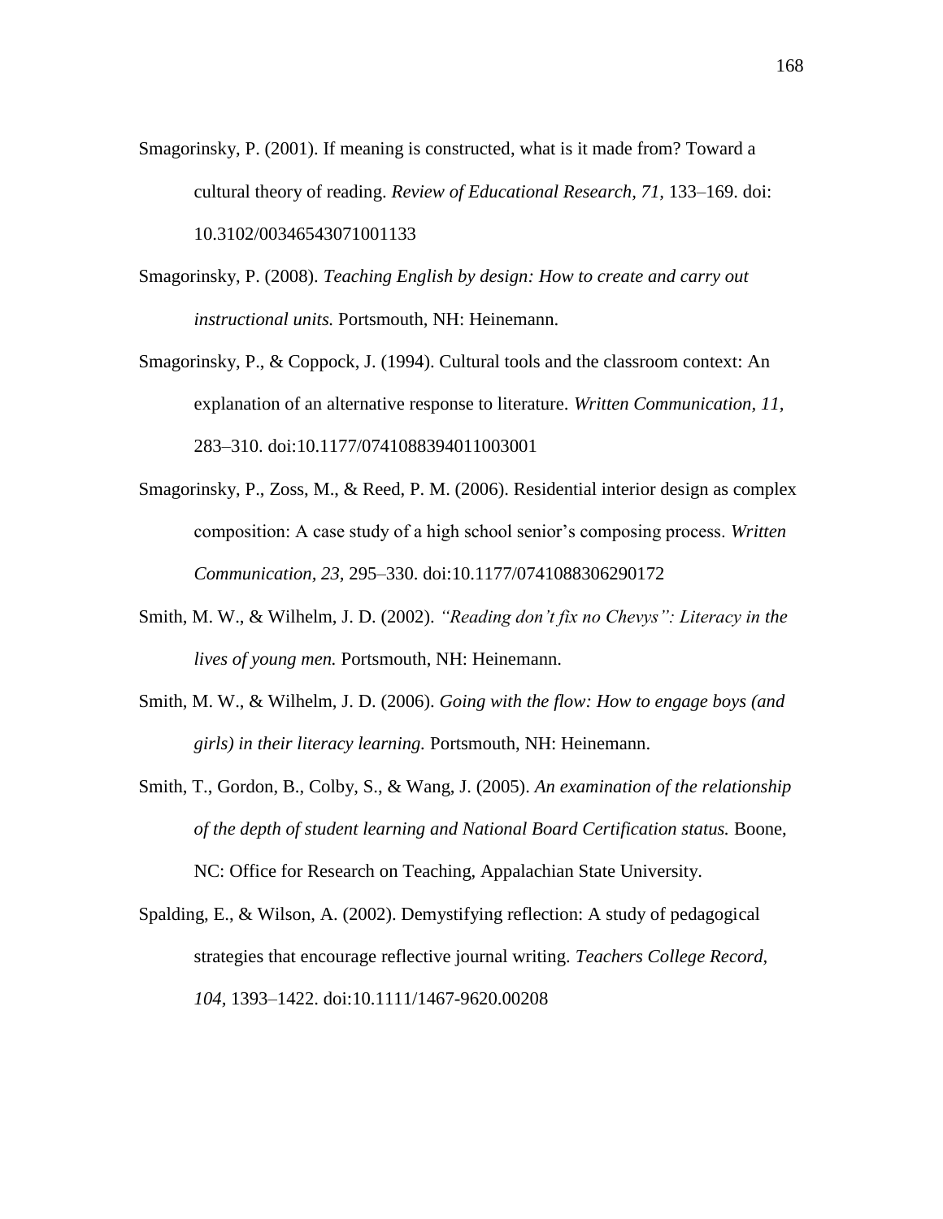Smagorinsky, P. (2001). If meaning is constructed, what is it made from? Toward a cultural theory of reading. *Review of Educational Research, 71,* 133–169. doi: 10.3102/00346543071001133

Smagorinsky, P. (2008). *Teaching English by design: How to create and carry out instructional units.* Portsmouth, NH: Heinemann.

Smagorinsky, P., & Coppock, J. (1994). Cultural tools and the classroom context: An explanation of an alternative response to literature. *Written Communication, 11,* 283–310. doi:10.1177/0741088394011003001

Smagorinsky, P., Zoss, M., & Reed, P. M. (2006). Residential interior design as complex composition: A case study of a high school senior's composing process. *Written Communication, 23,* 295–330. doi:10.1177/0741088306290172

Smith, M. W., & Wilhelm, J. D. (2002). *"Reading don't fix no Chevys": Literacy in the lives of young men.* Portsmouth, NH: Heinemann.

Smith, M. W., & Wilhelm, J. D. (2006). *Going with the flow: How to engage boys (and girls) in their literacy learning.* Portsmouth, NH: Heinemann.

Smith, T., Gordon, B., Colby, S., & Wang, J. (2005). *An examination of the relationship of the depth of student learning and National Board Certification status.* Boone, NC: Office for Research on Teaching, Appalachian State University.

Spalding, E., & Wilson, A. (2002). Demystifying reflection: A study of pedagogical strategies that encourage reflective journal writing. *Teachers College Record, 104,* 1393–1422. doi:10.1111/1467-9620.00208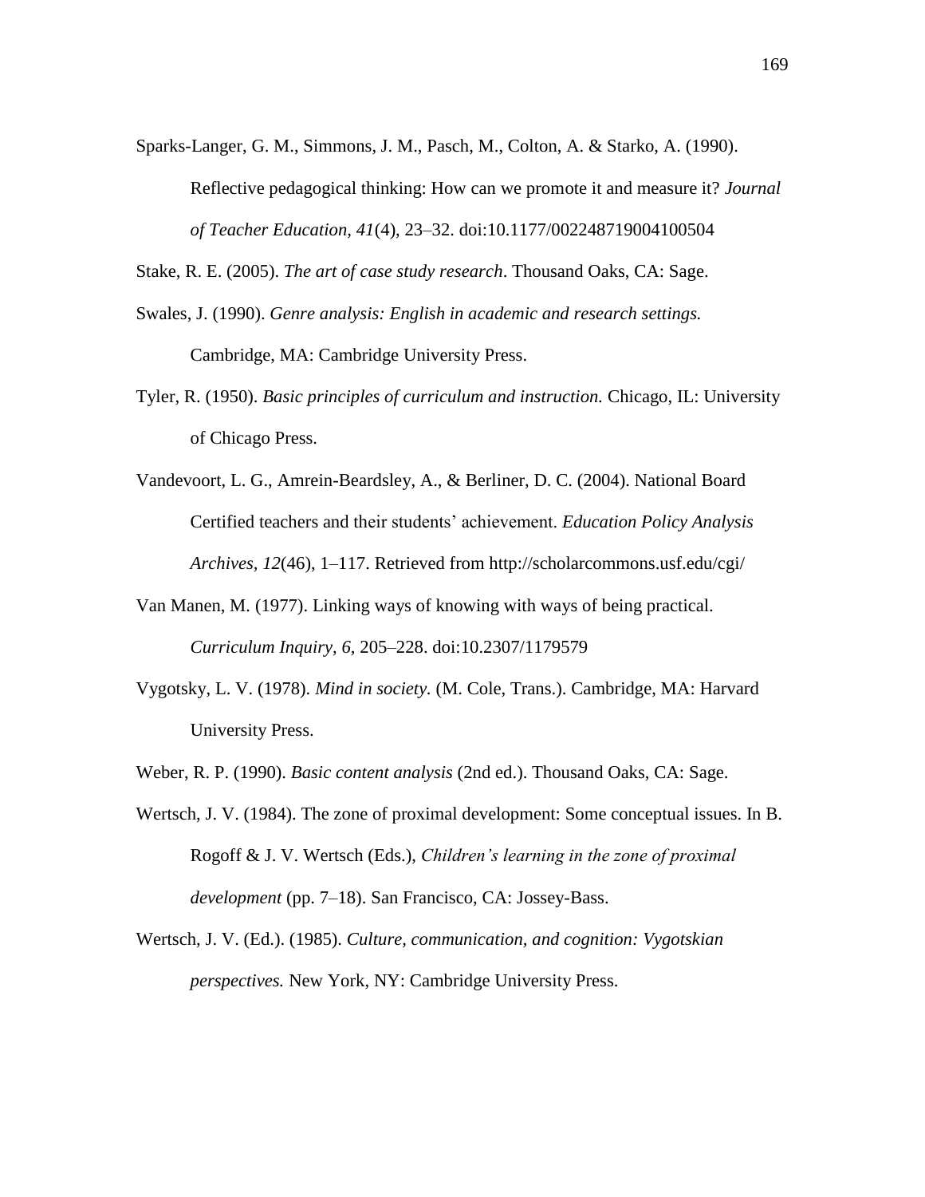Sparks-Langer, G. M., Simmons, J. M., Pasch, M., Colton, A. & Starko, A. (1990). Reflective pedagogical thinking: How can we promote it and measure it? *Journal of Teacher Education, 41*(4), 23–32. doi:10.1177/002248719004100504

Stake, R. E. (2005). *The art of case study research*. Thousand Oaks, CA: Sage.

Swales, J. (1990). *Genre analysis: English in academic and research settings.* Cambridge, MA: Cambridge University Press.

Tyler, R. (1950). *Basic principles of curriculum and instruction.* Chicago, IL: University of Chicago Press.

Vandevoort, L. G., Amrein-Beardsley, A., & Berliner, D. C. (2004). National Board Certified teachers and their students' achievement. *Education Policy Analysis Archives, 12*(46), 1–117. Retrieved from http://scholarcommons.usf.edu/cgi/

Van Manen, M. (1977). Linking ways of knowing with ways of being practical. *Curriculum Inquiry, 6*, 205–228. doi:10.2307/1179579

Vygotsky, L. V. (1978). *Mind in society.* (M. Cole, Trans.). Cambridge, MA: Harvard University Press.

Weber, R. P. (1990). *Basic content analysis* (2nd ed.). Thousand Oaks, CA: Sage.

Wertsch, J. V. (1984). The zone of proximal development: Some conceptual issues. In B. Rogoff & J. V. Wertsch (Eds.), *Children's learning in the zone of proximal development* (pp. 7–18). San Francisco, CA: Jossey-Bass.

Wertsch, J. V. (Ed.). (1985). *Culture, communication, and cognition: Vygotskian perspectives.* New York, NY: Cambridge University Press.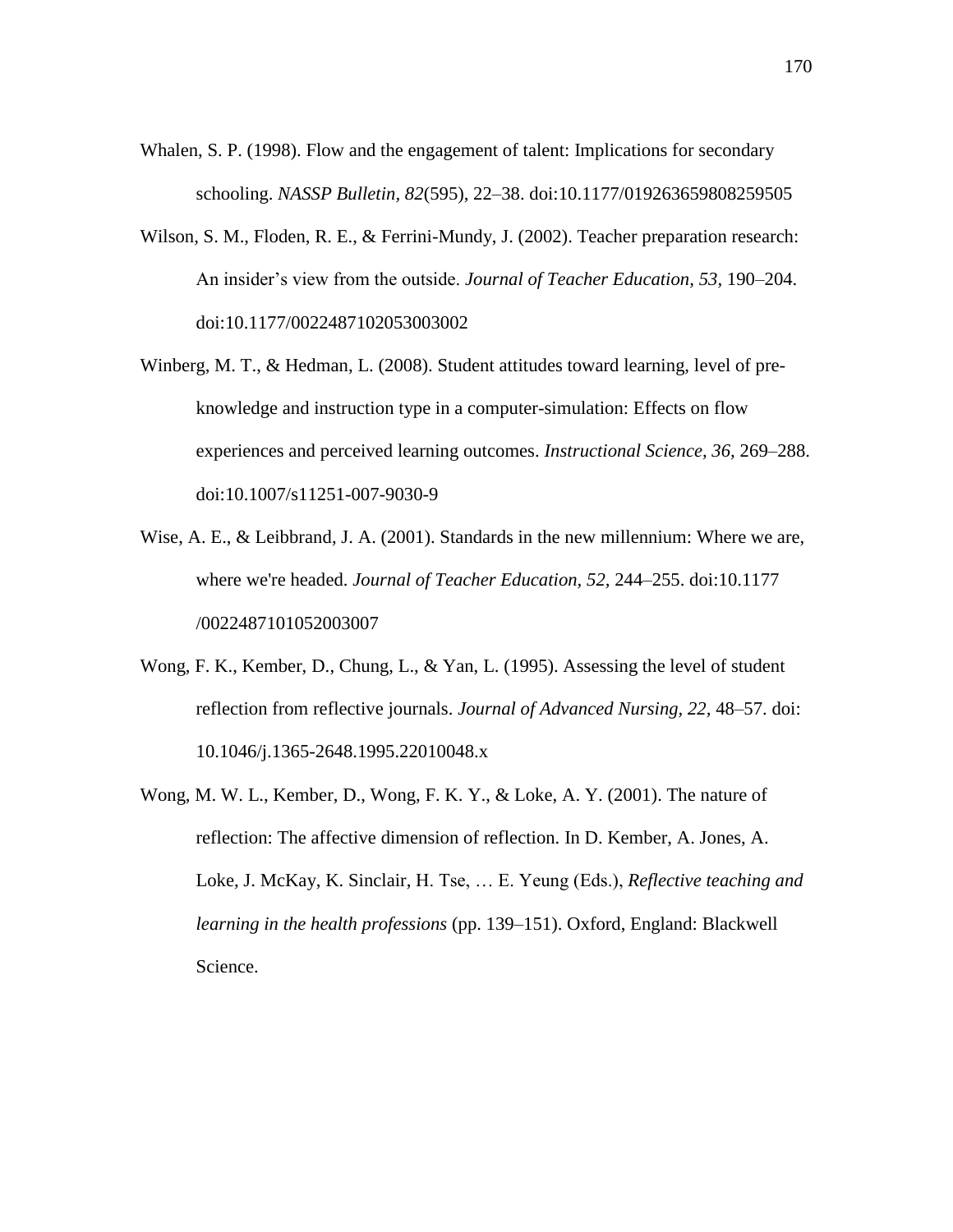Whalen, S. P. (1998). Flow and the engagement of talent: Implications for secondary schooling. *NASSP Bulletin, 82*(595), 22–38. doi:10.1177/019263659808259505

Wilson, S. M., Floden, R. E., & Ferrini-Mundy, J. (2002). Teacher preparation research: An insider's view from the outside. *Journal of Teacher Education*, *53,* 190–204. doi:10.1177/0022487102053003002

Winberg, M. T., & Hedman, L. (2008). Student attitudes toward learning, level of pre-knowledge and instruction type in a computer-simulation: Effects on flow experiences and perceived learning outcomes. *Instructional Science, 36,* 269–288. doi:10.1007/s11251-007-9030-9

Wise, A. E., & Leibbrand, J. A. (2001). Standards in the new millennium: Where we are, where we're headed. *Journal of Teacher Education*, *52,* 244–255. doi:10.1177 /0022487101052003007

Wong, F. K., Kember, D., Chung, L., & Yan, L. (1995). Assessing the level of student reflection from reflective journals. *Journal of Advanced Nursing, 22,* 48–57. doi: 10.1046/j.1365-2648.1995.22010048.x

Wong, M. W. L., Kember, D., Wong, F. K. Y., & Loke, A. Y. (2001). The nature of reflection: The affective dimension of reflection. In D. Kember, A. Jones, A. Loke, J. McKay, K. Sinclair, H. Tse, … E. Yeung (Eds.), *Reflective teaching and learning in the health professions* (pp. 139–151). Oxford, England: Blackwell Science.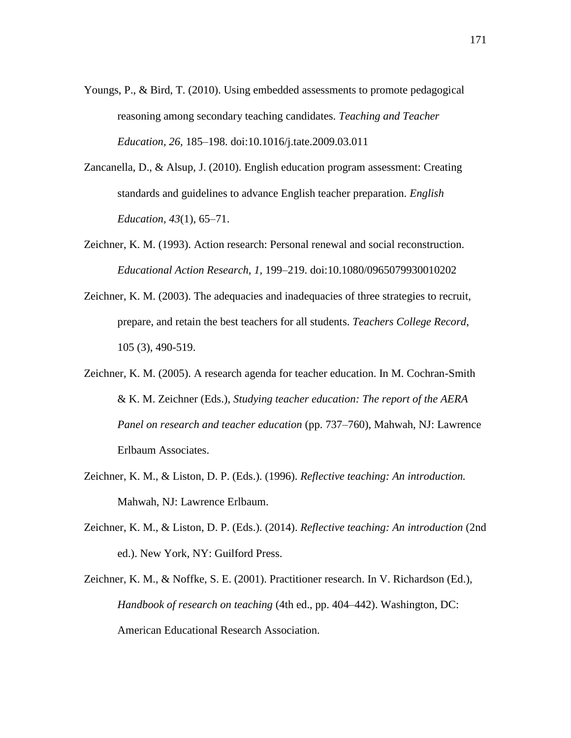Youngs, P., & Bird, T. (2010). Using embedded assessments to promote pedagogical reasoning among secondary teaching candidates. *Teaching and Teacher Education, 26*, 185–198. doi:10.1016/j.tate.2009.03.011

Zancanella, D., & Alsup, J. (2010). English education program assessment: Creating standards and guidelines to advance English teacher preparation. *English Education, 43*(1), 65–71.

Zeichner, K. M. (1993). Action research: Personal renewal and social reconstruction. *Educational Action Research, 1*, 199–219. doi:10.1080/0965079930010202

Zeichner, K. M. (2003). The adequacies and inadequacies of three strategies to recruit, prepare, and retain the best teachers for all students. *Teachers College Record*, 105 (3), 490-519.

Zeichner, K. M. (2005). A research agenda for teacher education. In M. Cochran-Smith & K. M. Zeichner (Eds.), *Studying teacher education: The report of the AERA Panel on research and teacher education* (pp. 737–760), Mahwah, NJ: Lawrence Erlbaum Associates.

Zeichner, K. M., & Liston, D. P. (Eds.). (1996). *Reflective teaching: An introduction.* Mahwah, NJ: Lawrence Erlbaum.

Zeichner, K. M., & Liston, D. P. (Eds.). (2014). *Reflective teaching: An introduction* (2nd ed.). New York, NY: Guilford Press.

Zeichner, K. M., & Noffke, S. E. (2001). Practitioner research. In V. Richardson (Ed.), *Handbook of research on teaching* (4th ed., pp. 404–442). Washington, DC: American Educational Research Association.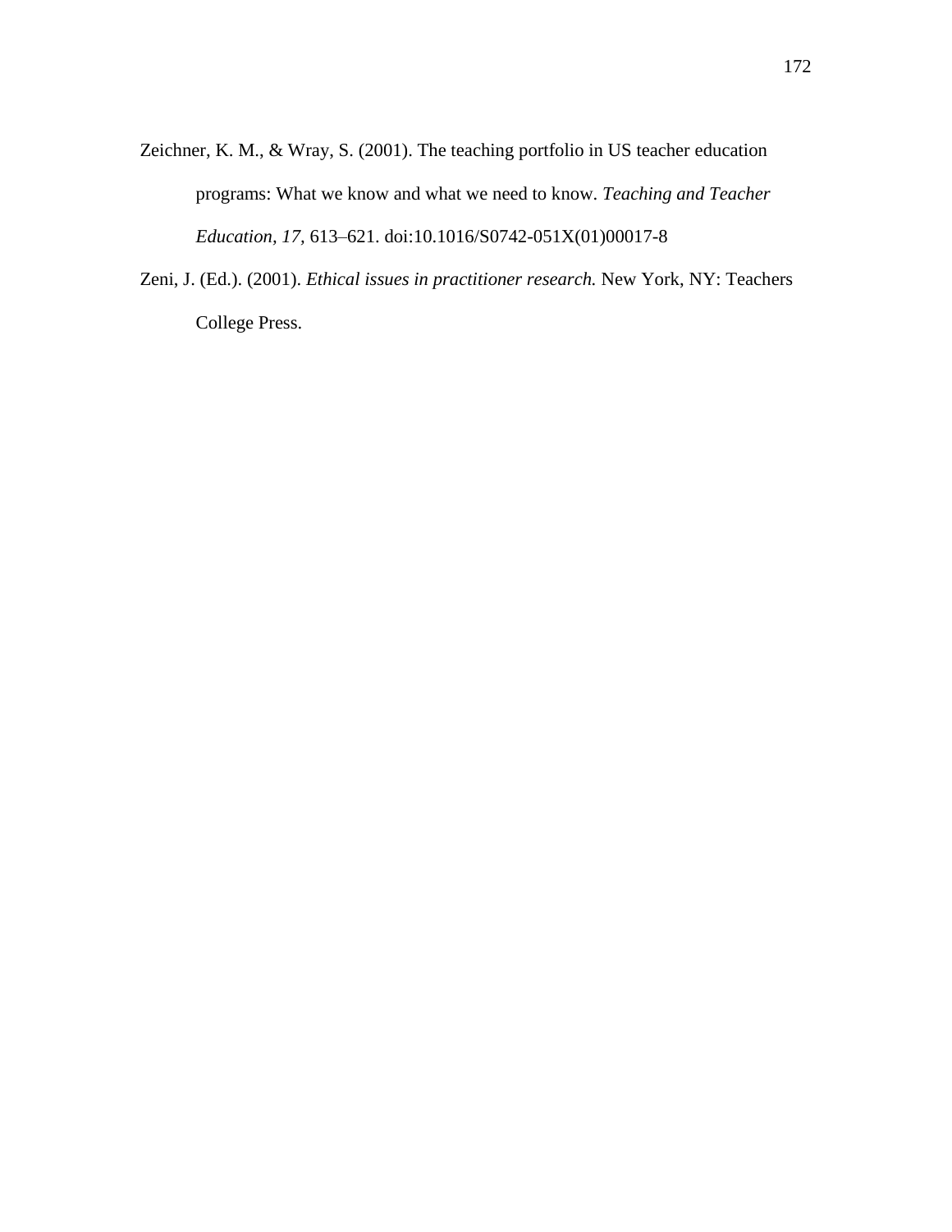Zeichner, K. M., & Wray, S. (2001). The teaching portfolio in US teacher education programs: What we know and what we need to know. *Teaching and Teacher Education, 17*, 613–621. doi:10.1016/S0742-051X(01)00017-8

Zeni, J. (Ed.). (2001). *Ethical issues in practitioner research.* New York, NY: Teachers College Press.